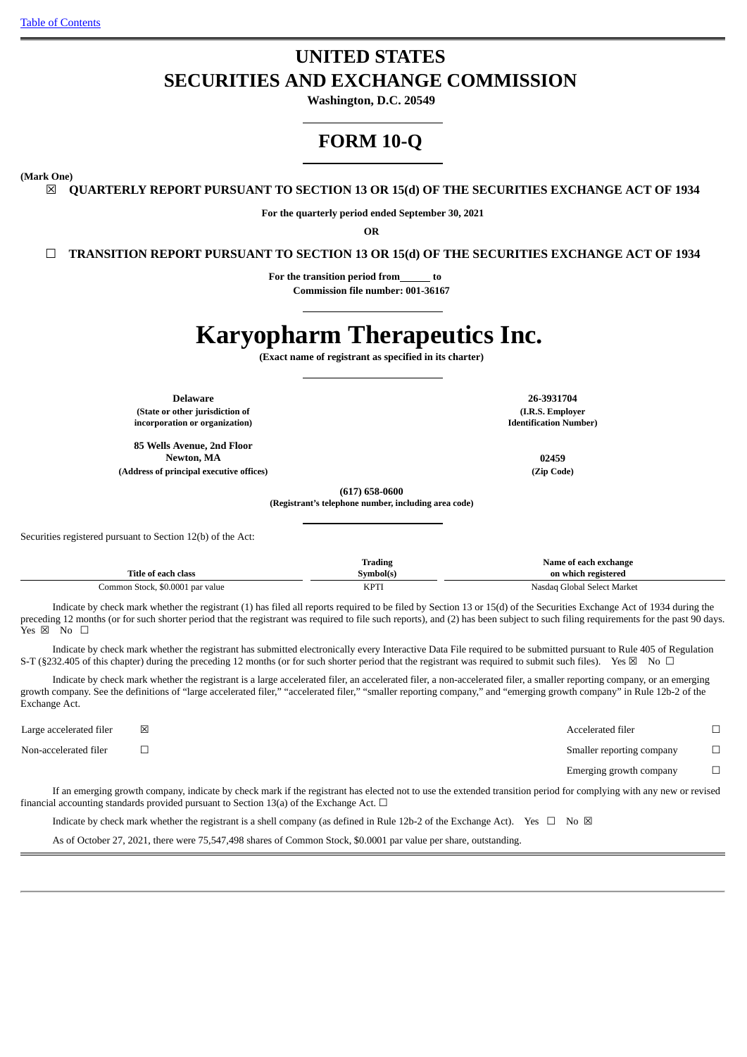[Table of Contents](#)

# UNITED STATES
# SECURITIES AND EXCHANGE COMMISSION

**Washington, D.C. 20549**

# FORM 10-Q

**(Mark One)**

☒ **QUARTERLY REPORT PURSUANT TO SECTION 13 OR 15(d) OF THE SECURITIES EXCHANGE ACT OF 1934**

**For the quarterly period ended September 30, 2021**

**OR**

☐ **TRANSITION REPORT PURSUANT TO SECTION 13 OR 15(d) OF THE SECURITIES EXCHANGE ACT OF 1934**

**For the transition period from \_\_\_\_\_\_ to**

**Commission file number: 001-36167**

# Karyopharm Therapeutics Inc.

**(Exact name of registrant as specified in its charter)**

| | |
|---|---|
| **Delaware**<br>**(State or other jurisdiction of incorporation or organization)** | **26-3931704**<br>**(I.R.S. Employer Identification Number)** |
| **85 Wells Avenue, 2nd Floor**<br>**Newton, MA**<br>**(Address of principal executive offices)** | **02459**<br>**(Zip Code)** |

**(617) 658-0600**
**(Registrant's telephone number, including area code)**

Securities registered pursuant to Section 12(b) of the Act:

| Title of each class | Trading Symbol(s) | Name of each exchange on which registered |
|---|---|---|
| Common Stock, $0.0001 par value | KPTI | Nasdaq Global Select Market |

Indicate by check mark whether the registrant (1) has filed all reports required to be filed by Section 13 or 15(d) of the Securities Exchange Act of 1934 during the preceding 12 months (or for such shorter period that the registrant was required to file such reports), and (2) has been subject to such filing requirements for the past 90 days. Yes ☒ No ☐

Indicate by check mark whether the registrant has submitted electronically every Interactive Data File required to be submitted pursuant to Rule 405 of Regulation S-T (§232.405 of this chapter) during the preceding 12 months (or for such shorter period that the registrant was required to submit such files). Yes ☒ No ☐

Indicate by check mark whether the registrant is a large accelerated filer, an accelerated filer, a non-accelerated filer, a smaller reporting company, or an emerging growth company. See the definitions of "large accelerated filer," "accelerated filer," "smaller reporting company," and "emerging growth company" in Rule 12b-2 of the Exchange Act.

| | | | |
|---|---|---|---|
| Large accelerated filer | ☒ | Accelerated filer | ☐ |
| Non-accelerated filer | ☐ | Smaller reporting company | ☐ |
| | | Emerging growth company | ☐ |

If an emerging growth company, indicate by check mark if the registrant has elected not to use the extended transition period for complying with any new or revised financial accounting standards provided pursuant to Section 13(a) of the Exchange Act. ☐

Indicate by check mark whether the registrant is a shell company (as defined in Rule 12b-2 of the Exchange Act). Yes ☐ No ☒

As of October 27, 2021, there were 75,547,498 shares of Common Stock, $0.0001 par value per share, outstanding.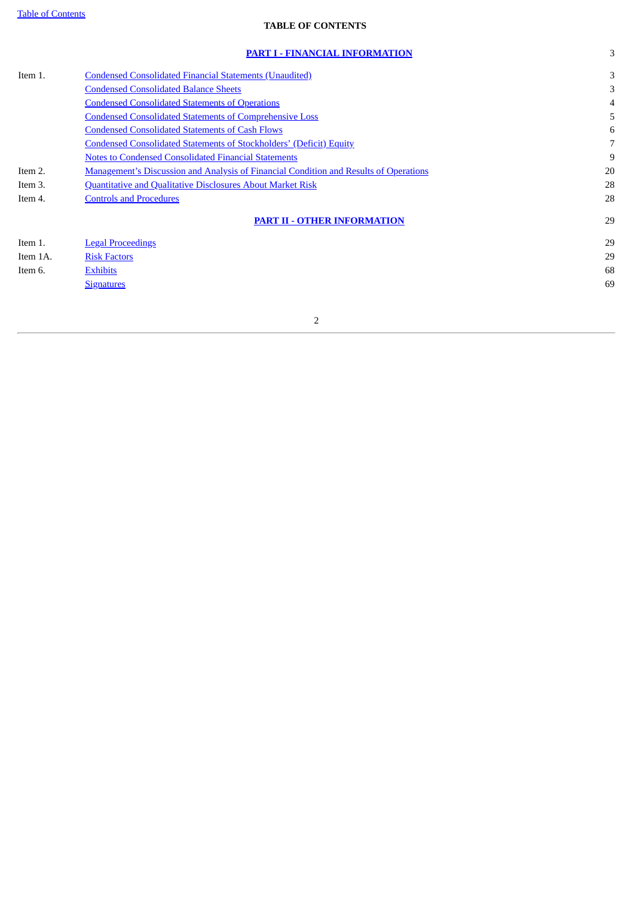# TABLE OF CONTENTS

| | | |
|---|---|---|
| | **PART I - FINANCIAL INFORMATION** | 3 |
| Item 1. | Condensed Consolidated Financial Statements (Unaudited) | 3 |
| | Condensed Consolidated Balance Sheets | 3 |
| | Condensed Consolidated Statements of Operations | 4 |
| | Condensed Consolidated Statements of Comprehensive Loss | 5 |
| | Condensed Consolidated Statements of Cash Flows | 6 |
| | Condensed Consolidated Statements of Stockholders' (Deficit) Equity | 7 |
| | Notes to Condensed Consolidated Financial Statements | 9 |
| Item 2. | Management's Discussion and Analysis of Financial Condition and Results of Operations | 20 |
| Item 3. | Quantitative and Qualitative Disclosures About Market Risk | 28 |
| Item 4. | Controls and Procedures | 28 |
| | **PART II - OTHER INFORMATION** | 29 |
| Item 1. | Legal Proceedings | 29 |
| Item 1A. | Risk Factors | 29 |
| Item 6. | Exhibits | 68 |
| | Signatures | 69 |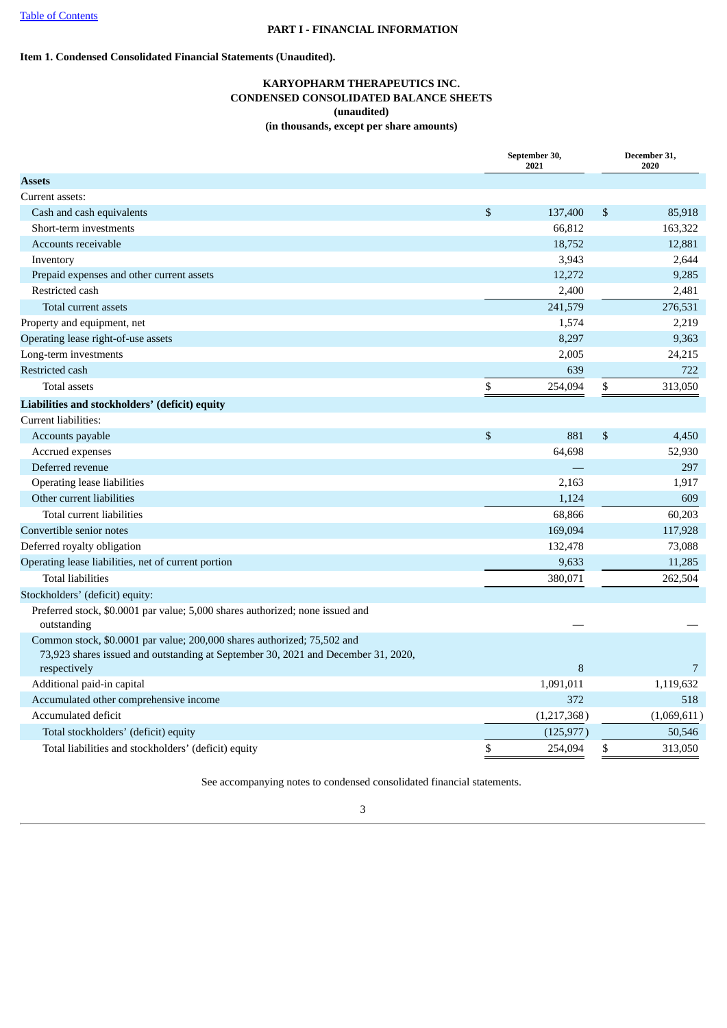# PART I - FINANCIAL INFORMATION

## Item 1. Condensed Consolidated Financial Statements (Unaudited).

### KARYOPHARM THERAPEUTICS INC.
### CONDENSED CONSOLIDATED BALANCE SHEETS
### (unaudited)
### (in thousands, except per share amounts)

| | September 30, 2021 | December 31, 2020 |
|---|---|---|
| **Assets** | | |
| Current assets: | | |
| Cash and cash equivalents | $ 137,400 | $ 85,918 |
| Short-term investments | 66,812 | 163,322 |
| Accounts receivable | 18,752 | 12,881 |
| Inventory | 3,943 | 2,644 |
| Prepaid expenses and other current assets | 12,272 | 9,285 |
| Restricted cash | 2,400 | 2,481 |
| Total current assets | 241,579 | 276,531 |
| Property and equipment, net | 1,574 | 2,219 |
| Operating lease right-of-use assets | 8,297 | 9,363 |
| Long-term investments | 2,005 | 24,215 |
| Restricted cash | 639 | 722 |
| Total assets | $ 254,094 | $ 313,050 |
| **Liabilities and stockholders' (deficit) equity** | | |
| Current liabilities: | | |
| Accounts payable | $ 881 | $ 4,450 |
| Accrued expenses | 64,698 | 52,930 |
| Deferred revenue | — | 297 |
| Operating lease liabilities | 2,163 | 1,917 |
| Other current liabilities | 1,124 | 609 |
| Total current liabilities | 68,866 | 60,203 |
| Convertible senior notes | 169,094 | 117,928 |
| Deferred royalty obligation | 132,478 | 73,088 |
| Operating lease liabilities, net of current portion | 9,633 | 11,285 |
| Total liabilities | 380,071 | 262,504 |
| Stockholders' (deficit) equity: | | |
| Preferred stock, $0.0001 par value; 5,000 shares authorized; none issued and outstanding | — | — |
| Common stock, $0.0001 par value; 200,000 shares authorized; 75,502 and 73,923 shares issued and outstanding at September 30, 2021 and December 31, 2020, respectively | 8 | 7 |
| Additional paid-in capital | 1,091,011 | 1,119,632 |
| Accumulated other comprehensive income | 372 | 518 |
| Accumulated deficit | (1,217,368) | (1,069,611) |
| Total stockholders' (deficit) equity | (125,977) | 50,546 |
| Total liabilities and stockholders' (deficit) equity | $ 254,094 | $ 313,050 |

See accompanying notes to condensed consolidated financial statements.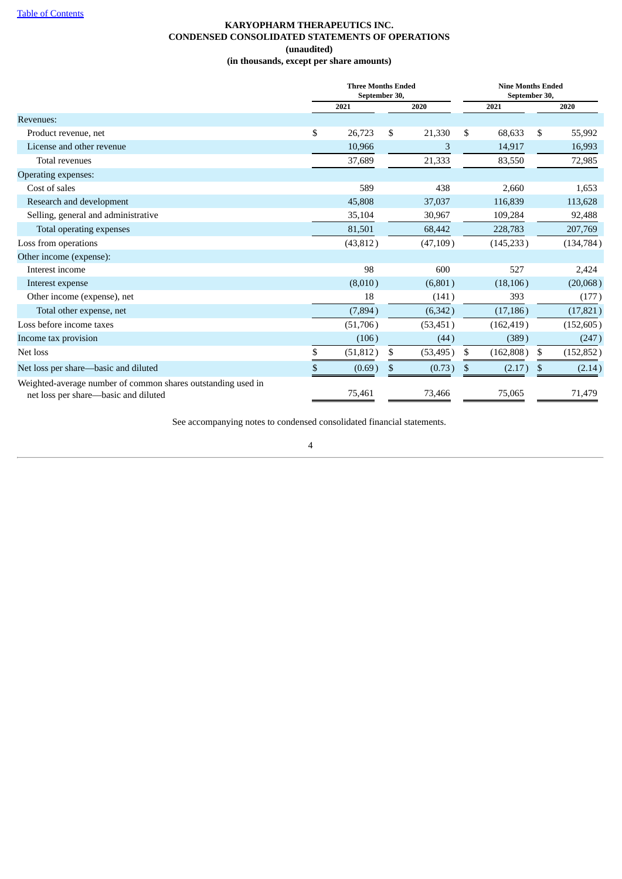[Table of Contents](#)

# KARYOPHARM THERAPEUTICS INC.
## CONDENSED CONSOLIDATED STATEMENTS OF OPERATIONS
### (unaudited)
### (in thousands, except per share amounts)

| | Three Months Ended September 30, | | Nine Months Ended September 30, | |
|---|---|---|---|---|
| | 2021 | 2020 | 2021 | 2020 |
| Revenues: | | | | |
| Product revenue, net | $ 26,723 | $ 21,330 | $ 68,633 | $ 55,992 |
| License and other revenue | 10,966 | 3 | 14,917 | 16,993 |
| Total revenues | 37,689 | 21,333 | 83,550 | 72,985 |
| Operating expenses: | | | | |
| Cost of sales | 589 | 438 | 2,660 | 1,653 |
| Research and development | 45,808 | 37,037 | 116,839 | 113,628 |
| Selling, general and administrative | 35,104 | 30,967 | 109,284 | 92,488 |
| Total operating expenses | 81,501 | 68,442 | 228,783 | 207,769 |
| Loss from operations | (43,812) | (47,109) | (145,233) | (134,784) |
| Other income (expense): | | | | |
| Interest income | 98 | 600 | 527 | 2,424 |
| Interest expense | (8,010) | (6,801) | (18,106) | (20,068) |
| Other income (expense), net | 18 | (141) | 393 | (177) |
| Total other expense, net | (7,894) | (6,342) | (17,186) | (17,821) |
| Loss before income taxes | (51,706) | (53,451) | (162,419) | (152,605) |
| Income tax provision | (106) | (44) | (389) | (247) |
| Net loss | $ (51,812) | $ (53,495) | $ (162,808) | $ (152,852) |
| Net loss per share—basic and diluted | $ (0.69) | $ (0.73) | $ (2.17) | $ (2.14) |
| Weighted-average number of common shares outstanding used in net loss per share—basic and diluted | 75,461 | 73,466 | 75,065 | 71,479 |

See accompanying notes to condensed consolidated financial statements.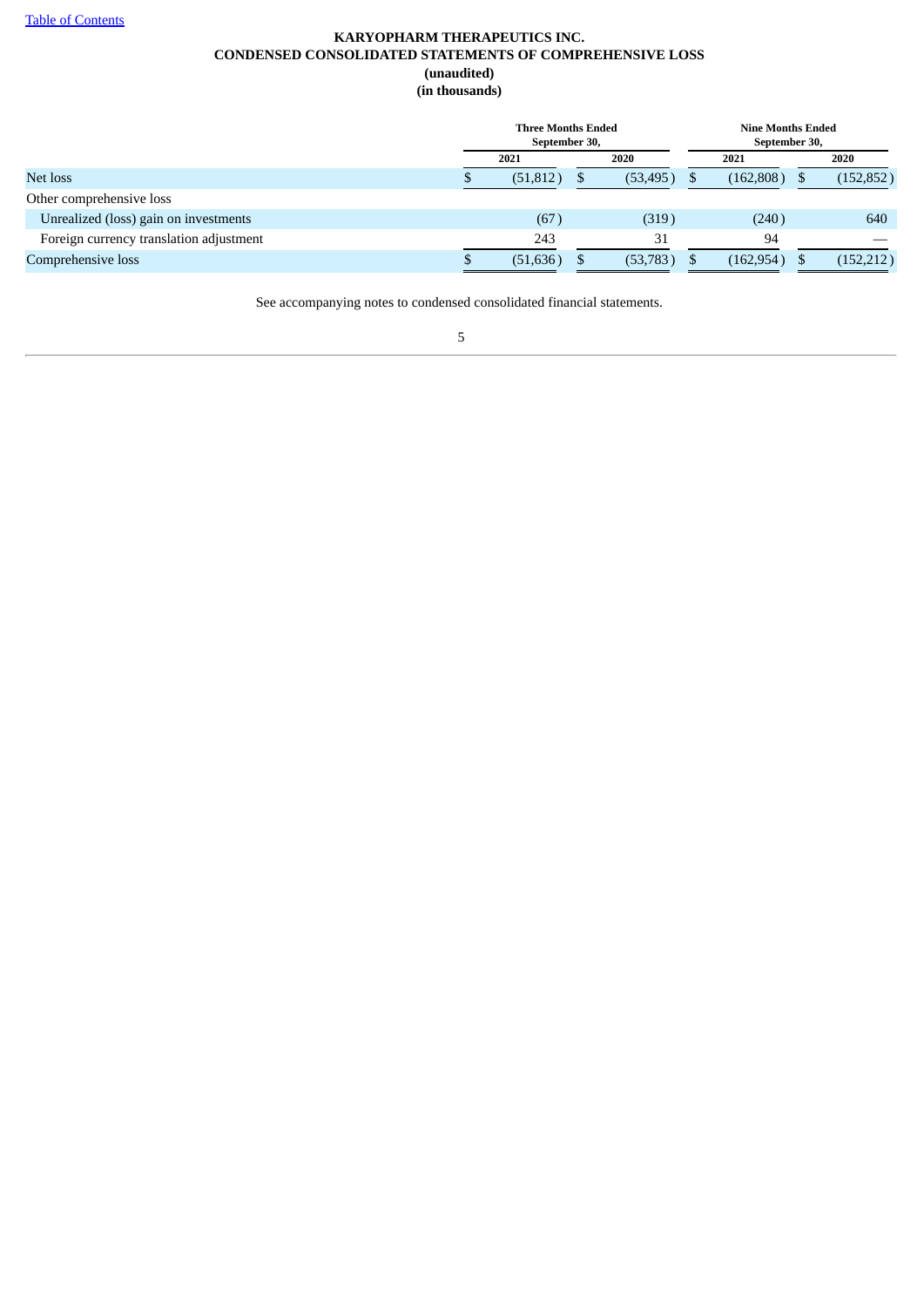# KARYOPHARM THERAPEUTICS INC.
## CONDENSED CONSOLIDATED STATEMENTS OF COMPREHENSIVE LOSS
**(unaudited)**
**(in thousands)**

| | Three Months Ended September 30, | | Nine Months Ended September 30, | |
|---|---|---|---|---|
| | 2021 | 2020 | 2021 | 2020 |
| Net loss | $ (51,812) | $ (53,495) | $ (162,808) | $ (152,852) |
| Other comprehensive loss | | | | |
| Unrealized (loss) gain on investments | (67) | (319) | (240) | 640 |
| Foreign currency translation adjustment | 243 | 31 | 94 | — |
| Comprehensive loss | $ (51,636) | $ (53,783) | $ (162,954) | $ (152,212) |

See accompanying notes to condensed consolidated financial statements.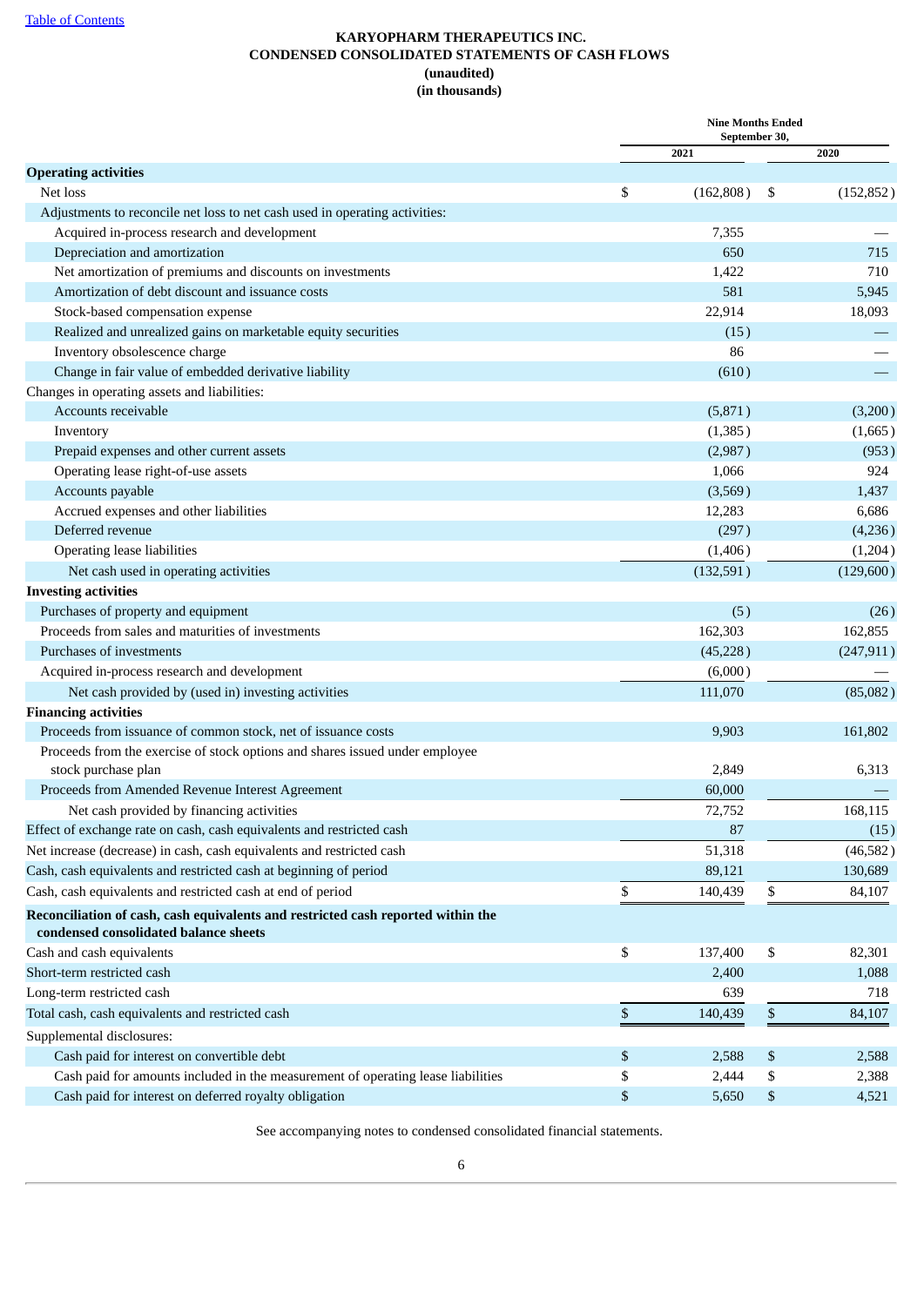[Table of Contents](#)

# KARYOPHARM THERAPEUTICS INC.
## CONDENSED CONSOLIDATED STATEMENTS OF CASH FLOWS
### (unaudited)
### (in thousands)

| | Nine Months Ended September 30, | |
|---|---|---|
| | 2021 | 2020 |
| **Operating activities** | | |
| Net loss | $ (162,808) | $ (152,852) |
| Adjustments to reconcile net loss to net cash used in operating activities: | | |
| Acquired in-process research and development | 7,355 | — |
| Depreciation and amortization | 650 | 715 |
| Net amortization of premiums and discounts on investments | 1,422 | 710 |
| Amortization of debt discount and issuance costs | 581 | 5,945 |
| Stock-based compensation expense | 22,914 | 18,093 |
| Realized and unrealized gains on marketable equity securities | (15) | — |
| Inventory obsolescence charge | 86 | — |
| Change in fair value of embedded derivative liability | (610) | — |
| Changes in operating assets and liabilities: | | |
| Accounts receivable | (5,871) | (3,200) |
| Inventory | (1,385) | (1,665) |
| Prepaid expenses and other current assets | (2,987) | (953) |
| Operating lease right-of-use assets | 1,066 | 924 |
| Accounts payable | (3,569) | 1,437 |
| Accrued expenses and other liabilities | 12,283 | 6,686 |
| Deferred revenue | (297) | (4,236) |
| Operating lease liabilities | (1,406) | (1,204) |
| Net cash used in operating activities | (132,591) | (129,600) |
| **Investing activities** | | |
| Purchases of property and equipment | (5) | (26) |
| Proceeds from sales and maturities of investments | 162,303 | 162,855 |
| Purchases of investments | (45,228) | (247,911) |
| Acquired in-process research and development | (6,000) | — |
| Net cash provided by (used in) investing activities | 111,070 | (85,082) |
| **Financing activities** | | |
| Proceeds from issuance of common stock, net of issuance costs | 9,903 | 161,802 |
| Proceeds from the exercise of stock options and shares issued under employee stock purchase plan | 2,849 | 6,313 |
| Proceeds from Amended Revenue Interest Agreement | 60,000 | — |
| Net cash provided by financing activities | 72,752 | 168,115 |
| Effect of exchange rate on cash, cash equivalents and restricted cash | 87 | (15) |
| Net increase (decrease) in cash, cash equivalents and restricted cash | 51,318 | (46,582) |
| Cash, cash equivalents and restricted cash at beginning of period | 89,121 | 130,689 |
| Cash, cash equivalents and restricted cash at end of period | $ 140,439 | $ 84,107 |
| **Reconciliation of cash, cash equivalents and restricted cash reported within the condensed consolidated balance sheets** | | |
| Cash and cash equivalents | $ 137,400 | $ 82,301 |
| Short-term restricted cash | 2,400 | 1,088 |
| Long-term restricted cash | 639 | 718 |
| Total cash, cash equivalents and restricted cash | $ 140,439 | $ 84,107 |
| Supplemental disclosures: | | |
| Cash paid for interest on convertible debt | $ 2,588 | $ 2,588 |
| Cash paid for amounts included in the measurement of operating lease liabilities | $ 2,444 | $ 2,388 |
| Cash paid for interest on deferred royalty obligation | $ 5,650 | $ 4,521 |

See accompanying notes to condensed consolidated financial statements.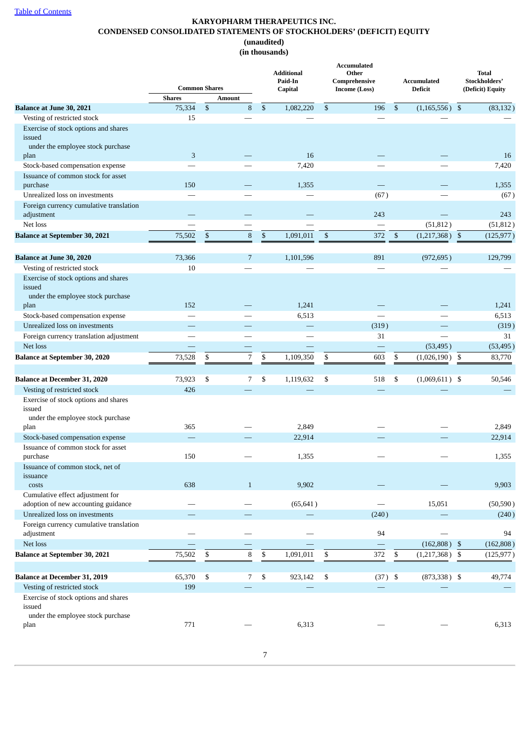[Table of Contents](#)

# KARYOPHARM THERAPEUTICS INC.
## CONDENSED CONSOLIDATED STATEMENTS OF STOCKHOLDERS' (DEFICIT) EQUITY
### (unaudited)
### (in thousands)

| | Common Shares | | Additional Paid-In Capital | Accumulated Other Comprehensive Income (Loss) | Accumulated Deficit | Total Stockholders' (Deficit) Equity |
|---|---|---|---|---|---|---|
| | Shares | Amount | | | | |
| **Balance at June 30, 2021** | 75,334 | $ 8 | $ 1,082,220 | $ 196 | $ (1,165,556) | $ (83,132) |
| Vesting of restricted stock | 15 | — | — | — | — | — |
| Exercise of stock options and shares issued under the employee stock purchase plan | 3 | — | 16 | — | — | 16 |
| Stock-based compensation expense | — | — | 7,420 | — | — | 7,420 |
| Issuance of common stock for asset purchase | 150 | — | 1,355 | — | — | 1,355 |
| Unrealized loss on investments | — | — | — | (67) | — | (67) |
| Foreign currency cumulative translation adjustment | — | — | — | 243 | — | 243 |
| Net loss | — | — | — | — | (51,812) | (51,812) |
| **Balance at September 30, 2021** | 75,502 | $ 8 | $ 1,091,011 | $ 372 | $ (1,217,368) | $ (125,977) |
| | | | | | | |
| **Balance at June 30, 2020** | 73,366 | 7 | 1,101,596 | 891 | (972,695) | 129,799 |
| Vesting of restricted stock | 10 | — | — | — | — | — |
| Exercise of stock options and shares issued under the employee stock purchase plan | 152 | — | 1,241 | — | — | 1,241 |
| Stock-based compensation expense | — | — | 6,513 | — | — | 6,513 |
| Unrealized loss on investments | — | — | — | (319) | — | (319) |
| Foreign currency translation adjustment | — | — | — | 31 | — | 31 |
| Net loss | — | — | — | — | (53,495) | (53,495) |
| **Balance at September 30, 2020** | 73,528 | $ 7 | $ 1,109,350 | $ 603 | $ (1,026,190) | $ 83,770 |
| | | | | | | |
| **Balance at December 31, 2020** | 73,923 | $ 7 | $ 1,119,632 | $ 518 | $ (1,069,611) | $ 50,546 |
| Vesting of restricted stock | 426 | — | — | — | — | — |
| Exercise of stock options and shares issued under the employee stock purchase plan | 365 | — | 2,849 | — | — | 2,849 |
| Stock-based compensation expense | — | — | 22,914 | — | — | 22,914 |
| Issuance of common stock for asset purchase | 150 | — | 1,355 | — | — | 1,355 |
| Issuance of common stock, net of issuance costs | 638 | 1 | 9,902 | — | — | 9,903 |
| Cumulative effect adjustment for adoption of new accounting guidance | — | — | (65,641) | — | 15,051 | (50,590) |
| Unrealized loss on investments | — | — | — | (240) | — | (240) |
| Foreign currency cumulative translation adjustment | — | — | — | 94 | — | 94 |
| Net loss | — | — | — | — | (162,808) | $ (162,808) |
| **Balance at September 30, 2021** | 75,502 | $ 8 | $ 1,091,011 | $ 372 | $ (1,217,368) | $ (125,977) |
| | | | | | | |
| **Balance at December 31, 2019** | 65,370 | $ 7 | $ 923,142 | $ (37) | $ (873,338) | $ 49,774 |
| Vesting of restricted stock | 199 | — | — | — | — | — |
| Exercise of stock options and shares issued under the employee stock purchase plan | 771 | — | 6,313 | — | — | 6,313 |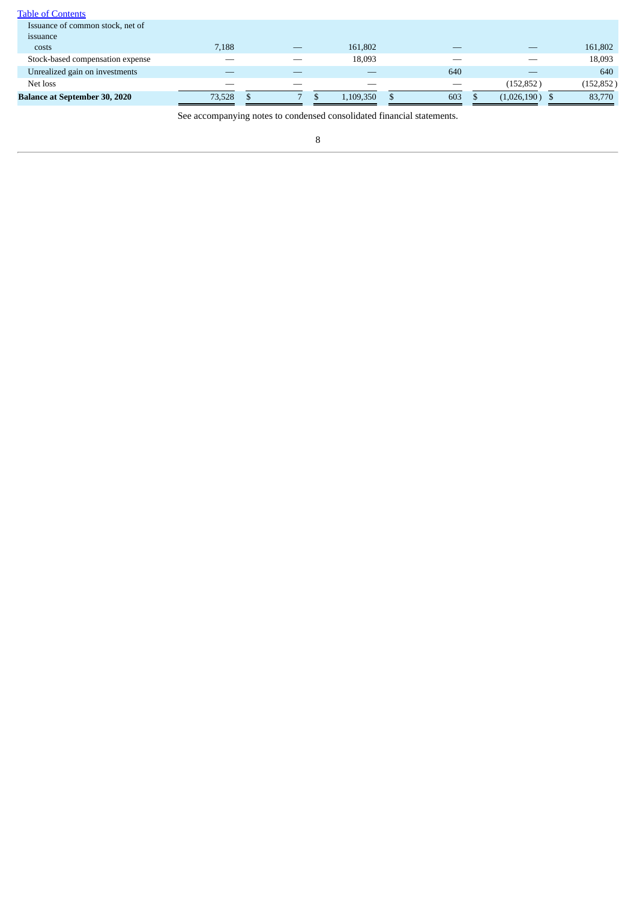| | | | | | | |
|---|---|---|---|---|---|---|
| Issuance of common stock, net of issuance costs | 7,188 | — | 161,802 | — | — | 161,802 |
| Stock-based compensation expense | — | — | 18,093 | — | — | 18,093 |
| Unrealized gain on investments | — | — | — | 640 | — | 640 |
| Net loss | — | — | — | — | (152,852) | (152,852) |
| **Balance at September 30, 2020** | 73,528 | $ 7 | $ 1,109,350 | $ 603 | $ (1,026,190) | $ 83,770 |

See accompanying notes to condensed consolidated financial statements.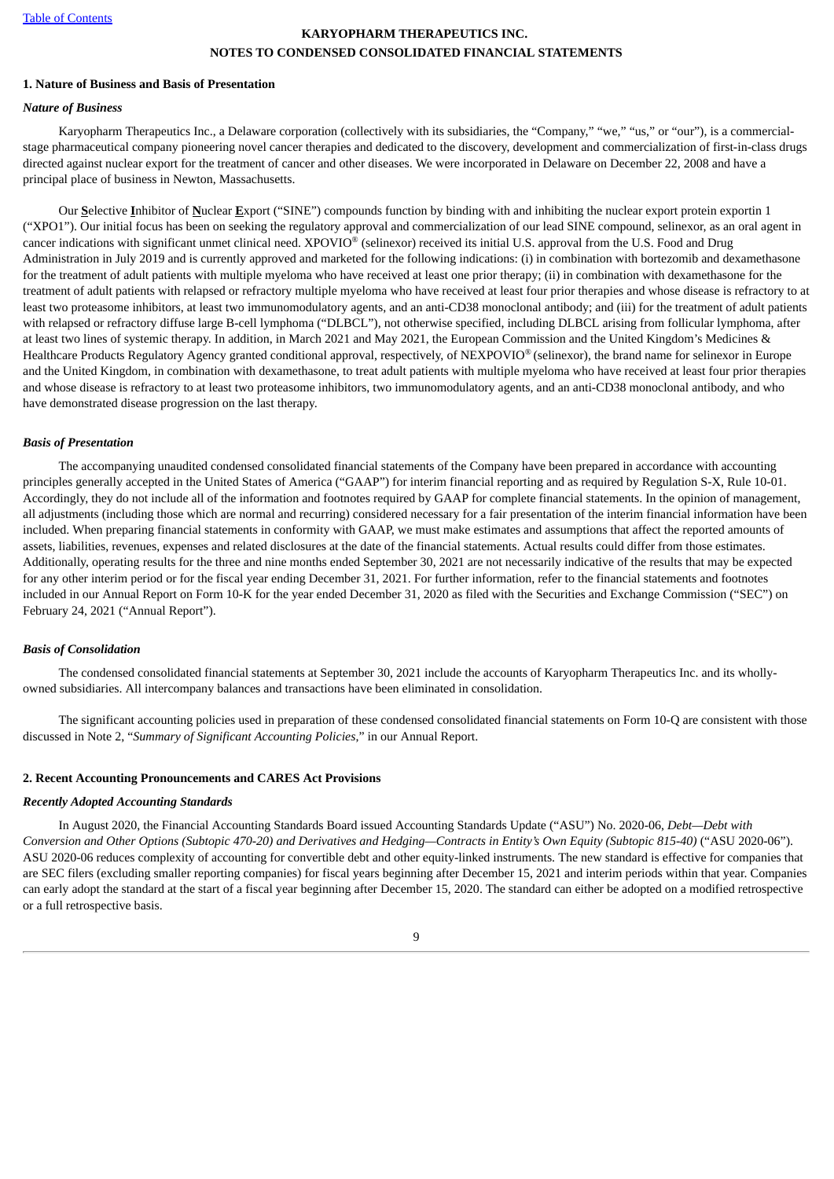# KARYOPHARM THERAPEUTICS INC.
## NOTES TO CONDENSED CONSOLIDATED FINANCIAL STATEMENTS

### 1. Nature of Business and Basis of Presentation

#### *Nature of Business*

Karyopharm Therapeutics Inc., a Delaware corporation (collectively with its subsidiaries, the "Company," "we," "us," or "our"), is a commercial-stage pharmaceutical company pioneering novel cancer therapies and dedicated to the discovery, development and commercialization of first-in-class drugs directed against nuclear export for the treatment of cancer and other diseases. We were incorporated in Delaware on December 22, 2008 and have a principal place of business in Newton, Massachusetts.

Our **S**elective **I**nhibitor of **N**uclear **E**xport ("SINE") compounds function by binding with and inhibiting the nuclear export protein exportin 1 ("XPO1"). Our initial focus has been on seeking the regulatory approval and commercialization of our lead SINE compound, selinexor, as an oral agent in cancer indications with significant unmet clinical need. XPOVIO® (selinexor) received its initial U.S. approval from the U.S. Food and Drug Administration in July 2019 and is currently approved and marketed for the following indications: (i) in combination with bortezomib and dexamethasone for the treatment of adult patients with multiple myeloma who have received at least one prior therapy; (ii) in combination with dexamethasone for the treatment of adult patients with relapsed or refractory multiple myeloma who have received at least four prior therapies and whose disease is refractory to at least two proteasome inhibitors, at least two immunomodulatory agents, and an anti-CD38 monoclonal antibody; and (iii) for the treatment of adult patients with relapsed or refractory diffuse large B-cell lymphoma ("DLBCL"), not otherwise specified, including DLBCL arising from follicular lymphoma, after at least two lines of systemic therapy. In addition, in March 2021 and May 2021, the European Commission and the United Kingdom's Medicines & Healthcare Products Regulatory Agency granted conditional approval, respectively, of NEXPOVIO® (selinexor), the brand name for selinexor in Europe and the United Kingdom, in combination with dexamethasone, to treat adult patients with multiple myeloma who have received at least four prior therapies and whose disease is refractory to at least two proteasome inhibitors, two immunomodulatory agents, and an anti-CD38 monoclonal antibody, and who have demonstrated disease progression on the last therapy.

#### *Basis of Presentation*

The accompanying unaudited condensed consolidated financial statements of the Company have been prepared in accordance with accounting principles generally accepted in the United States of America ("GAAP") for interim financial reporting and as required by Regulation S-X, Rule 10-01. Accordingly, they do not include all of the information and footnotes required by GAAP for complete financial statements. In the opinion of management, all adjustments (including those which are normal and recurring) considered necessary for a fair presentation of the interim financial information have been included. When preparing financial statements in conformity with GAAP, we must make estimates and assumptions that affect the reported amounts of assets, liabilities, revenues, expenses and related disclosures at the date of the financial statements. Actual results could differ from those estimates. Additionally, operating results for the three and nine months ended September 30, 2021 are not necessarily indicative of the results that may be expected for any other interim period or for the fiscal year ending December 31, 2021. For further information, refer to the financial statements and footnotes included in our Annual Report on Form 10-K for the year ended December 31, 2020 as filed with the Securities and Exchange Commission ("SEC") on February 24, 2021 ("Annual Report").

#### *Basis of Consolidation*

The condensed consolidated financial statements at September 30, 2021 include the accounts of Karyopharm Therapeutics Inc. and its wholly-owned subsidiaries. All intercompany balances and transactions have been eliminated in consolidation.

The significant accounting policies used in preparation of these condensed consolidated financial statements on Form 10-Q are consistent with those discussed in Note 2, "*Summary of Significant Accounting Policies*," in our Annual Report.

### 2. Recent Accounting Pronouncements and CARES Act Provisions

#### *Recently Adopted Accounting Standards*

In August 2020, the Financial Accounting Standards Board issued Accounting Standards Update ("ASU") No. 2020-06, *Debt—Debt with Conversion and Other Options (Subtopic 470-20) and Derivatives and Hedging—Contracts in Entity's Own Equity (Subtopic 815-40)* ("ASU 2020-06"). ASU 2020-06 reduces complexity of accounting for convertible debt and other equity-linked instruments. The new standard is effective for companies that are SEC filers (excluding smaller reporting companies) for fiscal years beginning after December 15, 2021 and interim periods within that year. Companies can early adopt the standard at the start of a fiscal year beginning after December 15, 2020. The standard can either be adopted on a modified retrospective or a full retrospective basis.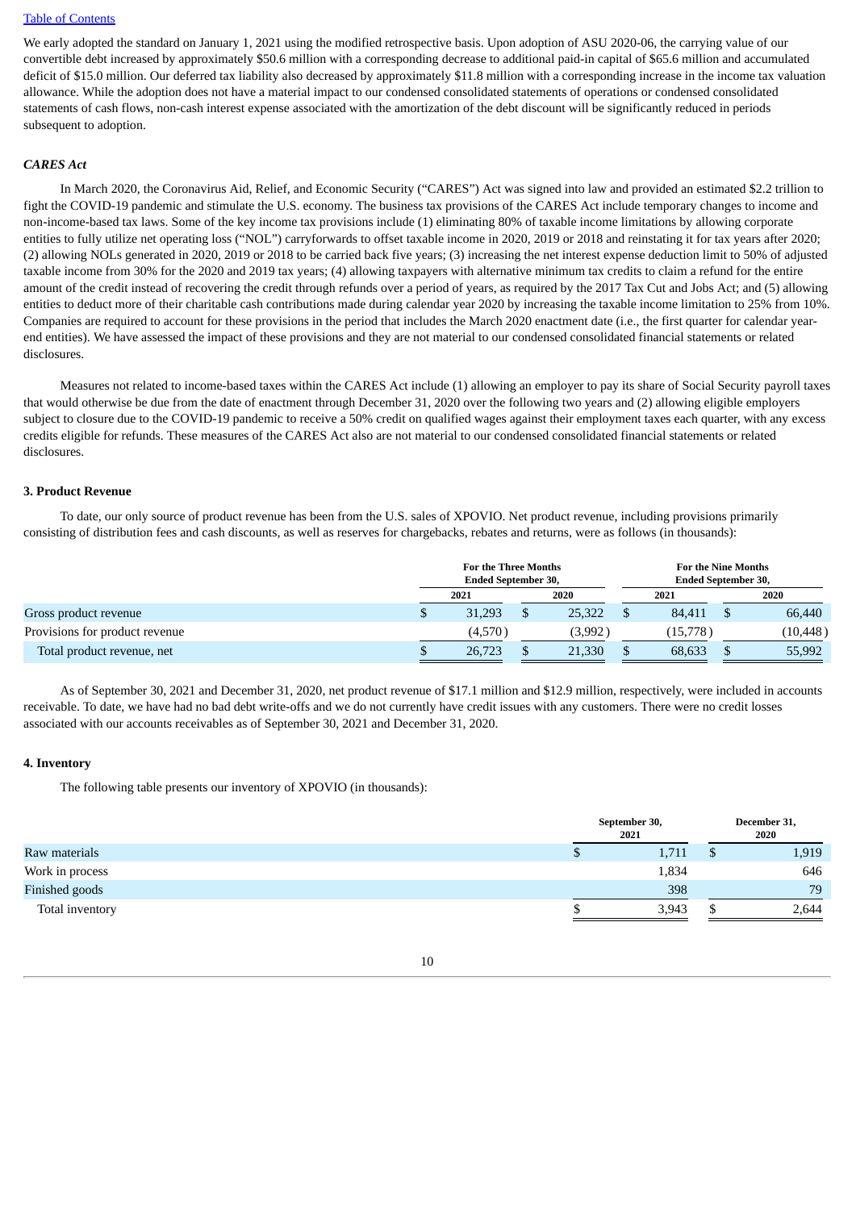We early adopted the standard on January 1, 2021 using the modified retrospective basis. Upon adoption of ASU 2020-06, the carrying value of our convertible debt increased by approximately $50.6 million with a corresponding decrease to additional paid-in capital of $65.6 million and accumulated deficit of $15.0 million. Our deferred tax liability also decreased by approximately $11.8 million with a corresponding increase in the income tax valuation allowance. While the adoption does not have a material impact to our condensed consolidated statements of operations or condensed consolidated statements of cash flows, non-cash interest expense associated with the amortization of the debt discount will be significantly reduced in periods subsequent to adoption.

***CARES Act***

In March 2020, the Coronavirus Aid, Relief, and Economic Security ("CARES") Act was signed into law and provided an estimated $2.2 trillion to fight the COVID-19 pandemic and stimulate the U.S. economy. The business tax provisions of the CARES Act include temporary changes to income and non-income-based tax laws. Some of the key income tax provisions include (1) eliminating 80% of taxable income limitations by allowing corporate entities to fully utilize net operating loss ("NOL") carryforwards to offset taxable income in 2020, 2019 or 2018 and reinstating it for tax years after 2020; (2) allowing NOLs generated in 2020, 2019 or 2018 to be carried back five years; (3) increasing the net interest expense deduction limit to 50% of adjusted taxable income from 30% for the 2020 and 2019 tax years; (4) allowing taxpayers with alternative minimum tax credits to claim a refund for the entire amount of the credit instead of recovering the credit through refunds over a period of years, as required by the 2017 Tax Cut and Jobs Act; and (5) allowing entities to deduct more of their charitable cash contributions made during calendar year 2020 by increasing the taxable income limitation to 25% from 10%. Companies are required to account for these provisions in the period that includes the March 2020 enactment date (i.e., the first quarter for calendar year-end entities). We have assessed the impact of these provisions and they are not material to our condensed consolidated financial statements or related disclosures.

Measures not related to income-based taxes within the CARES Act include (1) allowing an employer to pay its share of Social Security payroll taxes that would otherwise be due from the date of enactment through December 31, 2020 over the following two years and (2) allowing eligible employers subject to closure due to the COVID-19 pandemic to receive a 50% credit on qualified wages against their employment taxes each quarter, with any excess credits eligible for refunds. These measures of the CARES Act also are not material to our condensed consolidated financial statements or related disclosures.

**3. Product Revenue**

To date, our only source of product revenue has been from the U.S. sales of XPOVIO. Net product revenue, including provisions primarily consisting of distribution fees and cash discounts, as well as reserves for chargebacks, rebates and returns, were as follows (in thousands):

| | For the Three Months Ended September 30, | | For the Nine Months Ended September 30, | |
|---|---|---|---|---|
| | 2021 | 2020 | 2021 | 2020 |
| Gross product revenue | $ 31,293 | $ 25,322 | $ 84,411 | $ 66,440 |
| Provisions for product revenue | (4,570) | (3,992) | (15,778) | (10,448) |
| Total product revenue, net | $ 26,723 | $ 21,330 | $ 68,633 | $ 55,992 |

As of September 30, 2021 and December 31, 2020, net product revenue of $17.1 million and $12.9 million, respectively, were included in accounts receivable. To date, we have had no bad debt write-offs and we do not currently have credit issues with any customers. There were no credit losses associated with our accounts receivables as of September 30, 2021 and December 31, 2020.

**4. Inventory**

The following table presents our inventory of XPOVIO (in thousands):

| | September 30, 2021 | December 31, 2020 |
|---|---|---|
| Raw materials | $ 1,711 | $ 1,919 |
| Work in process | 1,834 | 646 |
| Finished goods | 398 | 79 |
| Total inventory | $ 3,943 | $ 2,644 |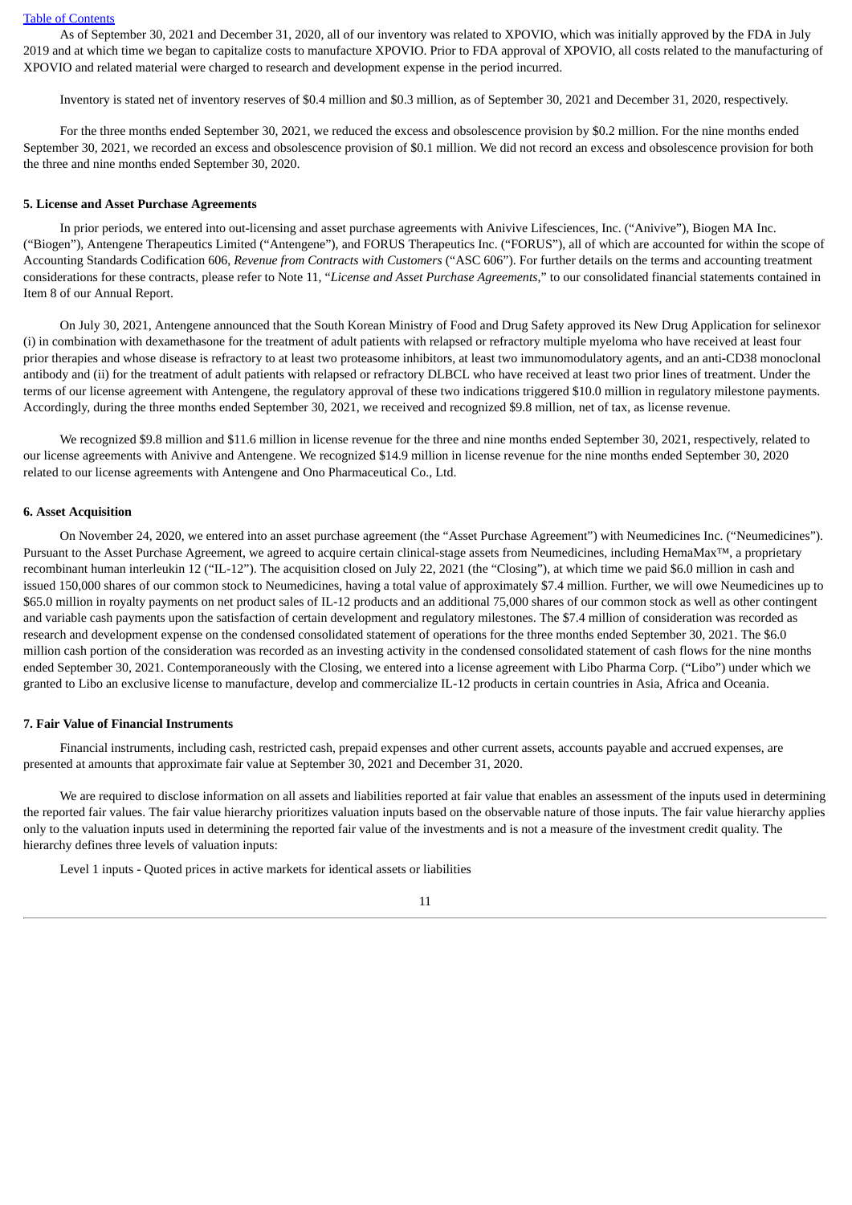As of September 30, 2021 and December 31, 2020, all of our inventory was related to XPOVIO, which was initially approved by the FDA in July 2019 and at which time we began to capitalize costs to manufacture XPOVIO. Prior to FDA approval of XPOVIO, all costs related to the manufacturing of XPOVIO and related material were charged to research and development expense in the period incurred.

Inventory is stated net of inventory reserves of $0.4 million and $0.3 million, as of September 30, 2021 and December 31, 2020, respectively.

For the three months ended September 30, 2021, we reduced the excess and obsolescence provision by $0.2 million. For the nine months ended September 30, 2021, we recorded an excess and obsolescence provision of $0.1 million. We did not record an excess and obsolescence provision for both the three and nine months ended September 30, 2020.

**5. License and Asset Purchase Agreements**

In prior periods, we entered into out-licensing and asset purchase agreements with Anivive Lifesciences, Inc. ("Anivive"), Biogen MA Inc. ("Biogen"), Antengene Therapeutics Limited ("Antengene"), and FORUS Therapeutics Inc. ("FORUS"), all of which are accounted for within the scope of Accounting Standards Codification 606, *Revenue from Contracts with Customers* ("ASC 606"). For further details on the terms and accounting treatment considerations for these contracts, please refer to Note 11, "*License and Asset Purchase Agreements*," to our consolidated financial statements contained in Item 8 of our Annual Report.

On July 30, 2021, Antengene announced that the South Korean Ministry of Food and Drug Safety approved its New Drug Application for selinexor (i) in combination with dexamethasone for the treatment of adult patients with relapsed or refractory multiple myeloma who have received at least four prior therapies and whose disease is refractory to at least two proteasome inhibitors, at least two immunomodulatory agents, and an anti-CD38 monoclonal antibody and (ii) for the treatment of adult patients with relapsed or refractory DLBCL who have received at least two prior lines of treatment. Under the terms of our license agreement with Antengene, the regulatory approval of these two indications triggered $10.0 million in regulatory milestone payments. Accordingly, during the three months ended September 30, 2021, we received and recognized $9.8 million, net of tax, as license revenue.

We recognized $9.8 million and $11.6 million in license revenue for the three and nine months ended September 30, 2021, respectively, related to our license agreements with Anivive and Antengene. We recognized $14.9 million in license revenue for the nine months ended September 30, 2020 related to our license agreements with Antengene and Ono Pharmaceutical Co., Ltd.

**6. Asset Acquisition**

On November 24, 2020, we entered into an asset purchase agreement (the "Asset Purchase Agreement") with Neumedicines Inc. ("Neumedicines"). Pursuant to the Asset Purchase Agreement, we agreed to acquire certain clinical-stage assets from Neumedicines, including HemaMax™, a proprietary recombinant human interleukin 12 ("IL-12"). The acquisition closed on July 22, 2021 (the "Closing"), at which time we paid $6.0 million in cash and issued 150,000 shares of our common stock to Neumedicines, having a total value of approximately $7.4 million. Further, we will owe Neumedicines up to $65.0 million in royalty payments on net product sales of IL-12 products and an additional 75,000 shares of our common stock as well as other contingent and variable cash payments upon the satisfaction of certain development and regulatory milestones. The $7.4 million of consideration was recorded as research and development expense on the condensed consolidated statement of operations for the three months ended September 30, 2021. The $6.0 million cash portion of the consideration was recorded as an investing activity in the condensed consolidated statement of cash flows for the nine months ended September 30, 2021. Contemporaneously with the Closing, we entered into a license agreement with Libo Pharma Corp. ("Libo") under which we granted to Libo an exclusive license to manufacture, develop and commercialize IL-12 products in certain countries in Asia, Africa and Oceania.

**7. Fair Value of Financial Instruments**

Financial instruments, including cash, restricted cash, prepaid expenses and other current assets, accounts payable and accrued expenses, are presented at amounts that approximate fair value at September 30, 2021 and December 31, 2020.

We are required to disclose information on all assets and liabilities reported at fair value that enables an assessment of the inputs used in determining the reported fair values. The fair value hierarchy prioritizes valuation inputs based on the observable nature of those inputs. The fair value hierarchy applies only to the valuation inputs used in determining the reported fair value of the investments and is not a measure of the investment credit quality. The hierarchy defines three levels of valuation inputs:

Level 1 inputs - Quoted prices in active markets for identical assets or liabilities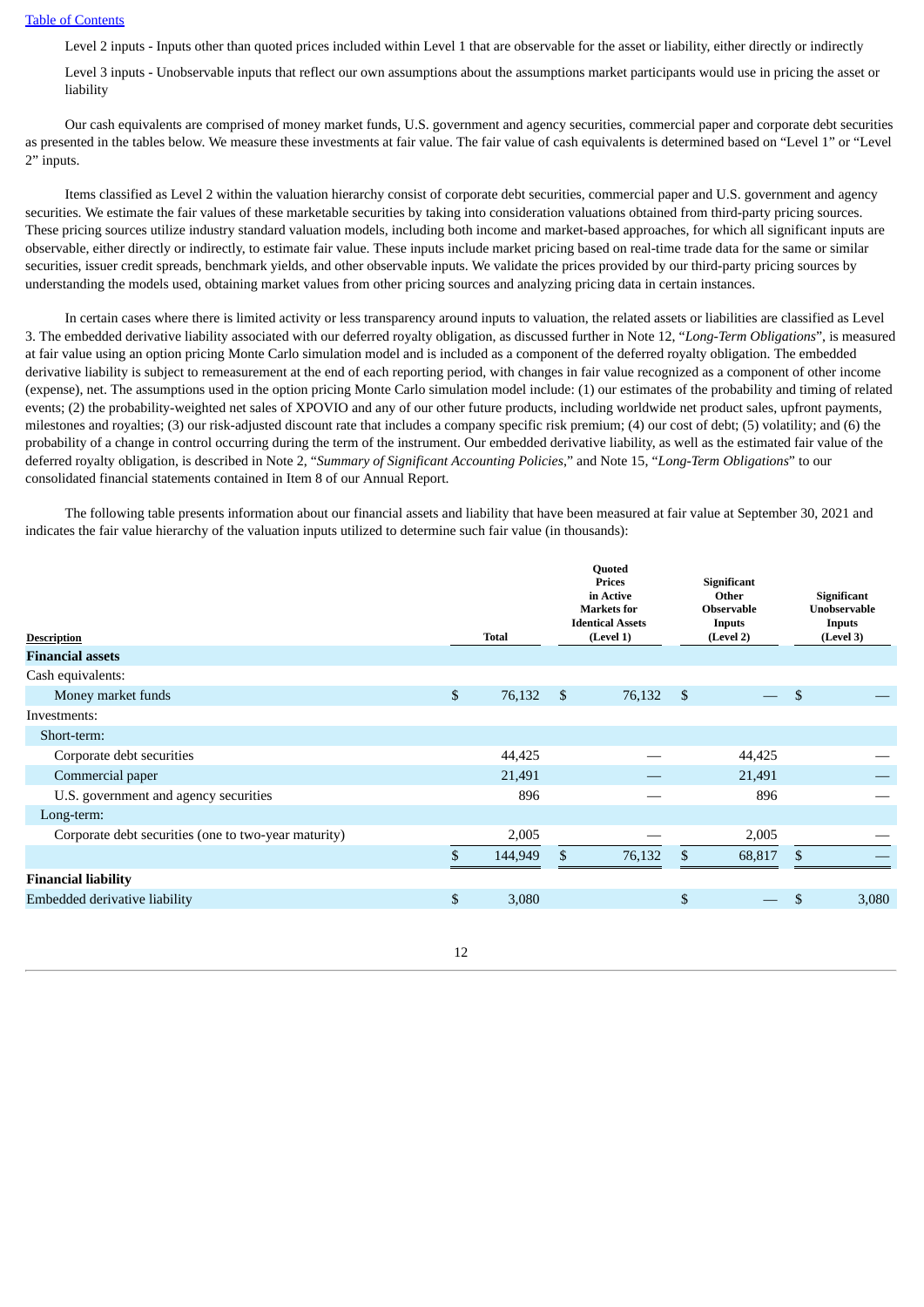Level 2 inputs - Inputs other than quoted prices included within Level 1 that are observable for the asset or liability, either directly or indirectly

Level 3 inputs - Unobservable inputs that reflect our own assumptions about the assumptions market participants would use in pricing the asset or liability

Our cash equivalents are comprised of money market funds, U.S. government and agency securities, commercial paper and corporate debt securities as presented in the tables below. We measure these investments at fair value. The fair value of cash equivalents is determined based on "Level 1" or "Level 2" inputs.

Items classified as Level 2 within the valuation hierarchy consist of corporate debt securities, commercial paper and U.S. government and agency securities. We estimate the fair values of these marketable securities by taking into consideration valuations obtained from third-party pricing sources. These pricing sources utilize industry standard valuation models, including both income and market-based approaches, for which all significant inputs are observable, either directly or indirectly, to estimate fair value. These inputs include market pricing based on real-time trade data for the same or similar securities, issuer credit spreads, benchmark yields, and other observable inputs. We validate the prices provided by our third-party pricing sources by understanding the models used, obtaining market values from other pricing sources and analyzing pricing data in certain instances.

In certain cases where there is limited activity or less transparency around inputs to valuation, the related assets or liabilities are classified as Level 3. The embedded derivative liability associated with our deferred royalty obligation, as discussed further in Note 12, "*Long-Term Obligations*", is measured at fair value using an option pricing Monte Carlo simulation model and is included as a component of the deferred royalty obligation. The embedded derivative liability is subject to remeasurement at the end of each reporting period, with changes in fair value recognized as a component of other income (expense), net. The assumptions used in the option pricing Monte Carlo simulation model include: (1) our estimates of the probability and timing of related events; (2) the probability-weighted net sales of XPOVIO and any of our other future products, including worldwide net product sales, upfront payments, milestones and royalties; (3) our risk-adjusted discount rate that includes a company specific risk premium; (4) our cost of debt; (5) volatility; and (6) the probability of a change in control occurring during the term of the instrument. Our embedded derivative liability, as well as the estimated fair value of the deferred royalty obligation, is described in Note 2, "*Summary of Significant Accounting Policies*," and Note 15, "*Long-Term Obligations*" to our consolidated financial statements contained in Item 8 of our Annual Report.

The following table presents information about our financial assets and liability that have been measured at fair value at September 30, 2021 and indicates the fair value hierarchy of the valuation inputs utilized to determine such fair value (in thousands):

| Description | Total | Quoted Prices in Active Markets for Identical Assets (Level 1) | Significant Other Observable Inputs (Level 2) | Significant Unobservable Inputs (Level 3) |
|---|---|---|---|---|
| **Financial assets** | | | | |
| Cash equivalents: | | | | |
| Money market funds | $ 76,132 | $ 76,132 | $ — | $ — |
| Investments: | | | | |
| Short-term: | | | | |
| Corporate debt securities | 44,425 | — | 44,425 | — |
| Commercial paper | 21,491 | — | 21,491 | — |
| U.S. government and agency securities | 896 | — | 896 | — |
| Long-term: | | | | |
| Corporate debt securities (one to two-year maturity) | 2,005 | — | 2,005 | — |
| | $ 144,949 | $ 76,132 | $ 68,817 | $ — |
| **Financial liability** | | | | |
| Embedded derivative liability | $ 3,080 | | $ — | $ 3,080 |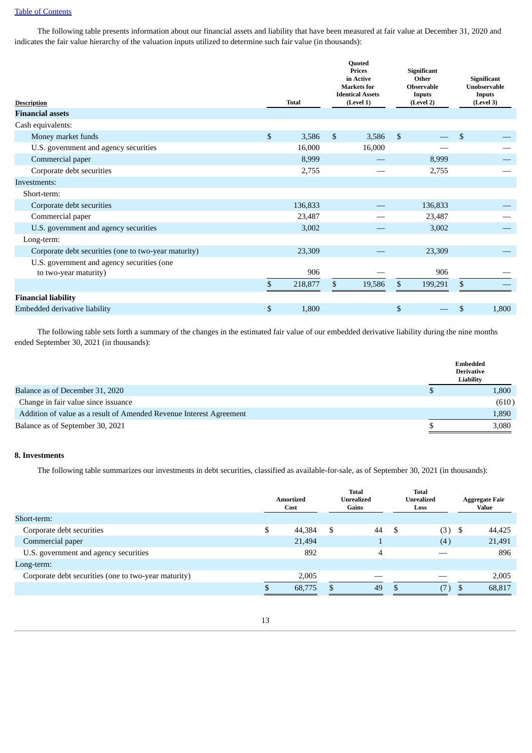[Table of Contents](#)

The following table presents information about our financial assets and liability that have been measured at fair value at December 31, 2020 and indicates the fair value hierarchy of the valuation inputs utilized to determine such fair value (in thousands):

| Description | Total | Quoted Prices in Active Markets for Identical Assets (Level 1) | Significant Other Observable Inputs (Level 2) | Significant Unobservable Inputs (Level 3) |
|---|---|---|---|---|
| **Financial assets** | | | | |
| Cash equivalents: | | | | |
| Money market funds | $ 3,586 | $ 3,586 | $ — | $ — |
| U.S. government and agency securities | 16,000 | 16,000 | — | — |
| Commercial paper | 8,999 | — | 8,999 | — |
| Corporate debt securities | 2,755 | — | 2,755 | — |
| Investments: | | | | |
| Short-term: | | | | |
| Corporate debt securities | 136,833 | — | 136,833 | — |
| Commercial paper | 23,487 | — | 23,487 | — |
| U.S. government and agency securities | 3,002 | — | 3,002 | — |
| Long-term: | | | | |
| Corporate debt securities (one to two-year maturity) | 23,309 | — | 23,309 | — |
| U.S. government and agency securities (one to two-year maturity) | 906 | — | 906 | — |
| | $ 218,877 | $ 19,586 | $ 199,291 | $ — |
| **Financial liability** | | | | |
| Embedded derivative liability | $ 1,800 | | $ — | $ 1,800 |

The following table sets forth a summary of the changes in the estimated fair value of our embedded derivative liability during the nine months ended September 30, 2021 (in thousands):

| | Embedded Derivative Liability |
|---|---|
| Balance as of December 31, 2020 | $ 1,800 |
| Change in fair value since issuance | (610) |
| Addition of value as a result of Amended Revenue Interest Agreement | 1,890 |
| Balance as of September 30, 2021 | $ 3,080 |

**8. Investments**

The following table summarizes our investments in debt securities, classified as available-for-sale, as of September 30, 2021 (in thousands):

| | Amortized Cost | Total Unrealized Gains | Total Unrealized Loss | Aggregate Fair Value |
|---|---|---|---|---|
| Short-term: | | | | |
| Corporate debt securities | $ 44,384 | $ 44 | $ (3) | $ 44,425 |
| Commercial paper | 21,494 | 1 | (4) | 21,491 |
| U.S. government and agency securities | 892 | 4 | — | 896 |
| Long-term: | | | | |
| Corporate debt securities (one to two-year maturity) | 2,005 | — | — | 2,005 |
| | $ 68,775 | $ 49 | $ (7) | $ 68,817 |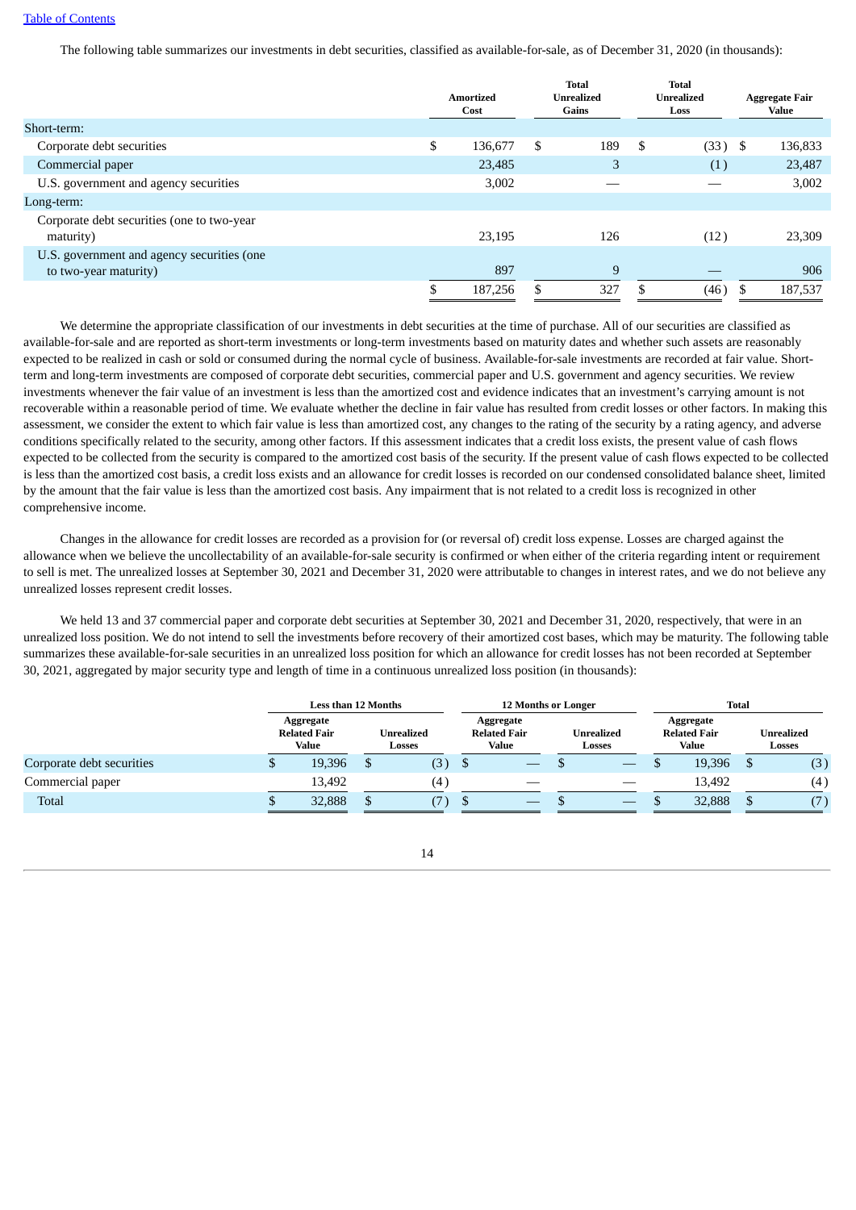The following table summarizes our investments in debt securities, classified as available-for-sale, as of December 31, 2020 (in thousands):

| | Amortized Cost | Total Unrealized Gains | Total Unrealized Loss | Aggregate Fair Value |
|---|---|---|---|---|
| Short-term: | | | | |
| Corporate debt securities | $ 136,677 | $ 189 | $ (33) | $ 136,833 |
| Commercial paper | 23,485 | 3 | (1) | 23,487 |
| U.S. government and agency securities | 3,002 | — | — | 3,002 |
| Long-term: | | | | |
| Corporate debt securities (one to two-year maturity) | 23,195 | 126 | (12) | 23,309 |
| U.S. government and agency securities (one to two-year maturity) | 897 | 9 | — | 906 |
| | $ 187,256 | $ 327 | $ (46) | $ 187,537 |

We determine the appropriate classification of our investments in debt securities at the time of purchase. All of our securities are classified as available-for-sale and are reported as short-term investments or long-term investments based on maturity dates and whether such assets are reasonably expected to be realized in cash or sold or consumed during the normal cycle of business. Available-for-sale investments are recorded at fair value. Short-term and long-term investments are composed of corporate debt securities, commercial paper and U.S. government and agency securities. We review investments whenever the fair value of an investment is less than the amortized cost and evidence indicates that an investment's carrying amount is not recoverable within a reasonable period of time. We evaluate whether the decline in fair value has resulted from credit losses or other factors. In making this assessment, we consider the extent to which fair value is less than amortized cost, any changes to the rating of the security by a rating agency, and adverse conditions specifically related to the security, among other factors. If this assessment indicates that a credit loss exists, the present value of cash flows expected to be collected from the security is compared to the amortized cost basis of the security. If the present value of cash flows expected to be collected is less than the amortized cost basis, a credit loss exists and an allowance for credit losses is recorded on our condensed consolidated balance sheet, limited by the amount that the fair value is less than the amortized cost basis. Any impairment that is not related to a credit loss is recognized in other comprehensive income.

Changes in the allowance for credit losses are recorded as a provision for (or reversal of) credit loss expense. Losses are charged against the allowance when we believe the uncollectability of an available-for-sale security is confirmed or when either of the criteria regarding intent or requirement to sell is met. The unrealized losses at September 30, 2021 and December 31, 2020 were attributable to changes in interest rates, and we do not believe any unrealized losses represent credit losses.

We held 13 and 37 commercial paper and corporate debt securities at September 30, 2021 and December 31, 2020, respectively, that were in an unrealized loss position. We do not intend to sell the investments before recovery of their amortized cost bases, which may be maturity. The following table summarizes these available-for-sale securities in an unrealized loss position for which an allowance for credit losses has not been recorded at September 30, 2021, aggregated by major security type and length of time in a continuous unrealized loss position (in thousands):

| | Less than 12 Months | | 12 Months or Longer | | Total | |
|---|---|---|---|---|---|---|
| | Aggregate Related Fair Value | Unrealized Losses | Aggregate Related Fair Value | Unrealized Losses | Aggregate Related Fair Value | Unrealized Losses |
| Corporate debt securities | $ 19,396 | $ (3) | $ — | $ — | $ 19,396 | $ (3) |
| Commercial paper | 13,492 | (4) | — | — | 13,492 | (4) |
| Total | $ 32,888 | $ (7) | $ — | $ — | $ 32,888 | $ (7) |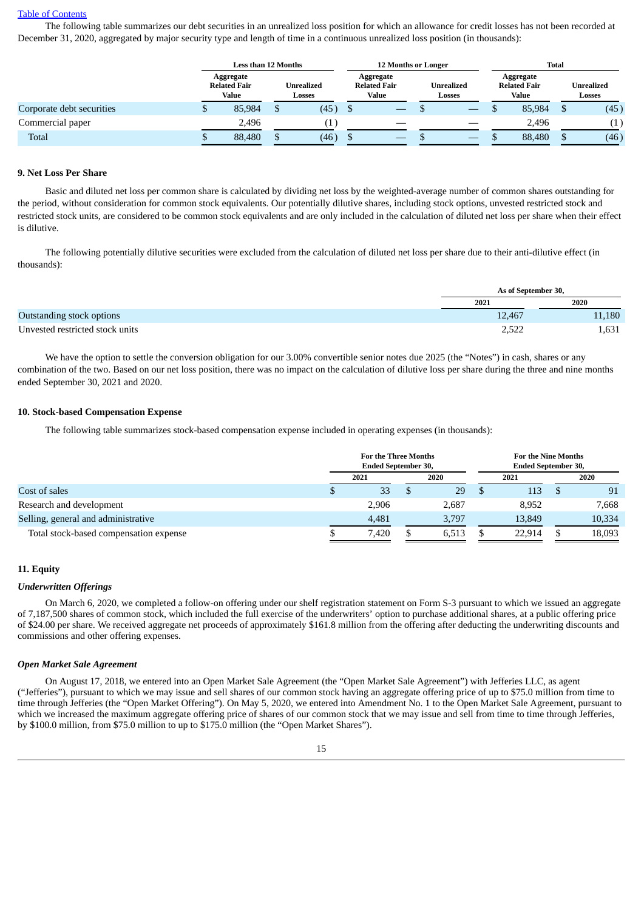[Table of Contents](#)

The following table summarizes our debt securities in an unrealized loss position for which an allowance for credit losses has not been recorded at December 31, 2020, aggregated by major security type and length of time in a continuous unrealized loss position (in thousands):

| | Less than 12 Months | | 12 Months or Longer | | Total | |
|---|---|---|---|---|---|---|
| | Aggregate Related Fair Value | Unrealized Losses | Aggregate Related Fair Value | Unrealized Losses | Aggregate Related Fair Value | Unrealized Losses |
| Corporate debt securities | $ 85,984 | $ (45) | $ — | $ — | $ 85,984 | $ (45) |
| Commercial paper | 2,496 | (1) | — | — | 2,496 | (1) |
| Total | $ 88,480 | $ (46) | $ — | $ — | $ 88,480 | $ (46) |

**9. Net Loss Per Share**

Basic and diluted net loss per common share is calculated by dividing net loss by the weighted-average number of common shares outstanding for the period, without consideration for common stock equivalents. Our potentially dilutive shares, including stock options, unvested restricted stock and restricted stock units, are considered to be common stock equivalents and are only included in the calculation of diluted net loss per share when their effect is dilutive.

The following potentially dilutive securities were excluded from the calculation of diluted net loss per share due to their anti-dilutive effect (in thousands):

| | As of September 30, | |
|---|---|---|
| | 2021 | 2020 |
| Outstanding stock options | 12,467 | 11,180 |
| Unvested restricted stock units | 2,522 | 1,631 |

We have the option to settle the conversion obligation for our 3.00% convertible senior notes due 2025 (the "Notes") in cash, shares or any combination of the two. Based on our net loss position, there was no impact on the calculation of dilutive loss per share during the three and nine months ended September 30, 2021 and 2020.

**10. Stock-based Compensation Expense**

The following table summarizes stock-based compensation expense included in operating expenses (in thousands):

| | For the Three Months Ended September 30, | | For the Nine Months Ended September 30, | |
|---|---|---|---|---|
| | 2021 | 2020 | 2021 | 2020 |
| Cost of sales | $ 33 | $ 29 | $ 113 | $ 91 |
| Research and development | 2,906 | 2,687 | 8,952 | 7,668 |
| Selling, general and administrative | 4,481 | 3,797 | 13,849 | 10,334 |
| Total stock-based compensation expense | $ 7,420 | $ 6,513 | $ 22,914 | $ 18,093 |

**11. Equity**

***Underwritten Offerings***

On March 6, 2020, we completed a follow-on offering under our shelf registration statement on Form S-3 pursuant to which we issued an aggregate of 7,187,500 shares of common stock, which included the full exercise of the underwriters' option to purchase additional shares, at a public offering price of $24.00 per share. We received aggregate net proceeds of approximately $161.8 million from the offering after deducting the underwriting discounts and commissions and other offering expenses.

***Open Market Sale Agreement***

On August 17, 2018, we entered into an Open Market Sale Agreement (the "Open Market Sale Agreement") with Jefferies LLC, as agent ("Jefferies"), pursuant to which we may issue and sell shares of our common stock having an aggregate offering price of up to $75.0 million from time to time through Jefferies (the "Open Market Offering"). On May 5, 2020, we entered into Amendment No. 1 to the Open Market Sale Agreement, pursuant to which we increased the maximum aggregate offering price of shares of our common stock that we may issue and sell from time to time through Jefferies, by $100.0 million, from $75.0 million to up to $175.0 million (the "Open Market Shares").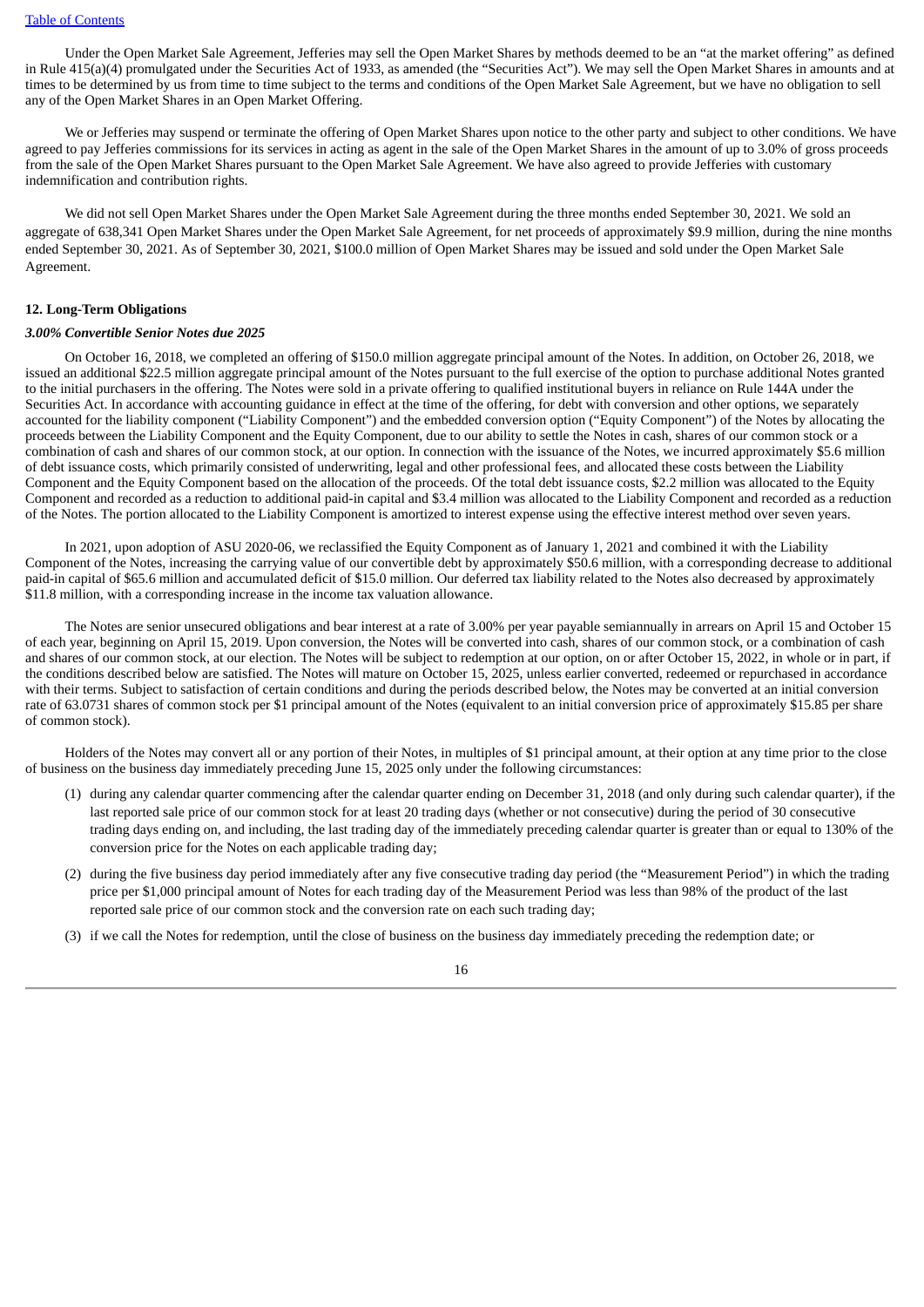Under the Open Market Sale Agreement, Jefferies may sell the Open Market Shares by methods deemed to be an "at the market offering" as defined in Rule 415(a)(4) promulgated under the Securities Act of 1933, as amended (the "Securities Act"). We may sell the Open Market Shares in amounts and at times to be determined by us from time to time subject to the terms and conditions of the Open Market Sale Agreement, but we have no obligation to sell any of the Open Market Shares in an Open Market Offering.

We or Jefferies may suspend or terminate the offering of Open Market Shares upon notice to the other party and subject to other conditions. We have agreed to pay Jefferies commissions for its services in acting as agent in the sale of the Open Market Shares in the amount of up to 3.0% of gross proceeds from the sale of the Open Market Shares pursuant to the Open Market Sale Agreement. We have also agreed to provide Jefferies with customary indemnification and contribution rights.

We did not sell Open Market Shares under the Open Market Sale Agreement during the three months ended September 30, 2021. We sold an aggregate of 638,341 Open Market Shares under the Open Market Sale Agreement, for net proceeds of approximately $9.9 million, during the nine months ended September 30, 2021. As of September 30, 2021, $100.0 million of Open Market Shares may be issued and sold under the Open Market Sale Agreement.

**12. Long-Term Obligations**

***3.00% Convertible Senior Notes due 2025***

On October 16, 2018, we completed an offering of $150.0 million aggregate principal amount of the Notes. In addition, on October 26, 2018, we issued an additional $22.5 million aggregate principal amount of the Notes pursuant to the full exercise of the option to purchase additional Notes granted to the initial purchasers in the offering. The Notes were sold in a private offering to qualified institutional buyers in reliance on Rule 144A under the Securities Act. In accordance with accounting guidance in effect at the time of the offering, for debt with conversion and other options, we separately accounted for the liability component ("Liability Component") and the embedded conversion option ("Equity Component") of the Notes by allocating the proceeds between the Liability Component and the Equity Component, due to our ability to settle the Notes in cash, shares of our common stock or a combination of cash and shares of our common stock, at our option. In connection with the issuance of the Notes, we incurred approximately $5.6 million of debt issuance costs, which primarily consisted of underwriting, legal and other professional fees, and allocated these costs between the Liability Component and the Equity Component based on the allocation of the proceeds. Of the total debt issuance costs, $2.2 million was allocated to the Equity Component and recorded as a reduction to additional paid-in capital and $3.4 million was allocated to the Liability Component and recorded as a reduction of the Notes. The portion allocated to the Liability Component is amortized to interest expense using the effective interest method over seven years.

In 2021, upon adoption of ASU 2020-06, we reclassified the Equity Component as of January 1, 2021 and combined it with the Liability Component of the Notes, increasing the carrying value of our convertible debt by approximately $50.6 million, with a corresponding decrease to additional paid-in capital of $65.6 million and accumulated deficit of $15.0 million. Our deferred tax liability related to the Notes also decreased by approximately $11.8 million, with a corresponding increase in the income tax valuation allowance.

The Notes are senior unsecured obligations and bear interest at a rate of 3.00% per year payable semiannually in arrears on April 15 and October 15 of each year, beginning on April 15, 2019. Upon conversion, the Notes will be converted into cash, shares of our common stock, or a combination of cash and shares of our common stock, at our election. The Notes will be subject to redemption at our option, on or after October 15, 2022, in whole or in part, if the conditions described below are satisfied. The Notes will mature on October 15, 2025, unless earlier converted, redeemed or repurchased in accordance with their terms. Subject to satisfaction of certain conditions and during the periods described below, the Notes may be converted at an initial conversion rate of 63.0731 shares of common stock per $1 principal amount of the Notes (equivalent to an initial conversion price of approximately $15.85 per share of common stock).

Holders of the Notes may convert all or any portion of their Notes, in multiples of $1 principal amount, at their option at any time prior to the close of business on the business day immediately preceding June 15, 2025 only under the following circumstances:

(1) during any calendar quarter commencing after the calendar quarter ending on December 31, 2018 (and only during such calendar quarter), if the last reported sale price of our common stock for at least 20 trading days (whether or not consecutive) during the period of 30 consecutive trading days ending on, and including, the last trading day of the immediately preceding calendar quarter is greater than or equal to 130% of the conversion price for the Notes on each applicable trading day;

(2) during the five business day period immediately after any five consecutive trading day period (the "Measurement Period") in which the trading price per $1,000 principal amount of Notes for each trading day of the Measurement Period was less than 98% of the product of the last reported sale price of our common stock and the conversion rate on each such trading day;

(3) if we call the Notes for redemption, until the close of business on the business day immediately preceding the redemption date; or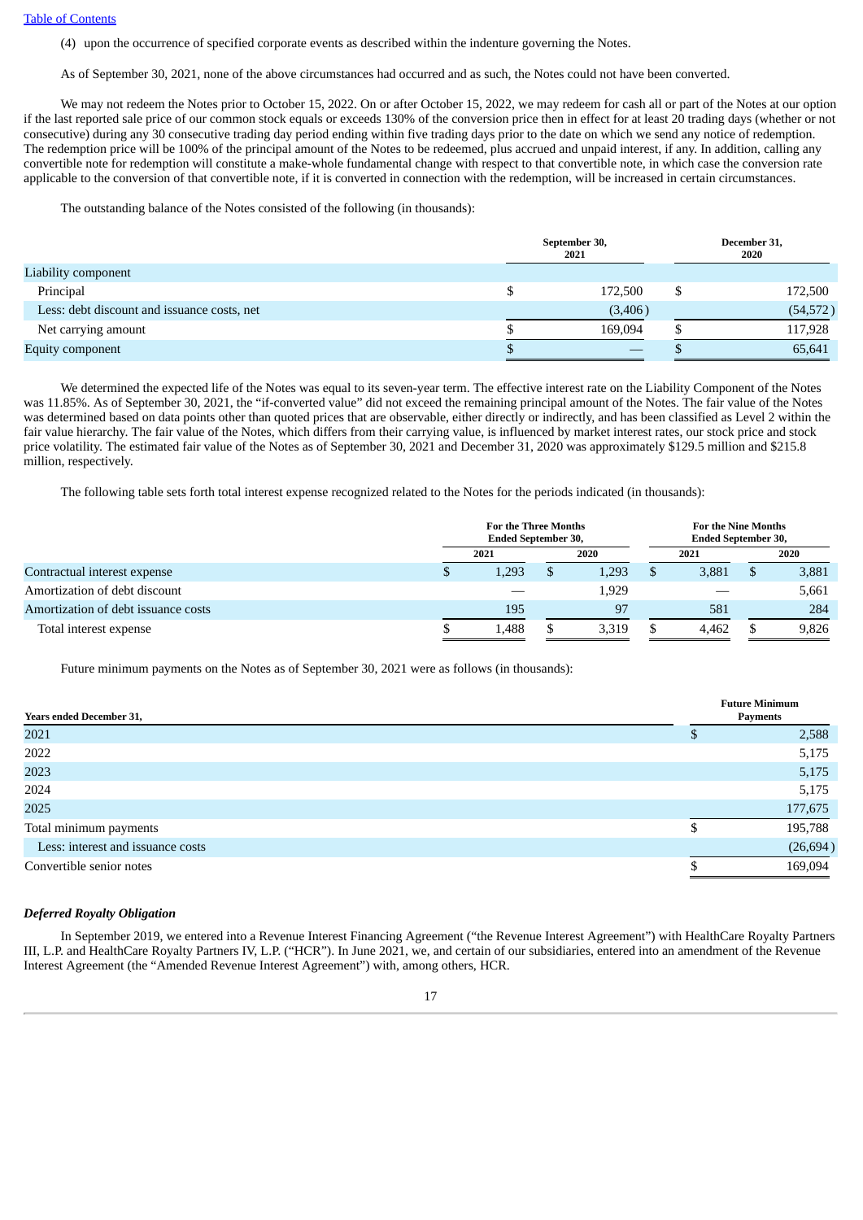(4) upon the occurrence of specified corporate events as described within the indenture governing the Notes.

As of September 30, 2021, none of the above circumstances had occurred and as such, the Notes could not have been converted.

We may not redeem the Notes prior to October 15, 2022. On or after October 15, 2022, we may redeem for cash all or part of the Notes at our option if the last reported sale price of our common stock equals or exceeds 130% of the conversion price then in effect for at least 20 trading days (whether or not consecutive) during any 30 consecutive trading day period ending within five trading days prior to the date on which we send any notice of redemption. The redemption price will be 100% of the principal amount of the Notes to be redeemed, plus accrued and unpaid interest, if any. In addition, calling any convertible note for redemption will constitute a make-whole fundamental change with respect to that convertible note, in which case the conversion rate applicable to the conversion of that convertible note, if it is converted in connection with the redemption, will be increased in certain circumstances.

The outstanding balance of the Notes consisted of the following (in thousands):

| | September 30, 2021 | December 31, 2020 |
|---|---|---|
| Liability component | | |
| Principal | $ 172,500 | $ 172,500 |
| Less: debt discount and issuance costs, net | (3,406) | (54,572) |
| Net carrying amount | $ 169,094 | $ 117,928 |
| Equity component | $ — | $ 65,641 |

We determined the expected life of the Notes was equal to its seven-year term. The effective interest rate on the Liability Component of the Notes was 11.85%. As of September 30, 2021, the "if-converted value" did not exceed the remaining principal amount of the Notes. The fair value of the Notes was determined based on data points other than quoted prices that are observable, either directly or indirectly, and has been classified as Level 2 within the fair value hierarchy. The fair value of the Notes, which differs from their carrying value, is influenced by market interest rates, our stock price and stock price volatility. The estimated fair value of the Notes as of September 30, 2021 and December 31, 2020 was approximately $129.5 million and $215.8 million, respectively.

The following table sets forth total interest expense recognized related to the Notes for the periods indicated (in thousands):

| | For the Three Months Ended September 30, | | For the Nine Months Ended September 30, | |
|---|---|---|---|---|
| | 2021 | 2020 | 2021 | 2020 |
| Contractual interest expense | $ 1,293 | $ 1,293 | $ 3,881 | $ 3,881 |
| Amortization of debt discount | — | 1,929 | — | 5,661 |
| Amortization of debt issuance costs | 195 | 97 | 581 | 284 |
| Total interest expense | $ 1,488 | $ 3,319 | $ 4,462 | $ 9,826 |

Future minimum payments on the Notes as of September 30, 2021 were as follows (in thousands):

| Years ended December 31, | Future Minimum Payments |
|---|---|
| 2021 | $ 2,588 |
| 2022 | 5,175 |
| 2023 | 5,175 |
| 2024 | 5,175 |
| 2025 | 177,675 |
| Total minimum payments | $ 195,788 |
| Less: interest and issuance costs | (26,694) |
| Convertible senior notes | $ 169,094 |

***Deferred Royalty Obligation***

In September 2019, we entered into a Revenue Interest Financing Agreement ("the Revenue Interest Agreement") with HealthCare Royalty Partners III, L.P. and HealthCare Royalty Partners IV, L.P. ("HCR"). In June 2021, we, and certain of our subsidiaries, entered into an amendment of the Revenue Interest Agreement (the "Amended Revenue Interest Agreement") with, among others, HCR.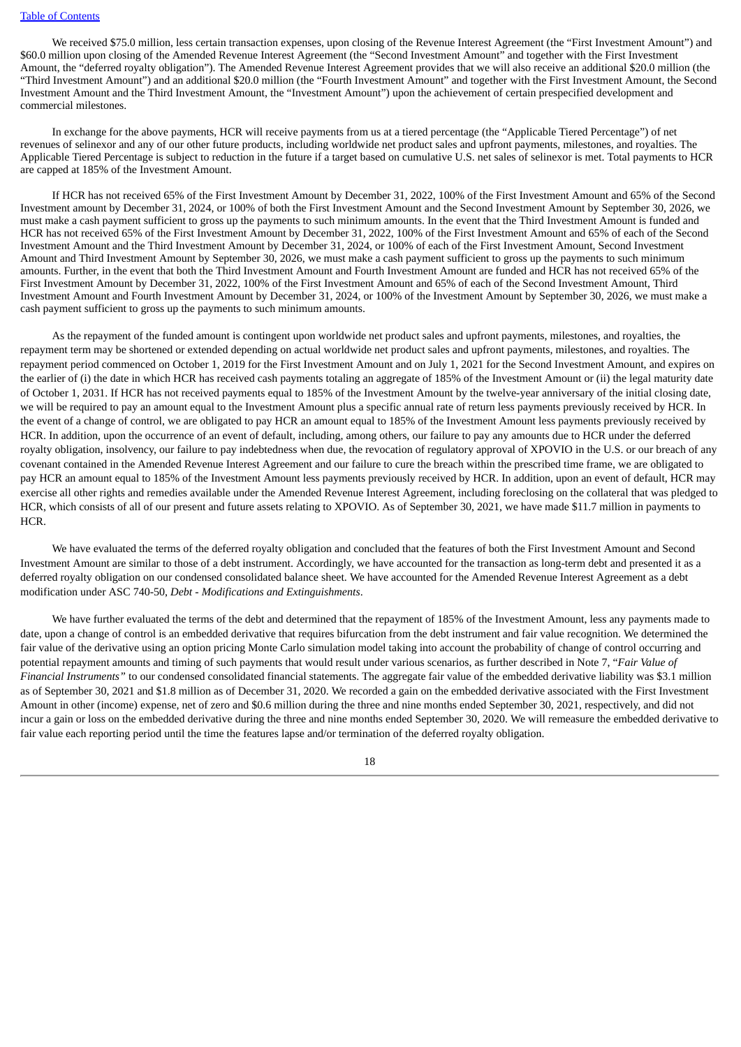We received $75.0 million, less certain transaction expenses, upon closing of the Revenue Interest Agreement (the "First Investment Amount") and $60.0 million upon closing of the Amended Revenue Interest Agreement (the "Second Investment Amount" and together with the First Investment Amount, the "deferred royalty obligation"). The Amended Revenue Interest Agreement provides that we will also receive an additional $20.0 million (the "Third Investment Amount") and an additional $20.0 million (the "Fourth Investment Amount" and together with the First Investment Amount, the Second Investment Amount and the Third Investment Amount, the "Investment Amount") upon the achievement of certain prespecified development and commercial milestones.

In exchange for the above payments, HCR will receive payments from us at a tiered percentage (the "Applicable Tiered Percentage") of net revenues of selinexor and any of our other future products, including worldwide net product sales and upfront payments, milestones, and royalties. The Applicable Tiered Percentage is subject to reduction in the future if a target based on cumulative U.S. net sales of selinexor is met. Total payments to HCR are capped at 185% of the Investment Amount.

If HCR has not received 65% of the First Investment Amount by December 31, 2022, 100% of the First Investment Amount and 65% of the Second Investment amount by December 31, 2024, or 100% of both the First Investment Amount and the Second Investment Amount by September 30, 2026, we must make a cash payment sufficient to gross up the payments to such minimum amounts. In the event that the Third Investment Amount is funded and HCR has not received 65% of the First Investment Amount by December 31, 2022, 100% of the First Investment Amount and 65% of each of the Second Investment Amount and the Third Investment Amount by December 31, 2024, or 100% of each of the First Investment Amount, Second Investment Amount and Third Investment Amount by September 30, 2026, we must make a cash payment sufficient to gross up the payments to such minimum amounts. Further, in the event that both the Third Investment Amount and Fourth Investment Amount are funded and HCR has not received 65% of the First Investment Amount by December 31, 2022, 100% of the First Investment Amount and 65% of each of the Second Investment Amount, Third Investment Amount and Fourth Investment Amount by December 31, 2024, or 100% of the Investment Amount by September 30, 2026, we must make a cash payment sufficient to gross up the payments to such minimum amounts.

As the repayment of the funded amount is contingent upon worldwide net product sales and upfront payments, milestones, and royalties, the repayment term may be shortened or extended depending on actual worldwide net product sales and upfront payments, milestones, and royalties. The repayment period commenced on October 1, 2019 for the First Investment Amount and on July 1, 2021 for the Second Investment Amount, and expires on the earlier of (i) the date in which HCR has received cash payments totaling an aggregate of 185% of the Investment Amount or (ii) the legal maturity date of October 1, 2031. If HCR has not received payments equal to 185% of the Investment Amount by the twelve-year anniversary of the initial closing date, we will be required to pay an amount equal to the Investment Amount plus a specific annual rate of return less payments previously received by HCR. In the event of a change of control, we are obligated to pay HCR an amount equal to 185% of the Investment Amount less payments previously received by HCR. In addition, upon the occurrence of an event of default, including, among others, our failure to pay any amounts due to HCR under the deferred royalty obligation, insolvency, our failure to pay indebtedness when due, the revocation of regulatory approval of XPOVIO in the U.S. or our breach of any covenant contained in the Amended Revenue Interest Agreement and our failure to cure the breach within the prescribed time frame, we are obligated to pay HCR an amount equal to 185% of the Investment Amount less payments previously received by HCR. In addition, upon an event of default, HCR may exercise all other rights and remedies available under the Amended Revenue Interest Agreement, including foreclosing on the collateral that was pledged to HCR, which consists of all of our present and future assets relating to XPOVIO. As of September 30, 2021, we have made $11.7 million in payments to HCR.

We have evaluated the terms of the deferred royalty obligation and concluded that the features of both the First Investment Amount and Second Investment Amount are similar to those of a debt instrument. Accordingly, we have accounted for the transaction as long-term debt and presented it as a deferred royalty obligation on our condensed consolidated balance sheet. We have accounted for the Amended Revenue Interest Agreement as a debt modification under ASC 740-50, *Debt - Modifications and Extinguishments*.

We have further evaluated the terms of the debt and determined that the repayment of 185% of the Investment Amount, less any payments made to date, upon a change of control is an embedded derivative that requires bifurcation from the debt instrument and fair value recognition. We determined the fair value of the derivative using an option pricing Monte Carlo simulation model taking into account the probability of change of control occurring and potential repayment amounts and timing of such payments that would result under various scenarios, as further described in Note 7, "*Fair Value of Financial Instruments"* to our condensed consolidated financial statements. The aggregate fair value of the embedded derivative liability was $3.1 million as of September 30, 2021 and $1.8 million as of December 31, 2020. We recorded a gain on the embedded derivative associated with the First Investment Amount in other (income) expense, net of zero and $0.6 million during the three and nine months ended September 30, 2021, respectively, and did not incur a gain or loss on the embedded derivative during the three and nine months ended September 30, 2020. We will remeasure the embedded derivative to fair value each reporting period until the time the features lapse and/or termination of the deferred royalty obligation.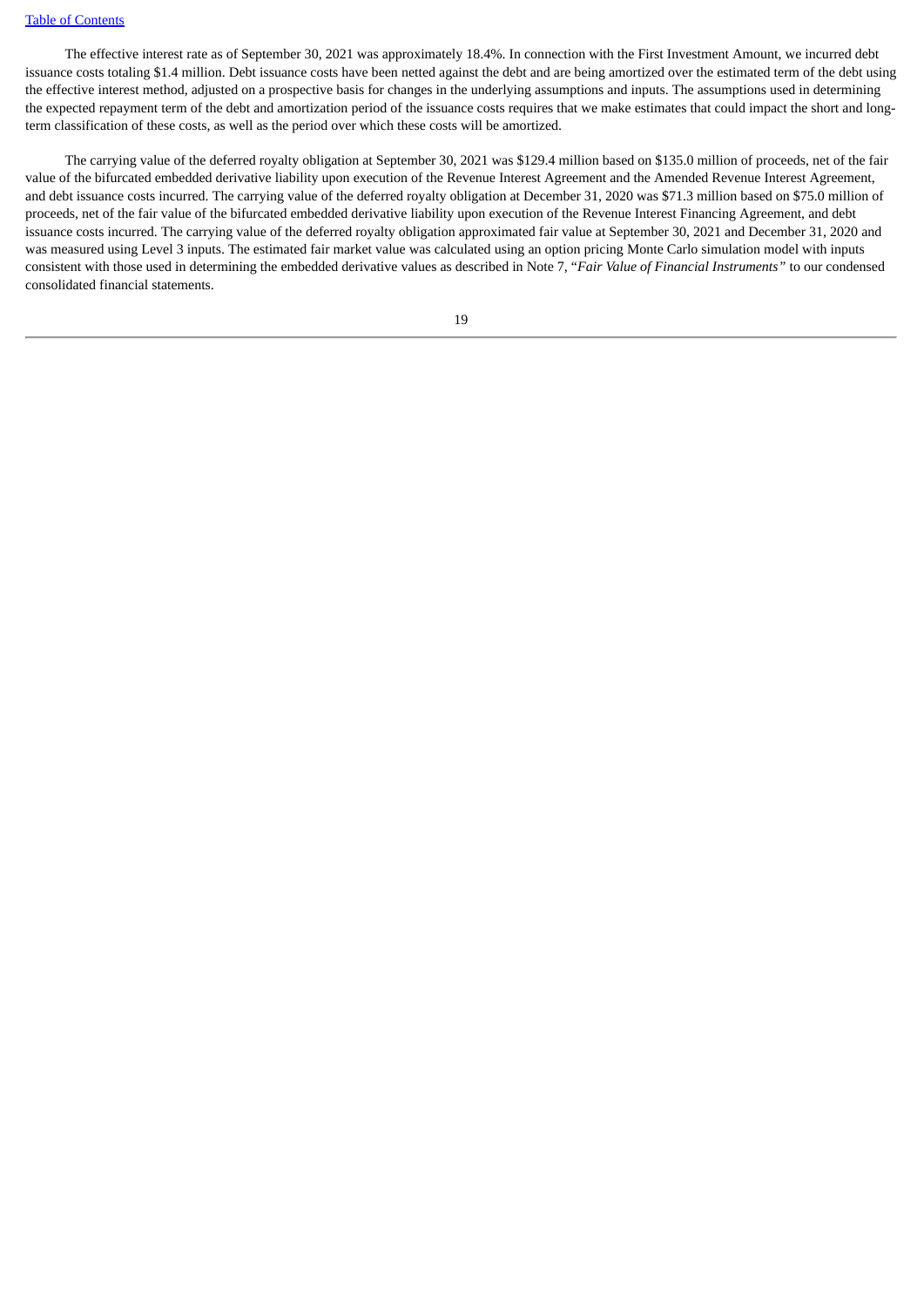The effective interest rate as of September 30, 2021 was approximately 18.4%. In connection with the First Investment Amount, we incurred debt issuance costs totaling $1.4 million. Debt issuance costs have been netted against the debt and are being amortized over the estimated term of the debt using the effective interest method, adjusted on a prospective basis for changes in the underlying assumptions and inputs. The assumptions used in determining the expected repayment term of the debt and amortization period of the issuance costs requires that we make estimates that could impact the short and long-term classification of these costs, as well as the period over which these costs will be amortized.

The carrying value of the deferred royalty obligation at September 30, 2021 was $129.4 million based on $135.0 million of proceeds, net of the fair value of the bifurcated embedded derivative liability upon execution of the Revenue Interest Agreement and the Amended Revenue Interest Agreement, and debt issuance costs incurred. The carrying value of the deferred royalty obligation at December 31, 2020 was $71.3 million based on $75.0 million of proceeds, net of the fair value of the bifurcated embedded derivative liability upon execution of the Revenue Interest Financing Agreement, and debt issuance costs incurred. The carrying value of the deferred royalty obligation approximated fair value at September 30, 2021 and December 31, 2020 and was measured using Level 3 inputs. The estimated fair market value was calculated using an option pricing Monte Carlo simulation model with inputs consistent with those used in determining the embedded derivative values as described in Note 7, "*Fair Value of Financial Instruments*" to our condensed consolidated financial statements.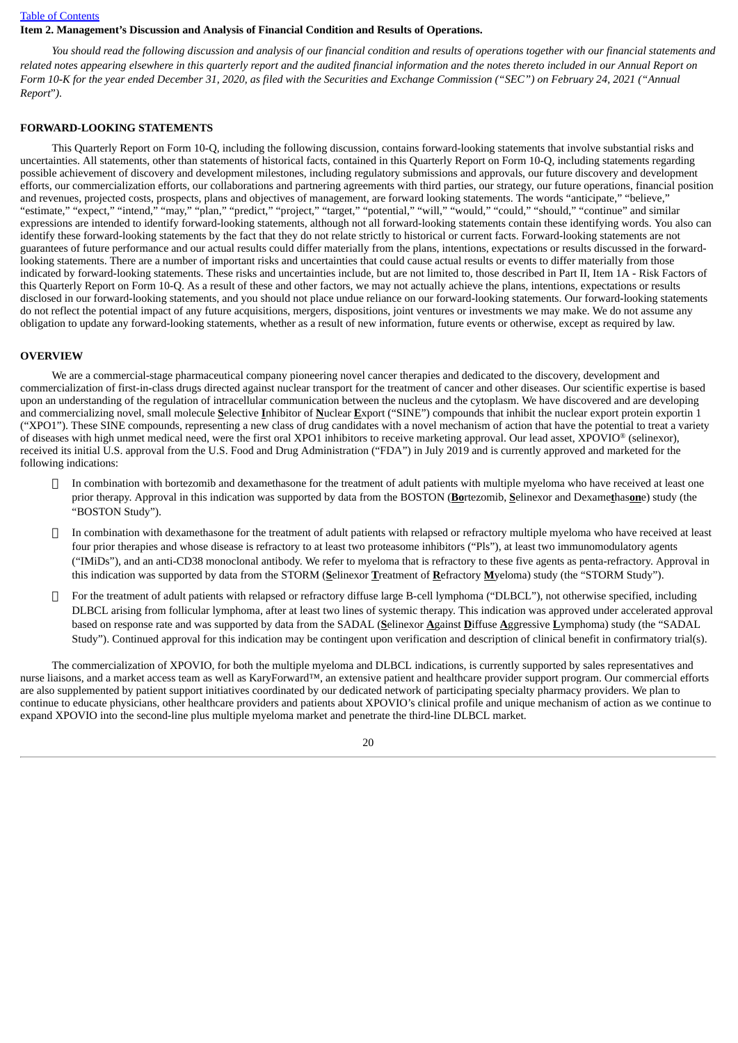**Item 2. Management's Discussion and Analysis of Financial Condition and Results of Operations.**

*You should read the following discussion and analysis of our financial condition and results of operations together with our financial statements and related notes appearing elsewhere in this quarterly report and the audited financial information and the notes thereto included in our Annual Report on Form 10-K for the year ended December 31, 2020, as filed with the Securities and Exchange Commission ("SEC") on February 24, 2021 ("Annual Report").*

## FORWARD-LOOKING STATEMENTS

This Quarterly Report on Form 10-Q, including the following discussion, contains forward-looking statements that involve substantial risks and uncertainties. All statements, other than statements of historical facts, contained in this Quarterly Report on Form 10-Q, including statements regarding possible achievement of discovery and development milestones, including regulatory submissions and approvals, our future discovery and development efforts, our commercialization efforts, our collaborations and partnering agreements with third parties, our strategy, our future operations, financial position and revenues, projected costs, prospects, plans and objectives of management, are forward looking statements. The words "anticipate," "believe," "estimate," "expect," "intend," "may," "plan," "predict," "project," "target," "potential," "will," "would," "could," "should," "continue" and similar expressions are intended to identify forward-looking statements, although not all forward-looking statements contain these identifying words. You also can identify these forward-looking statements by the fact that they do not relate strictly to historical or current facts. Forward-looking statements are not guarantees of future performance and our actual results could differ materially from the plans, intentions, expectations or results discussed in the forward-looking statements. There are a number of important risks and uncertainties that could cause actual results or events to differ materially from those indicated by forward-looking statements. These risks and uncertainties include, but are not limited to, those described in Part II, Item 1A - Risk Factors of this Quarterly Report on Form 10-Q. As a result of these and other factors, we may not actually achieve the plans, intentions, expectations or results disclosed in our forward-looking statements, and you should not place undue reliance on our forward-looking statements. Our forward-looking statements do not reflect the potential impact of any future acquisitions, mergers, dispositions, joint ventures or investments we may make. We do not assume any obligation to update any forward-looking statements, whether as a result of new information, future events or otherwise, except as required by law.

## OVERVIEW

We are a commercial-stage pharmaceutical company pioneering novel cancer therapies and dedicated to the discovery, development and commercialization of first-in-class drugs directed against nuclear transport for the treatment of cancer and other diseases. Our scientific expertise is based upon an understanding of the regulation of intracellular communication between the nucleus and the cytoplasm. We have discovered and are developing and commercializing novel, small molecule **S**elective **I**nhibitor of **N**uclear **E**xport ("SINE") compounds that inhibit the nuclear export protein exportin 1 ("XPO1"). These SINE compounds, representing a new class of drug candidates with a novel mechanism of action that have the potential to treat a variety of diseases with high unmet medical need, were the first oral XPO1 inhibitors to receive marketing approval. Our lead asset, XPOVIO® (selinexor), received its initial U.S. approval from the U.S. Food and Drug Administration ("FDA") in July 2019 and is currently approved and marketed for the following indications:

- In combination with bortezomib and dexamethasone for the treatment of adult patients with multiple myeloma who have received at least one prior therapy. Approval in this indication was supported by data from the BOSTON (**Bo**rtezomib, **S**elinexor and Dexame**t**has**on**e) study (the "BOSTON Study").
- In combination with dexamethasone for the treatment of adult patients with relapsed or refractory multiple myeloma who have received at least four prior therapies and whose disease is refractory to at least two proteasome inhibitors ("PIs"), at least two immunomodulatory agents ("IMiDs"), and an anti-CD38 monoclonal antibody. We refer to myeloma that is refractory to these five agents as penta-refractory. Approval in this indication was supported by data from the STORM (**S**elinexor **T**reatment of **R**efractory **M**yeloma) study (the "STORM Study").
- For the treatment of adult patients with relapsed or refractory diffuse large B-cell lymphoma ("DLBCL"), not otherwise specified, including DLBCL arising from follicular lymphoma, after at least two lines of systemic therapy. This indication was approved under accelerated approval based on response rate and was supported by data from the SADAL (**S**elinexor **A**gainst **D**iffuse **A**ggressive **L**ymphoma) study (the "SADAL Study"). Continued approval for this indication may be contingent upon verification and description of clinical benefit in confirmatory trial(s).

The commercialization of XPOVIO, for both the multiple myeloma and DLBCL indications, is currently supported by sales representatives and nurse liaisons, and a market access team as well as KaryForward™, an extensive patient and healthcare provider support program. Our commercial efforts are also supplemented by patient support initiatives coordinated by our dedicated network of participating specialty pharmacy providers. We plan to continue to educate physicians, other healthcare providers and patients about XPOVIO's clinical profile and unique mechanism of action as we continue to expand XPOVIO into the second-line plus multiple myeloma market and penetrate the third-line DLBCL market.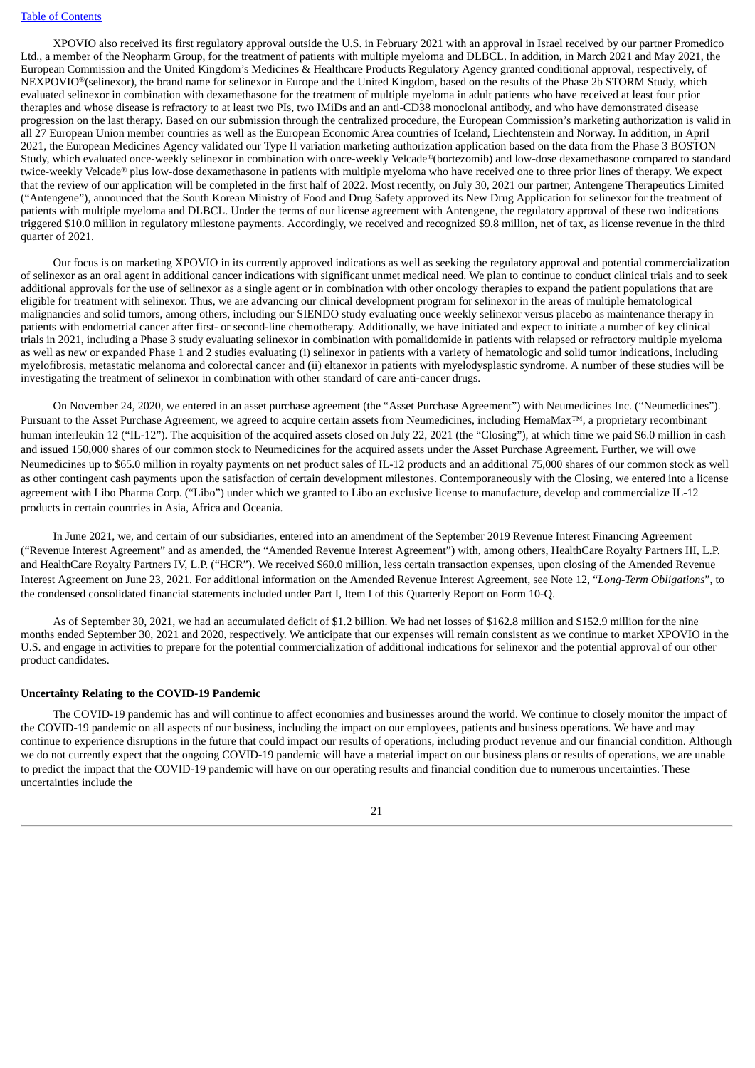XPOVIO also received its first regulatory approval outside the U.S. in February 2021 with an approval in Israel received by our partner Promedico Ltd., a member of the Neopharm Group, for the treatment of patients with multiple myeloma and DLBCL. In addition, in March 2021 and May 2021, the European Commission and the United Kingdom's Medicines & Healthcare Products Regulatory Agency granted conditional approval, respectively, of NEXPOVIO®(selinexor), the brand name for selinexor in Europe and the United Kingdom, based on the results of the Phase 2b STORM Study, which evaluated selinexor in combination with dexamethasone for the treatment of multiple myeloma in adult patients who have received at least four prior therapies and whose disease is refractory to at least two PIs, two IMiDs and an anti-CD38 monoclonal antibody, and who have demonstrated disease progression on the last therapy. Based on our submission through the centralized procedure, the European Commission's marketing authorization is valid in all 27 European Union member countries as well as the European Economic Area countries of Iceland, Liechtenstein and Norway. In addition, in April 2021, the European Medicines Agency validated our Type II variation marketing authorization application based on the data from the Phase 3 BOSTON Study, which evaluated once-weekly selinexor in combination with once-weekly Velcade®(bortezomib) and low-dose dexamethasone compared to standard twice-weekly Velcade® plus low-dose dexamethasone in patients with multiple myeloma who have received one to three prior lines of therapy. We expect that the review of our application will be completed in the first half of 2022. Most recently, on July 30, 2021 our partner, Antengene Therapeutics Limited ("Antengene"), announced that the South Korean Ministry of Food and Drug Safety approved its New Drug Application for selinexor for the treatment of patients with multiple myeloma and DLBCL. Under the terms of our license agreement with Antengene, the regulatory approval of these two indications triggered $10.0 million in regulatory milestone payments. Accordingly, we received and recognized $9.8 million, net of tax, as license revenue in the third quarter of 2021.

Our focus is on marketing XPOVIO in its currently approved indications as well as seeking the regulatory approval and potential commercialization of selinexor as an oral agent in additional cancer indications with significant unmet medical need. We plan to continue to conduct clinical trials and to seek additional approvals for the use of selinexor as a single agent or in combination with other oncology therapies to expand the patient populations that are eligible for treatment with selinexor. Thus, we are advancing our clinical development program for selinexor in the areas of multiple hematological malignancies and solid tumors, among others, including our SIENDO study evaluating once weekly selinexor versus placebo as maintenance therapy in patients with endometrial cancer after first- or second-line chemotherapy. Additionally, we have initiated and expect to initiate a number of key clinical trials in 2021, including a Phase 3 study evaluating selinexor in combination with pomalidomide in patients with relapsed or refractory multiple myeloma as well as new or expanded Phase 1 and 2 studies evaluating (i) selinexor in patients with a variety of hematologic and solid tumor indications, including myelofibrosis, metastatic melanoma and colorectal cancer and (ii) eltanexor in patients with myelodysplastic syndrome. A number of these studies will be investigating the treatment of selinexor in combination with other standard of care anti-cancer drugs.

On November 24, 2020, we entered in an asset purchase agreement (the "Asset Purchase Agreement") with Neumedicines Inc. ("Neumedicines"). Pursuant to the Asset Purchase Agreement, we agreed to acquire certain assets from Neumedicines, including HemaMax™, a proprietary recombinant human interleukin 12 ("IL-12"). The acquisition of the acquired assets closed on July 22, 2021 (the "Closing"), at which time we paid $6.0 million in cash and issued 150,000 shares of our common stock to Neumedicines for the acquired assets under the Asset Purchase Agreement. Further, we will owe Neumedicines up to $65.0 million in royalty payments on net product sales of IL-12 products and an additional 75,000 shares of our common stock as well as other contingent cash payments upon the satisfaction of certain development milestones. Contemporaneously with the Closing, we entered into a license agreement with Libo Pharma Corp. ("Libo") under which we granted to Libo an exclusive license to manufacture, develop and commercialize IL-12 products in certain countries in Asia, Africa and Oceania.

In June 2021, we, and certain of our subsidiaries, entered into an amendment of the September 2019 Revenue Interest Financing Agreement ("Revenue Interest Agreement" and as amended, the "Amended Revenue Interest Agreement") with, among others, HealthCare Royalty Partners III, L.P. and HealthCare Royalty Partners IV, L.P. ("HCR"). We received $60.0 million, less certain transaction expenses, upon closing of the Amended Revenue Interest Agreement on June 23, 2021. For additional information on the Amended Revenue Interest Agreement, see Note 12, "*Long-Term Obligations*", to the condensed consolidated financial statements included under Part I, Item I of this Quarterly Report on Form 10-Q.

As of September 30, 2021, we had an accumulated deficit of $1.2 billion. We had net losses of $162.8 million and $152.9 million for the nine months ended September 30, 2021 and 2020, respectively. We anticipate that our expenses will remain consistent as we continue to market XPOVIO in the U.S. and engage in activities to prepare for the potential commercialization of additional indications for selinexor and the potential approval of our other product candidates.

**Uncertainty Relating to the COVID-19 Pandemic**

The COVID-19 pandemic has and will continue to affect economies and businesses around the world. We continue to closely monitor the impact of the COVID-19 pandemic on all aspects of our business, including the impact on our employees, patients and business operations. We have and may continue to experience disruptions in the future that could impact our results of operations, including product revenue and our financial condition. Although we do not currently expect that the ongoing COVID-19 pandemic will have a material impact on our business plans or results of operations, we are unable to predict the impact that the COVID-19 pandemic will have on our operating results and financial condition due to numerous uncertainties. These uncertainties include the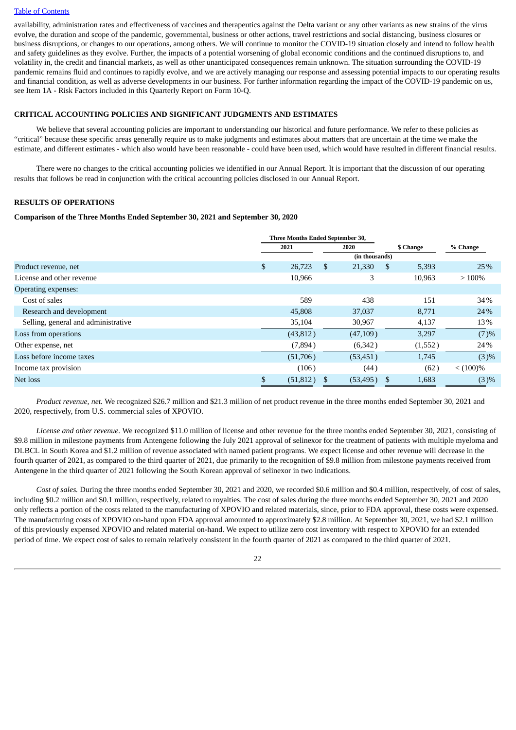availability, administration rates and effectiveness of vaccines and therapeutics against the Delta variant or any other variants as new strains of the virus evolve, the duration and scope of the pandemic, governmental, business or other actions, travel restrictions and social distancing, business closures or business disruptions, or changes to our operations, among others. We will continue to monitor the COVID-19 situation closely and intend to follow health and safety guidelines as they evolve. Further, the impacts of a potential worsening of global economic conditions and the continued disruptions to, and volatility in, the credit and financial markets, as well as other unanticipated consequences remain unknown. The situation surrounding the COVID-19 pandemic remains fluid and continues to rapidly evolve, and we are actively managing our response and assessing potential impacts to our operating results and financial condition, as well as adverse developments in our business. For further information regarding the impact of the COVID-19 pandemic on us, see Item 1A - Risk Factors included in this Quarterly Report on Form 10-Q.

## CRITICAL ACCOUNTING POLICIES AND SIGNIFICANT JUDGMENTS AND ESTIMATES

We believe that several accounting policies are important to understanding our historical and future performance. We refer to these policies as "critical" because these specific areas generally require us to make judgments and estimates about matters that are uncertain at the time we make the estimate, and different estimates - which also would have been reasonable - could have been used, which would have resulted in different financial results.

There were no changes to the critical accounting policies we identified in our Annual Report. It is important that the discussion of our operating results that follows be read in conjunction with the critical accounting policies disclosed in our Annual Report.

## RESULTS OF OPERATIONS

### Comparison of the Three Months Ended September 30, 2021 and September 30, 2020

| | Three Months Ended September 30, | | | |
|---|---|---|---|---|
| | 2021 | 2020 | $ Change | % Change |
| | | (in thousands) | | |
| Product revenue, net | $ 26,723 | $ 21,330 | $ 5,393 | 25% |
| License and other revenue | 10,966 | 3 | 10,963 | > 100% |
| Operating expenses: | | | | |
| Cost of sales | 589 | 438 | 151 | 34% |
| Research and development | 45,808 | 37,037 | 8,771 | 24% |
| Selling, general and administrative | 35,104 | 30,967 | 4,137 | 13% |
| Loss from operations | (43,812) | (47,109) | 3,297 | (7)% |
| Other expense, net | (7,894) | (6,342) | (1,552) | 24% |
| Loss before income taxes | (51,706) | (53,451) | 1,745 | (3)% |
| Income tax provision | (106) | (44) | (62) | < (100)% |
| Net loss | $ (51,812) | $ (53,495) | $ 1,683 | (3)% |

*Product revenue, net.* We recognized $26.7 million and $21.3 million of net product revenue in the three months ended September 30, 2021 and 2020, respectively, from U.S. commercial sales of XPOVIO.

*License and other revenue.* We recognized $11.0 million of license and other revenue for the three months ended September 30, 2021, consisting of $9.8 million in milestone payments from Antengene following the July 2021 approval of selinexor for the treatment of patients with multiple myeloma and DLBCL in South Korea and $1.2 million of revenue associated with named patient programs. We expect license and other revenue will decrease in the fourth quarter of 2021, as compared to the third quarter of 2021, due primarily to the recognition of $9.8 million from milestone payments received from Antengene in the third quarter of 2021 following the South Korean approval of selinexor in two indications.

*Cost of sales.* During the three months ended September 30, 2021 and 2020, we recorded $0.6 million and $0.4 million, respectively, of cost of sales, including $0.2 million and $0.1 million, respectively, related to royalties. The cost of sales during the three months ended September 30, 2021 and 2020 only reflects a portion of the costs related to the manufacturing of XPOVIO and related materials, since, prior to FDA approval, these costs were expensed. The manufacturing costs of XPOVIO on-hand upon FDA approval amounted to approximately $2.8 million. At September 30, 2021, we had $2.1 million of this previously expensed XPOVIO and related material on-hand. We expect to utilize zero cost inventory with respect to XPOVIO for an extended period of time. We expect cost of sales to remain relatively consistent in the fourth quarter of 2021 as compared to the third quarter of 2021.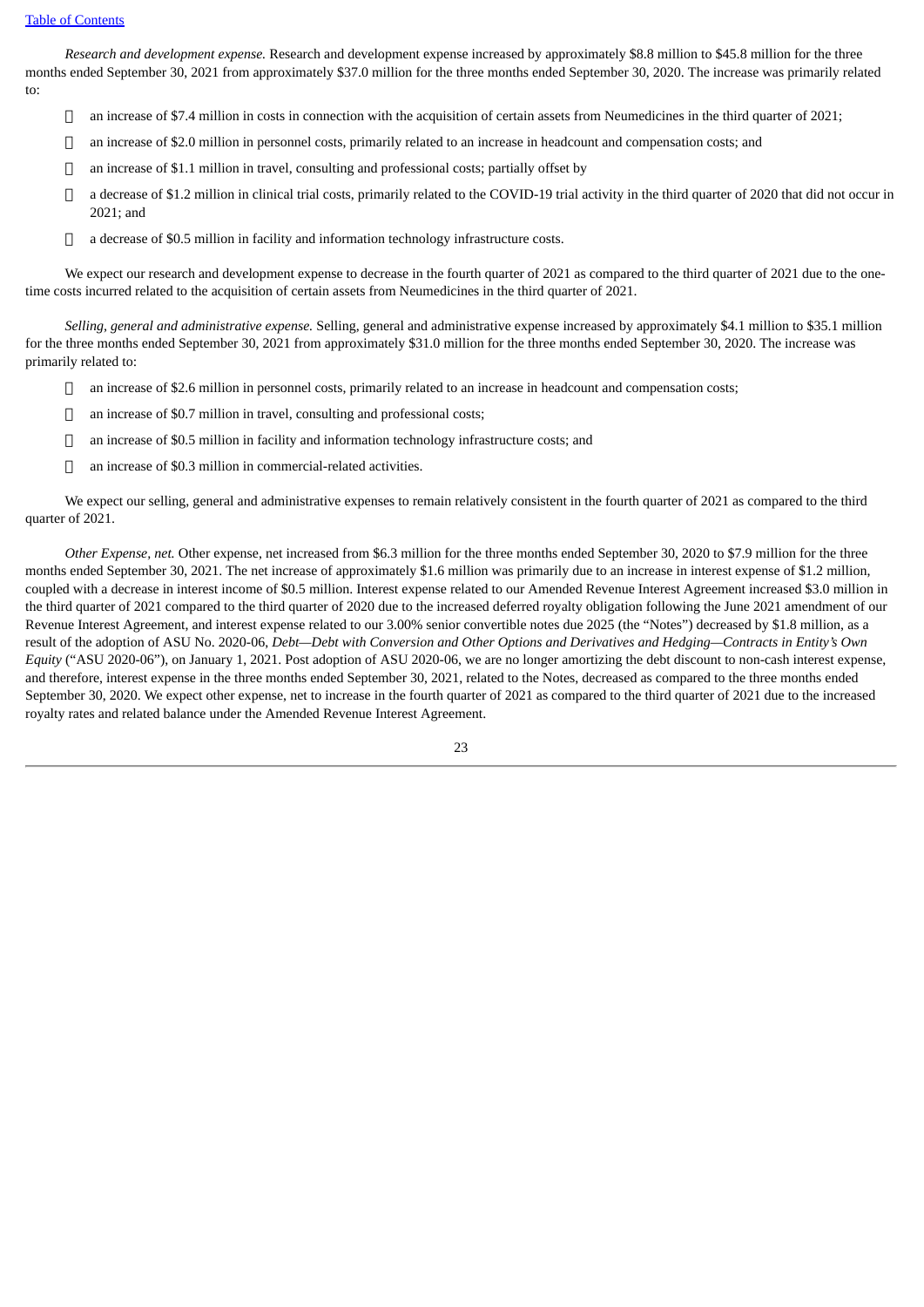*Research and development expense.* Research and development expense increased by approximately $8.8 million to $45.8 million for the three months ended September 30, 2021 from approximately $37.0 million for the three months ended September 30, 2020. The increase was primarily related to:

- an increase of $7.4 million in costs in connection with the acquisition of certain assets from Neumedicines in the third quarter of 2021;
- an increase of $2.0 million in personnel costs, primarily related to an increase in headcount and compensation costs; and
- an increase of $1.1 million in travel, consulting and professional costs; partially offset by
- a decrease of $1.2 million in clinical trial costs, primarily related to the COVID-19 trial activity in the third quarter of 2020 that did not occur in 2021; and
- a decrease of $0.5 million in facility and information technology infrastructure costs.

We expect our research and development expense to decrease in the fourth quarter of 2021 as compared to the third quarter of 2021 due to the one-time costs incurred related to the acquisition of certain assets from Neumedicines in the third quarter of 2021.

*Selling, general and administrative expense.* Selling, general and administrative expense increased by approximately $4.1 million to $35.1 million for the three months ended September 30, 2021 from approximately $31.0 million for the three months ended September 30, 2020. The increase was primarily related to:

- an increase of $2.6 million in personnel costs, primarily related to an increase in headcount and compensation costs;
- an increase of $0.7 million in travel, consulting and professional costs;
- an increase of $0.5 million in facility and information technology infrastructure costs; and
- an increase of $0.3 million in commercial-related activities.

We expect our selling, general and administrative expenses to remain relatively consistent in the fourth quarter of 2021 as compared to the third quarter of 2021.

*Other Expense, net.* Other expense, net increased from $6.3 million for the three months ended September 30, 2020 to $7.9 million for the three months ended September 30, 2021. The net increase of approximately $1.6 million was primarily due to an increase in interest expense of $1.2 million, coupled with a decrease in interest income of $0.5 million. Interest expense related to our Amended Revenue Interest Agreement increased $3.0 million in the third quarter of 2021 compared to the third quarter of 2020 due to the increased deferred royalty obligation following the June 2021 amendment of our Revenue Interest Agreement, and interest expense related to our 3.00% senior convertible notes due 2025 (the "Notes") decreased by $1.8 million, as a result of the adoption of ASU No. 2020-06, *Debt—Debt with Conversion and Other Options and Derivatives and Hedging—Contracts in Entity's Own Equity* ("ASU 2020-06"), on January 1, 2021. Post adoption of ASU 2020-06, we are no longer amortizing the debt discount to non-cash interest expense, and therefore, interest expense in the three months ended September 30, 2021, related to the Notes, decreased as compared to the three months ended September 30, 2020. We expect other expense, net to increase in the fourth quarter of 2021 as compared to the third quarter of 2021 due to the increased royalty rates and related balance under the Amended Revenue Interest Agreement.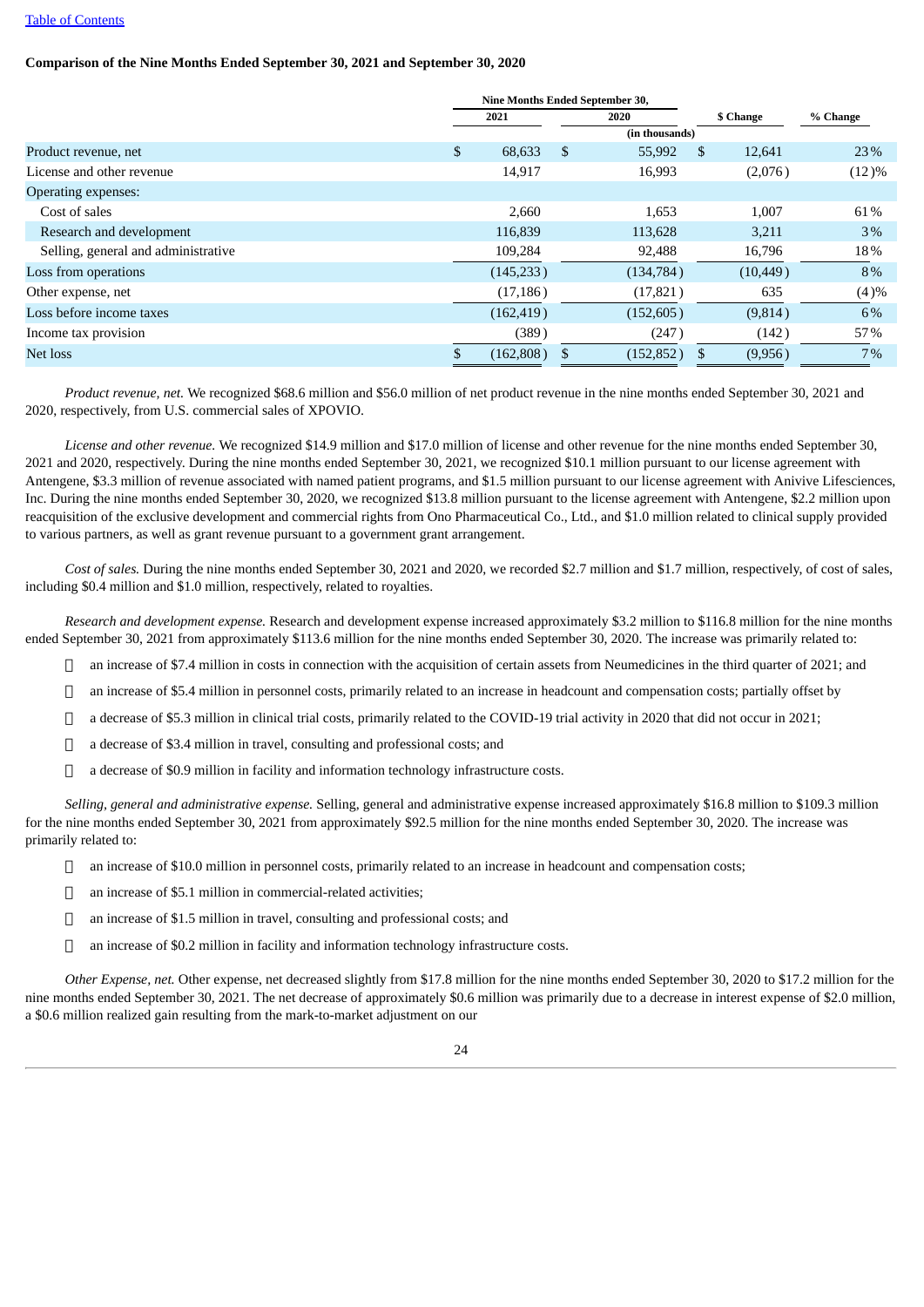[Table of Contents](#)

**Comparison of the Nine Months Ended September 30, 2021 and September 30, 2020**

| | Nine Months Ended September 30, | | | |
|---|---|---|---|---|
| | 2021 | 2020 | $ Change | % Change |
| | (in thousands) | | | |
| Product revenue, net | $ 68,633 | $ 55,992 | $ 12,641 | 23% |
| License and other revenue | 14,917 | 16,993 | (2,076) | (12)% |
| Operating expenses: | | | | |
| Cost of sales | 2,660 | 1,653 | 1,007 | 61% |
| Research and development | 116,839 | 113,628 | 3,211 | 3% |
| Selling, general and administrative | 109,284 | 92,488 | 16,796 | 18% |
| Loss from operations | (145,233) | (134,784) | (10,449) | 8% |
| Other expense, net | (17,186) | (17,821) | 635 | (4)% |
| Loss before income taxes | (162,419) | (152,605) | (9,814) | 6% |
| Income tax provision | (389) | (247) | (142) | 57% |
| Net loss | $ (162,808) | $ (152,852) | $ (9,956) | 7% |

*Product revenue, net.* We recognized $68.6 million and $56.0 million of net product revenue in the nine months ended September 30, 2021 and 2020, respectively, from U.S. commercial sales of XPOVIO.

*License and other revenue.* We recognized $14.9 million and $17.0 million of license and other revenue for the nine months ended September 30, 2021 and 2020, respectively. During the nine months ended September 30, 2021, we recognized $10.1 million pursuant to our license agreement with Antengene, $3.3 million of revenue associated with named patient programs, and $1.5 million pursuant to our license agreement with Anivive Lifesciences, Inc. During the nine months ended September 30, 2020, we recognized $13.8 million pursuant to the license agreement with Antengene, $2.2 million upon reacquisition of the exclusive development and commercial rights from Ono Pharmaceutical Co., Ltd., and $1.0 million related to clinical supply provided to various partners, as well as grant revenue pursuant to a government grant arrangement.

*Cost of sales.* During the nine months ended September 30, 2021 and 2020, we recorded $2.7 million and $1.7 million, respectively, of cost of sales, including $0.4 million and $1.0 million, respectively, related to royalties.

*Research and development expense.* Research and development expense increased approximately $3.2 million to $116.8 million for the nine months ended September 30, 2021 from approximately $113.6 million for the nine months ended September 30, 2020. The increase was primarily related to:

- an increase of $7.4 million in costs in connection with the acquisition of certain assets from Neumedicines in the third quarter of 2021; and
- an increase of $5.4 million in personnel costs, primarily related to an increase in headcount and compensation costs; partially offset by
- a decrease of $5.3 million in clinical trial costs, primarily related to the COVID-19 trial activity in 2020 that did not occur in 2021;
- a decrease of $3.4 million in travel, consulting and professional costs; and
- a decrease of $0.9 million in facility and information technology infrastructure costs.

*Selling, general and administrative expense.* Selling, general and administrative expense increased approximately $16.8 million to $109.3 million for the nine months ended September 30, 2021 from approximately $92.5 million for the nine months ended September 30, 2020. The increase was primarily related to:

- an increase of $10.0 million in personnel costs, primarily related to an increase in headcount and compensation costs;
- an increase of $5.1 million in commercial-related activities;
- an increase of $1.5 million in travel, consulting and professional costs; and
- an increase of $0.2 million in facility and information technology infrastructure costs.

*Other Expense, net.* Other expense, net decreased slightly from $17.8 million for the nine months ended September 30, 2020 to $17.2 million for the nine months ended September 30, 2021. The net decrease of approximately $0.6 million was primarily due to a decrease in interest expense of $2.0 million, a $0.6 million realized gain resulting from the mark-to-market adjustment on our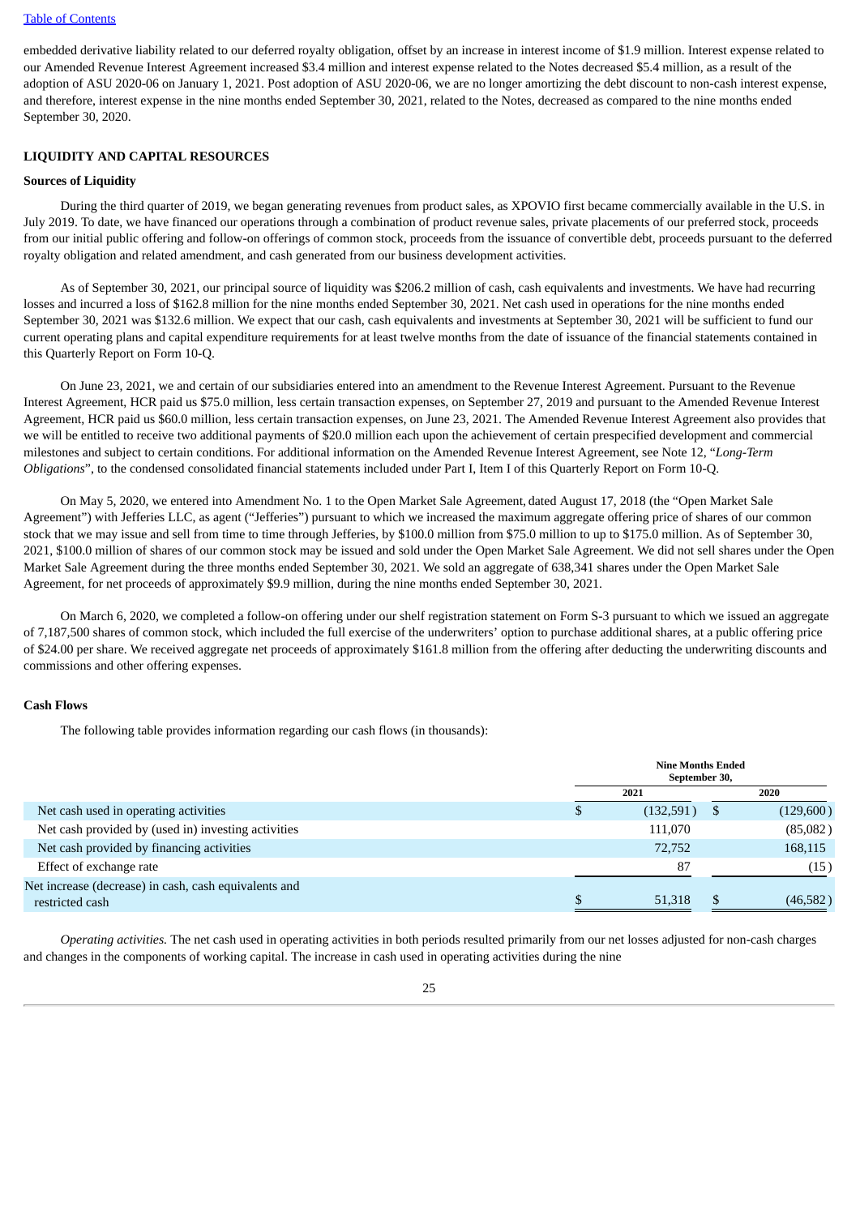embedded derivative liability related to our deferred royalty obligation, offset by an increase in interest income of $1.9 million. Interest expense related to our Amended Revenue Interest Agreement increased $3.4 million and interest expense related to the Notes decreased $5.4 million, as a result of the adoption of ASU 2020-06 on January 1, 2021. Post adoption of ASU 2020-06, we are no longer amortizing the debt discount to non-cash interest expense, and therefore, interest expense in the nine months ended September 30, 2021, related to the Notes, decreased as compared to the nine months ended September 30, 2020.

## LIQUIDITY AND CAPITAL RESOURCES

### Sources of Liquidity

During the third quarter of 2019, we began generating revenues from product sales, as XPOVIO first became commercially available in the U.S. in July 2019. To date, we have financed our operations through a combination of product revenue sales, private placements of our preferred stock, proceeds from our initial public offering and follow-on offerings of common stock, proceeds from the issuance of convertible debt, proceeds pursuant to the deferred royalty obligation and related amendment, and cash generated from our business development activities.

As of September 30, 2021, our principal source of liquidity was $206.2 million of cash, cash equivalents and investments. We have had recurring losses and incurred a loss of $162.8 million for the nine months ended September 30, 2021. Net cash used in operations for the nine months ended September 30, 2021 was $132.6 million. We expect that our cash, cash equivalents and investments at September 30, 2021 will be sufficient to fund our current operating plans and capital expenditure requirements for at least twelve months from the date of issuance of the financial statements contained in this Quarterly Report on Form 10-Q.

On June 23, 2021, we and certain of our subsidiaries entered into an amendment to the Revenue Interest Agreement. Pursuant to the Revenue Interest Agreement, HCR paid us $75.0 million, less certain transaction expenses, on September 27, 2019 and pursuant to the Amended Revenue Interest Agreement, HCR paid us $60.0 million, less certain transaction expenses, on June 23, 2021. The Amended Revenue Interest Agreement also provides that we will be entitled to receive two additional payments of $20.0 million each upon the achievement of certain prespecified development and commercial milestones and subject to certain conditions. For additional information on the Amended Revenue Interest Agreement, see Note 12, "*Long-Term Obligations*", to the condensed consolidated financial statements included under Part I, Item I of this Quarterly Report on Form 10-Q.

On May 5, 2020, we entered into Amendment No. 1 to the Open Market Sale Agreement, dated August 17, 2018 (the "Open Market Sale Agreement") with Jefferies LLC, as agent ("Jefferies") pursuant to which we increased the maximum aggregate offering price of shares of our common stock that we may issue and sell from time to time through Jefferies, by $100.0 million from $75.0 million to up to $175.0 million. As of September 30, 2021, $100.0 million of shares of our common stock may be issued and sold under the Open Market Sale Agreement. We did not sell shares under the Open Market Sale Agreement during the three months ended September 30, 2021. We sold an aggregate of 638,341 shares under the Open Market Sale Agreement, for net proceeds of approximately $9.9 million, during the nine months ended September 30, 2021.

On March 6, 2020, we completed a follow-on offering under our shelf registration statement on Form S-3 pursuant to which we issued an aggregate of 7,187,500 shares of common stock, which included the full exercise of the underwriters' option to purchase additional shares, at a public offering price of $24.00 per share. We received aggregate net proceeds of approximately $161.8 million from the offering after deducting the underwriting discounts and commissions and other offering expenses.

### Cash Flows

The following table provides information regarding our cash flows (in thousands):

| | Nine Months Ended September 30, | |
|---|---|---|
| | 2021 | 2020 |
| Net cash used in operating activities | $ (132,591) | $ (129,600) |
| Net cash provided by (used in) investing activities | 111,070 | (85,082) |
| Net cash provided by financing activities | 72,752 | 168,115 |
| Effect of exchange rate | 87 | (15) |
| Net increase (decrease) in cash, cash equivalents and restricted cash | $ 51,318 | $ (46,582) |

*Operating activities.* The net cash used in operating activities in both periods resulted primarily from our net losses adjusted for non-cash charges and changes in the components of working capital. The increase in cash used in operating activities during the nine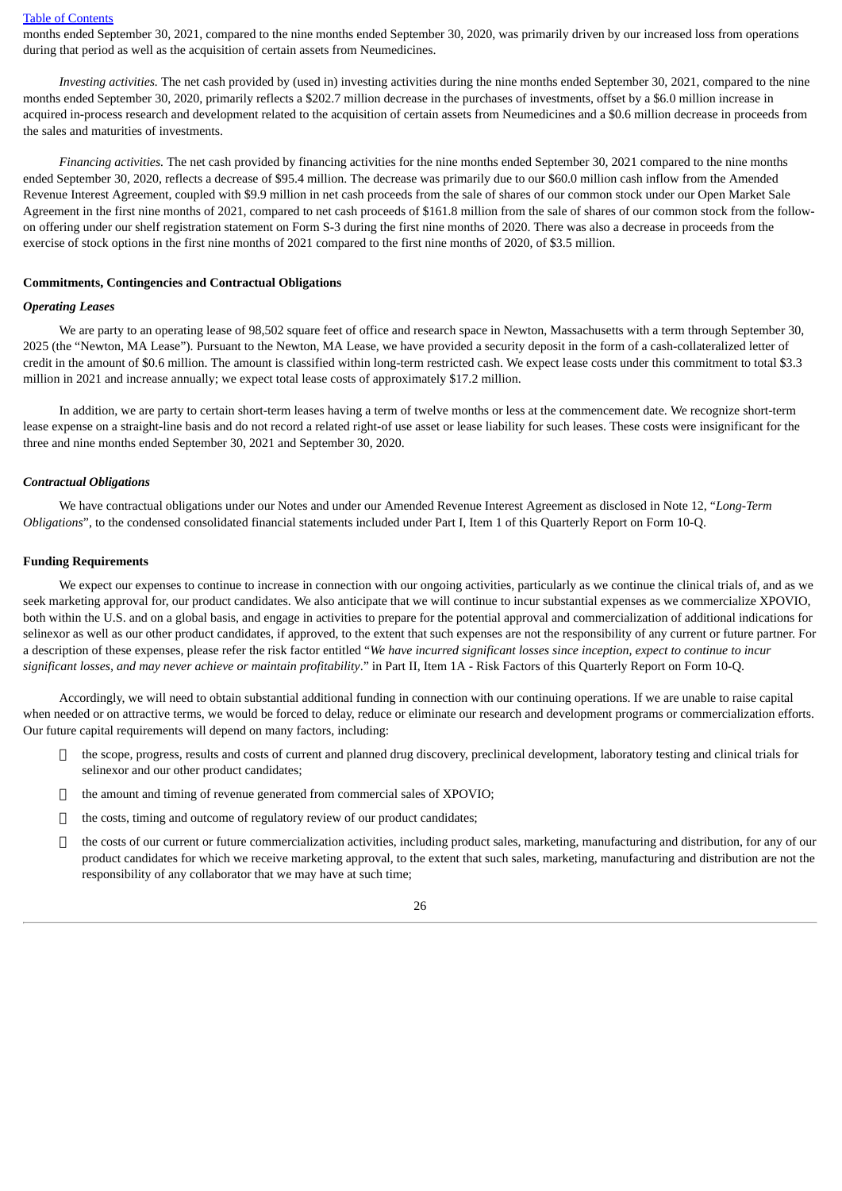months ended September 30, 2021, compared to the nine months ended September 30, 2020, was primarily driven by our increased loss from operations during that period as well as the acquisition of certain assets from Neumedicines.

*Investing activities.* The net cash provided by (used in) investing activities during the nine months ended September 30, 2021, compared to the nine months ended September 30, 2020, primarily reflects a $202.7 million decrease in the purchases of investments, offset by a $6.0 million increase in acquired in-process research and development related to the acquisition of certain assets from Neumedicines and a $0.6 million decrease in proceeds from the sales and maturities of investments.

*Financing activities.* The net cash provided by financing activities for the nine months ended September 30, 2021 compared to the nine months ended September 30, 2020, reflects a decrease of $95.4 million. The decrease was primarily due to our $60.0 million cash inflow from the Amended Revenue Interest Agreement, coupled with $9.9 million in net cash proceeds from the sale of shares of our common stock under our Open Market Sale Agreement in the first nine months of 2021, compared to net cash proceeds of $161.8 million from the sale of shares of our common stock from the follow-on offering under our shelf registration statement on Form S-3 during the first nine months of 2020. There was also a decrease in proceeds from the exercise of stock options in the first nine months of 2021 compared to the first nine months of 2020, of $3.5 million.

**Commitments, Contingencies and Contractual Obligations**

***Operating Leases***

We are party to an operating lease of 98,502 square feet of office and research space in Newton, Massachusetts with a term through September 30, 2025 (the "Newton, MA Lease"). Pursuant to the Newton, MA Lease, we have provided a security deposit in the form of a cash-collateralized letter of credit in the amount of $0.6 million. The amount is classified within long-term restricted cash. We expect lease costs under this commitment to total $3.3 million in 2021 and increase annually; we expect total lease costs of approximately $17.2 million.

In addition, we are party to certain short-term leases having a term of twelve months or less at the commencement date. We recognize short-term lease expense on a straight-line basis and do not record a related right-of use asset or lease liability for such leases. These costs were insignificant for the three and nine months ended September 30, 2021 and September 30, 2020.

***Contractual Obligations***

We have contractual obligations under our Notes and under our Amended Revenue Interest Agreement as disclosed in Note 12, "*Long-Term Obligations*", to the condensed consolidated financial statements included under Part I, Item 1 of this Quarterly Report on Form 10-Q.

**Funding Requirements**

We expect our expenses to continue to increase in connection with our ongoing activities, particularly as we continue the clinical trials of, and as we seek marketing approval for, our product candidates. We also anticipate that we will continue to incur substantial expenses as we commercialize XPOVIO, both within the U.S. and on a global basis, and engage in activities to prepare for the potential approval and commercialization of additional indications for selinexor as well as our other product candidates, if approved, to the extent that such expenses are not the responsibility of any current or future partner. For a description of these expenses, please refer the risk factor entitled "*We have incurred significant losses since inception, expect to continue to incur significant losses, and may never achieve or maintain profitability*." in Part II, Item 1A - Risk Factors of this Quarterly Report on Form 10-Q.

Accordingly, we will need to obtain substantial additional funding in connection with our continuing operations. If we are unable to raise capital when needed or on attractive terms, we would be forced to delay, reduce or eliminate our research and development programs or commercialization efforts. Our future capital requirements will depend on many factors, including:

- the scope, progress, results and costs of current and planned drug discovery, preclinical development, laboratory testing and clinical trials for selinexor and our other product candidates;
- the amount and timing of revenue generated from commercial sales of XPOVIO;
- the costs, timing and outcome of regulatory review of our product candidates;
- the costs of our current or future commercialization activities, including product sales, marketing, manufacturing and distribution, for any of our product candidates for which we receive marketing approval, to the extent that such sales, marketing, manufacturing and distribution are not the responsibility of any collaborator that we may have at such time;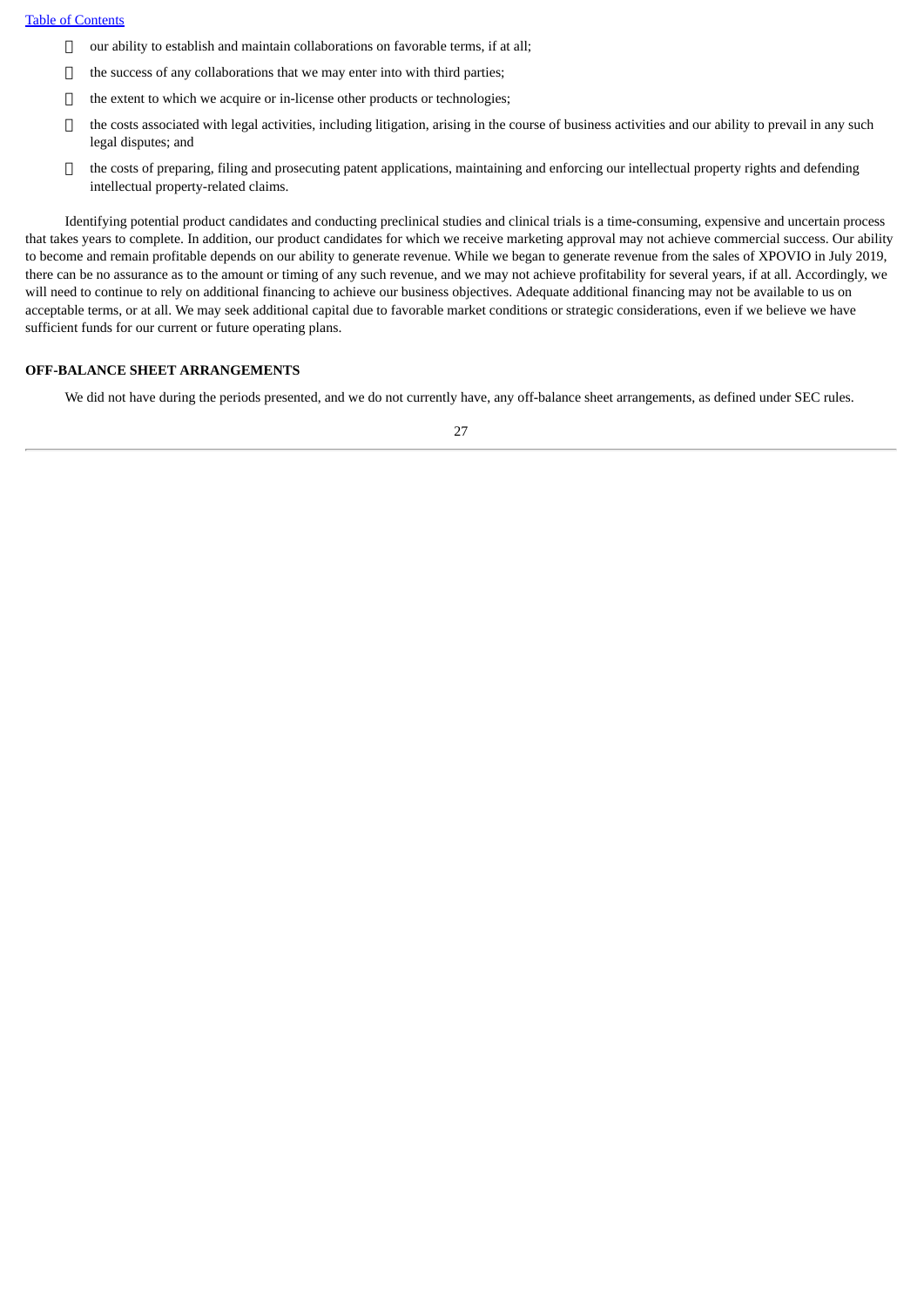- our ability to establish and maintain collaborations on favorable terms, if at all;
- the success of any collaborations that we may enter into with third parties;
- the extent to which we acquire or in-license other products or technologies;
- the costs associated with legal activities, including litigation, arising in the course of business activities and our ability to prevail in any such legal disputes; and
- the costs of preparing, filing and prosecuting patent applications, maintaining and enforcing our intellectual property rights and defending intellectual property-related claims.

Identifying potential product candidates and conducting preclinical studies and clinical trials is a time-consuming, expensive and uncertain process that takes years to complete. In addition, our product candidates for which we receive marketing approval may not achieve commercial success. Our ability to become and remain profitable depends on our ability to generate revenue. While we began to generate revenue from the sales of XPOVIO in July 2019, there can be no assurance as to the amount or timing of any such revenue, and we may not achieve profitability for several years, if at all. Accordingly, we will need to continue to rely on additional financing to achieve our business objectives. Adequate additional financing may not be available to us on acceptable terms, or at all. We may seek additional capital due to favorable market conditions or strategic considerations, even if we believe we have sufficient funds for our current or future operating plans.

## OFF-BALANCE SHEET ARRANGEMENTS

We did not have during the periods presented, and we do not currently have, any off-balance sheet arrangements, as defined under SEC rules.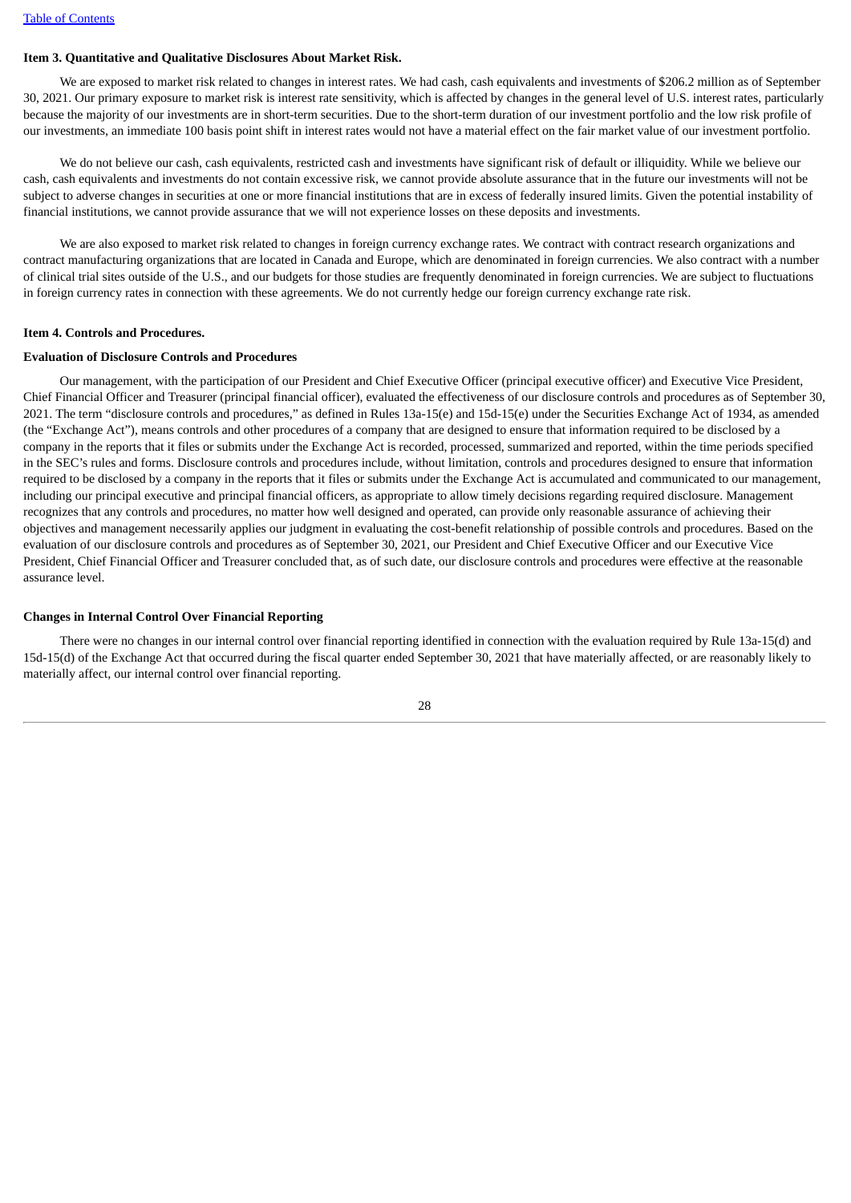### Item 3. Quantitative and Qualitative Disclosures About Market Risk.

We are exposed to market risk related to changes in interest rates. We had cash, cash equivalents and investments of $206.2 million as of September 30, 2021. Our primary exposure to market risk is interest rate sensitivity, which is affected by changes in the general level of U.S. interest rates, particularly because the majority of our investments are in short-term securities. Due to the short-term duration of our investment portfolio and the low risk profile of our investments, an immediate 100 basis point shift in interest rates would not have a material effect on the fair market value of our investment portfolio.

We do not believe our cash, cash equivalents, restricted cash and investments have significant risk of default or illiquidity. While we believe our cash, cash equivalents and investments do not contain excessive risk, we cannot provide absolute assurance that in the future our investments will not be subject to adverse changes in securities at one or more financial institutions that are in excess of federally insured limits. Given the potential instability of financial institutions, we cannot provide assurance that we will not experience losses on these deposits and investments.

We are also exposed to market risk related to changes in foreign currency exchange rates. We contract with contract research organizations and contract manufacturing organizations that are located in Canada and Europe, which are denominated in foreign currencies. We also contract with a number of clinical trial sites outside of the U.S., and our budgets for those studies are frequently denominated in foreign currencies. We are subject to fluctuations in foreign currency rates in connection with these agreements. We do not currently hedge our foreign currency exchange rate risk.

### Item 4. Controls and Procedures.

#### Evaluation of Disclosure Controls and Procedures

Our management, with the participation of our President and Chief Executive Officer (principal executive officer) and Executive Vice President, Chief Financial Officer and Treasurer (principal financial officer), evaluated the effectiveness of our disclosure controls and procedures as of September 30, 2021. The term "disclosure controls and procedures," as defined in Rules 13a-15(e) and 15d-15(e) under the Securities Exchange Act of 1934, as amended (the "Exchange Act"), means controls and other procedures of a company that are designed to ensure that information required to be disclosed by a company in the reports that it files or submits under the Exchange Act is recorded, processed, summarized and reported, within the time periods specified in the SEC's rules and forms. Disclosure controls and procedures include, without limitation, controls and procedures designed to ensure that information required to be disclosed by a company in the reports that it files or submits under the Exchange Act is accumulated and communicated to our management, including our principal executive and principal financial officers, as appropriate to allow timely decisions regarding required disclosure. Management recognizes that any controls and procedures, no matter how well designed and operated, can provide only reasonable assurance of achieving their objectives and management necessarily applies our judgment in evaluating the cost-benefit relationship of possible controls and procedures. Based on the evaluation of our disclosure controls and procedures as of September 30, 2021, our President and Chief Executive Officer and our Executive Vice President, Chief Financial Officer and Treasurer concluded that, as of such date, our disclosure controls and procedures were effective at the reasonable assurance level.

#### Changes in Internal Control Over Financial Reporting

There were no changes in our internal control over financial reporting identified in connection with the evaluation required by Rule 13a-15(d) and 15d-15(d) of the Exchange Act that occurred during the fiscal quarter ended September 30, 2021 that have materially affected, or are reasonably likely to materially affect, our internal control over financial reporting.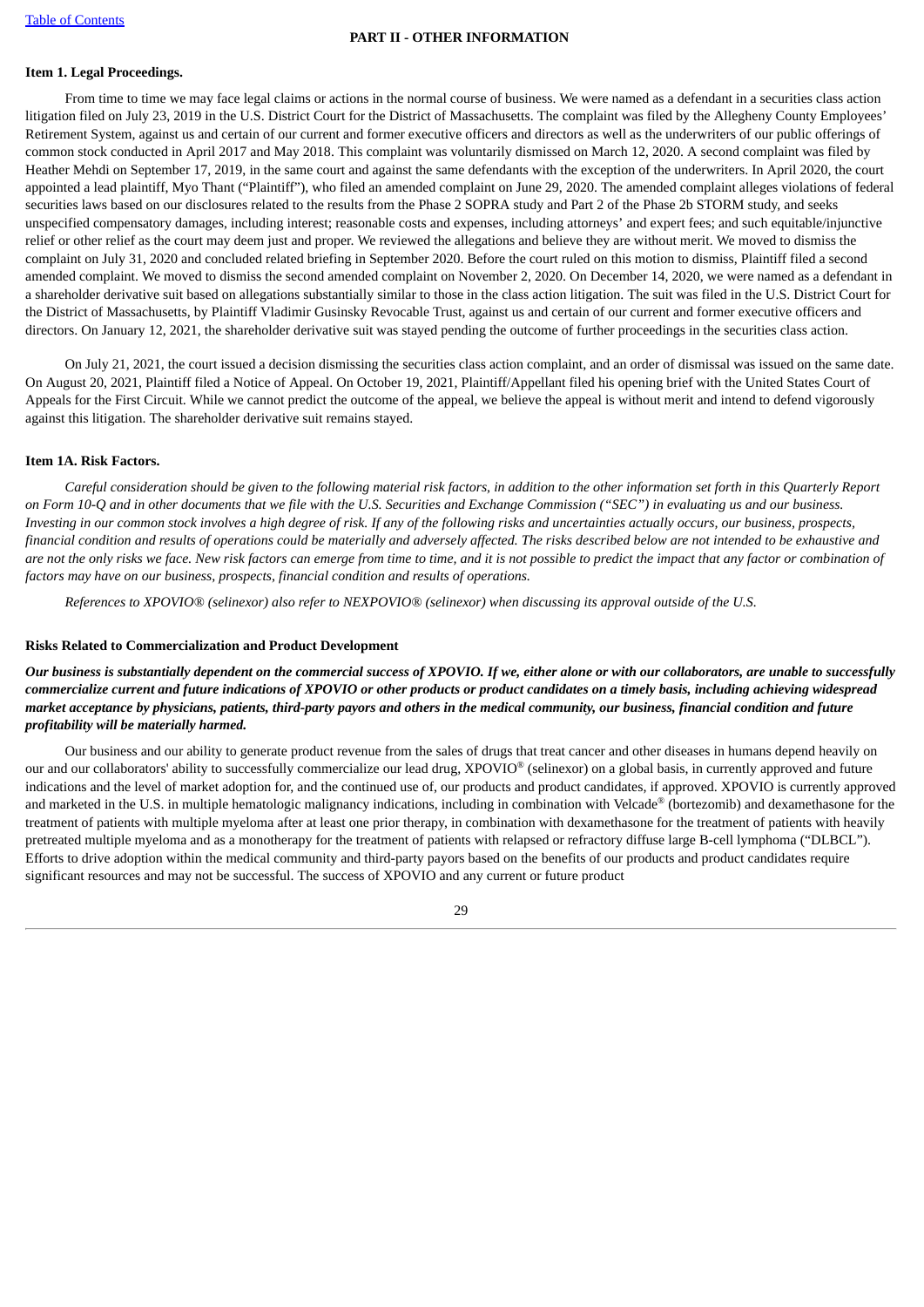## PART II - OTHER INFORMATION

### Item 1. Legal Proceedings.

From time to time we may face legal claims or actions in the normal course of business. We were named as a defendant in a securities class action litigation filed on July 23, 2019 in the U.S. District Court for the District of Massachusetts. The complaint was filed by the Allegheny County Employees' Retirement System, against us and certain of our current and former executive officers and directors as well as the underwriters of our public offerings of common stock conducted in April 2017 and May 2018. This complaint was voluntarily dismissed on March 12, 2020. A second complaint was filed by Heather Mehdi on September 17, 2019, in the same court and against the same defendants with the exception of the underwriters. In April 2020, the court appointed a lead plaintiff, Myo Thant ("Plaintiff"), who filed an amended complaint on June 29, 2020. The amended complaint alleges violations of federal securities laws based on our disclosures related to the results from the Phase 2 SOPRA study and Part 2 of the Phase 2b STORM study, and seeks unspecified compensatory damages, including interest; reasonable costs and expenses, including attorneys' and expert fees; and such equitable/injunctive relief or other relief as the court may deem just and proper. We reviewed the allegations and believe they are without merit. We moved to dismiss the complaint on July 31, 2020 and concluded related briefing in September 2020. Before the court ruled on this motion to dismiss, Plaintiff filed a second amended complaint. We moved to dismiss the second amended complaint on November 2, 2020. On December 14, 2020, we were named as a defendant in a shareholder derivative suit based on allegations substantially similar to those in the class action litigation. The suit was filed in the U.S. District Court for the District of Massachusetts, by Plaintiff Vladimir Gusinsky Revocable Trust, against us and certain of our current and former executive officers and directors. On January 12, 2021, the shareholder derivative suit was stayed pending the outcome of further proceedings in the securities class action.

On July 21, 2021, the court issued a decision dismissing the securities class action complaint, and an order of dismissal was issued on the same date. On August 20, 2021, Plaintiff filed a Notice of Appeal. On October 19, 2021, Plaintiff/Appellant filed his opening brief with the United States Court of Appeals for the First Circuit. While we cannot predict the outcome of the appeal, we believe the appeal is without merit and intend to defend vigorously against this litigation. The shareholder derivative suit remains stayed.

### Item 1A. Risk Factors.

*Careful consideration should be given to the following material risk factors, in addition to the other information set forth in this Quarterly Report on Form 10-Q and in other documents that we file with the U.S. Securities and Exchange Commission ("SEC") in evaluating us and our business. Investing in our common stock involves a high degree of risk. If any of the following risks and uncertainties actually occurs, our business, prospects, financial condition and results of operations could be materially and adversely affected. The risks described below are not intended to be exhaustive and are not the only risks we face. New risk factors can emerge from time to time, and it is not possible to predict the impact that any factor or combination of factors may have on our business, prospects, financial condition and results of operations.*

*References to XPOVIO® (selinexor) also refer to NEXPOVIO® (selinexor) when discussing its approval outside of the U.S.*

### Risks Related to Commercialization and Product Development

***Our business is substantially dependent on the commercial success of XPOVIO. If we, either alone or with our collaborators, are unable to successfully commercialize current and future indications of XPOVIO or other products or product candidates on a timely basis, including achieving widespread market acceptance by physicians, patients, third-party payors and others in the medical community, our business, financial condition and future profitability will be materially harmed.***

Our business and our ability to generate product revenue from the sales of drugs that treat cancer and other diseases in humans depend heavily on our and our collaborators' ability to successfully commercialize our lead drug, XPOVIO® (selinexor) on a global basis, in currently approved and future indications and the level of market adoption for, and the continued use of, our products and product candidates, if approved. XPOVIO is currently approved and marketed in the U.S. in multiple hematologic malignancy indications, including in combination with Velcade® (bortezomib) and dexamethasone for the treatment of patients with multiple myeloma after at least one prior therapy, in combination with dexamethasone for the treatment of patients with heavily pretreated multiple myeloma and as a monotherapy for the treatment of patients with relapsed or refractory diffuse large B-cell lymphoma ("DLBCL"). Efforts to drive adoption within the medical community and third-party payors based on the benefits of our products and product candidates require significant resources and may not be successful. The success of XPOVIO and any current or future product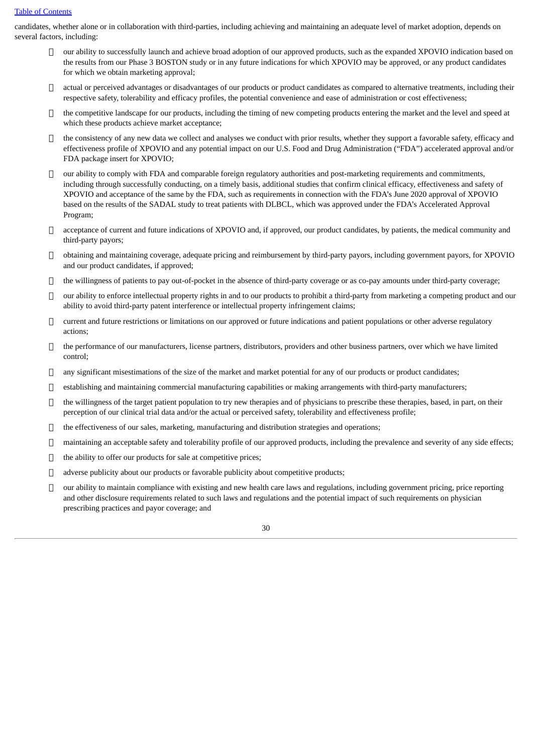candidates, whether alone or in collaboration with third-parties, including achieving and maintaining an adequate level of market adoption, depends on several factors, including:

- our ability to successfully launch and achieve broad adoption of our approved products, such as the expanded XPOVIO indication based on the results from our Phase 3 BOSTON study or in any future indications for which XPOVIO may be approved, or any product candidates for which we obtain marketing approval;
- actual or perceived advantages or disadvantages of our products or product candidates as compared to alternative treatments, including their respective safety, tolerability and efficacy profiles, the potential convenience and ease of administration or cost effectiveness;
- the competitive landscape for our products, including the timing of new competing products entering the market and the level and speed at which these products achieve market acceptance;
- the consistency of any new data we collect and analyses we conduct with prior results, whether they support a favorable safety, efficacy and effectiveness profile of XPOVIO and any potential impact on our U.S. Food and Drug Administration ("FDA") accelerated approval and/or FDA package insert for XPOVIO;
- our ability to comply with FDA and comparable foreign regulatory authorities and post-marketing requirements and commitments, including through successfully conducting, on a timely basis, additional studies that confirm clinical efficacy, effectiveness and safety of XPOVIO and acceptance of the same by the FDA, such as requirements in connection with the FDA's June 2020 approval of XPOVIO based on the results of the SADAL study to treat patients with DLBCL, which was approved under the FDA's Accelerated Approval Program;
- acceptance of current and future indications of XPOVIO and, if approved, our product candidates, by patients, the medical community and third-party payors;
- obtaining and maintaining coverage, adequate pricing and reimbursement by third-party payors, including government payors, for XPOVIO and our product candidates, if approved;
- the willingness of patients to pay out-of-pocket in the absence of third-party coverage or as co-pay amounts under third-party coverage;
- our ability to enforce intellectual property rights in and to our products to prohibit a third-party from marketing a competing product and our ability to avoid third-party patent interference or intellectual property infringement claims;
- current and future restrictions or limitations on our approved or future indications and patient populations or other adverse regulatory actions;
- the performance of our manufacturers, license partners, distributors, providers and other business partners, over which we have limited control;
- any significant misestimations of the size of the market and market potential for any of our products or product candidates;
- establishing and maintaining commercial manufacturing capabilities or making arrangements with third-party manufacturers;
- the willingness of the target patient population to try new therapies and of physicians to prescribe these therapies, based, in part, on their perception of our clinical trial data and/or the actual or perceived safety, tolerability and effectiveness profile;
- the effectiveness of our sales, marketing, manufacturing and distribution strategies and operations;
- maintaining an acceptable safety and tolerability profile of our approved products, including the prevalence and severity of any side effects;
- the ability to offer our products for sale at competitive prices;
- adverse publicity about our products or favorable publicity about competitive products;
- our ability to maintain compliance with existing and new health care laws and regulations, including government pricing, price reporting and other disclosure requirements related to such laws and regulations and the potential impact of such requirements on physician prescribing practices and payor coverage; and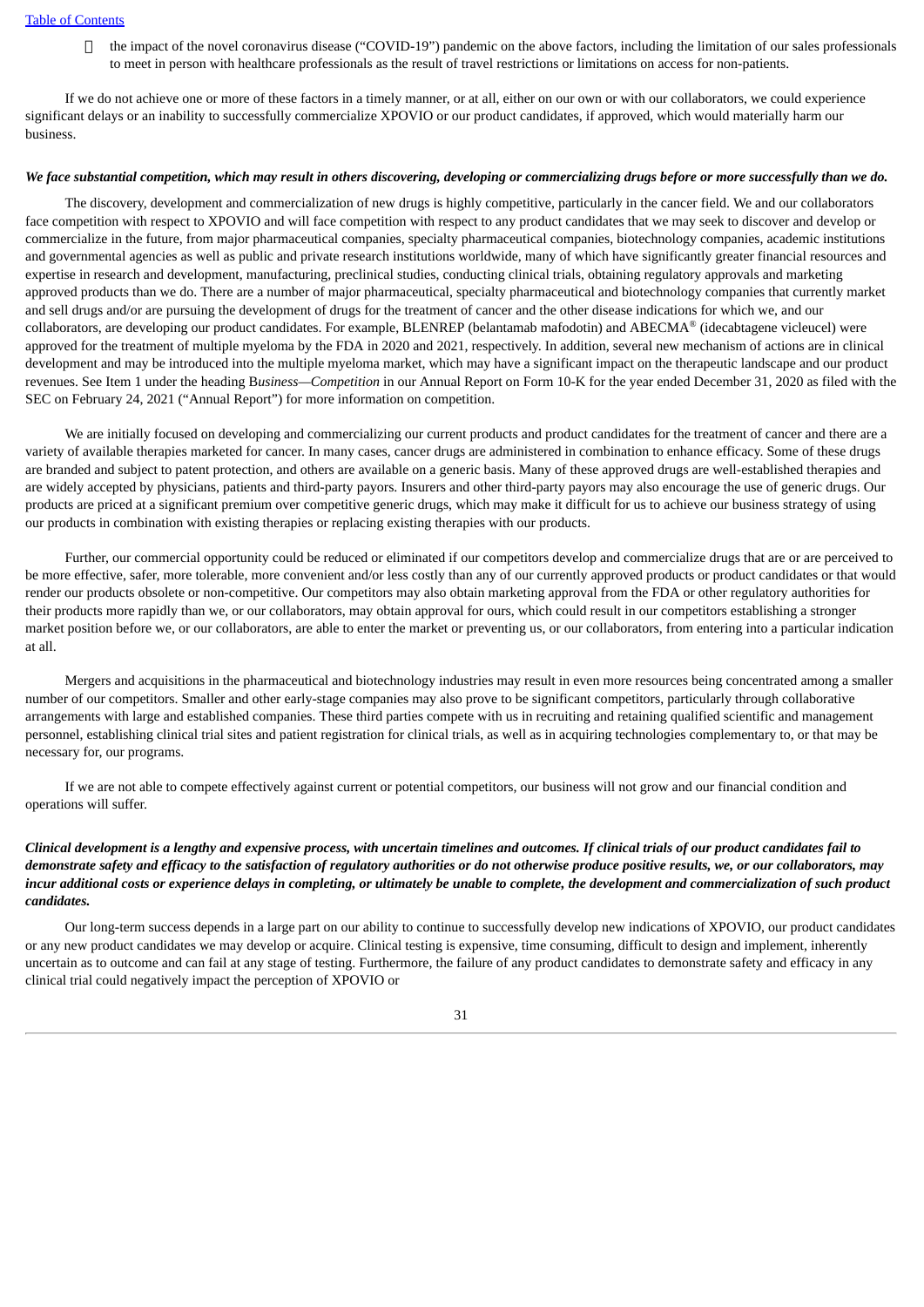- the impact of the novel coronavirus disease ("COVID-19") pandemic on the above factors, including the limitation of our sales professionals to meet in person with healthcare professionals as the result of travel restrictions or limitations on access for non-patients.

If we do not achieve one or more of these factors in a timely manner, or at all, either on our own or with our collaborators, we could experience significant delays or an inability to successfully commercialize XPOVIO or our product candidates, if approved, which would materially harm our business.

***We face substantial competition, which may result in others discovering, developing or commercializing drugs before or more successfully than we do.***

The discovery, development and commercialization of new drugs is highly competitive, particularly in the cancer field. We and our collaborators face competition with respect to XPOVIO and will face competition with respect to any product candidates that we may seek to discover and develop or commercialize in the future, from major pharmaceutical companies, specialty pharmaceutical companies, biotechnology companies, academic institutions and governmental agencies as well as public and private research institutions worldwide, many of which have significantly greater financial resources and expertise in research and development, manufacturing, preclinical studies, conducting clinical trials, obtaining regulatory approvals and marketing approved products than we do. There are a number of major pharmaceutical, specialty pharmaceutical and biotechnology companies that currently market and sell drugs and/or are pursuing the development of drugs for the treatment of cancer and the other disease indications for which we, and our collaborators, are developing our product candidates. For example, BLENREP (belantamab mafodotin) and ABECMA® (idecabtagene vicleucel) were approved for the treatment of multiple myeloma by the FDA in 2020 and 2021, respectively. In addition, several new mechanism of actions are in clinical development and may be introduced into the multiple myeloma market, which may have a significant impact on the therapeutic landscape and our product revenues. See Item 1 under the heading B*usiness—Competition* in our Annual Report on Form 10-K for the year ended December 31, 2020 as filed with the SEC on February 24, 2021 ("Annual Report") for more information on competition.

We are initially focused on developing and commercializing our current products and product candidates for the treatment of cancer and there are a variety of available therapies marketed for cancer. In many cases, cancer drugs are administered in combination to enhance efficacy. Some of these drugs are branded and subject to patent protection, and others are available on a generic basis. Many of these approved drugs are well-established therapies and are widely accepted by physicians, patients and third-party payors. Insurers and other third-party payors may also encourage the use of generic drugs. Our products are priced at a significant premium over competitive generic drugs, which may make it difficult for us to achieve our business strategy of using our products in combination with existing therapies or replacing existing therapies with our products.

Further, our commercial opportunity could be reduced or eliminated if our competitors develop and commercialize drugs that are or are perceived to be more effective, safer, more tolerable, more convenient and/or less costly than any of our currently approved products or product candidates or that would render our products obsolete or non-competitive. Our competitors may also obtain marketing approval from the FDA or other regulatory authorities for their products more rapidly than we, or our collaborators, may obtain approval for ours, which could result in our competitors establishing a stronger market position before we, or our collaborators, are able to enter the market or preventing us, or our collaborators, from entering into a particular indication at all.

Mergers and acquisitions in the pharmaceutical and biotechnology industries may result in even more resources being concentrated among a smaller number of our competitors. Smaller and other early-stage companies may also prove to be significant competitors, particularly through collaborative arrangements with large and established companies. These third parties compete with us in recruiting and retaining qualified scientific and management personnel, establishing clinical trial sites and patient registration for clinical trials, as well as in acquiring technologies complementary to, or that may be necessary for, our programs.

If we are not able to compete effectively against current or potential competitors, our business will not grow and our financial condition and operations will suffer.

***Clinical development is a lengthy and expensive process, with uncertain timelines and outcomes. If clinical trials of our product candidates fail to demonstrate safety and efficacy to the satisfaction of regulatory authorities or do not otherwise produce positive results, we, or our collaborators, may incur additional costs or experience delays in completing, or ultimately be unable to complete, the development and commercialization of such product candidates.***

Our long-term success depends in a large part on our ability to continue to successfully develop new indications of XPOVIO, our product candidates or any new product candidates we may develop or acquire. Clinical testing is expensive, time consuming, difficult to design and implement, inherently uncertain as to outcome and can fail at any stage of testing. Furthermore, the failure of any product candidates to demonstrate safety and efficacy in any clinical trial could negatively impact the perception of XPOVIO or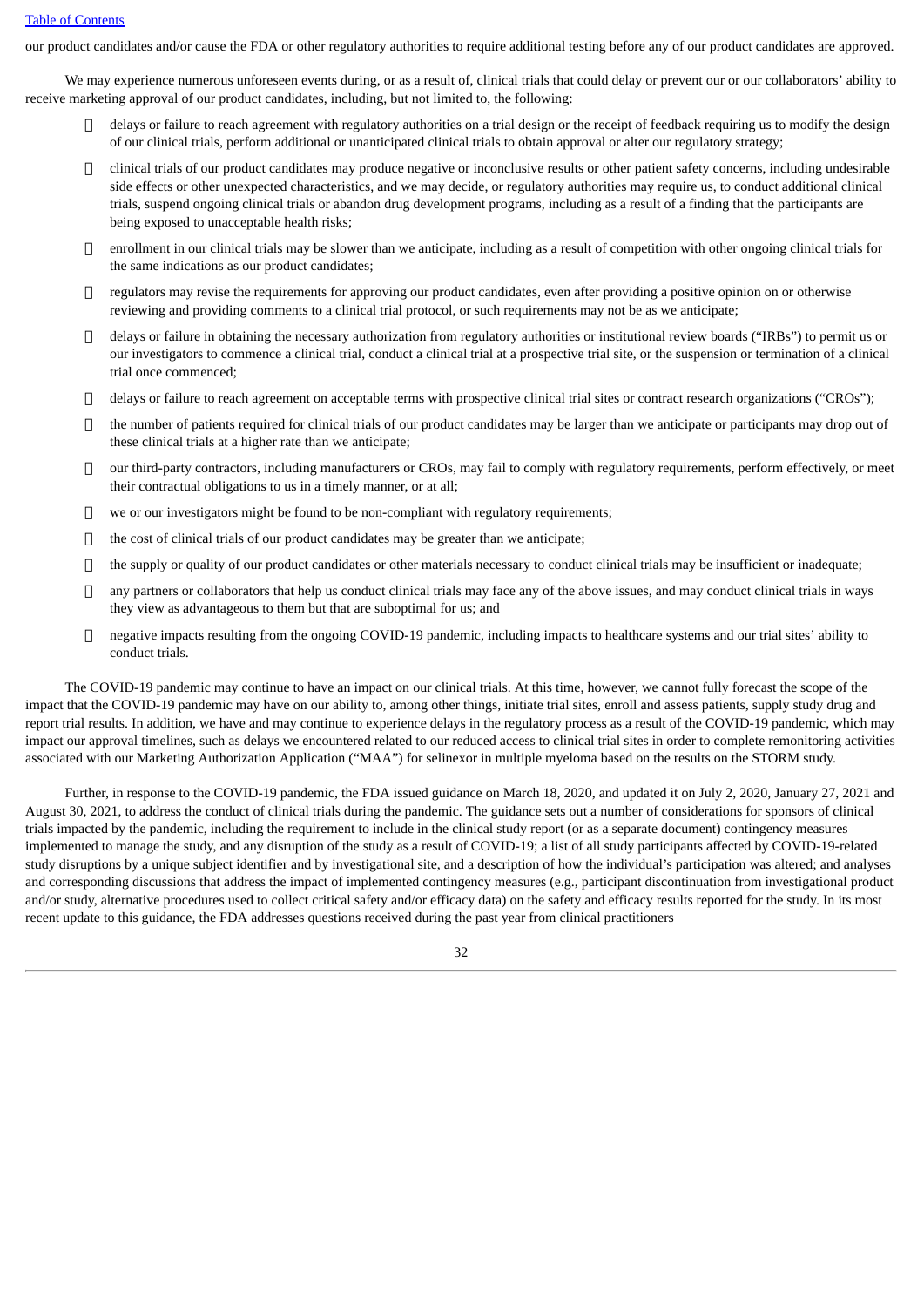our product candidates and/or cause the FDA or other regulatory authorities to require additional testing before any of our product candidates are approved.

We may experience numerous unforeseen events during, or as a result of, clinical trials that could delay or prevent our or our collaborators' ability to receive marketing approval of our product candidates, including, but not limited to, the following:

- delays or failure to reach agreement with regulatory authorities on a trial design or the receipt of feedback requiring us to modify the design of our clinical trials, perform additional or unanticipated clinical trials to obtain approval or alter our regulatory strategy;
- clinical trials of our product candidates may produce negative or inconclusive results or other patient safety concerns, including undesirable side effects or other unexpected characteristics, and we may decide, or regulatory authorities may require us, to conduct additional clinical trials, suspend ongoing clinical trials or abandon drug development programs, including as a result of a finding that the participants are being exposed to unacceptable health risks;
- enrollment in our clinical trials may be slower than we anticipate, including as a result of competition with other ongoing clinical trials for the same indications as our product candidates;
- regulators may revise the requirements for approving our product candidates, even after providing a positive opinion on or otherwise reviewing and providing comments to a clinical trial protocol, or such requirements may not be as we anticipate;
- delays or failure in obtaining the necessary authorization from regulatory authorities or institutional review boards ("IRBs") to permit us or our investigators to commence a clinical trial, conduct a clinical trial at a prospective trial site, or the suspension or termination of a clinical trial once commenced;
- delays or failure to reach agreement on acceptable terms with prospective clinical trial sites or contract research organizations ("CROs");
- the number of patients required for clinical trials of our product candidates may be larger than we anticipate or participants may drop out of these clinical trials at a higher rate than we anticipate;
- our third-party contractors, including manufacturers or CROs, may fail to comply with regulatory requirements, perform effectively, or meet their contractual obligations to us in a timely manner, or at all;
- we or our investigators might be found to be non-compliant with regulatory requirements;
- the cost of clinical trials of our product candidates may be greater than we anticipate;
- the supply or quality of our product candidates or other materials necessary to conduct clinical trials may be insufficient or inadequate;
- any partners or collaborators that help us conduct clinical trials may face any of the above issues, and may conduct clinical trials in ways they view as advantageous to them but that are suboptimal for us; and
- negative impacts resulting from the ongoing COVID-19 pandemic, including impacts to healthcare systems and our trial sites' ability to conduct trials.

The COVID-19 pandemic may continue to have an impact on our clinical trials. At this time, however, we cannot fully forecast the scope of the impact that the COVID-19 pandemic may have on our ability to, among other things, initiate trial sites, enroll and assess patients, supply study drug and report trial results. In addition, we have and may continue to experience delays in the regulatory process as a result of the COVID-19 pandemic, which may impact our approval timelines, such as delays we encountered related to our reduced access to clinical trial sites in order to complete remonitoring activities associated with our Marketing Authorization Application ("MAA") for selinexor in multiple myeloma based on the results on the STORM study.

Further, in response to the COVID-19 pandemic, the FDA issued guidance on March 18, 2020, and updated it on July 2, 2020, January 27, 2021 and August 30, 2021, to address the conduct of clinical trials during the pandemic. The guidance sets out a number of considerations for sponsors of clinical trials impacted by the pandemic, including the requirement to include in the clinical study report (or as a separate document) contingency measures implemented to manage the study, and any disruption of the study as a result of COVID-19; a list of all study participants affected by COVID-19-related study disruptions by a unique subject identifier and by investigational site, and a description of how the individual's participation was altered; and analyses and corresponding discussions that address the impact of implemented contingency measures (e.g., participant discontinuation from investigational product and/or study, alternative procedures used to collect critical safety and/or efficacy data) on the safety and efficacy results reported for the study. In its most recent update to this guidance, the FDA addresses questions received during the past year from clinical practitioners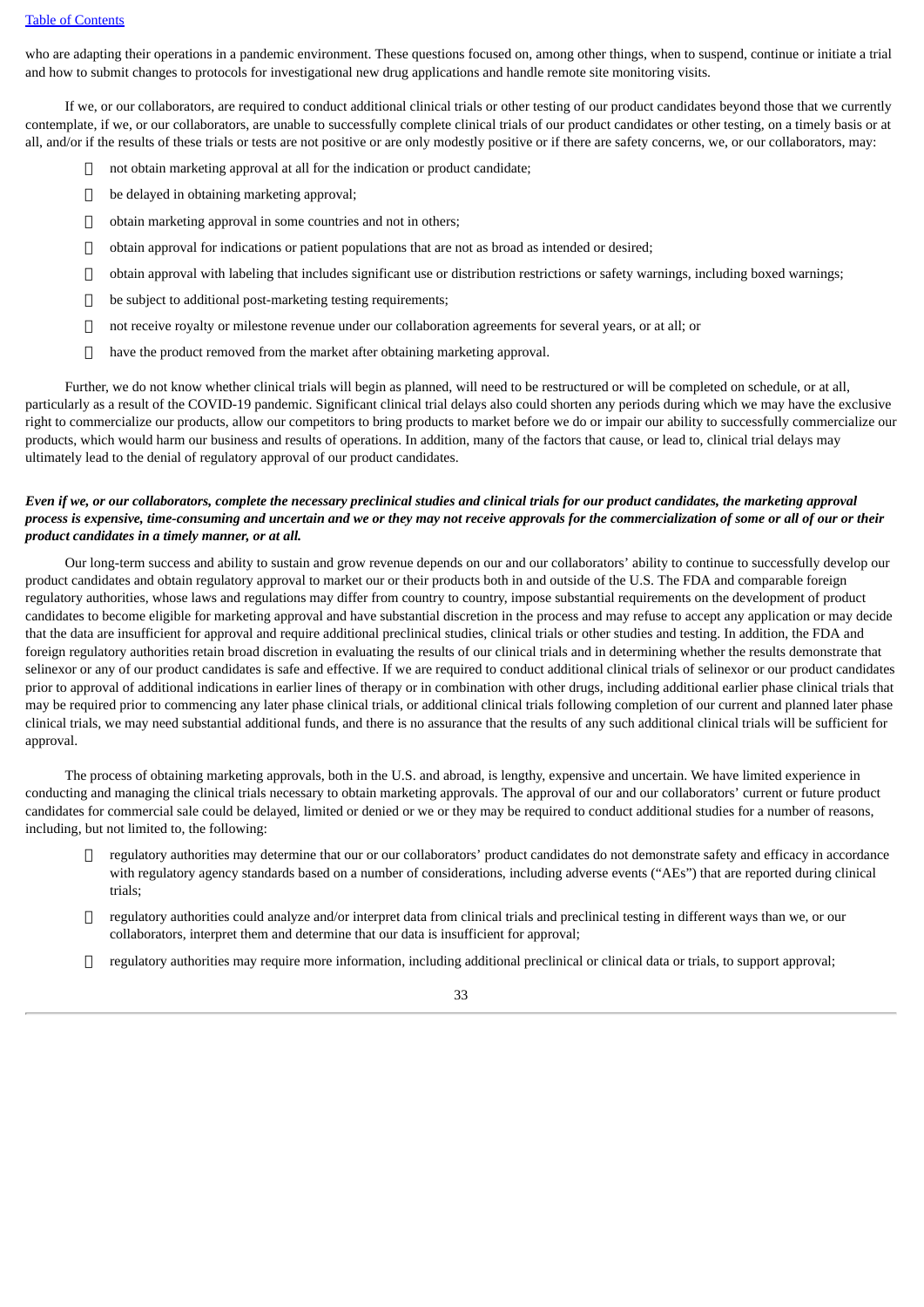who are adapting their operations in a pandemic environment. These questions focused on, among other things, when to suspend, continue or initiate a trial and how to submit changes to protocols for investigational new drug applications and handle remote site monitoring visits.

If we, or our collaborators, are required to conduct additional clinical trials or other testing of our product candidates beyond those that we currently contemplate, if we, or our collaborators, are unable to successfully complete clinical trials of our product candidates or other testing, on a timely basis or at all, and/or if the results of these trials or tests are not positive or are only modestly positive or if there are safety concerns, we, or our collaborators, may:

- not obtain marketing approval at all for the indication or product candidate;
- be delayed in obtaining marketing approval;
- obtain marketing approval in some countries and not in others;
- obtain approval for indications or patient populations that are not as broad as intended or desired;
- obtain approval with labeling that includes significant use or distribution restrictions or safety warnings, including boxed warnings;
- be subject to additional post-marketing testing requirements;
- not receive royalty or milestone revenue under our collaboration agreements for several years, or at all; or
- have the product removed from the market after obtaining marketing approval.

Further, we do not know whether clinical trials will begin as planned, will need to be restructured or will be completed on schedule, or at all, particularly as a result of the COVID-19 pandemic. Significant clinical trial delays also could shorten any periods during which we may have the exclusive right to commercialize our products, allow our competitors to bring products to market before we do or impair our ability to successfully commercialize our products, which would harm our business and results of operations. In addition, many of the factors that cause, or lead to, clinical trial delays may ultimately lead to the denial of regulatory approval of our product candidates.

***Even if we, or our collaborators, complete the necessary preclinical studies and clinical trials for our product candidates, the marketing approval process is expensive, time-consuming and uncertain and we or they may not receive approvals for the commercialization of some or all of our or their product candidates in a timely manner, or at all.***

Our long-term success and ability to sustain and grow revenue depends on our and our collaborators' ability to continue to successfully develop our product candidates and obtain regulatory approval to market our or their products both in and outside of the U.S. The FDA and comparable foreign regulatory authorities, whose laws and regulations may differ from country to country, impose substantial requirements on the development of product candidates to become eligible for marketing approval and have substantial discretion in the process and may refuse to accept any application or may decide that the data are insufficient for approval and require additional preclinical studies, clinical trials or other studies and testing. In addition, the FDA and foreign regulatory authorities retain broad discretion in evaluating the results of our clinical trials and in determining whether the results demonstrate that selinexor or any of our product candidates is safe and effective. If we are required to conduct additional clinical trials of selinexor or our product candidates prior to approval of additional indications in earlier lines of therapy or in combination with other drugs, including additional earlier phase clinical trials that may be required prior to commencing any later phase clinical trials, or additional clinical trials following completion of our current and planned later phase clinical trials, we may need substantial additional funds, and there is no assurance that the results of any such additional clinical trials will be sufficient for approval.

The process of obtaining marketing approvals, both in the U.S. and abroad, is lengthy, expensive and uncertain. We have limited experience in conducting and managing the clinical trials necessary to obtain marketing approvals. The approval of our and our collaborators' current or future product candidates for commercial sale could be delayed, limited or denied or we or they may be required to conduct additional studies for a number of reasons, including, but not limited to, the following:

- regulatory authorities may determine that our or our collaborators' product candidates do not demonstrate safety and efficacy in accordance with regulatory agency standards based on a number of considerations, including adverse events ("AEs") that are reported during clinical trials;
- regulatory authorities could analyze and/or interpret data from clinical trials and preclinical testing in different ways than we, or our collaborators, interpret them and determine that our data is insufficient for approval;
- regulatory authorities may require more information, including additional preclinical or clinical data or trials, to support approval;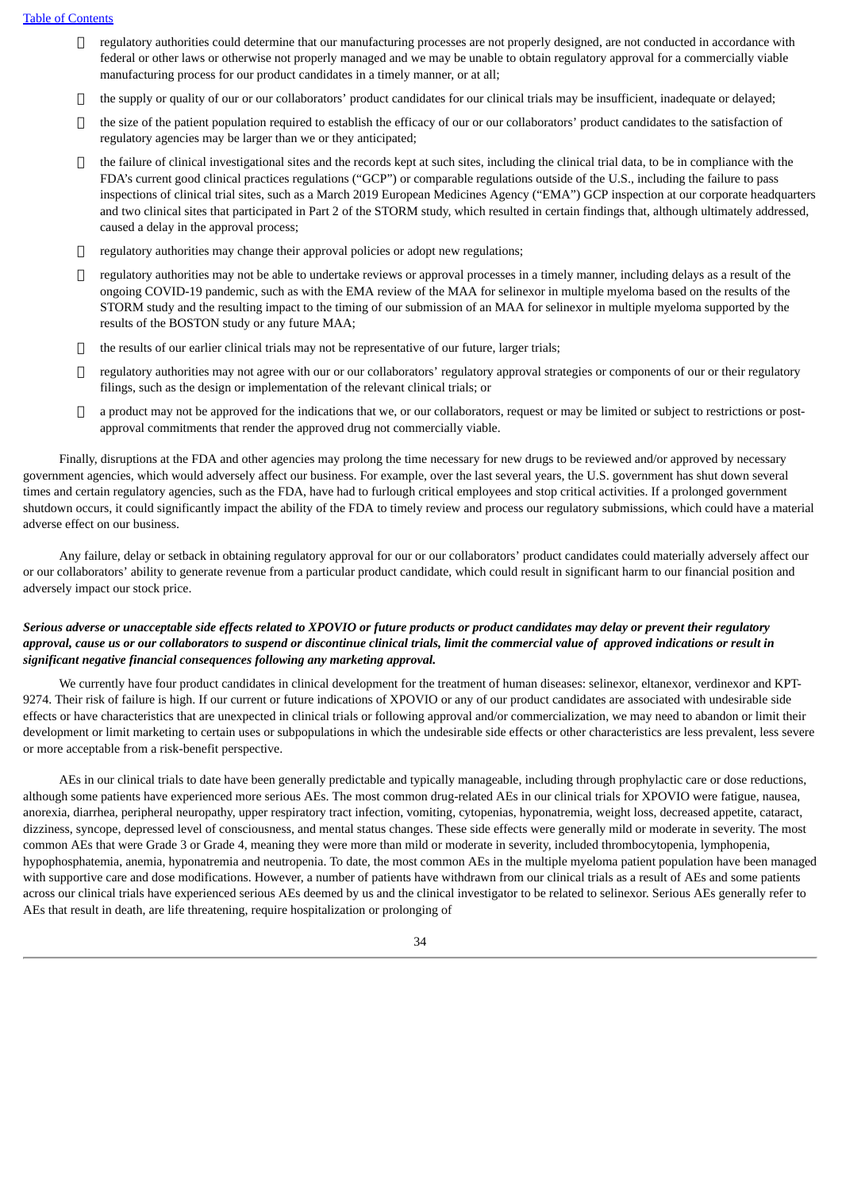- regulatory authorities could determine that our manufacturing processes are not properly designed, are not conducted in accordance with federal or other laws or otherwise not properly managed and we may be unable to obtain regulatory approval for a commercially viable manufacturing process for our product candidates in a timely manner, or at all;
- the supply or quality of our or our collaborators' product candidates for our clinical trials may be insufficient, inadequate or delayed;
- the size of the patient population required to establish the efficacy of our or our collaborators' product candidates to the satisfaction of regulatory agencies may be larger than we or they anticipated;
- the failure of clinical investigational sites and the records kept at such sites, including the clinical trial data, to be in compliance with the FDA's current good clinical practices regulations ("GCP") or comparable regulations outside of the U.S., including the failure to pass inspections of clinical trial sites, such as a March 2019 European Medicines Agency ("EMA") GCP inspection at our corporate headquarters and two clinical sites that participated in Part 2 of the STORM study, which resulted in certain findings that, although ultimately addressed, caused a delay in the approval process;
- regulatory authorities may change their approval policies or adopt new regulations;
- regulatory authorities may not be able to undertake reviews or approval processes in a timely manner, including delays as a result of the ongoing COVID-19 pandemic, such as with the EMA review of the MAA for selinexor in multiple myeloma based on the results of the STORM study and the resulting impact to the timing of our submission of an MAA for selinexor in multiple myeloma supported by the results of the BOSTON study or any future MAA;
- the results of our earlier clinical trials may not be representative of our future, larger trials;
- regulatory authorities may not agree with our or our collaborators' regulatory approval strategies or components of our or their regulatory filings, such as the design or implementation of the relevant clinical trials; or
- a product may not be approved for the indications that we, or our collaborators, request or may be limited or subject to restrictions or post-approval commitments that render the approved drug not commercially viable.

Finally, disruptions at the FDA and other agencies may prolong the time necessary for new drugs to be reviewed and/or approved by necessary government agencies, which would adversely affect our business. For example, over the last several years, the U.S. government has shut down several times and certain regulatory agencies, such as the FDA, have had to furlough critical employees and stop critical activities. If a prolonged government shutdown occurs, it could significantly impact the ability of the FDA to timely review and process our regulatory submissions, which could have a material adverse effect on our business.

Any failure, delay or setback in obtaining regulatory approval for our or our collaborators' product candidates could materially adversely affect our or our collaborators' ability to generate revenue from a particular product candidate, which could result in significant harm to our financial position and adversely impact our stock price.

***Serious adverse or unacceptable side effects related to XPOVIO or future products or product candidates may delay or prevent their regulatory approval, cause us or our collaborators to suspend or discontinue clinical trials, limit the commercial value of approved indications or result in significant negative financial consequences following any marketing approval.***

We currently have four product candidates in clinical development for the treatment of human diseases: selinexor, eltanexor, verdinexor and KPT-9274. Their risk of failure is high. If our current or future indications of XPOVIO or any of our product candidates are associated with undesirable side effects or have characteristics that are unexpected in clinical trials or following approval and/or commercialization, we may need to abandon or limit their development or limit marketing to certain uses or subpopulations in which the undesirable side effects or other characteristics are less prevalent, less severe or more acceptable from a risk-benefit perspective.

AEs in our clinical trials to date have been generally predictable and typically manageable, including through prophylactic care or dose reductions, although some patients have experienced more serious AEs. The most common drug-related AEs in our clinical trials for XPOVIO were fatigue, nausea, anorexia, diarrhea, peripheral neuropathy, upper respiratory tract infection, vomiting, cytopenias, hyponatremia, weight loss, decreased appetite, cataract, dizziness, syncope, depressed level of consciousness, and mental status changes. These side effects were generally mild or moderate in severity. The most common AEs that were Grade 3 or Grade 4, meaning they were more than mild or moderate in severity, included thrombocytopenia, lymphopenia, hypophosphatemia, anemia, hyponatremia and neutropenia. To date, the most common AEs in the multiple myeloma patient population have been managed with supportive care and dose modifications. However, a number of patients have withdrawn from our clinical trials as a result of AEs and some patients across our clinical trials have experienced serious AEs deemed by us and the clinical investigator to be related to selinexor. Serious AEs generally refer to AEs that result in death, are life threatening, require hospitalization or prolonging of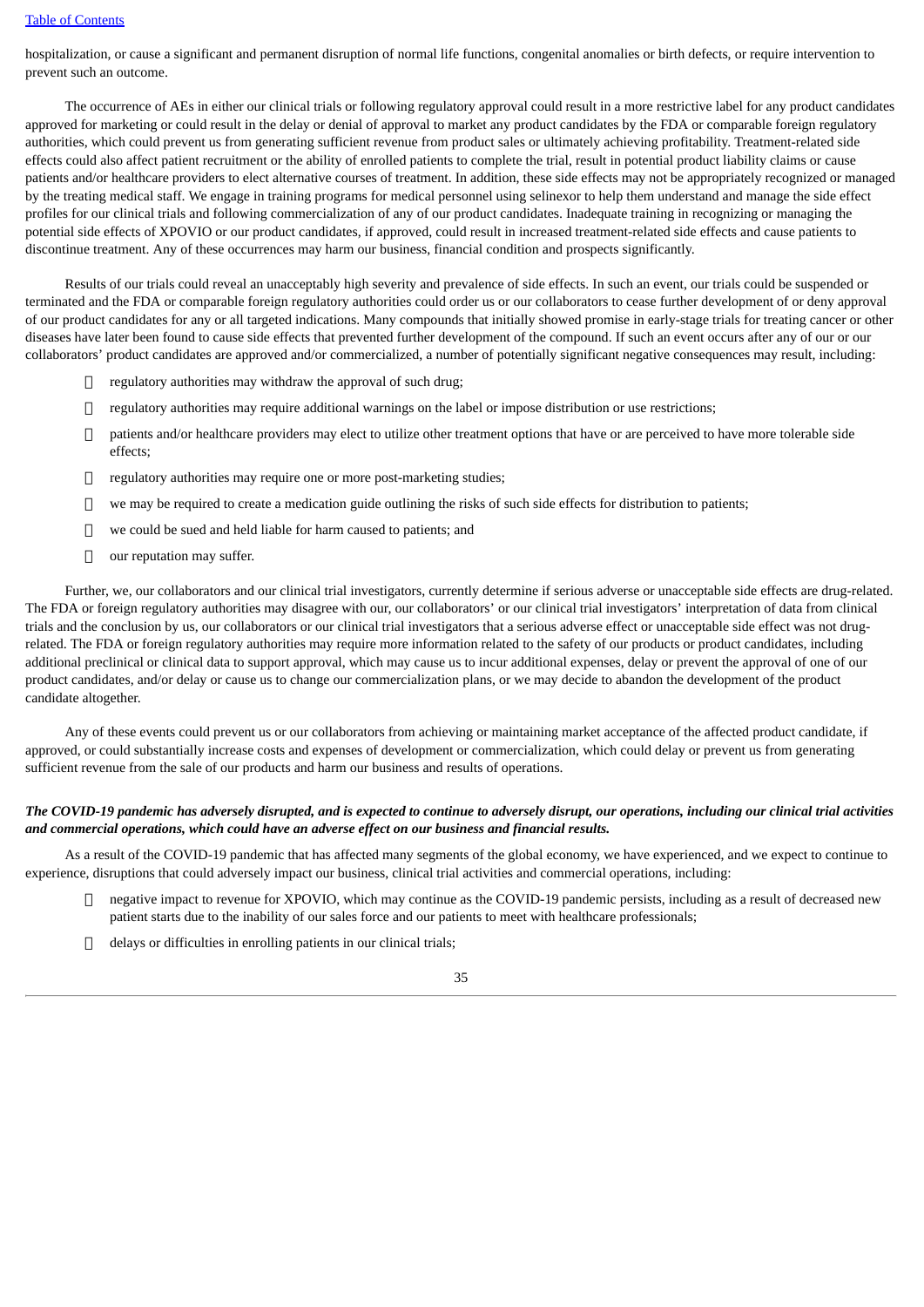hospitalization, or cause a significant and permanent disruption of normal life functions, congenital anomalies or birth defects, or require intervention to prevent such an outcome.

The occurrence of AEs in either our clinical trials or following regulatory approval could result in a more restrictive label for any product candidates approved for marketing or could result in the delay or denial of approval to market any product candidates by the FDA or comparable foreign regulatory authorities, which could prevent us from generating sufficient revenue from product sales or ultimately achieving profitability. Treatment-related side effects could also affect patient recruitment or the ability of enrolled patients to complete the trial, result in potential product liability claims or cause patients and/or healthcare providers to elect alternative courses of treatment. In addition, these side effects may not be appropriately recognized or managed by the treating medical staff. We engage in training programs for medical personnel using selinexor to help them understand and manage the side effect profiles for our clinical trials and following commercialization of any of our product candidates. Inadequate training in recognizing or managing the potential side effects of XPOVIO or our product candidates, if approved, could result in increased treatment-related side effects and cause patients to discontinue treatment. Any of these occurrences may harm our business, financial condition and prospects significantly.

Results of our trials could reveal an unacceptably high severity and prevalence of side effects. In such an event, our trials could be suspended or terminated and the FDA or comparable foreign regulatory authorities could order us or our collaborators to cease further development of or deny approval of our product candidates for any or all targeted indications. Many compounds that initially showed promise in early-stage trials for treating cancer or other diseases have later been found to cause side effects that prevented further development of the compound. If such an event occurs after any of our or our collaborators' product candidates are approved and/or commercialized, a number of potentially significant negative consequences may result, including:

- regulatory authorities may withdraw the approval of such drug;
- regulatory authorities may require additional warnings on the label or impose distribution or use restrictions;
- patients and/or healthcare providers may elect to utilize other treatment options that have or are perceived to have more tolerable side effects;
- regulatory authorities may require one or more post-marketing studies;
- we may be required to create a medication guide outlining the risks of such side effects for distribution to patients;
- we could be sued and held liable for harm caused to patients; and
- our reputation may suffer.

Further, we, our collaborators and our clinical trial investigators, currently determine if serious adverse or unacceptable side effects are drug-related. The FDA or foreign regulatory authorities may disagree with our, our collaborators' or our clinical trial investigators' interpretation of data from clinical trials and the conclusion by us, our collaborators or our clinical trial investigators that a serious adverse effect or unacceptable side effect was not drug-related. The FDA or foreign regulatory authorities may require more information related to the safety of our products or product candidates, including additional preclinical or clinical data to support approval, which may cause us to incur additional expenses, delay or prevent the approval of one of our product candidates, and/or delay or cause us to change our commercialization plans, or we may decide to abandon the development of the product candidate altogether.

Any of these events could prevent us or our collaborators from achieving or maintaining market acceptance of the affected product candidate, if approved, or could substantially increase costs and expenses of development or commercialization, which could delay or prevent us from generating sufficient revenue from the sale of our products and harm our business and results of operations.

***The COVID-19 pandemic has adversely disrupted, and is expected to continue to adversely disrupt, our operations, including our clinical trial activities and commercial operations, which could have an adverse effect on our business and financial results.***

As a result of the COVID-19 pandemic that has affected many segments of the global economy, we have experienced, and we expect to continue to experience, disruptions that could adversely impact our business, clinical trial activities and commercial operations, including:

- negative impact to revenue for XPOVIO, which may continue as the COVID-19 pandemic persists, including as a result of decreased new patient starts due to the inability of our sales force and our patients to meet with healthcare professionals;
- delays or difficulties in enrolling patients in our clinical trials;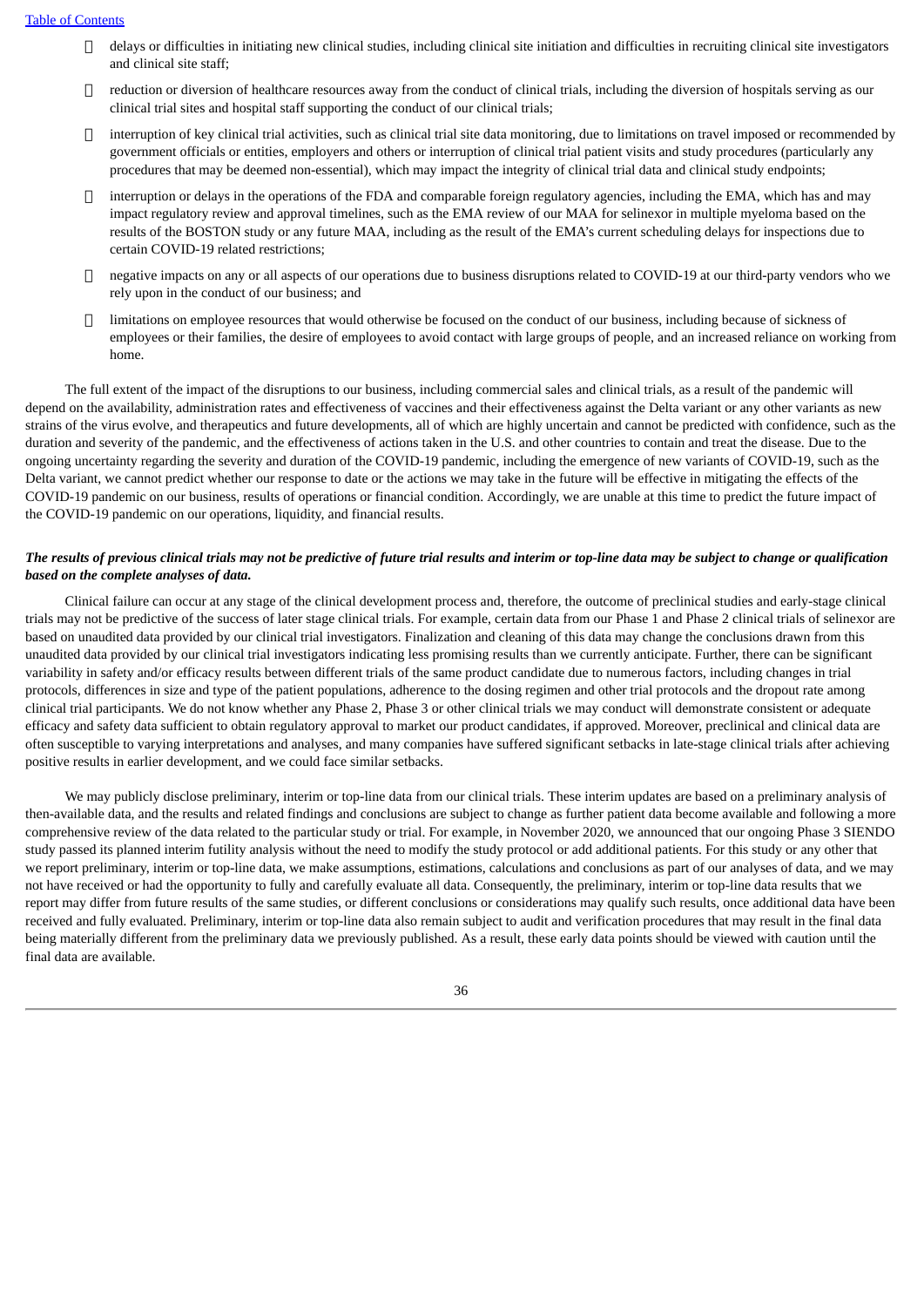- delays or difficulties in initiating new clinical studies, including clinical site initiation and difficulties in recruiting clinical site investigators and clinical site staff;
- reduction or diversion of healthcare resources away from the conduct of clinical trials, including the diversion of hospitals serving as our clinical trial sites and hospital staff supporting the conduct of our clinical trials;
- interruption of key clinical trial activities, such as clinical trial site data monitoring, due to limitations on travel imposed or recommended by government officials or entities, employers and others or interruption of clinical trial patient visits and study procedures (particularly any procedures that may be deemed non-essential), which may impact the integrity of clinical trial data and clinical study endpoints;
- interruption or delays in the operations of the FDA and comparable foreign regulatory agencies, including the EMA, which has and may impact regulatory review and approval timelines, such as the EMA review of our MAA for selinexor in multiple myeloma based on the results of the BOSTON study or any future MAA, including as the result of the EMA's current scheduling delays for inspections due to certain COVID-19 related restrictions;
- negative impacts on any or all aspects of our operations due to business disruptions related to COVID-19 at our third-party vendors who we rely upon in the conduct of our business; and
- limitations on employee resources that would otherwise be focused on the conduct of our business, including because of sickness of employees or their families, the desire of employees to avoid contact with large groups of people, and an increased reliance on working from home.

The full extent of the impact of the disruptions to our business, including commercial sales and clinical trials, as a result of the pandemic will depend on the availability, administration rates and effectiveness of vaccines and their effectiveness against the Delta variant or any other variants as new strains of the virus evolve, and therapeutics and future developments, all of which are highly uncertain and cannot be predicted with confidence, such as the duration and severity of the pandemic, and the effectiveness of actions taken in the U.S. and other countries to contain and treat the disease. Due to the ongoing uncertainty regarding the severity and duration of the COVID-19 pandemic, including the emergence of new variants of COVID-19, such as the Delta variant, we cannot predict whether our response to date or the actions we may take in the future will be effective in mitigating the effects of the COVID-19 pandemic on our business, results of operations or financial condition. Accordingly, we are unable at this time to predict the future impact of the COVID-19 pandemic on our operations, liquidity, and financial results.

***The results of previous clinical trials may not be predictive of future trial results and interim or top-line data may be subject to change or qualification based on the complete analyses of data.***

Clinical failure can occur at any stage of the clinical development process and, therefore, the outcome of preclinical studies and early-stage clinical trials may not be predictive of the success of later stage clinical trials. For example, certain data from our Phase 1 and Phase 2 clinical trials of selinexor are based on unaudited data provided by our clinical trial investigators. Finalization and cleaning of this data may change the conclusions drawn from this unaudited data provided by our clinical trial investigators indicating less promising results than we currently anticipate. Further, there can be significant variability in safety and/or efficacy results between different trials of the same product candidate due to numerous factors, including changes in trial protocols, differences in size and type of the patient populations, adherence to the dosing regimen and other trial protocols and the dropout rate among clinical trial participants. We do not know whether any Phase 2, Phase 3 or other clinical trials we may conduct will demonstrate consistent or adequate efficacy and safety data sufficient to obtain regulatory approval to market our product candidates, if approved. Moreover, preclinical and clinical data are often susceptible to varying interpretations and analyses, and many companies have suffered significant setbacks in late-stage clinical trials after achieving positive results in earlier development, and we could face similar setbacks.

We may publicly disclose preliminary, interim or top-line data from our clinical trials. These interim updates are based on a preliminary analysis of then-available data, and the results and related findings and conclusions are subject to change as further patient data become available and following a more comprehensive review of the data related to the particular study or trial. For example, in November 2020, we announced that our ongoing Phase 3 SIENDO study passed its planned interim futility analysis without the need to modify the study protocol or add additional patients. For this study or any other that we report preliminary, interim or top-line data, we make assumptions, estimations, calculations and conclusions as part of our analyses of data, and we may not have received or had the opportunity to fully and carefully evaluate all data. Consequently, the preliminary, interim or top-line data results that we report may differ from future results of the same studies, or different conclusions or considerations may qualify such results, once additional data have been received and fully evaluated. Preliminary, interim or top-line data also remain subject to audit and verification procedures that may result in the final data being materially different from the preliminary data we previously published. As a result, these early data points should be viewed with caution until the final data are available.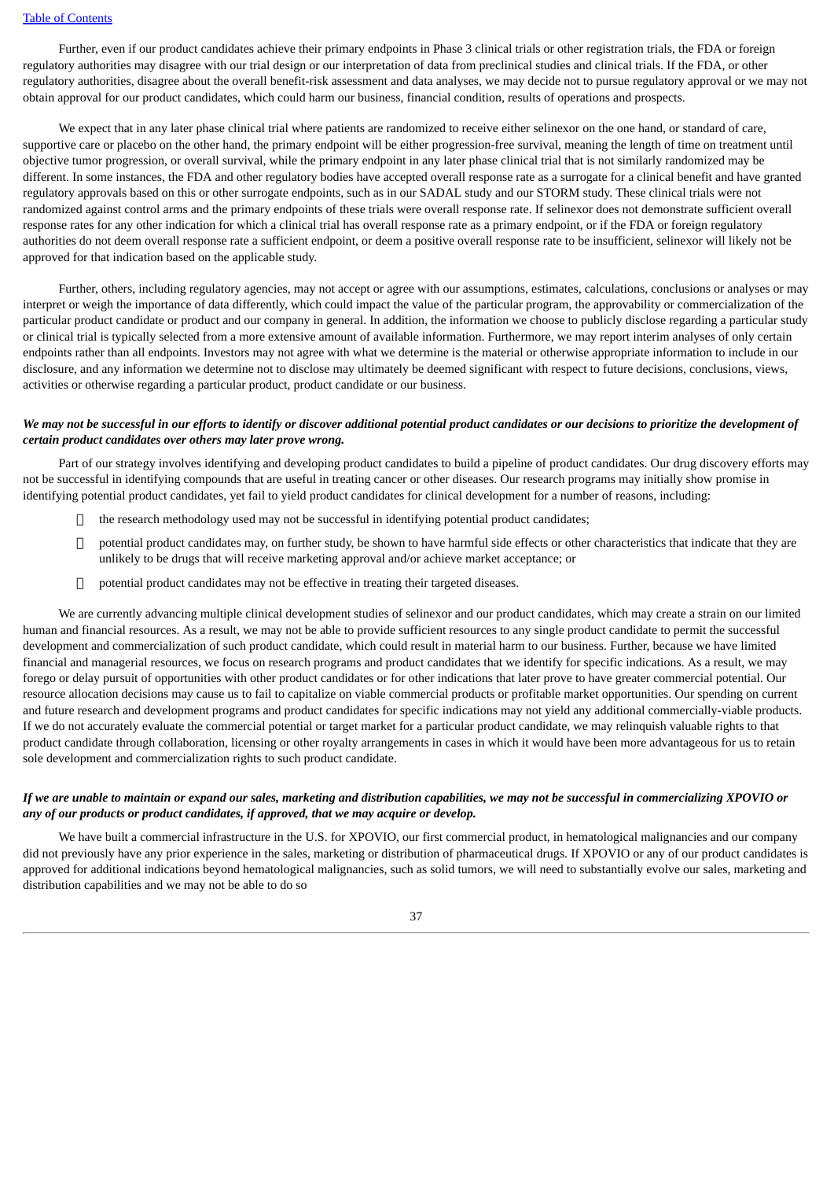Further, even if our product candidates achieve their primary endpoints in Phase 3 clinical trials or other registration trials, the FDA or foreign regulatory authorities may disagree with our trial design or our interpretation of data from preclinical studies and clinical trials. If the FDA, or other regulatory authorities, disagree about the overall benefit-risk assessment and data analyses, we may decide not to pursue regulatory approval or we may not obtain approval for our product candidates, which could harm our business, financial condition, results of operations and prospects.

We expect that in any later phase clinical trial where patients are randomized to receive either selinexor on the one hand, or standard of care, supportive care or placebo on the other hand, the primary endpoint will be either progression-free survival, meaning the length of time on treatment until objective tumor progression, or overall survival, while the primary endpoint in any later phase clinical trial that is not similarly randomized may be different. In some instances, the FDA and other regulatory bodies have accepted overall response rate as a surrogate for a clinical benefit and have granted regulatory approvals based on this or other surrogate endpoints, such as in our SADAL study and our STORM study. These clinical trials were not randomized against control arms and the primary endpoints of these trials were overall response rate. If selinexor does not demonstrate sufficient overall response rates for any other indication for which a clinical trial has overall response rate as a primary endpoint, or if the FDA or foreign regulatory authorities do not deem overall response rate a sufficient endpoint, or deem a positive overall response rate to be insufficient, selinexor will likely not be approved for that indication based on the applicable study.

Further, others, including regulatory agencies, may not accept or agree with our assumptions, estimates, calculations, conclusions or analyses or may interpret or weigh the importance of data differently, which could impact the value of the particular program, the approvability or commercialization of the particular product candidate or product and our company in general. In addition, the information we choose to publicly disclose regarding a particular study or clinical trial is typically selected from a more extensive amount of available information. Furthermore, we may report interim analyses of only certain endpoints rather than all endpoints. Investors may not agree with what we determine is the material or otherwise appropriate information to include in our disclosure, and any information we determine not to disclose may ultimately be deemed significant with respect to future decisions, conclusions, views, activities or otherwise regarding a particular product, product candidate or our business.

***We may not be successful in our efforts to identify or discover additional potential product candidates or our decisions to prioritize the development of certain product candidates over others may later prove wrong.***

Part of our strategy involves identifying and developing product candidates to build a pipeline of product candidates. Our drug discovery efforts may not be successful in identifying compounds that are useful in treating cancer or other diseases. Our research programs may initially show promise in identifying potential product candidates, yet fail to yield product candidates for clinical development for a number of reasons, including:

- the research methodology used may not be successful in identifying potential product candidates;
- potential product candidates may, on further study, be shown to have harmful side effects or other characteristics that indicate that they are unlikely to be drugs that will receive marketing approval and/or achieve market acceptance; or
- potential product candidates may not be effective in treating their targeted diseases.

We are currently advancing multiple clinical development studies of selinexor and our product candidates, which may create a strain on our limited human and financial resources. As a result, we may not be able to provide sufficient resources to any single product candidate to permit the successful development and commercialization of such product candidate, which could result in material harm to our business. Further, because we have limited financial and managerial resources, we focus on research programs and product candidates that we identify for specific indications. As a result, we may forego or delay pursuit of opportunities with other product candidates or for other indications that later prove to have greater commercial potential. Our resource allocation decisions may cause us to fail to capitalize on viable commercial products or profitable market opportunities. Our spending on current and future research and development programs and product candidates for specific indications may not yield any additional commercially-viable products. If we do not accurately evaluate the commercial potential or target market for a particular product candidate, we may relinquish valuable rights to that product candidate through collaboration, licensing or other royalty arrangements in cases in which it would have been more advantageous for us to retain sole development and commercialization rights to such product candidate.

***If we are unable to maintain or expand our sales, marketing and distribution capabilities, we may not be successful in commercializing XPOVIO or any of our products or product candidates, if approved, that we may acquire or develop.***

We have built a commercial infrastructure in the U.S. for XPOVIO, our first commercial product, in hematological malignancies and our company did not previously have any prior experience in the sales, marketing or distribution of pharmaceutical drugs. If XPOVIO or any of our product candidates is approved for additional indications beyond hematological malignancies, such as solid tumors, we will need to substantially evolve our sales, marketing and distribution capabilities and we may not be able to do so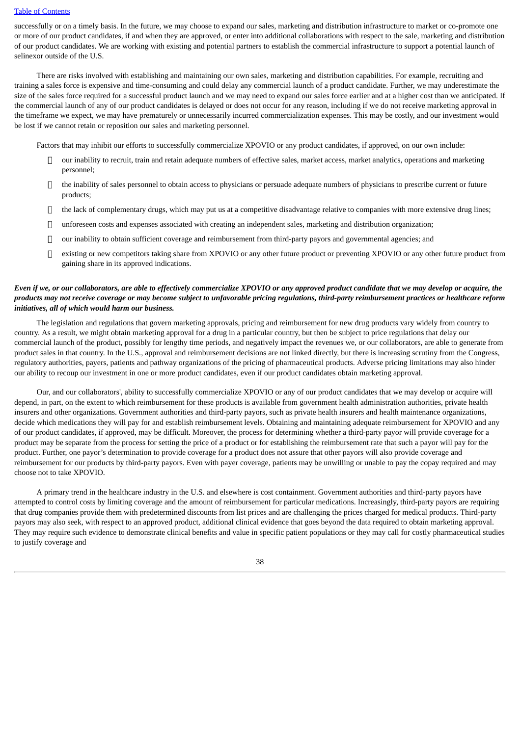successfully or on a timely basis. In the future, we may choose to expand our sales, marketing and distribution infrastructure to market or co-promote one or more of our product candidates, if and when they are approved, or enter into additional collaborations with respect to the sale, marketing and distribution of our product candidates. We are working with existing and potential partners to establish the commercial infrastructure to support a potential launch of selinexor outside of the U.S.

There are risks involved with establishing and maintaining our own sales, marketing and distribution capabilities. For example, recruiting and training a sales force is expensive and time-consuming and could delay any commercial launch of a product candidate. Further, we may underestimate the size of the sales force required for a successful product launch and we may need to expand our sales force earlier and at a higher cost than we anticipated. If the commercial launch of any of our product candidates is delayed or does not occur for any reason, including if we do not receive marketing approval in the timeframe we expect, we may have prematurely or unnecessarily incurred commercialization expenses. This may be costly, and our investment would be lost if we cannot retain or reposition our sales and marketing personnel.

Factors that may inhibit our efforts to successfully commercialize XPOVIO or any product candidates, if approved, on our own include:

- our inability to recruit, train and retain adequate numbers of effective sales, market access, market analytics, operations and marketing personnel;
- the inability of sales personnel to obtain access to physicians or persuade adequate numbers of physicians to prescribe current or future products;
- the lack of complementary drugs, which may put us at a competitive disadvantage relative to companies with more extensive drug lines;
- unforeseen costs and expenses associated with creating an independent sales, marketing and distribution organization;
- our inability to obtain sufficient coverage and reimbursement from third-party payors and governmental agencies; and
- existing or new competitors taking share from XPOVIO or any other future product or preventing XPOVIO or any other future product from gaining share in its approved indications.

***Even if we, or our collaborators, are able to effectively commercialize XPOVIO or any approved product candidate that we may develop or acquire, the products may not receive coverage or may become subject to unfavorable pricing regulations, third-party reimbursement practices or healthcare reform initiatives, all of which would harm our business.***

The legislation and regulations that govern marketing approvals, pricing and reimbursement for new drug products vary widely from country to country. As a result, we might obtain marketing approval for a drug in a particular country, but then be subject to price regulations that delay our commercial launch of the product, possibly for lengthy time periods, and negatively impact the revenues we, or our collaborators, are able to generate from product sales in that country. In the U.S., approval and reimbursement decisions are not linked directly, but there is increasing scrutiny from the Congress, regulatory authorities, payers, patients and pathway organizations of the pricing of pharmaceutical products. Adverse pricing limitations may also hinder our ability to recoup our investment in one or more product candidates, even if our product candidates obtain marketing approval.

Our, and our collaborators', ability to successfully commercialize XPOVIO or any of our product candidates that we may develop or acquire will depend, in part, on the extent to which reimbursement for these products is available from government health administration authorities, private health insurers and other organizations. Government authorities and third-party payors, such as private health insurers and health maintenance organizations, decide which medications they will pay for and establish reimbursement levels. Obtaining and maintaining adequate reimbursement for XPOVIO and any of our product candidates, if approved, may be difficult. Moreover, the process for determining whether a third-party payor will provide coverage for a product may be separate from the process for setting the price of a product or for establishing the reimbursement rate that such a payor will pay for the product. Further, one payor's determination to provide coverage for a product does not assure that other payors will also provide coverage and reimbursement for our products by third-party payors. Even with payer coverage, patients may be unwilling or unable to pay the copay required and may choose not to take XPOVIO.

A primary trend in the healthcare industry in the U.S. and elsewhere is cost containment. Government authorities and third-party payors have attempted to control costs by limiting coverage and the amount of reimbursement for particular medications. Increasingly, third-party payors are requiring that drug companies provide them with predetermined discounts from list prices and are challenging the prices charged for medical products. Third-party payors may also seek, with respect to an approved product, additional clinical evidence that goes beyond the data required to obtain marketing approval. They may require such evidence to demonstrate clinical benefits and value in specific patient populations or they may call for costly pharmaceutical studies to justify coverage and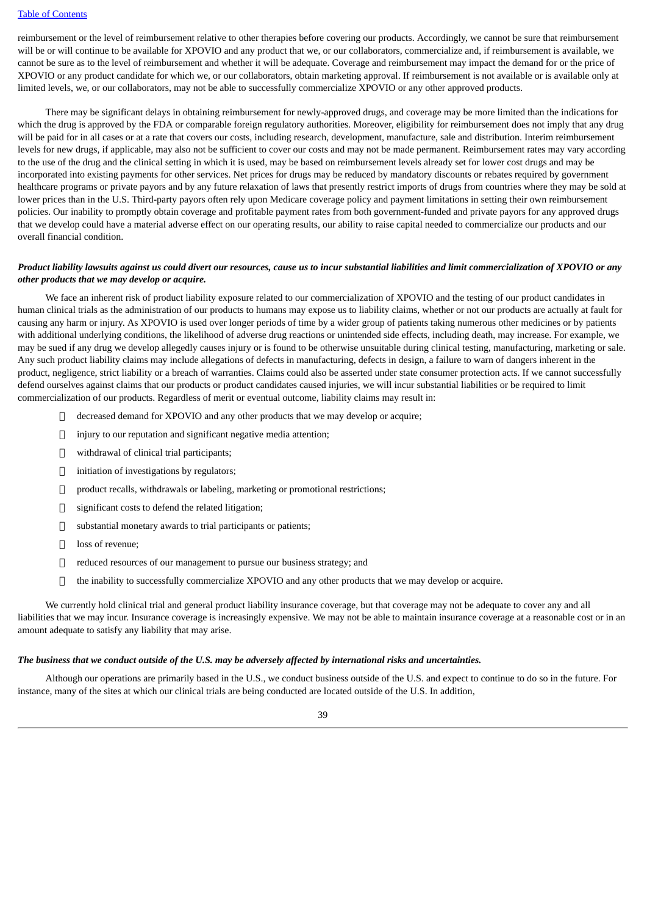reimbursement or the level of reimbursement relative to other therapies before covering our products. Accordingly, we cannot be sure that reimbursement will be or will continue to be available for XPOVIO and any product that we, or our collaborators, commercialize and, if reimbursement is available, we cannot be sure as to the level of reimbursement and whether it will be adequate. Coverage and reimbursement may impact the demand for or the price of XPOVIO or any product candidate for which we, or our collaborators, obtain marketing approval. If reimbursement is not available or is available only at limited levels, we, or our collaborators, may not be able to successfully commercialize XPOVIO or any other approved products.

There may be significant delays in obtaining reimbursement for newly-approved drugs, and coverage may be more limited than the indications for which the drug is approved by the FDA or comparable foreign regulatory authorities. Moreover, eligibility for reimbursement does not imply that any drug will be paid for in all cases or at a rate that covers our costs, including research, development, manufacture, sale and distribution. Interim reimbursement levels for new drugs, if applicable, may also not be sufficient to cover our costs and may not be made permanent. Reimbursement rates may vary according to the use of the drug and the clinical setting in which it is used, may be based on reimbursement levels already set for lower cost drugs and may be incorporated into existing payments for other services. Net prices for drugs may be reduced by mandatory discounts or rebates required by government healthcare programs or private payors and by any future relaxation of laws that presently restrict imports of drugs from countries where they may be sold at lower prices than in the U.S. Third-party payors often rely upon Medicare coverage policy and payment limitations in setting their own reimbursement policies. Our inability to promptly obtain coverage and profitable payment rates from both government-funded and private payors for any approved drugs that we develop could have a material adverse effect on our operating results, our ability to raise capital needed to commercialize our products and our overall financial condition.

***Product liability lawsuits against us could divert our resources, cause us to incur substantial liabilities and limit commercialization of XPOVIO or any other products that we may develop or acquire.***

We face an inherent risk of product liability exposure related to our commercialization of XPOVIO and the testing of our product candidates in human clinical trials as the administration of our products to humans may expose us to liability claims, whether or not our products are actually at fault for causing any harm or injury. As XPOVIO is used over longer periods of time by a wider group of patients taking numerous other medicines or by patients with additional underlying conditions, the likelihood of adverse drug reactions or unintended side effects, including death, may increase. For example, we may be sued if any drug we develop allegedly causes injury or is found to be otherwise unsuitable during clinical testing, manufacturing, marketing or sale. Any such product liability claims may include allegations of defects in manufacturing, defects in design, a failure to warn of dangers inherent in the product, negligence, strict liability or a breach of warranties. Claims could also be asserted under state consumer protection acts. If we cannot successfully defend ourselves against claims that our products or product candidates caused injuries, we will incur substantial liabilities or be required to limit commercialization of our products. Regardless of merit or eventual outcome, liability claims may result in:

- decreased demand for XPOVIO and any other products that we may develop or acquire;
- injury to our reputation and significant negative media attention;
- withdrawal of clinical trial participants;
- initiation of investigations by regulators;
- product recalls, withdrawals or labeling, marketing or promotional restrictions;
- significant costs to defend the related litigation;
- substantial monetary awards to trial participants or patients;
- loss of revenue;
- reduced resources of our management to pursue our business strategy; and
- the inability to successfully commercialize XPOVIO and any other products that we may develop or acquire.

We currently hold clinical trial and general product liability insurance coverage, but that coverage may not be adequate to cover any and all liabilities that we may incur. Insurance coverage is increasingly expensive. We may not be able to maintain insurance coverage at a reasonable cost or in an amount adequate to satisfy any liability that may arise.

***The business that we conduct outside of the U.S. may be adversely affected by international risks and uncertainties.***

Although our operations are primarily based in the U.S., we conduct business outside of the U.S. and expect to continue to do so in the future. For instance, many of the sites at which our clinical trials are being conducted are located outside of the U.S. In addition,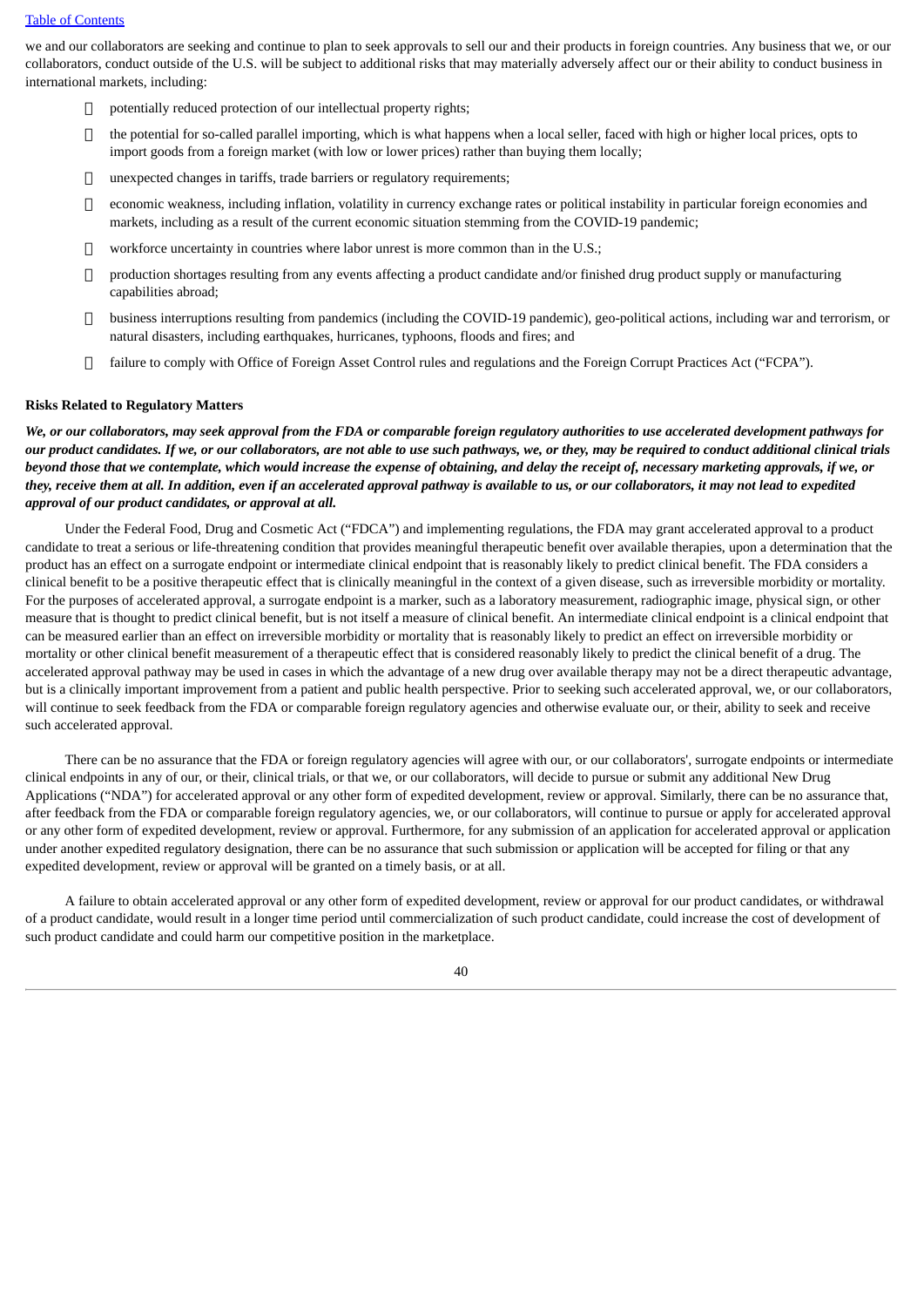we and our collaborators are seeking and continue to plan to seek approvals to sell our and their products in foreign countries. Any business that we, or our collaborators, conduct outside of the U.S. will be subject to additional risks that may materially adversely affect our or their ability to conduct business in international markets, including:

- potentially reduced protection of our intellectual property rights;
- the potential for so-called parallel importing, which is what happens when a local seller, faced with high or higher local prices, opts to import goods from a foreign market (with low or lower prices) rather than buying them locally;
- unexpected changes in tariffs, trade barriers or regulatory requirements;
- economic weakness, including inflation, volatility in currency exchange rates or political instability in particular foreign economies and markets, including as a result of the current economic situation stemming from the COVID-19 pandemic;
- workforce uncertainty in countries where labor unrest is more common than in the U.S.;
- production shortages resulting from any events affecting a product candidate and/or finished drug product supply or manufacturing capabilities abroad;
- business interruptions resulting from pandemics (including the COVID-19 pandemic), geo-political actions, including war and terrorism, or natural disasters, including earthquakes, hurricanes, typhoons, floods and fires; and
- failure to comply with Office of Foreign Asset Control rules and regulations and the Foreign Corrupt Practices Act ("FCPA").

**Risks Related to Regulatory Matters**

***We, or our collaborators, may seek approval from the FDA or comparable foreign regulatory authorities to use accelerated development pathways for our product candidates. If we, or our collaborators, are not able to use such pathways, we, or they, may be required to conduct additional clinical trials beyond those that we contemplate, which would increase the expense of obtaining, and delay the receipt of, necessary marketing approvals, if we, or they, receive them at all. In addition, even if an accelerated approval pathway is available to us, or our collaborators, it may not lead to expedited approval of our product candidates, or approval at all.***

Under the Federal Food, Drug and Cosmetic Act ("FDCA") and implementing regulations, the FDA may grant accelerated approval to a product candidate to treat a serious or life-threatening condition that provides meaningful therapeutic benefit over available therapies, upon a determination that the product has an effect on a surrogate endpoint or intermediate clinical endpoint that is reasonably likely to predict clinical benefit. The FDA considers a clinical benefit to be a positive therapeutic effect that is clinically meaningful in the context of a given disease, such as irreversible morbidity or mortality. For the purposes of accelerated approval, a surrogate endpoint is a marker, such as a laboratory measurement, radiographic image, physical sign, or other measure that is thought to predict clinical benefit, but is not itself a measure of clinical benefit. An intermediate clinical endpoint is a clinical endpoint that can be measured earlier than an effect on irreversible morbidity or mortality that is reasonably likely to predict an effect on irreversible morbidity or mortality or other clinical benefit measurement of a therapeutic effect that is considered reasonably likely to predict the clinical benefit of a drug. The accelerated approval pathway may be used in cases in which the advantage of a new drug over available therapy may not be a direct therapeutic advantage, but is a clinically important improvement from a patient and public health perspective. Prior to seeking such accelerated approval, we, or our collaborators, will continue to seek feedback from the FDA or comparable foreign regulatory agencies and otherwise evaluate our, or their, ability to seek and receive such accelerated approval.

There can be no assurance that the FDA or foreign regulatory agencies will agree with our, or our collaborators', surrogate endpoints or intermediate clinical endpoints in any of our, or their, clinical trials, or that we, or our collaborators, will decide to pursue or submit any additional New Drug Applications ("NDA") for accelerated approval or any other form of expedited development, review or approval. Similarly, there can be no assurance that, after feedback from the FDA or comparable foreign regulatory agencies, we, or our collaborators, will continue to pursue or apply for accelerated approval or any other form of expedited development, review or approval. Furthermore, for any submission of an application for accelerated approval or application under another expedited regulatory designation, there can be no assurance that such submission or application will be accepted for filing or that any expedited development, review or approval will be granted on a timely basis, or at all.

A failure to obtain accelerated approval or any other form of expedited development, review or approval for our product candidates, or withdrawal of a product candidate, would result in a longer time period until commercialization of such product candidate, could increase the cost of development of such product candidate and could harm our competitive position in the marketplace.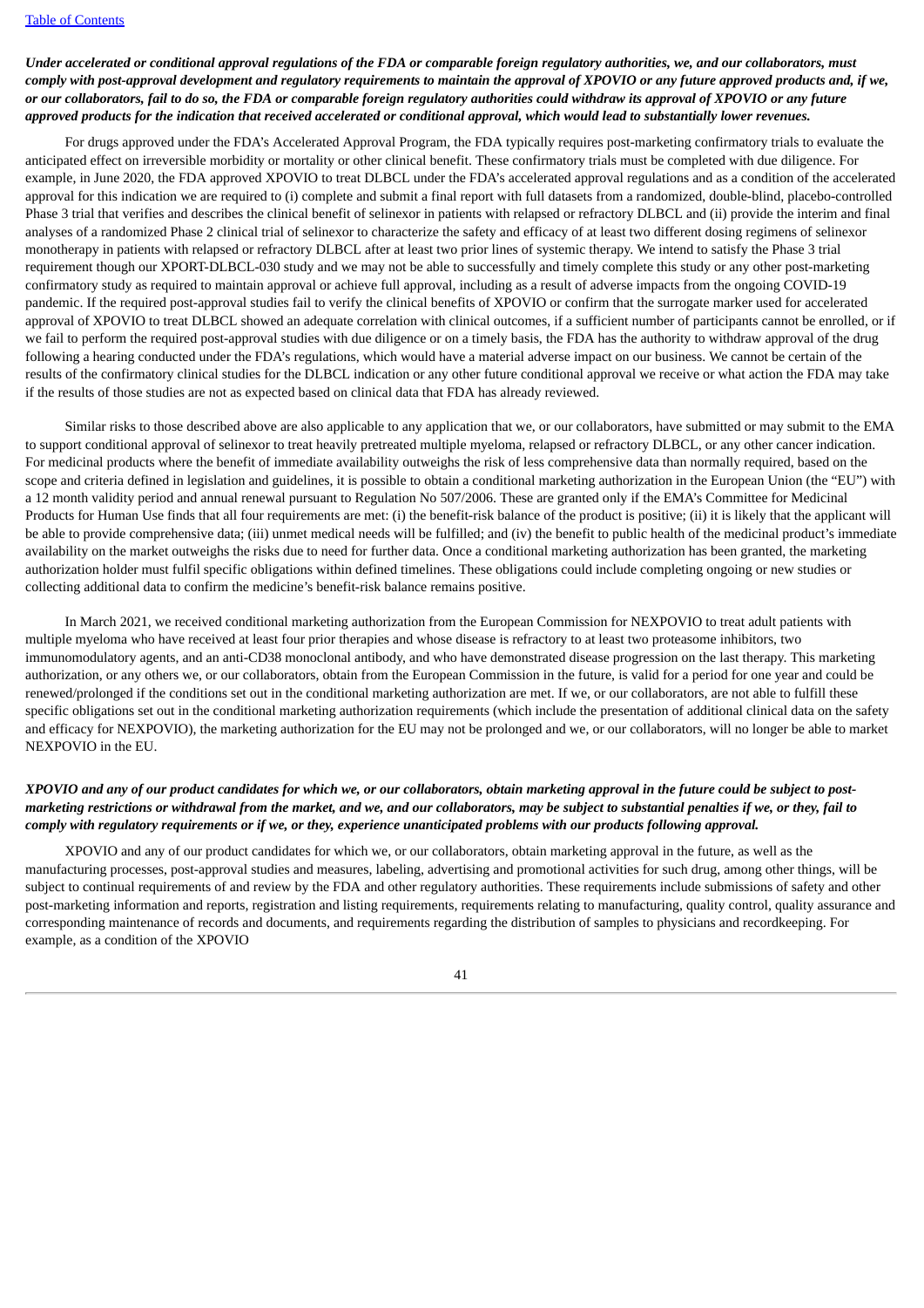***Under accelerated or conditional approval regulations of the FDA or comparable foreign regulatory authorities, we, and our collaborators, must comply with post-approval development and regulatory requirements to maintain the approval of XPOVIO or any future approved products and, if we, or our collaborators, fail to do so, the FDA or comparable foreign regulatory authorities could withdraw its approval of XPOVIO or any future approved products for the indication that received accelerated or conditional approval, which would lead to substantially lower revenues.***

For drugs approved under the FDA's Accelerated Approval Program, the FDA typically requires post-marketing confirmatory trials to evaluate the anticipated effect on irreversible morbidity or mortality or other clinical benefit. These confirmatory trials must be completed with due diligence. For example, in June 2020, the FDA approved XPOVIO to treat DLBCL under the FDA's accelerated approval regulations and as a condition of the accelerated approval for this indication we are required to (i) complete and submit a final report with full datasets from a randomized, double-blind, placebo-controlled Phase 3 trial that verifies and describes the clinical benefit of selinexor in patients with relapsed or refractory DLBCL and (ii) provide the interim and final analyses of a randomized Phase 2 clinical trial of selinexor to characterize the safety and efficacy of at least two different dosing regimens of selinexor monotherapy in patients with relapsed or refractory DLBCL after at least two prior lines of systemic therapy. We intend to satisfy the Phase 3 trial requirement though our XPORT-DLBCL-030 study and we may not be able to successfully and timely complete this study or any other post-marketing confirmatory study as required to maintain approval or achieve full approval, including as a result of adverse impacts from the ongoing COVID-19 pandemic. If the required post-approval studies fail to verify the clinical benefits of XPOVIO or confirm that the surrogate marker used for accelerated approval of XPOVIO to treat DLBCL showed an adequate correlation with clinical outcomes, if a sufficient number of participants cannot be enrolled, or if we fail to perform the required post-approval studies with due diligence or on a timely basis, the FDA has the authority to withdraw approval of the drug following a hearing conducted under the FDA's regulations, which would have a material adverse impact on our business. We cannot be certain of the results of the confirmatory clinical studies for the DLBCL indication or any other future conditional approval we receive or what action the FDA may take if the results of those studies are not as expected based on clinical data that FDA has already reviewed.

Similar risks to those described above are also applicable to any application that we, or our collaborators, have submitted or may submit to the EMA to support conditional approval of selinexor to treat heavily pretreated multiple myeloma, relapsed or refractory DLBCL, or any other cancer indication. For medicinal products where the benefit of immediate availability outweighs the risk of less comprehensive data than normally required, based on the scope and criteria defined in legislation and guidelines, it is possible to obtain a conditional marketing authorization in the European Union (the "EU") with a 12 month validity period and annual renewal pursuant to Regulation No 507/2006. These are granted only if the EMA's Committee for Medicinal Products for Human Use finds that all four requirements are met: (i) the benefit-risk balance of the product is positive; (ii) it is likely that the applicant will be able to provide comprehensive data; (iii) unmet medical needs will be fulfilled; and (iv) the benefit to public health of the medicinal product's immediate availability on the market outweighs the risks due to need for further data. Once a conditional marketing authorization has been granted, the marketing authorization holder must fulfil specific obligations within defined timelines. These obligations could include completing ongoing or new studies or collecting additional data to confirm the medicine's benefit-risk balance remains positive.

In March 2021, we received conditional marketing authorization from the European Commission for NEXPOVIO to treat adult patients with multiple myeloma who have received at least four prior therapies and whose disease is refractory to at least two proteasome inhibitors, two immunomodulatory agents, and an anti-CD38 monoclonal antibody, and who have demonstrated disease progression on the last therapy. This marketing authorization, or any others we, or our collaborators, obtain from the European Commission in the future, is valid for a period for one year and could be renewed/prolonged if the conditions set out in the conditional marketing authorization are met. If we, or our collaborators, are not able to fulfill these specific obligations set out in the conditional marketing authorization requirements (which include the presentation of additional clinical data on the safety and efficacy for NEXPOVIO), the marketing authorization for the EU may not be prolonged and we, or our collaborators, will no longer be able to market NEXPOVIO in the EU.

***XPOVIO and any of our product candidates for which we, or our collaborators, obtain marketing approval in the future could be subject to post-marketing restrictions or withdrawal from the market, and we, and our collaborators, may be subject to substantial penalties if we, or they, fail to comply with regulatory requirements or if we, or they, experience unanticipated problems with our products following approval.***

XPOVIO and any of our product candidates for which we, or our collaborators, obtain marketing approval in the future, as well as the manufacturing processes, post-approval studies and measures, labeling, advertising and promotional activities for such drug, among other things, will be subject to continual requirements of and review by the FDA and other regulatory authorities. These requirements include submissions of safety and other post-marketing information and reports, registration and listing requirements, requirements relating to manufacturing, quality control, quality assurance and corresponding maintenance of records and documents, and requirements regarding the distribution of samples to physicians and recordkeeping. For example, as a condition of the XPOVIO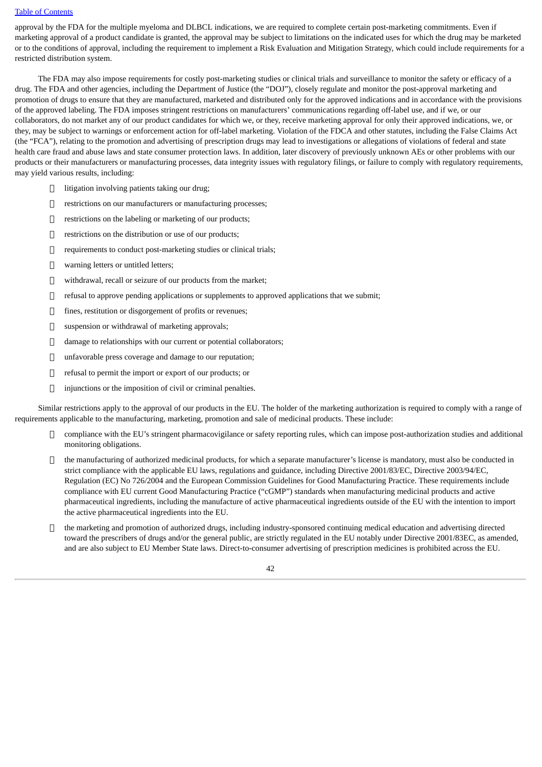approval by the FDA for the multiple myeloma and DLBCL indications, we are required to complete certain post-marketing commitments. Even if marketing approval of a product candidate is granted, the approval may be subject to limitations on the indicated uses for which the drug may be marketed or to the conditions of approval, including the requirement to implement a Risk Evaluation and Mitigation Strategy, which could include requirements for a restricted distribution system.

The FDA may also impose requirements for costly post-marketing studies or clinical trials and surveillance to monitor the safety or efficacy of a drug. The FDA and other agencies, including the Department of Justice (the "DOJ"), closely regulate and monitor the post-approval marketing and promotion of drugs to ensure that they are manufactured, marketed and distributed only for the approved indications and in accordance with the provisions of the approved labeling. The FDA imposes stringent restrictions on manufacturers' communications regarding off-label use, and if we, or our collaborators, do not market any of our product candidates for which we, or they, receive marketing approval for only their approved indications, we, or they, may be subject to warnings or enforcement action for off-label marketing. Violation of the FDCA and other statutes, including the False Claims Act (the "FCA"), relating to the promotion and advertising of prescription drugs may lead to investigations or allegations of violations of federal and state health care fraud and abuse laws and state consumer protection laws. In addition, later discovery of previously unknown AEs or other problems with our products or their manufacturers or manufacturing processes, data integrity issues with regulatory filings, or failure to comply with regulatory requirements, may yield various results, including:

- litigation involving patients taking our drug;
- restrictions on our manufacturers or manufacturing processes;
- restrictions on the labeling or marketing of our products;
- restrictions on the distribution or use of our products;
- requirements to conduct post-marketing studies or clinical trials;
- warning letters or untitled letters;
- withdrawal, recall or seizure of our products from the market;
- refusal to approve pending applications or supplements to approved applications that we submit;
- fines, restitution or disgorgement of profits or revenues;
- suspension or withdrawal of marketing approvals;
- damage to relationships with our current or potential collaborators;
- unfavorable press coverage and damage to our reputation;
- refusal to permit the import or export of our products; or
- injunctions or the imposition of civil or criminal penalties.

Similar restrictions apply to the approval of our products in the EU. The holder of the marketing authorization is required to comply with a range of requirements applicable to the manufacturing, marketing, promotion and sale of medicinal products. These include:

- compliance with the EU's stringent pharmacovigilance or safety reporting rules, which can impose post-authorization studies and additional monitoring obligations.
- the manufacturing of authorized medicinal products, for which a separate manufacturer's license is mandatory, must also be conducted in strict compliance with the applicable EU laws, regulations and guidance, including Directive 2001/83/EC, Directive 2003/94/EC, Regulation (EC) No 726/2004 and the European Commission Guidelines for Good Manufacturing Practice. These requirements include compliance with EU current Good Manufacturing Practice ("cGMP") standards when manufacturing medicinal products and active pharmaceutical ingredients, including the manufacture of active pharmaceutical ingredients outside of the EU with the intention to import the active pharmaceutical ingredients into the EU.
- the marketing and promotion of authorized drugs, including industry-sponsored continuing medical education and advertising directed toward the prescribers of drugs and/or the general public, are strictly regulated in the EU notably under Directive 2001/83EC, as amended, and are also subject to EU Member State laws. Direct-to-consumer advertising of prescription medicines is prohibited across the EU.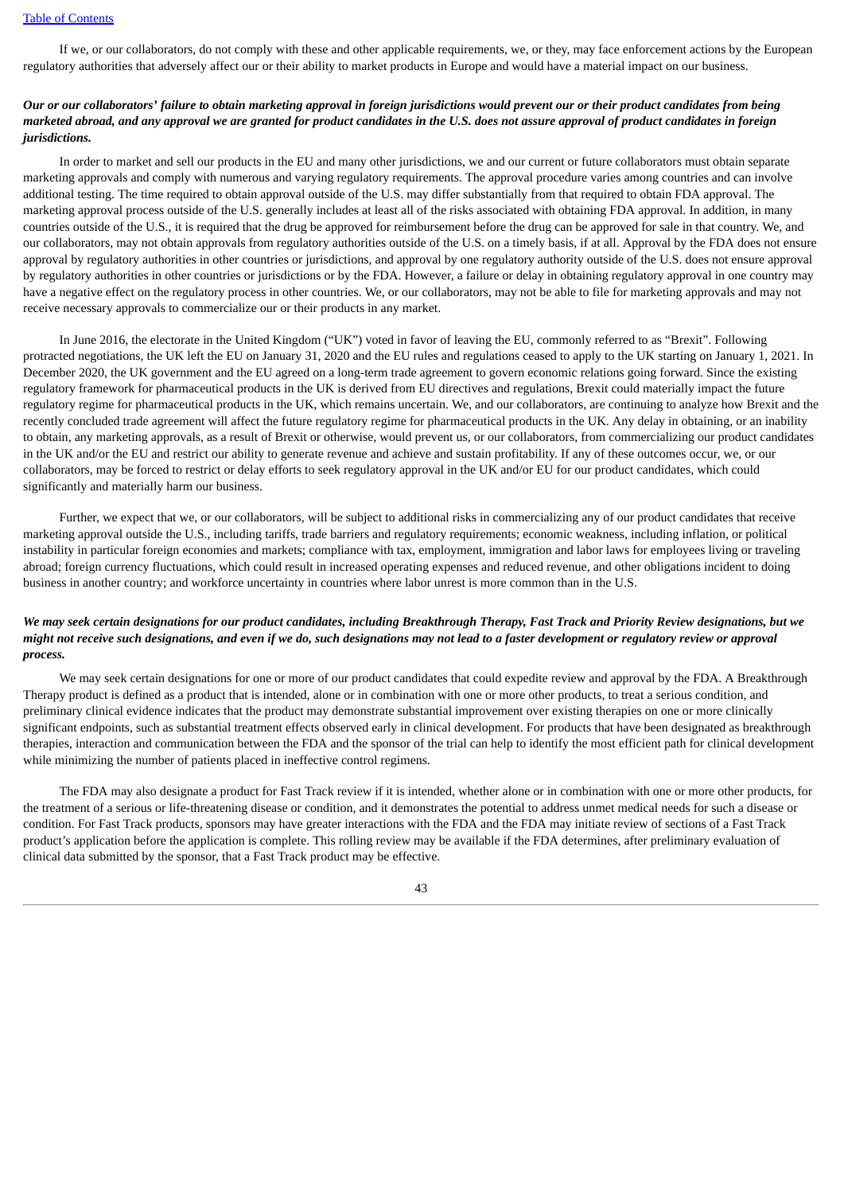If we, or our collaborators, do not comply with these and other applicable requirements, we, or they, may face enforcement actions by the European regulatory authorities that adversely affect our or their ability to market products in Europe and would have a material impact on our business.

***Our or our collaborators' failure to obtain marketing approval in foreign jurisdictions would prevent our or their product candidates from being marketed abroad, and any approval we are granted for product candidates in the U.S. does not assure approval of product candidates in foreign jurisdictions.***

In order to market and sell our products in the EU and many other jurisdictions, we and our current or future collaborators must obtain separate marketing approvals and comply with numerous and varying regulatory requirements. The approval procedure varies among countries and can involve additional testing. The time required to obtain approval outside of the U.S. may differ substantially from that required to obtain FDA approval. The marketing approval process outside of the U.S. generally includes at least all of the risks associated with obtaining FDA approval. In addition, in many countries outside of the U.S., it is required that the drug be approved for reimbursement before the drug can be approved for sale in that country. We, and our collaborators, may not obtain approvals from regulatory authorities outside of the U.S. on a timely basis, if at all. Approval by the FDA does not ensure approval by regulatory authorities in other countries or jurisdictions, and approval by one regulatory authority outside of the U.S. does not ensure approval by regulatory authorities in other countries or jurisdictions or by the FDA. However, a failure or delay in obtaining regulatory approval in one country may have a negative effect on the regulatory process in other countries. We, or our collaborators, may not be able to file for marketing approvals and may not receive necessary approvals to commercialize our or their products in any market.

In June 2016, the electorate in the United Kingdom ("UK") voted in favor of leaving the EU, commonly referred to as "Brexit". Following protracted negotiations, the UK left the EU on January 31, 2020 and the EU rules and regulations ceased to apply to the UK starting on January 1, 2021. In December 2020, the UK government and the EU agreed on a long-term trade agreement to govern economic relations going forward. Since the existing regulatory framework for pharmaceutical products in the UK is derived from EU directives and regulations, Brexit could materially impact the future regulatory regime for pharmaceutical products in the UK, which remains uncertain. We, and our collaborators, are continuing to analyze how Brexit and the recently concluded trade agreement will affect the future regulatory regime for pharmaceutical products in the UK. Any delay in obtaining, or an inability to obtain, any marketing approvals, as a result of Brexit or otherwise, would prevent us, or our collaborators, from commercializing our product candidates in the UK and/or the EU and restrict our ability to generate revenue and achieve and sustain profitability. If any of these outcomes occur, we, or our collaborators, may be forced to restrict or delay efforts to seek regulatory approval in the UK and/or EU for our product candidates, which could significantly and materially harm our business.

Further, we expect that we, or our collaborators, will be subject to additional risks in commercializing any of our product candidates that receive marketing approval outside the U.S., including tariffs, trade barriers and regulatory requirements; economic weakness, including inflation, or political instability in particular foreign economies and markets; compliance with tax, employment, immigration and labor laws for employees living or traveling abroad; foreign currency fluctuations, which could result in increased operating expenses and reduced revenue, and other obligations incident to doing business in another country; and workforce uncertainty in countries where labor unrest is more common than in the U.S.

***We may seek certain designations for our product candidates, including Breakthrough Therapy, Fast Track and Priority Review designations, but we might not receive such designations, and even if we do, such designations may not lead to a faster development or regulatory review or approval process.***

We may seek certain designations for one or more of our product candidates that could expedite review and approval by the FDA. A Breakthrough Therapy product is defined as a product that is intended, alone or in combination with one or more other products, to treat a serious condition, and preliminary clinical evidence indicates that the product may demonstrate substantial improvement over existing therapies on one or more clinically significant endpoints, such as substantial treatment effects observed early in clinical development. For products that have been designated as breakthrough therapies, interaction and communication between the FDA and the sponsor of the trial can help to identify the most efficient path for clinical development while minimizing the number of patients placed in ineffective control regimens.

The FDA may also designate a product for Fast Track review if it is intended, whether alone or in combination with one or more other products, for the treatment of a serious or life-threatening disease or condition, and it demonstrates the potential to address unmet medical needs for such a disease or condition. For Fast Track products, sponsors may have greater interactions with the FDA and the FDA may initiate review of sections of a Fast Track product's application before the application is complete. This rolling review may be available if the FDA determines, after preliminary evaluation of clinical data submitted by the sponsor, that a Fast Track product may be effective.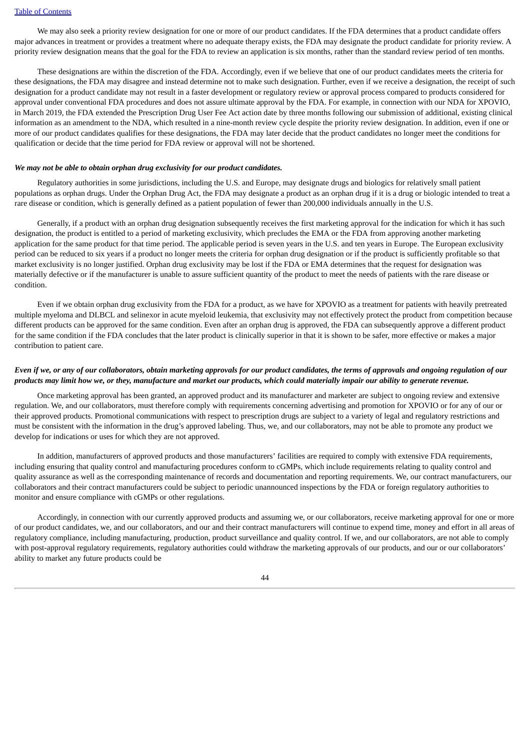We may also seek a priority review designation for one or more of our product candidates. If the FDA determines that a product candidate offers major advances in treatment or provides a treatment where no adequate therapy exists, the FDA may designate the product candidate for priority review. A priority review designation means that the goal for the FDA to review an application is six months, rather than the standard review period of ten months.

These designations are within the discretion of the FDA. Accordingly, even if we believe that one of our product candidates meets the criteria for these designations, the FDA may disagree and instead determine not to make such designation. Further, even if we receive a designation, the receipt of such designation for a product candidate may not result in a faster development or regulatory review or approval process compared to products considered for approval under conventional FDA procedures and does not assure ultimate approval by the FDA. For example, in connection with our NDA for XPOVIO, in March 2019, the FDA extended the Prescription Drug User Fee Act action date by three months following our submission of additional, existing clinical information as an amendment to the NDA, which resulted in a nine-month review cycle despite the priority review designation. In addition, even if one or more of our product candidates qualifies for these designations, the FDA may later decide that the product candidates no longer meet the conditions for qualification or decide that the time period for FDA review or approval will not be shortened.

***We may not be able to obtain orphan drug exclusivity for our product candidates.***

Regulatory authorities in some jurisdictions, including the U.S. and Europe, may designate drugs and biologics for relatively small patient populations as orphan drugs. Under the Orphan Drug Act, the FDA may designate a product as an orphan drug if it is a drug or biologic intended to treat a rare disease or condition, which is generally defined as a patient population of fewer than 200,000 individuals annually in the U.S.

Generally, if a product with an orphan drug designation subsequently receives the first marketing approval for the indication for which it has such designation, the product is entitled to a period of marketing exclusivity, which precludes the EMA or the FDA from approving another marketing application for the same product for that time period. The applicable period is seven years in the U.S. and ten years in Europe. The European exclusivity period can be reduced to six years if a product no longer meets the criteria for orphan drug designation or if the product is sufficiently profitable so that market exclusivity is no longer justified. Orphan drug exclusivity may be lost if the FDA or EMA determines that the request for designation was materially defective or if the manufacturer is unable to assure sufficient quantity of the product to meet the needs of patients with the rare disease or condition.

Even if we obtain orphan drug exclusivity from the FDA for a product, as we have for XPOVIO as a treatment for patients with heavily pretreated multiple myeloma and DLBCL and selinexor in acute myeloid leukemia, that exclusivity may not effectively protect the product from competition because different products can be approved for the same condition. Even after an orphan drug is approved, the FDA can subsequently approve a different product for the same condition if the FDA concludes that the later product is clinically superior in that it is shown to be safer, more effective or makes a major contribution to patient care.

***Even if we, or any of our collaborators, obtain marketing approvals for our product candidates, the terms of approvals and ongoing regulation of our products may limit how we, or they, manufacture and market our products, which could materially impair our ability to generate revenue.***

Once marketing approval has been granted, an approved product and its manufacturer and marketer are subject to ongoing review and extensive regulation. We, and our collaborators, must therefore comply with requirements concerning advertising and promotion for XPOVIO or for any of our or their approved products. Promotional communications with respect to prescription drugs are subject to a variety of legal and regulatory restrictions and must be consistent with the information in the drug's approved labeling. Thus, we, and our collaborators, may not be able to promote any product we develop for indications or uses for which they are not approved.

In addition, manufacturers of approved products and those manufacturers' facilities are required to comply with extensive FDA requirements, including ensuring that quality control and manufacturing procedures conform to cGMPs, which include requirements relating to quality control and quality assurance as well as the corresponding maintenance of records and documentation and reporting requirements. We, our contract manufacturers, our collaborators and their contract manufacturers could be subject to periodic unannounced inspections by the FDA or foreign regulatory authorities to monitor and ensure compliance with cGMPs or other regulations.

Accordingly, in connection with our currently approved products and assuming we, or our collaborators, receive marketing approval for one or more of our product candidates, we, and our collaborators, and our and their contract manufacturers will continue to expend time, money and effort in all areas of regulatory compliance, including manufacturing, production, product surveillance and quality control. If we, and our collaborators, are not able to comply with post-approval regulatory requirements, regulatory authorities could withdraw the marketing approvals of our products, and our or our collaborators' ability to market any future products could be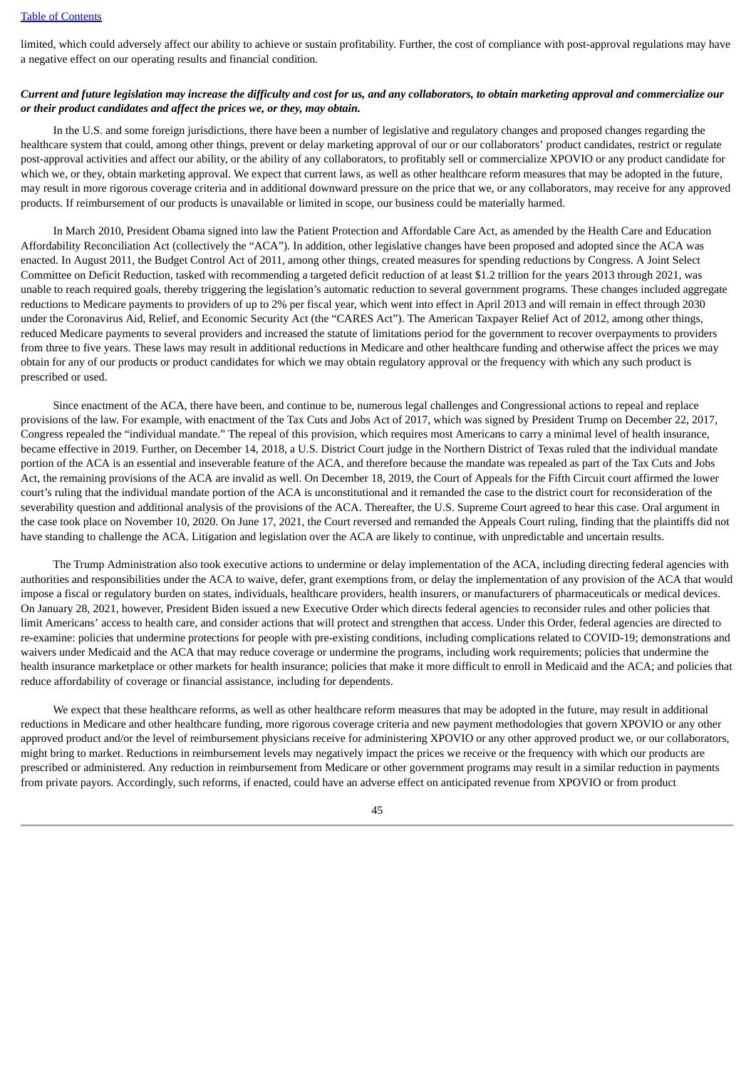limited, which could adversely affect our ability to achieve or sustain profitability. Further, the cost of compliance with post-approval regulations may have a negative effect on our operating results and financial condition.

***Current and future legislation may increase the difficulty and cost for us, and any collaborators, to obtain marketing approval and commercialize our or their product candidates and affect the prices we, or they, may obtain.***

In the U.S. and some foreign jurisdictions, there have been a number of legislative and regulatory changes and proposed changes regarding the healthcare system that could, among other things, prevent or delay marketing approval of our or our collaborators' product candidates, restrict or regulate post-approval activities and affect our ability, or the ability of any collaborators, to profitably sell or commercialize XPOVIO or any product candidate for which we, or they, obtain marketing approval. We expect that current laws, as well as other healthcare reform measures that may be adopted in the future, may result in more rigorous coverage criteria and in additional downward pressure on the price that we, or any collaborators, may receive for any approved products. If reimbursement of our products is unavailable or limited in scope, our business could be materially harmed.

In March 2010, President Obama signed into law the Patient Protection and Affordable Care Act, as amended by the Health Care and Education Affordability Reconciliation Act (collectively the "ACA"). In addition, other legislative changes have been proposed and adopted since the ACA was enacted. In August 2011, the Budget Control Act of 2011, among other things, created measures for spending reductions by Congress. A Joint Select Committee on Deficit Reduction, tasked with recommending a targeted deficit reduction of at least $1.2 trillion for the years 2013 through 2021, was unable to reach required goals, thereby triggering the legislation's automatic reduction to several government programs. These changes included aggregate reductions to Medicare payments to providers of up to 2% per fiscal year, which went into effect in April 2013 and will remain in effect through 2030 under the Coronavirus Aid, Relief, and Economic Security Act (the "CARES Act"). The American Taxpayer Relief Act of 2012, among other things, reduced Medicare payments to several providers and increased the statute of limitations period for the government to recover overpayments to providers from three to five years. These laws may result in additional reductions in Medicare and other healthcare funding and otherwise affect the prices we may obtain for any of our products or product candidates for which we may obtain regulatory approval or the frequency with which any such product is prescribed or used.

Since enactment of the ACA, there have been, and continue to be, numerous legal challenges and Congressional actions to repeal and replace provisions of the law. For example, with enactment of the Tax Cuts and Jobs Act of 2017, which was signed by President Trump on December 22, 2017, Congress repealed the "individual mandate." The repeal of this provision, which requires most Americans to carry a minimal level of health insurance, became effective in 2019. Further, on December 14, 2018, a U.S. District Court judge in the Northern District of Texas ruled that the individual mandate portion of the ACA is an essential and inseverable feature of the ACA, and therefore because the mandate was repealed as part of the Tax Cuts and Jobs Act, the remaining provisions of the ACA are invalid as well. On December 18, 2019, the Court of Appeals for the Fifth Circuit court affirmed the lower court's ruling that the individual mandate portion of the ACA is unconstitutional and it remanded the case to the district court for reconsideration of the severability question and additional analysis of the provisions of the ACA. Thereafter, the U.S. Supreme Court agreed to hear this case. Oral argument in the case took place on November 10, 2020. On June 17, 2021, the Court reversed and remanded the Appeals Court ruling, finding that the plaintiffs did not have standing to challenge the ACA. Litigation and legislation over the ACA are likely to continue, with unpredictable and uncertain results.

The Trump Administration also took executive actions to undermine or delay implementation of the ACA, including directing federal agencies with authorities and responsibilities under the ACA to waive, defer, grant exemptions from, or delay the implementation of any provision of the ACA that would impose a fiscal or regulatory burden on states, individuals, healthcare providers, health insurers, or manufacturers of pharmaceuticals or medical devices. On January 28, 2021, however, President Biden issued a new Executive Order which directs federal agencies to reconsider rules and other policies that limit Americans' access to health care, and consider actions that will protect and strengthen that access. Under this Order, federal agencies are directed to re-examine: policies that undermine protections for people with pre-existing conditions, including complications related to COVID-19; demonstrations and waivers under Medicaid and the ACA that may reduce coverage or undermine the programs, including work requirements; policies that undermine the health insurance marketplace or other markets for health insurance; policies that make it more difficult to enroll in Medicaid and the ACA; and policies that reduce affordability of coverage or financial assistance, including for dependents.

We expect that these healthcare reforms, as well as other healthcare reform measures that may be adopted in the future, may result in additional reductions in Medicare and other healthcare funding, more rigorous coverage criteria and new payment methodologies that govern XPOVIO or any other approved product and/or the level of reimbursement physicians receive for administering XPOVIO or any other approved product we, or our collaborators, might bring to market. Reductions in reimbursement levels may negatively impact the prices we receive or the frequency with which our products are prescribed or administered. Any reduction in reimbursement from Medicare or other government programs may result in a similar reduction in payments from private payors. Accordingly, such reforms, if enacted, could have an adverse effect on anticipated revenue from XPOVIO or from product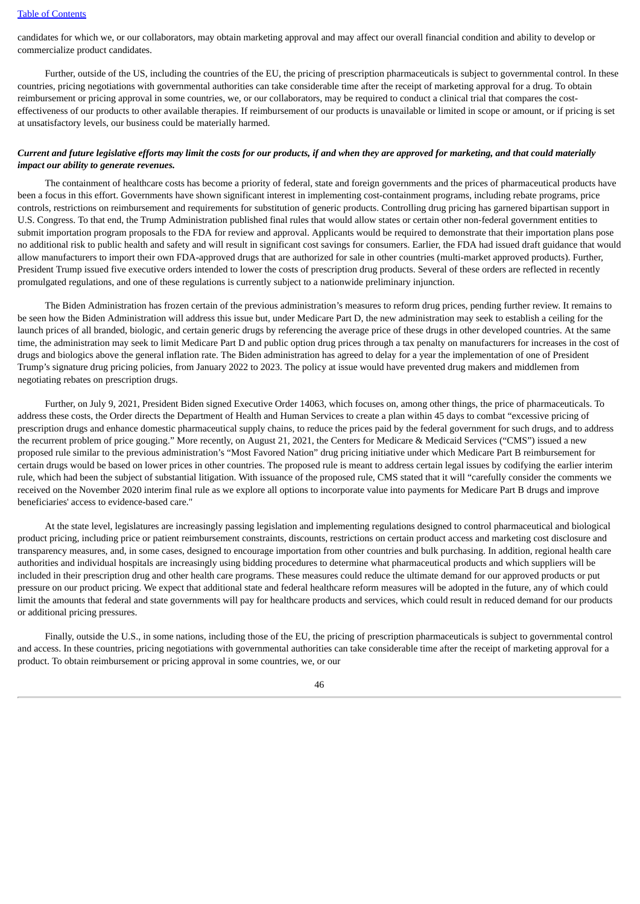candidates for which we, or our collaborators, may obtain marketing approval and may affect our overall financial condition and ability to develop or commercialize product candidates.

Further, outside of the US, including the countries of the EU, the pricing of prescription pharmaceuticals is subject to governmental control. In these countries, pricing negotiations with governmental authorities can take considerable time after the receipt of marketing approval for a drug. To obtain reimbursement or pricing approval in some countries, we, or our collaborators, may be required to conduct a clinical trial that compares the cost-effectiveness of our products to other available therapies. If reimbursement of our products is unavailable or limited in scope or amount, or if pricing is set at unsatisfactory levels, our business could be materially harmed.

***Current and future legislative efforts may limit the costs for our products, if and when they are approved for marketing, and that could materially impact our ability to generate revenues.***

The containment of healthcare costs has become a priority of federal, state and foreign governments and the prices of pharmaceutical products have been a focus in this effort. Governments have shown significant interest in implementing cost-containment programs, including rebate programs, price controls, restrictions on reimbursement and requirements for substitution of generic products. Controlling drug pricing has garnered bipartisan support in U.S. Congress. To that end, the Trump Administration published final rules that would allow states or certain other non-federal government entities to submit importation program proposals to the FDA for review and approval. Applicants would be required to demonstrate that their importation plans pose no additional risk to public health and safety and will result in significant cost savings for consumers. Earlier, the FDA had issued draft guidance that would allow manufacturers to import their own FDA-approved drugs that are authorized for sale in other countries (multi-market approved products). Further, President Trump issued five executive orders intended to lower the costs of prescription drug products. Several of these orders are reflected in recently promulgated regulations, and one of these regulations is currently subject to a nationwide preliminary injunction.

The Biden Administration has frozen certain of the previous administration's measures to reform drug prices, pending further review. It remains to be seen how the Biden Administration will address this issue but, under Medicare Part D, the new administration may seek to establish a ceiling for the launch prices of all branded, biologic, and certain generic drugs by referencing the average price of these drugs in other developed countries. At the same time, the administration may seek to limit Medicare Part D and public option drug prices through a tax penalty on manufacturers for increases in the cost of drugs and biologics above the general inflation rate. The Biden administration has agreed to delay for a year the implementation of one of President Trump's signature drug pricing policies, from January 2022 to 2023. The policy at issue would have prevented drug makers and middlemen from negotiating rebates on prescription drugs.

Further, on July 9, 2021, President Biden signed Executive Order 14063, which focuses on, among other things, the price of pharmaceuticals. To address these costs, the Order directs the Department of Health and Human Services to create a plan within 45 days to combat "excessive pricing of prescription drugs and enhance domestic pharmaceutical supply chains, to reduce the prices paid by the federal government for such drugs, and to address the recurrent problem of price gouging." More recently, on August 21, 2021, the Centers for Medicare & Medicaid Services ("CMS") issued a new proposed rule similar to the previous administration's "Most Favored Nation" drug pricing initiative under which Medicare Part B reimbursement for certain drugs would be based on lower prices in other countries. The proposed rule is meant to address certain legal issues by codifying the earlier interim rule, which had been the subject of substantial litigation. With issuance of the proposed rule, CMS stated that it will "carefully consider the comments we received on the November 2020 interim final rule as we explore all options to incorporate value into payments for Medicare Part B drugs and improve beneficiaries' access to evidence-based care."

At the state level, legislatures are increasingly passing legislation and implementing regulations designed to control pharmaceutical and biological product pricing, including price or patient reimbursement constraints, discounts, restrictions on certain product access and marketing cost disclosure and transparency measures, and, in some cases, designed to encourage importation from other countries and bulk purchasing. In addition, regional health care authorities and individual hospitals are increasingly using bidding procedures to determine what pharmaceutical products and which suppliers will be included in their prescription drug and other health care programs. These measures could reduce the ultimate demand for our approved products or put pressure on our product pricing. We expect that additional state and federal healthcare reform measures will be adopted in the future, any of which could limit the amounts that federal and state governments will pay for healthcare products and services, which could result in reduced demand for our products or additional pricing pressures.

Finally, outside the U.S., in some nations, including those of the EU, the pricing of prescription pharmaceuticals is subject to governmental control and access. In these countries, pricing negotiations with governmental authorities can take considerable time after the receipt of marketing approval for a product. To obtain reimbursement or pricing approval in some countries, we, or our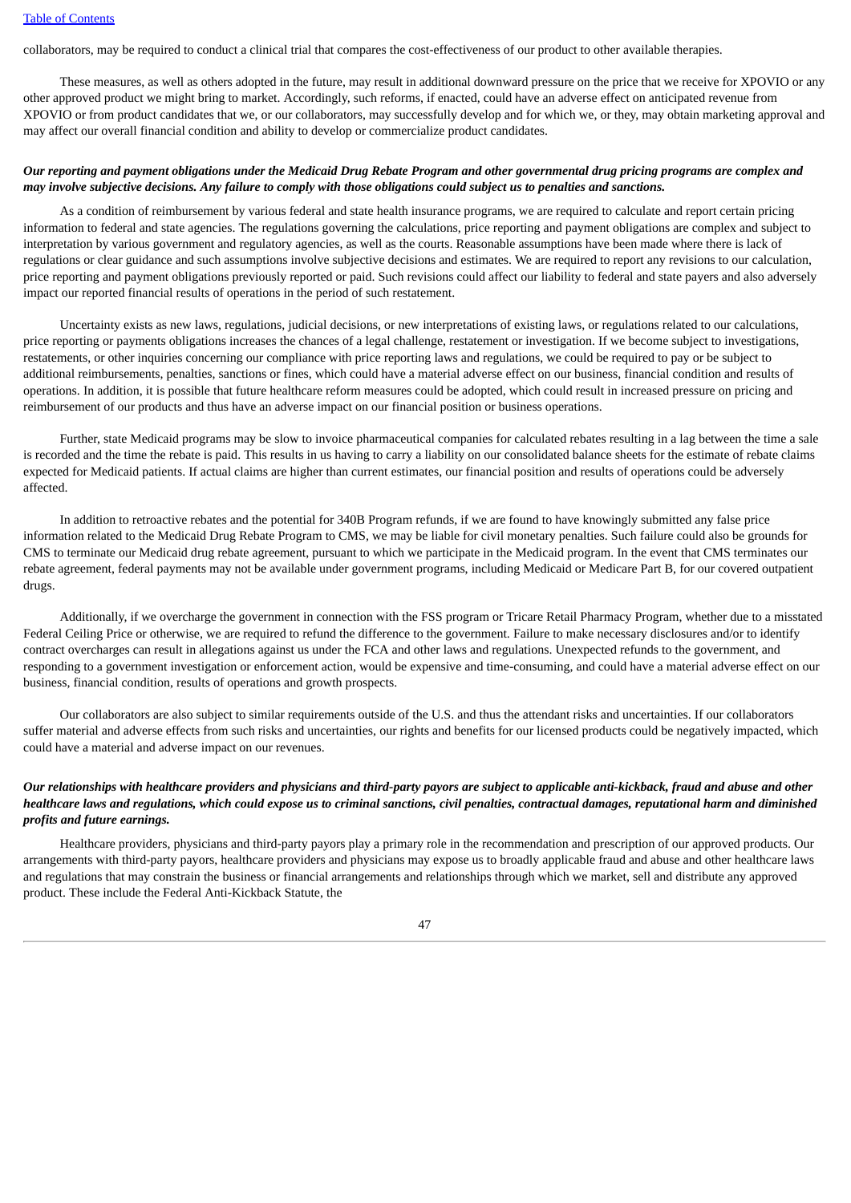collaborators, may be required to conduct a clinical trial that compares the cost-effectiveness of our product to other available therapies.

These measures, as well as others adopted in the future, may result in additional downward pressure on the price that we receive for XPOVIO or any other approved product we might bring to market. Accordingly, such reforms, if enacted, could have an adverse effect on anticipated revenue from XPOVIO or from product candidates that we, or our collaborators, may successfully develop and for which we, or they, may obtain marketing approval and may affect our overall financial condition and ability to develop or commercialize product candidates.

***Our reporting and payment obligations under the Medicaid Drug Rebate Program and other governmental drug pricing programs are complex and may involve subjective decisions. Any failure to comply with those obligations could subject us to penalties and sanctions.***

As a condition of reimbursement by various federal and state health insurance programs, we are required to calculate and report certain pricing information to federal and state agencies. The regulations governing the calculations, price reporting and payment obligations are complex and subject to interpretation by various government and regulatory agencies, as well as the courts. Reasonable assumptions have been made where there is lack of regulations or clear guidance and such assumptions involve subjective decisions and estimates. We are required to report any revisions to our calculation, price reporting and payment obligations previously reported or paid. Such revisions could affect our liability to federal and state payers and also adversely impact our reported financial results of operations in the period of such restatement.

Uncertainty exists as new laws, regulations, judicial decisions, or new interpretations of existing laws, or regulations related to our calculations, price reporting or payments obligations increases the chances of a legal challenge, restatement or investigation. If we become subject to investigations, restatements, or other inquiries concerning our compliance with price reporting laws and regulations, we could be required to pay or be subject to additional reimbursements, penalties, sanctions or fines, which could have a material adverse effect on our business, financial condition and results of operations. In addition, it is possible that future healthcare reform measures could be adopted, which could result in increased pressure on pricing and reimbursement of our products and thus have an adverse impact on our financial position or business operations.

Further, state Medicaid programs may be slow to invoice pharmaceutical companies for calculated rebates resulting in a lag between the time a sale is recorded and the time the rebate is paid. This results in us having to carry a liability on our consolidated balance sheets for the estimate of rebate claims expected for Medicaid patients. If actual claims are higher than current estimates, our financial position and results of operations could be adversely affected.

In addition to retroactive rebates and the potential for 340B Program refunds, if we are found to have knowingly submitted any false price information related to the Medicaid Drug Rebate Program to CMS, we may be liable for civil monetary penalties. Such failure could also be grounds for CMS to terminate our Medicaid drug rebate agreement, pursuant to which we participate in the Medicaid program. In the event that CMS terminates our rebate agreement, federal payments may not be available under government programs, including Medicaid or Medicare Part B, for our covered outpatient drugs.

Additionally, if we overcharge the government in connection with the FSS program or Tricare Retail Pharmacy Program, whether due to a misstated Federal Ceiling Price or otherwise, we are required to refund the difference to the government. Failure to make necessary disclosures and/or to identify contract overcharges can result in allegations against us under the FCA and other laws and regulations. Unexpected refunds to the government, and responding to a government investigation or enforcement action, would be expensive and time-consuming, and could have a material adverse effect on our business, financial condition, results of operations and growth prospects.

Our collaborators are also subject to similar requirements outside of the U.S. and thus the attendant risks and uncertainties. If our collaborators suffer material and adverse effects from such risks and uncertainties, our rights and benefits for our licensed products could be negatively impacted, which could have a material and adverse impact on our revenues.

***Our relationships with healthcare providers and physicians and third-party payors are subject to applicable anti-kickback, fraud and abuse and other healthcare laws and regulations, which could expose us to criminal sanctions, civil penalties, contractual damages, reputational harm and diminished profits and future earnings.***

Healthcare providers, physicians and third-party payors play a primary role in the recommendation and prescription of our approved products. Our arrangements with third-party payors, healthcare providers and physicians may expose us to broadly applicable fraud and abuse and other healthcare laws and regulations that may constrain the business or financial arrangements and relationships through which we market, sell and distribute any approved product. These include the Federal Anti-Kickback Statute, the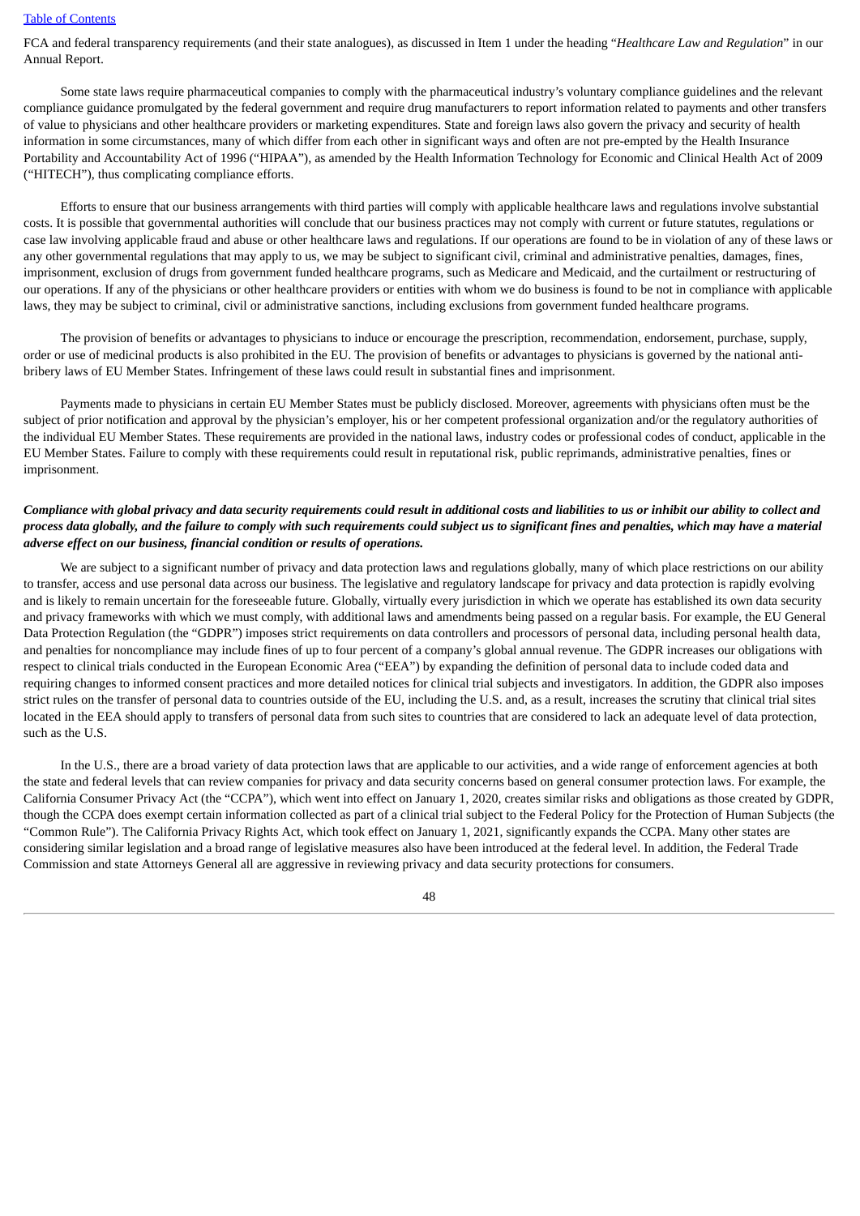FCA and federal transparency requirements (and their state analogues), as discussed in Item 1 under the heading "*Healthcare Law and Regulation*" in our Annual Report.

Some state laws require pharmaceutical companies to comply with the pharmaceutical industry's voluntary compliance guidelines and the relevant compliance guidance promulgated by the federal government and require drug manufacturers to report information related to payments and other transfers of value to physicians and other healthcare providers or marketing expenditures. State and foreign laws also govern the privacy and security of health information in some circumstances, many of which differ from each other in significant ways and often are not pre-empted by the Health Insurance Portability and Accountability Act of 1996 ("HIPAA"), as amended by the Health Information Technology for Economic and Clinical Health Act of 2009 ("HITECH"), thus complicating compliance efforts.

Efforts to ensure that our business arrangements with third parties will comply with applicable healthcare laws and regulations involve substantial costs. It is possible that governmental authorities will conclude that our business practices may not comply with current or future statutes, regulations or case law involving applicable fraud and abuse or other healthcare laws and regulations. If our operations are found to be in violation of any of these laws or any other governmental regulations that may apply to us, we may be subject to significant civil, criminal and administrative penalties, damages, fines, imprisonment, exclusion of drugs from government funded healthcare programs, such as Medicare and Medicaid, and the curtailment or restructuring of our operations. If any of the physicians or other healthcare providers or entities with whom we do business is found to be not in compliance with applicable laws, they may be subject to criminal, civil or administrative sanctions, including exclusions from government funded healthcare programs.

The provision of benefits or advantages to physicians to induce or encourage the prescription, recommendation, endorsement, purchase, supply, order or use of medicinal products is also prohibited in the EU. The provision of benefits or advantages to physicians is governed by the national anti-bribery laws of EU Member States. Infringement of these laws could result in substantial fines and imprisonment.

Payments made to physicians in certain EU Member States must be publicly disclosed. Moreover, agreements with physicians often must be the subject of prior notification and approval by the physician's employer, his or her competent professional organization and/or the regulatory authorities of the individual EU Member States. These requirements are provided in the national laws, industry codes or professional codes of conduct, applicable in the EU Member States. Failure to comply with these requirements could result in reputational risk, public reprimands, administrative penalties, fines or imprisonment.

***Compliance with global privacy and data security requirements could result in additional costs and liabilities to us or inhibit our ability to collect and process data globally, and the failure to comply with such requirements could subject us to significant fines and penalties, which may have a material adverse effect on our business, financial condition or results of operations.***

We are subject to a significant number of privacy and data protection laws and regulations globally, many of which place restrictions on our ability to transfer, access and use personal data across our business. The legislative and regulatory landscape for privacy and data protection is rapidly evolving and is likely to remain uncertain for the foreseeable future. Globally, virtually every jurisdiction in which we operate has established its own data security and privacy frameworks with which we must comply, with additional laws and amendments being passed on a regular basis. For example, the EU General Data Protection Regulation (the "GDPR") imposes strict requirements on data controllers and processors of personal data, including personal health data, and penalties for noncompliance may include fines of up to four percent of a company's global annual revenue. The GDPR increases our obligations with respect to clinical trials conducted in the European Economic Area ("EEA") by expanding the definition of personal data to include coded data and requiring changes to informed consent practices and more detailed notices for clinical trial subjects and investigators. In addition, the GDPR also imposes strict rules on the transfer of personal data to countries outside of the EU, including the U.S. and, as a result, increases the scrutiny that clinical trial sites located in the EEA should apply to transfers of personal data from such sites to countries that are considered to lack an adequate level of data protection, such as the U.S.

In the U.S., there are a broad variety of data protection laws that are applicable to our activities, and a wide range of enforcement agencies at both the state and federal levels that can review companies for privacy and data security concerns based on general consumer protection laws. For example, the California Consumer Privacy Act (the "CCPA"), which went into effect on January 1, 2020, creates similar risks and obligations as those created by GDPR, though the CCPA does exempt certain information collected as part of a clinical trial subject to the Federal Policy for the Protection of Human Subjects (the "Common Rule"). The California Privacy Rights Act, which took effect on January 1, 2021, significantly expands the CCPA. Many other states are considering similar legislation and a broad range of legislative measures also have been introduced at the federal level. In addition, the Federal Trade Commission and state Attorneys General all are aggressive in reviewing privacy and data security protections for consumers.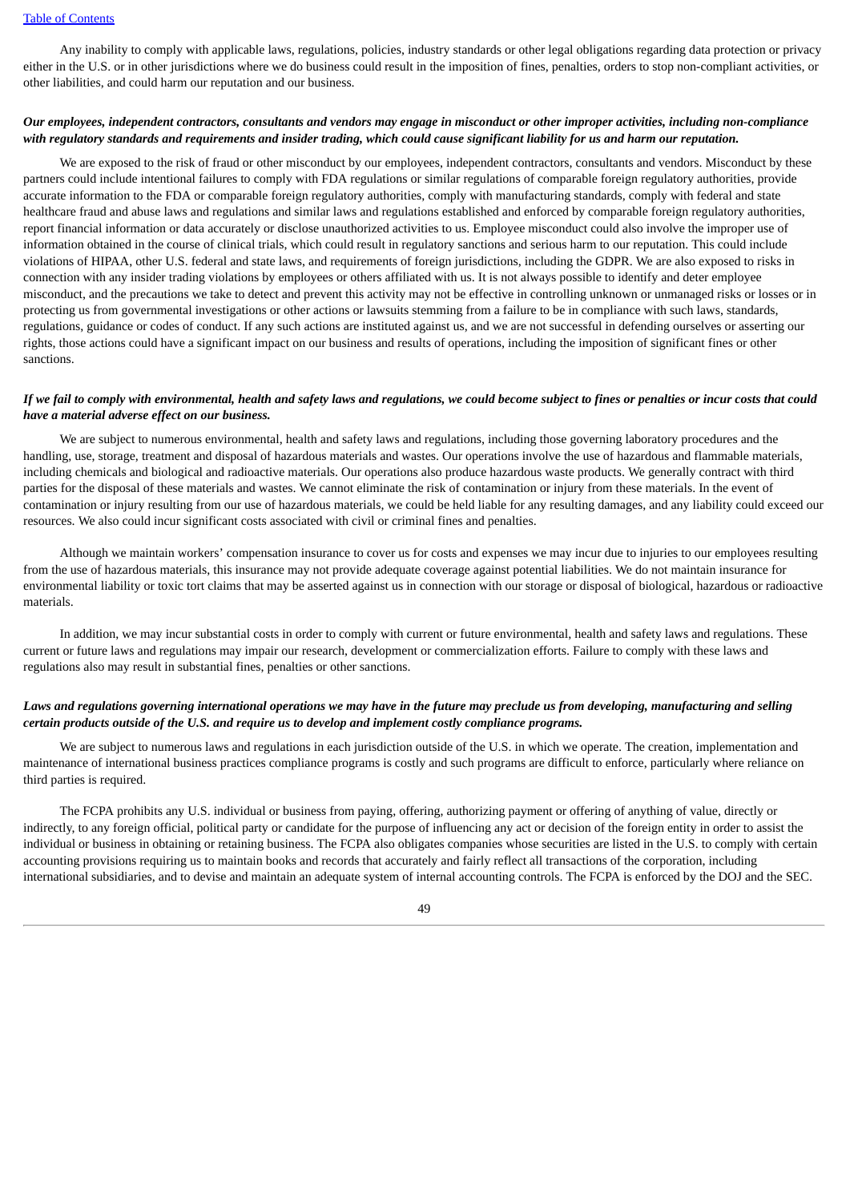Any inability to comply with applicable laws, regulations, policies, industry standards or other legal obligations regarding data protection or privacy either in the U.S. or in other jurisdictions where we do business could result in the imposition of fines, penalties, orders to stop non-compliant activities, or other liabilities, and could harm our reputation and our business.

***Our employees, independent contractors, consultants and vendors may engage in misconduct or other improper activities, including non-compliance with regulatory standards and requirements and insider trading, which could cause significant liability for us and harm our reputation.***

We are exposed to the risk of fraud or other misconduct by our employees, independent contractors, consultants and vendors. Misconduct by these partners could include intentional failures to comply with FDA regulations or similar regulations of comparable foreign regulatory authorities, provide accurate information to the FDA or comparable foreign regulatory authorities, comply with manufacturing standards, comply with federal and state healthcare fraud and abuse laws and regulations and similar laws and regulations established and enforced by comparable foreign regulatory authorities, report financial information or data accurately or disclose unauthorized activities to us. Employee misconduct could also involve the improper use of information obtained in the course of clinical trials, which could result in regulatory sanctions and serious harm to our reputation. This could include violations of HIPAA, other U.S. federal and state laws, and requirements of foreign jurisdictions, including the GDPR. We are also exposed to risks in connection with any insider trading violations by employees or others affiliated with us. It is not always possible to identify and deter employee misconduct, and the precautions we take to detect and prevent this activity may not be effective in controlling unknown or unmanaged risks or losses or in protecting us from governmental investigations or other actions or lawsuits stemming from a failure to be in compliance with such laws, standards, regulations, guidance or codes of conduct. If any such actions are instituted against us, and we are not successful in defending ourselves or asserting our rights, those actions could have a significant impact on our business and results of operations, including the imposition of significant fines or other sanctions.

***If we fail to comply with environmental, health and safety laws and regulations, we could become subject to fines or penalties or incur costs that could have a material adverse effect on our business.***

We are subject to numerous environmental, health and safety laws and regulations, including those governing laboratory procedures and the handling, use, storage, treatment and disposal of hazardous materials and wastes. Our operations involve the use of hazardous and flammable materials, including chemicals and biological and radioactive materials. Our operations also produce hazardous waste products. We generally contract with third parties for the disposal of these materials and wastes. We cannot eliminate the risk of contamination or injury from these materials. In the event of contamination or injury resulting from our use of hazardous materials, we could be held liable for any resulting damages, and any liability could exceed our resources. We also could incur significant costs associated with civil or criminal fines and penalties.

Although we maintain workers' compensation insurance to cover us for costs and expenses we may incur due to injuries to our employees resulting from the use of hazardous materials, this insurance may not provide adequate coverage against potential liabilities. We do not maintain insurance for environmental liability or toxic tort claims that may be asserted against us in connection with our storage or disposal of biological, hazardous or radioactive materials.

In addition, we may incur substantial costs in order to comply with current or future environmental, health and safety laws and regulations. These current or future laws and regulations may impair our research, development or commercialization efforts. Failure to comply with these laws and regulations also may result in substantial fines, penalties or other sanctions.

***Laws and regulations governing international operations we may have in the future may preclude us from developing, manufacturing and selling certain products outside of the U.S. and require us to develop and implement costly compliance programs.***

We are subject to numerous laws and regulations in each jurisdiction outside of the U.S. in which we operate. The creation, implementation and maintenance of international business practices compliance programs is costly and such programs are difficult to enforce, particularly where reliance on third parties is required.

The FCPA prohibits any U.S. individual or business from paying, offering, authorizing payment or offering of anything of value, directly or indirectly, to any foreign official, political party or candidate for the purpose of influencing any act or decision of the foreign entity in order to assist the individual or business in obtaining or retaining business. The FCPA also obligates companies whose securities are listed in the U.S. to comply with certain accounting provisions requiring us to maintain books and records that accurately and fairly reflect all transactions of the corporation, including international subsidiaries, and to devise and maintain an adequate system of internal accounting controls. The FCPA is enforced by the DOJ and the SEC.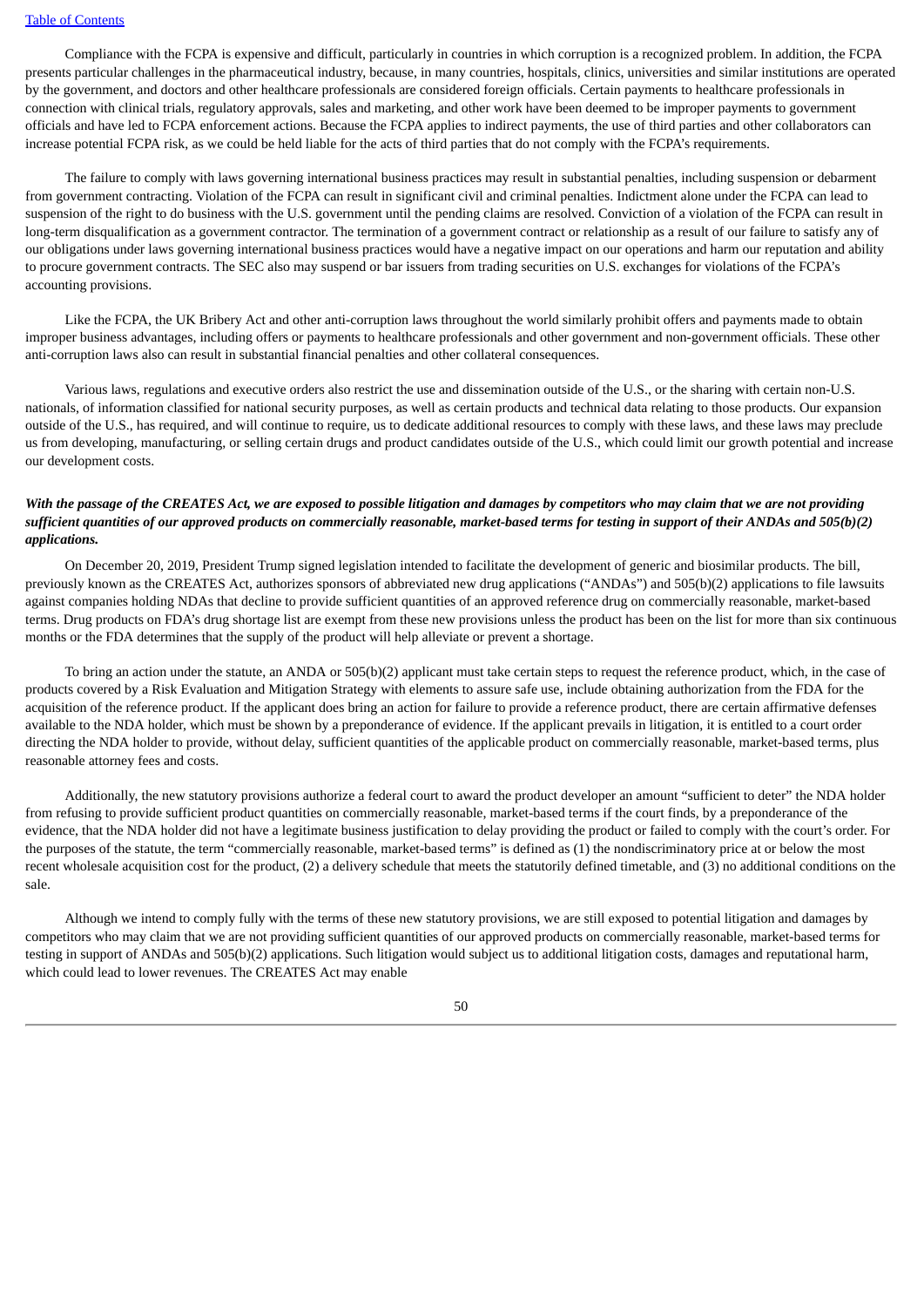Compliance with the FCPA is expensive and difficult, particularly in countries in which corruption is a recognized problem. In addition, the FCPA presents particular challenges in the pharmaceutical industry, because, in many countries, hospitals, clinics, universities and similar institutions are operated by the government, and doctors and other healthcare professionals are considered foreign officials. Certain payments to healthcare professionals in connection with clinical trials, regulatory approvals, sales and marketing, and other work have been deemed to be improper payments to government officials and have led to FCPA enforcement actions. Because the FCPA applies to indirect payments, the use of third parties and other collaborators can increase potential FCPA risk, as we could be held liable for the acts of third parties that do not comply with the FCPA's requirements.

The failure to comply with laws governing international business practices may result in substantial penalties, including suspension or debarment from government contracting. Violation of the FCPA can result in significant civil and criminal penalties. Indictment alone under the FCPA can lead to suspension of the right to do business with the U.S. government until the pending claims are resolved. Conviction of a violation of the FCPA can result in long-term disqualification as a government contractor. The termination of a government contract or relationship as a result of our failure to satisfy any of our obligations under laws governing international business practices would have a negative impact on our operations and harm our reputation and ability to procure government contracts. The SEC also may suspend or bar issuers from trading securities on U.S. exchanges for violations of the FCPA's accounting provisions.

Like the FCPA, the UK Bribery Act and other anti-corruption laws throughout the world similarly prohibit offers and payments made to obtain improper business advantages, including offers or payments to healthcare professionals and other government and non-government officials. These other anti-corruption laws also can result in substantial financial penalties and other collateral consequences.

Various laws, regulations and executive orders also restrict the use and dissemination outside of the U.S., or the sharing with certain non-U.S. nationals, of information classified for national security purposes, as well as certain products and technical data relating to those products. Our expansion outside of the U.S., has required, and will continue to require, us to dedicate additional resources to comply with these laws, and these laws may preclude us from developing, manufacturing, or selling certain drugs and product candidates outside of the U.S., which could limit our growth potential and increase our development costs.

***With the passage of the CREATES Act, we are exposed to possible litigation and damages by competitors who may claim that we are not providing sufficient quantities of our approved products on commercially reasonable, market-based terms for testing in support of their ANDAs and 505(b)(2) applications.***

On December 20, 2019, President Trump signed legislation intended to facilitate the development of generic and biosimilar products. The bill, previously known as the CREATES Act, authorizes sponsors of abbreviated new drug applications ("ANDAs") and 505(b)(2) applications to file lawsuits against companies holding NDAs that decline to provide sufficient quantities of an approved reference drug on commercially reasonable, market-based terms. Drug products on FDA's drug shortage list are exempt from these new provisions unless the product has been on the list for more than six continuous months or the FDA determines that the supply of the product will help alleviate or prevent a shortage.

To bring an action under the statute, an ANDA or 505(b)(2) applicant must take certain steps to request the reference product, which, in the case of products covered by a Risk Evaluation and Mitigation Strategy with elements to assure safe use, include obtaining authorization from the FDA for the acquisition of the reference product. If the applicant does bring an action for failure to provide a reference product, there are certain affirmative defenses available to the NDA holder, which must be shown by a preponderance of evidence. If the applicant prevails in litigation, it is entitled to a court order directing the NDA holder to provide, without delay, sufficient quantities of the applicable product on commercially reasonable, market-based terms, plus reasonable attorney fees and costs.

Additionally, the new statutory provisions authorize a federal court to award the product developer an amount "sufficient to deter" the NDA holder from refusing to provide sufficient product quantities on commercially reasonable, market-based terms if the court finds, by a preponderance of the evidence, that the NDA holder did not have a legitimate business justification to delay providing the product or failed to comply with the court's order. For the purposes of the statute, the term "commercially reasonable, market-based terms" is defined as (1) the nondiscriminatory price at or below the most recent wholesale acquisition cost for the product, (2) a delivery schedule that meets the statutorily defined timetable, and (3) no additional conditions on the sale.

Although we intend to comply fully with the terms of these new statutory provisions, we are still exposed to potential litigation and damages by competitors who may claim that we are not providing sufficient quantities of our approved products on commercially reasonable, market-based terms for testing in support of ANDAs and 505(b)(2) applications. Such litigation would subject us to additional litigation costs, damages and reputational harm, which could lead to lower revenues. The CREATES Act may enable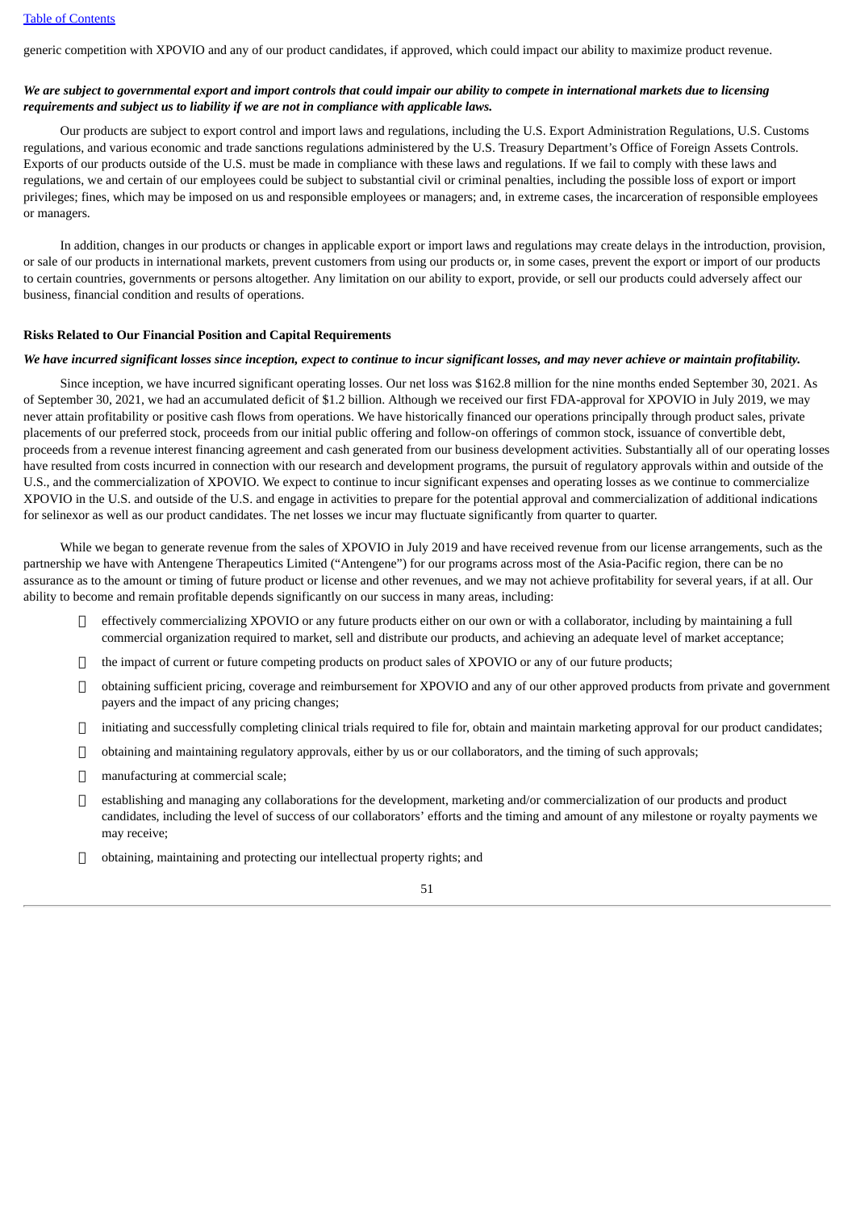generic competition with XPOVIO and any of our product candidates, if approved, which could impact our ability to maximize product revenue.

***We are subject to governmental export and import controls that could impair our ability to compete in international markets due to licensing requirements and subject us to liability if we are not in compliance with applicable laws.***

Our products are subject to export control and import laws and regulations, including the U.S. Export Administration Regulations, U.S. Customs regulations, and various economic and trade sanctions regulations administered by the U.S. Treasury Department's Office of Foreign Assets Controls. Exports of our products outside of the U.S. must be made in compliance with these laws and regulations. If we fail to comply with these laws and regulations, we and certain of our employees could be subject to substantial civil or criminal penalties, including the possible loss of export or import privileges; fines, which may be imposed on us and responsible employees or managers; and, in extreme cases, the incarceration of responsible employees or managers.

In addition, changes in our products or changes in applicable export or import laws and regulations may create delays in the introduction, provision, or sale of our products in international markets, prevent customers from using our products or, in some cases, prevent the export or import of our products to certain countries, governments or persons altogether. Any limitation on our ability to export, provide, or sell our products could adversely affect our business, financial condition and results of operations.

**Risks Related to Our Financial Position and Capital Requirements**

***We have incurred significant losses since inception, expect to continue to incur significant losses, and may never achieve or maintain profitability.***

Since inception, we have incurred significant operating losses. Our net loss was $162.8 million for the nine months ended September 30, 2021. As of September 30, 2021, we had an accumulated deficit of $1.2 billion. Although we received our first FDA-approval for XPOVIO in July 2019, we may never attain profitability or positive cash flows from operations. We have historically financed our operations principally through product sales, private placements of our preferred stock, proceeds from our initial public offering and follow-on offerings of common stock, issuance of convertible debt, proceeds from a revenue interest financing agreement and cash generated from our business development activities. Substantially all of our operating losses have resulted from costs incurred in connection with our research and development programs, the pursuit of regulatory approvals within and outside of the U.S., and the commercialization of XPOVIO. We expect to continue to incur significant expenses and operating losses as we continue to commercialize XPOVIO in the U.S. and outside of the U.S. and engage in activities to prepare for the potential approval and commercialization of additional indications for selinexor as well as our product candidates. The net losses we incur may fluctuate significantly from quarter to quarter.

While we began to generate revenue from the sales of XPOVIO in July 2019 and have received revenue from our license arrangements, such as the partnership we have with Antengene Therapeutics Limited ("Antengene") for our programs across most of the Asia-Pacific region, there can be no assurance as to the amount or timing of future product or license and other revenues, and we may not achieve profitability for several years, if at all. Our ability to become and remain profitable depends significantly on our success in many areas, including:

- effectively commercializing XPOVIO or any future products either on our own or with a collaborator, including by maintaining a full commercial organization required to market, sell and distribute our products, and achieving an adequate level of market acceptance;
- the impact of current or future competing products on product sales of XPOVIO or any of our future products;
- obtaining sufficient pricing, coverage and reimbursement for XPOVIO and any of our other approved products from private and government payers and the impact of any pricing changes;
- initiating and successfully completing clinical trials required to file for, obtain and maintain marketing approval for our product candidates;
- obtaining and maintaining regulatory approvals, either by us or our collaborators, and the timing of such approvals;
- manufacturing at commercial scale;
- establishing and managing any collaborations for the development, marketing and/or commercialization of our products and product candidates, including the level of success of our collaborators' efforts and the timing and amount of any milestone or royalty payments we may receive;
- obtaining, maintaining and protecting our intellectual property rights; and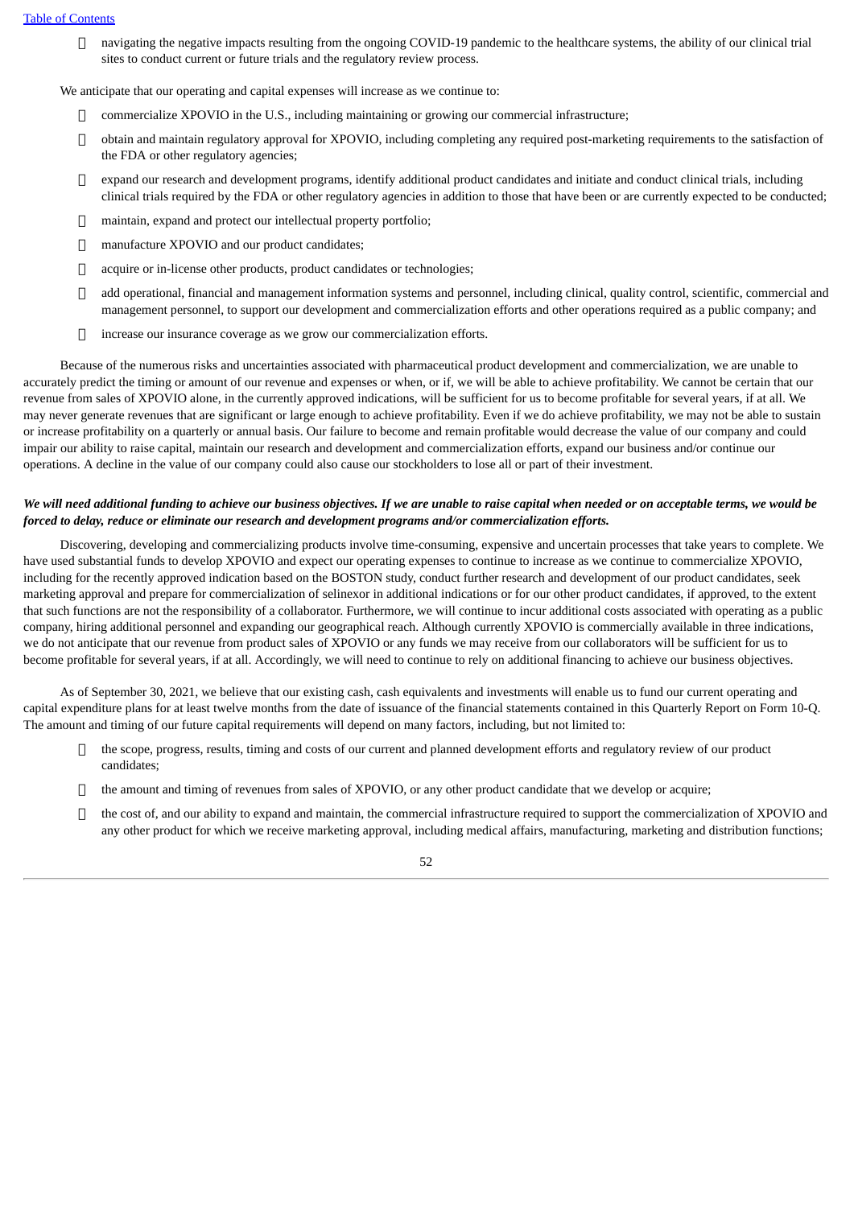- navigating the negative impacts resulting from the ongoing COVID-19 pandemic to the healthcare systems, the ability of our clinical trial sites to conduct current or future trials and the regulatory review process.

We anticipate that our operating and capital expenses will increase as we continue to:

- commercialize XPOVIO in the U.S., including maintaining or growing our commercial infrastructure;
- obtain and maintain regulatory approval for XPOVIO, including completing any required post-marketing requirements to the satisfaction of the FDA or other regulatory agencies;
- expand our research and development programs, identify additional product candidates and initiate and conduct clinical trials, including clinical trials required by the FDA or other regulatory agencies in addition to those that have been or are currently expected to be conducted;
- maintain, expand and protect our intellectual property portfolio;
- manufacture XPOVIO and our product candidates;
- acquire or in-license other products, product candidates or technologies;
- add operational, financial and management information systems and personnel, including clinical, quality control, scientific, commercial and management personnel, to support our development and commercialization efforts and other operations required as a public company; and
- increase our insurance coverage as we grow our commercialization efforts.

Because of the numerous risks and uncertainties associated with pharmaceutical product development and commercialization, we are unable to accurately predict the timing or amount of our revenue and expenses or when, or if, we will be able to achieve profitability. We cannot be certain that our revenue from sales of XPOVIO alone, in the currently approved indications, will be sufficient for us to become profitable for several years, if at all. We may never generate revenues that are significant or large enough to achieve profitability. Even if we do achieve profitability, we may not be able to sustain or increase profitability on a quarterly or annual basis. Our failure to become and remain profitable would decrease the value of our company and could impair our ability to raise capital, maintain our research and development and commercialization efforts, expand our business and/or continue our operations. A decline in the value of our company could also cause our stockholders to lose all or part of their investment.

***We will need additional funding to achieve our business objectives. If we are unable to raise capital when needed or on acceptable terms, we would be forced to delay, reduce or eliminate our research and development programs and/or commercialization efforts.***

Discovering, developing and commercializing products involve time-consuming, expensive and uncertain processes that take years to complete. We have used substantial funds to develop XPOVIO and expect our operating expenses to continue to increase as we continue to commercialize XPOVIO, including for the recently approved indication based on the BOSTON study, conduct further research and development of our product candidates, seek marketing approval and prepare for commercialization of selinexor in additional indications or for our other product candidates, if approved, to the extent that such functions are not the responsibility of a collaborator. Furthermore, we will continue to incur additional costs associated with operating as a public company, hiring additional personnel and expanding our geographical reach. Although currently XPOVIO is commercially available in three indications, we do not anticipate that our revenue from product sales of XPOVIO or any funds we may receive from our collaborators will be sufficient for us to become profitable for several years, if at all. Accordingly, we will need to continue to rely on additional financing to achieve our business objectives.

As of September 30, 2021, we believe that our existing cash, cash equivalents and investments will enable us to fund our current operating and capital expenditure plans for at least twelve months from the date of issuance of the financial statements contained in this Quarterly Report on Form 10-Q. The amount and timing of our future capital requirements will depend on many factors, including, but not limited to:

- the scope, progress, results, timing and costs of our current and planned development efforts and regulatory review of our product candidates;
- the amount and timing of revenues from sales of XPOVIO, or any other product candidate that we develop or acquire;
- the cost of, and our ability to expand and maintain, the commercial infrastructure required to support the commercialization of XPOVIO and any other product for which we receive marketing approval, including medical affairs, manufacturing, marketing and distribution functions;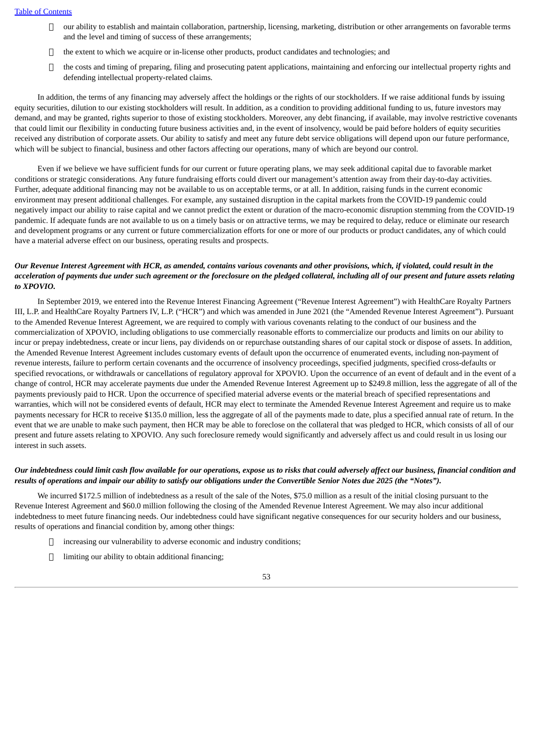- our ability to establish and maintain collaboration, partnership, licensing, marketing, distribution or other arrangements on favorable terms and the level and timing of success of these arrangements;
- the extent to which we acquire or in-license other products, product candidates and technologies; and
- the costs and timing of preparing, filing and prosecuting patent applications, maintaining and enforcing our intellectual property rights and defending intellectual property-related claims.

In addition, the terms of any financing may adversely affect the holdings or the rights of our stockholders. If we raise additional funds by issuing equity securities, dilution to our existing stockholders will result. In addition, as a condition to providing additional funding to us, future investors may demand, and may be granted, rights superior to those of existing stockholders. Moreover, any debt financing, if available, may involve restrictive covenants that could limit our flexibility in conducting future business activities and, in the event of insolvency, would be paid before holders of equity securities received any distribution of corporate assets. Our ability to satisfy and meet any future debt service obligations will depend upon our future performance, which will be subject to financial, business and other factors affecting our operations, many of which are beyond our control.

Even if we believe we have sufficient funds for our current or future operating plans, we may seek additional capital due to favorable market conditions or strategic considerations. Any future fundraising efforts could divert our management's attention away from their day-to-day activities. Further, adequate additional financing may not be available to us on acceptable terms, or at all. In addition, raising funds in the current economic environment may present additional challenges. For example, any sustained disruption in the capital markets from the COVID-19 pandemic could negatively impact our ability to raise capital and we cannot predict the extent or duration of the macro-economic disruption stemming from the COVID-19 pandemic. If adequate funds are not available to us on a timely basis or on attractive terms, we may be required to delay, reduce or eliminate our research and development programs or any current or future commercialization efforts for one or more of our products or product candidates, any of which could have a material adverse effect on our business, operating results and prospects.

***Our Revenue Interest Agreement with HCR, as amended, contains various covenants and other provisions, which, if violated, could result in the acceleration of payments due under such agreement or the foreclosure on the pledged collateral, including all of our present and future assets relating to XPOVIO.***

In September 2019, we entered into the Revenue Interest Financing Agreement ("Revenue Interest Agreement") with HealthCare Royalty Partners III, L.P. and HealthCare Royalty Partners IV, L.P. ("HCR") and which was amended in June 2021 (the "Amended Revenue Interest Agreement"). Pursuant to the Amended Revenue Interest Agreement, we are required to comply with various covenants relating to the conduct of our business and the commercialization of XPOVIO, including obligations to use commercially reasonable efforts to commercialize our products and limits on our ability to incur or prepay indebtedness, create or incur liens, pay dividends on or repurchase outstanding shares of our capital stock or dispose of assets. In addition, the Amended Revenue Interest Agreement includes customary events of default upon the occurrence of enumerated events, including non-payment of revenue interests, failure to perform certain covenants and the occurrence of insolvency proceedings, specified judgments, specified cross-defaults or specified revocations, or withdrawals or cancellations of regulatory approval for XPOVIO. Upon the occurrence of an event of default and in the event of a change of control, HCR may accelerate payments due under the Amended Revenue Interest Agreement up to $249.8 million, less the aggregate of all of the payments previously paid to HCR. Upon the occurrence of specified material adverse events or the material breach of specified representations and warranties, which will not be considered events of default, HCR may elect to terminate the Amended Revenue Interest Agreement and require us to make payments necessary for HCR to receive $135.0 million, less the aggregate of all of the payments made to date, plus a specified annual rate of return. In the event that we are unable to make such payment, then HCR may be able to foreclose on the collateral that was pledged to HCR, which consists of all of our present and future assets relating to XPOVIO. Any such foreclosure remedy would significantly and adversely affect us and could result in us losing our interest in such assets.

***Our indebtedness could limit cash flow available for our operations, expose us to risks that could adversely affect our business, financial condition and results of operations and impair our ability to satisfy our obligations under the Convertible Senior Notes due 2025 (the "Notes").***

We incurred $172.5 million of indebtedness as a result of the sale of the Notes, $75.0 million as a result of the initial closing pursuant to the Revenue Interest Agreement and $60.0 million following the closing of the Amended Revenue Interest Agreement. We may also incur additional indebtedness to meet future financing needs. Our indebtedness could have significant negative consequences for our security holders and our business, results of operations and financial condition by, among other things:

- increasing our vulnerability to adverse economic and industry conditions;
- limiting our ability to obtain additional financing;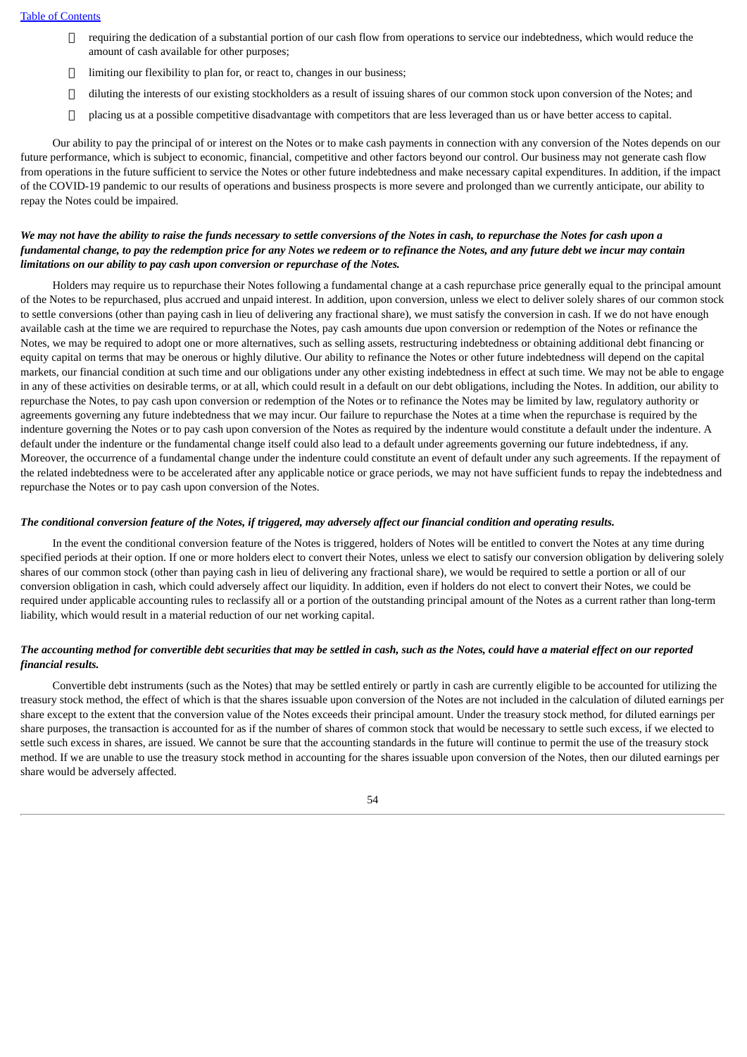- requiring the dedication of a substantial portion of our cash flow from operations to service our indebtedness, which would reduce the amount of cash available for other purposes;
- limiting our flexibility to plan for, or react to, changes in our business;
- diluting the interests of our existing stockholders as a result of issuing shares of our common stock upon conversion of the Notes; and
- placing us at a possible competitive disadvantage with competitors that are less leveraged than us or have better access to capital.

Our ability to pay the principal of or interest on the Notes or to make cash payments in connection with any conversion of the Notes depends on our future performance, which is subject to economic, financial, competitive and other factors beyond our control. Our business may not generate cash flow from operations in the future sufficient to service the Notes or other future indebtedness and make necessary capital expenditures. In addition, if the impact of the COVID-19 pandemic to our results of operations and business prospects is more severe and prolonged than we currently anticipate, our ability to repay the Notes could be impaired.

***We may not have the ability to raise the funds necessary to settle conversions of the Notes in cash, to repurchase the Notes for cash upon a fundamental change, to pay the redemption price for any Notes we redeem or to refinance the Notes, and any future debt we incur may contain limitations on our ability to pay cash upon conversion or repurchase of the Notes.***

Holders may require us to repurchase their Notes following a fundamental change at a cash repurchase price generally equal to the principal amount of the Notes to be repurchased, plus accrued and unpaid interest. In addition, upon conversion, unless we elect to deliver solely shares of our common stock to settle conversions (other than paying cash in lieu of delivering any fractional share), we must satisfy the conversion in cash. If we do not have enough available cash at the time we are required to repurchase the Notes, pay cash amounts due upon conversion or redemption of the Notes or refinance the Notes, we may be required to adopt one or more alternatives, such as selling assets, restructuring indebtedness or obtaining additional debt financing or equity capital on terms that may be onerous or highly dilutive. Our ability to refinance the Notes or other future indebtedness will depend on the capital markets, our financial condition at such time and our obligations under any other existing indebtedness in effect at such time. We may not be able to engage in any of these activities on desirable terms, or at all, which could result in a default on our debt obligations, including the Notes. In addition, our ability to repurchase the Notes, to pay cash upon conversion or redemption of the Notes or to refinance the Notes may be limited by law, regulatory authority or agreements governing any future indebtedness that we may incur. Our failure to repurchase the Notes at a time when the repurchase is required by the indenture governing the Notes or to pay cash upon conversion of the Notes as required by the indenture would constitute a default under the indenture. A default under the indenture or the fundamental change itself could also lead to a default under agreements governing our future indebtedness, if any. Moreover, the occurrence of a fundamental change under the indenture could constitute an event of default under any such agreements. If the repayment of the related indebtedness were to be accelerated after any applicable notice or grace periods, we may not have sufficient funds to repay the indebtedness and repurchase the Notes or to pay cash upon conversion of the Notes.

***The conditional conversion feature of the Notes, if triggered, may adversely affect our financial condition and operating results.***

In the event the conditional conversion feature of the Notes is triggered, holders of Notes will be entitled to convert the Notes at any time during specified periods at their option. If one or more holders elect to convert their Notes, unless we elect to satisfy our conversion obligation by delivering solely shares of our common stock (other than paying cash in lieu of delivering any fractional share), we would be required to settle a portion or all of our conversion obligation in cash, which could adversely affect our liquidity. In addition, even if holders do not elect to convert their Notes, we could be required under applicable accounting rules to reclassify all or a portion of the outstanding principal amount of the Notes as a current rather than long-term liability, which would result in a material reduction of our net working capital.

***The accounting method for convertible debt securities that may be settled in cash, such as the Notes, could have a material effect on our reported financial results.***

Convertible debt instruments (such as the Notes) that may be settled entirely or partly in cash are currently eligible to be accounted for utilizing the treasury stock method, the effect of which is that the shares issuable upon conversion of the Notes are not included in the calculation of diluted earnings per share except to the extent that the conversion value of the Notes exceeds their principal amount. Under the treasury stock method, for diluted earnings per share purposes, the transaction is accounted for as if the number of shares of common stock that would be necessary to settle such excess, if we elected to settle such excess in shares, are issued. We cannot be sure that the accounting standards in the future will continue to permit the use of the treasury stock method. If we are unable to use the treasury stock method in accounting for the shares issuable upon conversion of the Notes, then our diluted earnings per share would be adversely affected.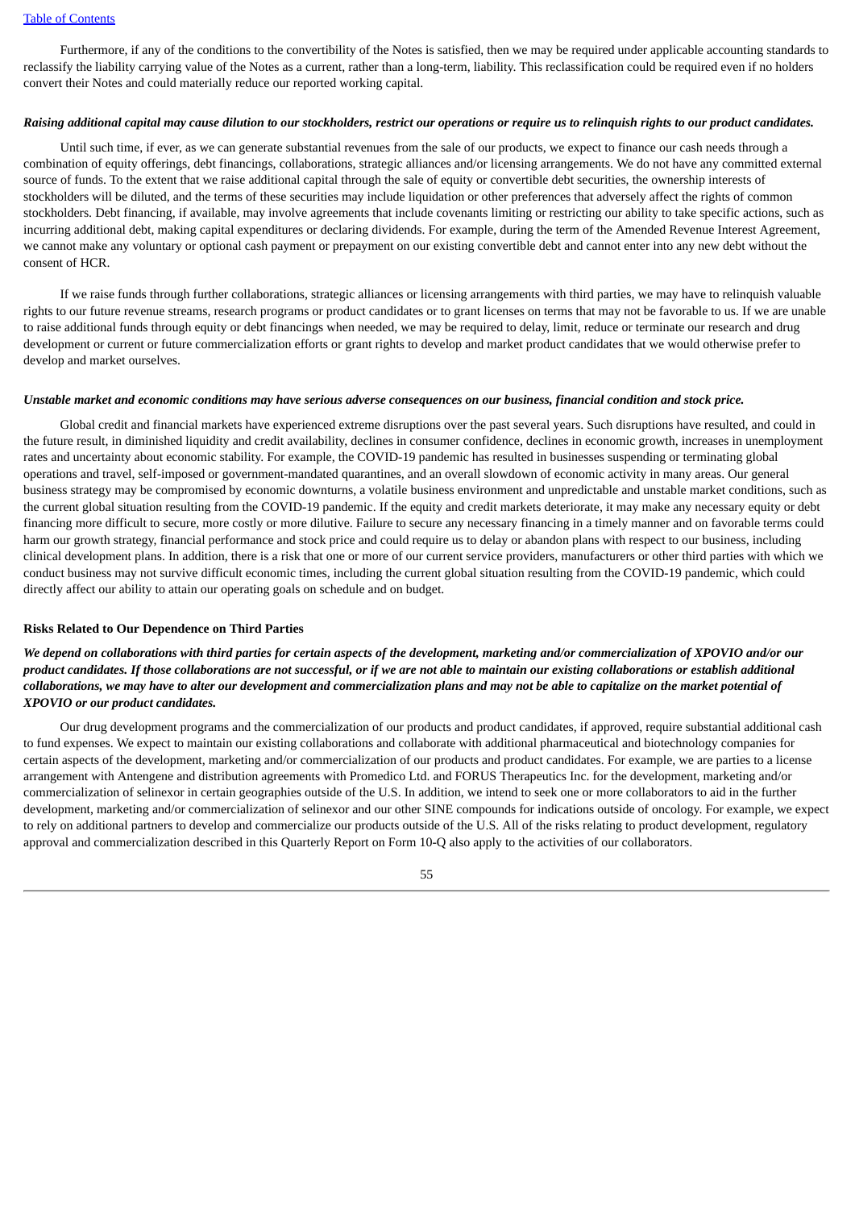Furthermore, if any of the conditions to the convertibility of the Notes is satisfied, then we may be required under applicable accounting standards to reclassify the liability carrying value of the Notes as a current, rather than a long-term, liability. This reclassification could be required even if no holders convert their Notes and could materially reduce our reported working capital.

***Raising additional capital may cause dilution to our stockholders, restrict our operations or require us to relinquish rights to our product candidates.***

Until such time, if ever, as we can generate substantial revenues from the sale of our products, we expect to finance our cash needs through a combination of equity offerings, debt financings, collaborations, strategic alliances and/or licensing arrangements. We do not have any committed external source of funds. To the extent that we raise additional capital through the sale of equity or convertible debt securities, the ownership interests of stockholders will be diluted, and the terms of these securities may include liquidation or other preferences that adversely affect the rights of common stockholders. Debt financing, if available, may involve agreements that include covenants limiting or restricting our ability to take specific actions, such as incurring additional debt, making capital expenditures or declaring dividends. For example, during the term of the Amended Revenue Interest Agreement, we cannot make any voluntary or optional cash payment or prepayment on our existing convertible debt and cannot enter into any new debt without the consent of HCR.

If we raise funds through further collaborations, strategic alliances or licensing arrangements with third parties, we may have to relinquish valuable rights to our future revenue streams, research programs or product candidates or to grant licenses on terms that may not be favorable to us. If we are unable to raise additional funds through equity or debt financings when needed, we may be required to delay, limit, reduce or terminate our research and drug development or current or future commercialization efforts or grant rights to develop and market product candidates that we would otherwise prefer to develop and market ourselves.

***Unstable market and economic conditions may have serious adverse consequences on our business, financial condition and stock price.***

Global credit and financial markets have experienced extreme disruptions over the past several years. Such disruptions have resulted, and could in the future result, in diminished liquidity and credit availability, declines in consumer confidence, declines in economic growth, increases in unemployment rates and uncertainty about economic stability. For example, the COVID-19 pandemic has resulted in businesses suspending or terminating global operations and travel, self-imposed or government-mandated quarantines, and an overall slowdown of economic activity in many areas. Our general business strategy may be compromised by economic downturns, a volatile business environment and unpredictable and unstable market conditions, such as the current global situation resulting from the COVID-19 pandemic. If the equity and credit markets deteriorate, it may make any necessary equity or debt financing more difficult to secure, more costly or more dilutive. Failure to secure any necessary financing in a timely manner and on favorable terms could harm our growth strategy, financial performance and stock price and could require us to delay or abandon plans with respect to our business, including clinical development plans. In addition, there is a risk that one or more of our current service providers, manufacturers or other third parties with which we conduct business may not survive difficult economic times, including the current global situation resulting from the COVID-19 pandemic, which could directly affect our ability to attain our operating goals on schedule and on budget.

**Risks Related to Our Dependence on Third Parties**

***We depend on collaborations with third parties for certain aspects of the development, marketing and/or commercialization of XPOVIO and/or our product candidates. If those collaborations are not successful, or if we are not able to maintain our existing collaborations or establish additional collaborations, we may have to alter our development and commercialization plans and may not be able to capitalize on the market potential of XPOVIO or our product candidates.***

Our drug development programs and the commercialization of our products and product candidates, if approved, require substantial additional cash to fund expenses. We expect to maintain our existing collaborations and collaborate with additional pharmaceutical and biotechnology companies for certain aspects of the development, marketing and/or commercialization of our products and product candidates. For example, we are parties to a license arrangement with Antengene and distribution agreements with Promedico Ltd. and FORUS Therapeutics Inc. for the development, marketing and/or commercialization of selinexor in certain geographies outside of the U.S. In addition, we intend to seek one or more collaborators to aid in the further development, marketing and/or commercialization of selinexor and our other SINE compounds for indications outside of oncology. For example, we expect to rely on additional partners to develop and commercialize our products outside of the U.S. All of the risks relating to product development, regulatory approval and commercialization described in this Quarterly Report on Form 10-Q also apply to the activities of our collaborators.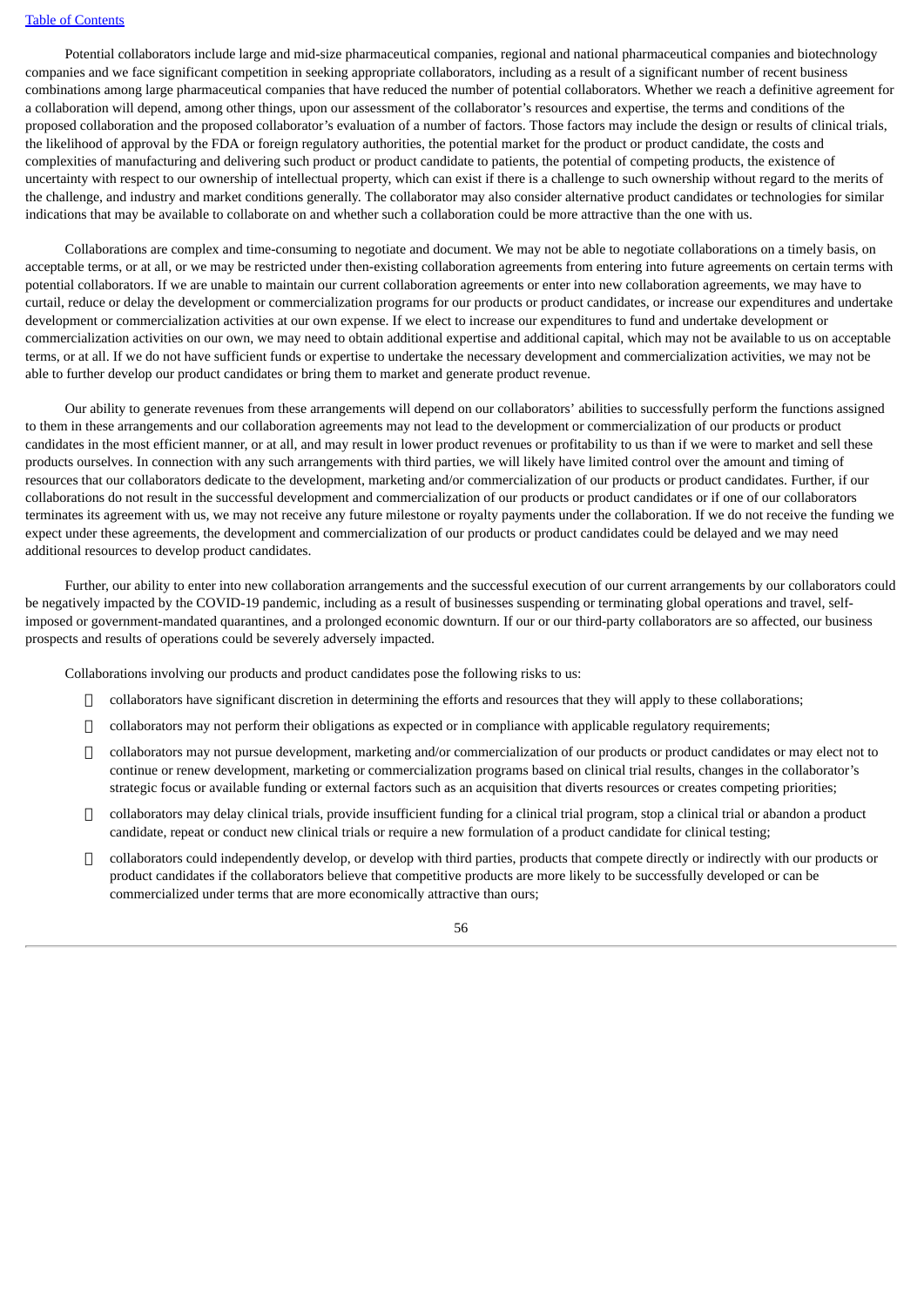Potential collaborators include large and mid-size pharmaceutical companies, regional and national pharmaceutical companies and biotechnology companies and we face significant competition in seeking appropriate collaborators, including as a result of a significant number of recent business combinations among large pharmaceutical companies that have reduced the number of potential collaborators. Whether we reach a definitive agreement for a collaboration will depend, among other things, upon our assessment of the collaborator's resources and expertise, the terms and conditions of the proposed collaboration and the proposed collaborator's evaluation of a number of factors. Those factors may include the design or results of clinical trials, the likelihood of approval by the FDA or foreign regulatory authorities, the potential market for the product or product candidate, the costs and complexities of manufacturing and delivering such product or product candidate to patients, the potential of competing products, the existence of uncertainty with respect to our ownership of intellectual property, which can exist if there is a challenge to such ownership without regard to the merits of the challenge, and industry and market conditions generally. The collaborator may also consider alternative product candidates or technologies for similar indications that may be available to collaborate on and whether such a collaboration could be more attractive than the one with us.

Collaborations are complex and time-consuming to negotiate and document. We may not be able to negotiate collaborations on a timely basis, on acceptable terms, or at all, or we may be restricted under then-existing collaboration agreements from entering into future agreements on certain terms with potential collaborators. If we are unable to maintain our current collaboration agreements or enter into new collaboration agreements, we may have to curtail, reduce or delay the development or commercialization programs for our products or product candidates, or increase our expenditures and undertake development or commercialization activities at our own expense. If we elect to increase our expenditures to fund and undertake development or commercialization activities on our own, we may need to obtain additional expertise and additional capital, which may not be available to us on acceptable terms, or at all. If we do not have sufficient funds or expertise to undertake the necessary development and commercialization activities, we may not be able to further develop our product candidates or bring them to market and generate product revenue.

Our ability to generate revenues from these arrangements will depend on our collaborators' abilities to successfully perform the functions assigned to them in these arrangements and our collaboration agreements may not lead to the development or commercialization of our products or product candidates in the most efficient manner, or at all, and may result in lower product revenues or profitability to us than if we were to market and sell these products ourselves. In connection with any such arrangements with third parties, we will likely have limited control over the amount and timing of resources that our collaborators dedicate to the development, marketing and/or commercialization of our products or product candidates. Further, if our collaborations do not result in the successful development and commercialization of our products or product candidates or if one of our collaborators terminates its agreement with us, we may not receive any future milestone or royalty payments under the collaboration. If we do not receive the funding we expect under these agreements, the development and commercialization of our products or product candidates could be delayed and we may need additional resources to develop product candidates.

Further, our ability to enter into new collaboration arrangements and the successful execution of our current arrangements by our collaborators could be negatively impacted by the COVID-19 pandemic, including as a result of businesses suspending or terminating global operations and travel, self-imposed or government-mandated quarantines, and a prolonged economic downturn. If our or our third-party collaborators are so affected, our business prospects and results of operations could be severely adversely impacted.

Collaborations involving our products and product candidates pose the following risks to us:

- collaborators have significant discretion in determining the efforts and resources that they will apply to these collaborations;
- collaborators may not perform their obligations as expected or in compliance with applicable regulatory requirements;
- collaborators may not pursue development, marketing and/or commercialization of our products or product candidates or may elect not to continue or renew development, marketing or commercialization programs based on clinical trial results, changes in the collaborator's strategic focus or available funding or external factors such as an acquisition that diverts resources or creates competing priorities;
- collaborators may delay clinical trials, provide insufficient funding for a clinical trial program, stop a clinical trial or abandon a product candidate, repeat or conduct new clinical trials or require a new formulation of a product candidate for clinical testing;
- collaborators could independently develop, or develop with third parties, products that compete directly or indirectly with our products or product candidates if the collaborators believe that competitive products are more likely to be successfully developed or can be commercialized under terms that are more economically attractive than ours;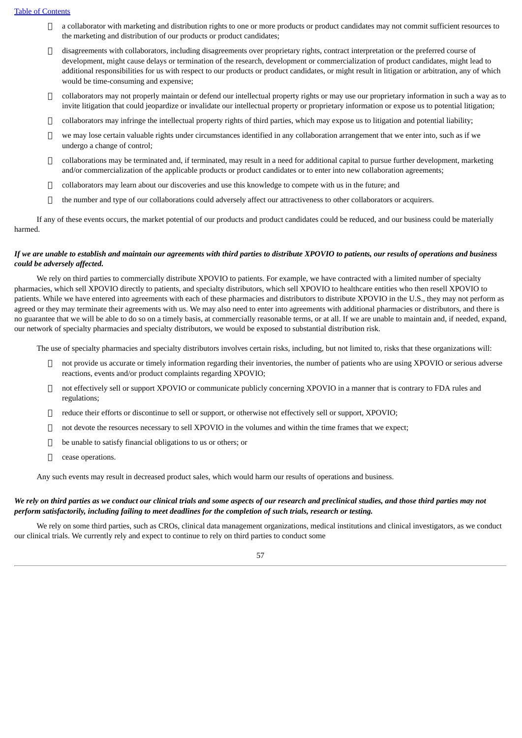- a collaborator with marketing and distribution rights to one or more products or product candidates may not commit sufficient resources to the marketing and distribution of our products or product candidates;
- disagreements with collaborators, including disagreements over proprietary rights, contract interpretation or the preferred course of development, might cause delays or termination of the research, development or commercialization of product candidates, might lead to additional responsibilities for us with respect to our products or product candidates, or might result in litigation or arbitration, any of which would be time-consuming and expensive;
- collaborators may not properly maintain or defend our intellectual property rights or may use our proprietary information in such a way as to invite litigation that could jeopardize or invalidate our intellectual property or proprietary information or expose us to potential litigation;
- collaborators may infringe the intellectual property rights of third parties, which may expose us to litigation and potential liability;
- we may lose certain valuable rights under circumstances identified in any collaboration arrangement that we enter into, such as if we undergo a change of control;
- collaborations may be terminated and, if terminated, may result in a need for additional capital to pursue further development, marketing and/or commercialization of the applicable products or product candidates or to enter into new collaboration agreements;
- collaborators may learn about our discoveries and use this knowledge to compete with us in the future; and
- the number and type of our collaborations could adversely affect our attractiveness to other collaborators or acquirers.

If any of these events occurs, the market potential of our products and product candidates could be reduced, and our business could be materially harmed.

***If we are unable to establish and maintain our agreements with third parties to distribute XPOVIO to patients, our results of operations and business could be adversely affected.***

We rely on third parties to commercially distribute XPOVIO to patients. For example, we have contracted with a limited number of specialty pharmacies, which sell XPOVIO directly to patients, and specialty distributors, which sell XPOVIO to healthcare entities who then resell XPOVIO to patients. While we have entered into agreements with each of these pharmacies and distributors to distribute XPOVIO in the U.S., they may not perform as agreed or they may terminate their agreements with us. We may also need to enter into agreements with additional pharmacies or distributors, and there is no guarantee that we will be able to do so on a timely basis, at commercially reasonable terms, or at all. If we are unable to maintain and, if needed, expand, our network of specialty pharmacies and specialty distributors, we would be exposed to substantial distribution risk.

The use of specialty pharmacies and specialty distributors involves certain risks, including, but not limited to, risks that these organizations will:

- not provide us accurate or timely information regarding their inventories, the number of patients who are using XPOVIO or serious adverse reactions, events and/or product complaints regarding XPOVIO;
- not effectively sell or support XPOVIO or communicate publicly concerning XPOVIO in a manner that is contrary to FDA rules and regulations;
- reduce their efforts or discontinue to sell or support, or otherwise not effectively sell or support, XPOVIO;
- not devote the resources necessary to sell XPOVIO in the volumes and within the time frames that we expect;
- be unable to satisfy financial obligations to us or others; or
- cease operations.

Any such events may result in decreased product sales, which would harm our results of operations and business.

***We rely on third parties as we conduct our clinical trials and some aspects of our research and preclinical studies, and those third parties may not perform satisfactorily, including failing to meet deadlines for the completion of such trials, research or testing.***

We rely on some third parties, such as CROs, clinical data management organizations, medical institutions and clinical investigators, as we conduct our clinical trials. We currently rely and expect to continue to rely on third parties to conduct some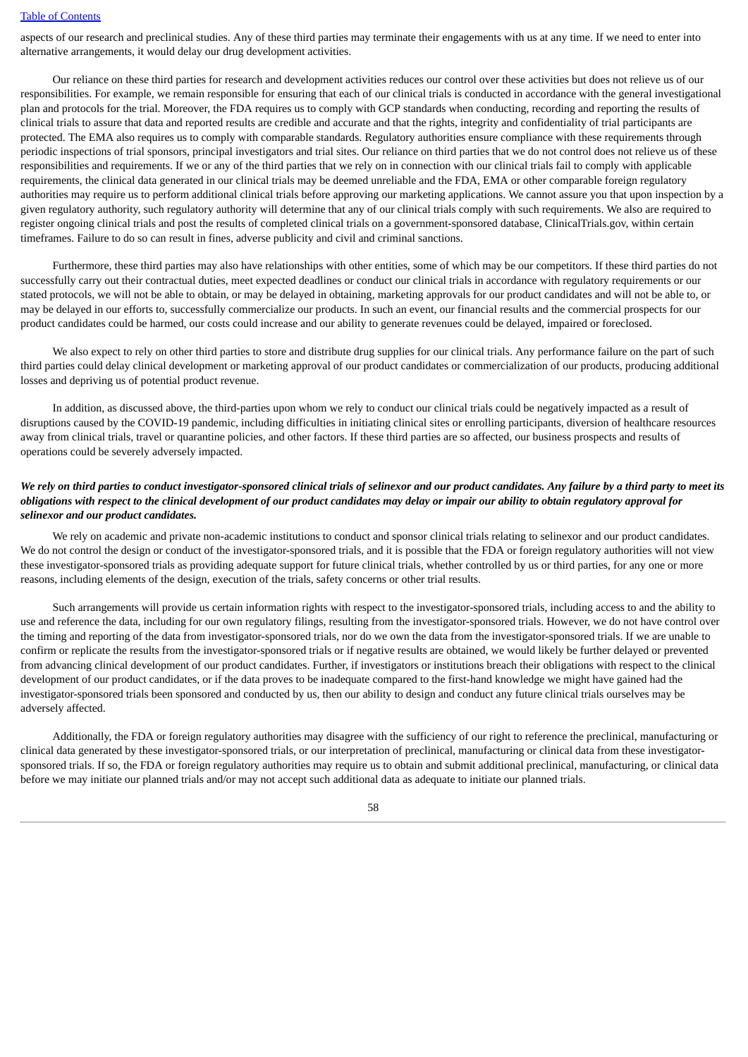aspects of our research and preclinical studies. Any of these third parties may terminate their engagements with us at any time. If we need to enter into alternative arrangements, it would delay our drug development activities.

Our reliance on these third parties for research and development activities reduces our control over these activities but does not relieve us of our responsibilities. For example, we remain responsible for ensuring that each of our clinical trials is conducted in accordance with the general investigational plan and protocols for the trial. Moreover, the FDA requires us to comply with GCP standards when conducting, recording and reporting the results of clinical trials to assure that data and reported results are credible and accurate and that the rights, integrity and confidentiality of trial participants are protected. The EMA also requires us to comply with comparable standards. Regulatory authorities ensure compliance with these requirements through periodic inspections of trial sponsors, principal investigators and trial sites. Our reliance on third parties that we do not control does not relieve us of these responsibilities and requirements. If we or any of the third parties that we rely on in connection with our clinical trials fail to comply with applicable requirements, the clinical data generated in our clinical trials may be deemed unreliable and the FDA, EMA or other comparable foreign regulatory authorities may require us to perform additional clinical trials before approving our marketing applications. We cannot assure you that upon inspection by a given regulatory authority, such regulatory authority will determine that any of our clinical trials comply with such requirements. We also are required to register ongoing clinical trials and post the results of completed clinical trials on a government-sponsored database, ClinicalTrials.gov, within certain timeframes. Failure to do so can result in fines, adverse publicity and civil and criminal sanctions.

Furthermore, these third parties may also have relationships with other entities, some of which may be our competitors. If these third parties do not successfully carry out their contractual duties, meet expected deadlines or conduct our clinical trials in accordance with regulatory requirements or our stated protocols, we will not be able to obtain, or may be delayed in obtaining, marketing approvals for our product candidates and will not be able to, or may be delayed in our efforts to, successfully commercialize our products. In such an event, our financial results and the commercial prospects for our product candidates could be harmed, our costs could increase and our ability to generate revenues could be delayed, impaired or foreclosed.

We also expect to rely on other third parties to store and distribute drug supplies for our clinical trials. Any performance failure on the part of such third parties could delay clinical development or marketing approval of our product candidates or commercialization of our products, producing additional losses and depriving us of potential product revenue.

In addition, as discussed above, the third-parties upon whom we rely to conduct our clinical trials could be negatively impacted as a result of disruptions caused by the COVID-19 pandemic, including difficulties in initiating clinical sites or enrolling participants, diversion of healthcare resources away from clinical trials, travel or quarantine policies, and other factors. If these third parties are so affected, our business prospects and results of operations could be severely adversely impacted.

***We rely on third parties to conduct investigator-sponsored clinical trials of selinexor and our product candidates. Any failure by a third party to meet its obligations with respect to the clinical development of our product candidates may delay or impair our ability to obtain regulatory approval for selinexor and our product candidates.***

We rely on academic and private non-academic institutions to conduct and sponsor clinical trials relating to selinexor and our product candidates. We do not control the design or conduct of the investigator-sponsored trials, and it is possible that the FDA or foreign regulatory authorities will not view these investigator-sponsored trials as providing adequate support for future clinical trials, whether controlled by us or third parties, for any one or more reasons, including elements of the design, execution of the trials, safety concerns or other trial results.

Such arrangements will provide us certain information rights with respect to the investigator-sponsored trials, including access to and the ability to use and reference the data, including for our own regulatory filings, resulting from the investigator-sponsored trials. However, we do not have control over the timing and reporting of the data from investigator-sponsored trials, nor do we own the data from the investigator-sponsored trials. If we are unable to confirm or replicate the results from the investigator-sponsored trials or if negative results are obtained, we would likely be further delayed or prevented from advancing clinical development of our product candidates. Further, if investigators or institutions breach their obligations with respect to the clinical development of our product candidates, or if the data proves to be inadequate compared to the first-hand knowledge we might have gained had the investigator-sponsored trials been sponsored and conducted by us, then our ability to design and conduct any future clinical trials ourselves may be adversely affected.

Additionally, the FDA or foreign regulatory authorities may disagree with the sufficiency of our right to reference the preclinical, manufacturing or clinical data generated by these investigator-sponsored trials, or our interpretation of preclinical, manufacturing or clinical data from these investigator-sponsored trials. If so, the FDA or foreign regulatory authorities may require us to obtain and submit additional preclinical, manufacturing, or clinical data before we may initiate our planned trials and/or may not accept such additional data as adequate to initiate our planned trials.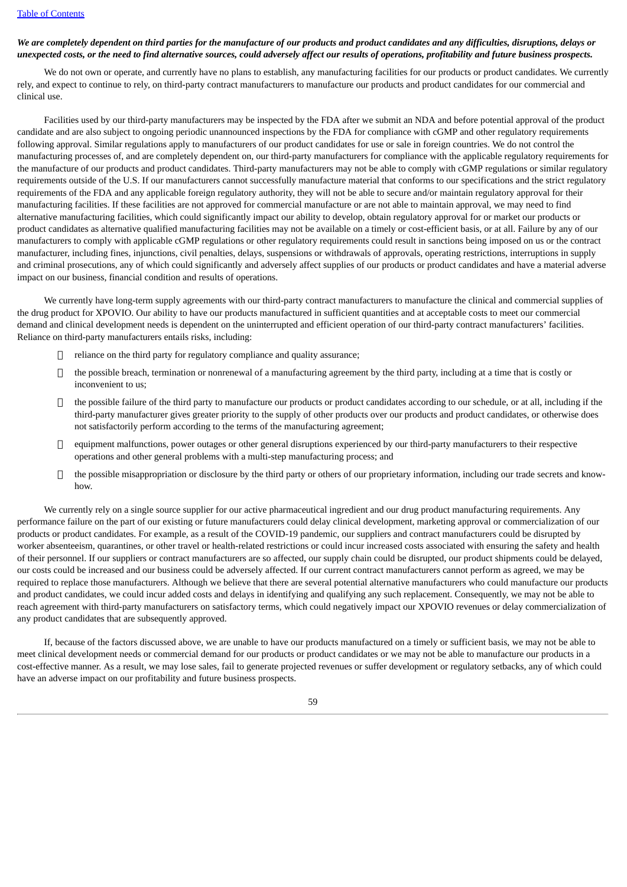***We are completely dependent on third parties for the manufacture of our products and product candidates and any difficulties, disruptions, delays or unexpected costs, or the need to find alternative sources, could adversely affect our results of operations, profitability and future business prospects.***

We do not own or operate, and currently have no plans to establish, any manufacturing facilities for our products or product candidates. We currently rely, and expect to continue to rely, on third-party contract manufacturers to manufacture our products and product candidates for our commercial and clinical use.

Facilities used by our third-party manufacturers may be inspected by the FDA after we submit an NDA and before potential approval of the product candidate and are also subject to ongoing periodic unannounced inspections by the FDA for compliance with cGMP and other regulatory requirements following approval. Similar regulations apply to manufacturers of our product candidates for use or sale in foreign countries. We do not control the manufacturing processes of, and are completely dependent on, our third-party manufacturers for compliance with the applicable regulatory requirements for the manufacture of our products and product candidates. Third-party manufacturers may not be able to comply with cGMP regulations or similar regulatory requirements outside of the U.S. If our manufacturers cannot successfully manufacture material that conforms to our specifications and the strict regulatory requirements of the FDA and any applicable foreign regulatory authority, they will not be able to secure and/or maintain regulatory approval for their manufacturing facilities. If these facilities are not approved for commercial manufacture or are not able to maintain approval, we may need to find alternative manufacturing facilities, which could significantly impact our ability to develop, obtain regulatory approval for or market our products or product candidates as alternative qualified manufacturing facilities may not be available on a timely or cost-efficient basis, or at all. Failure by any of our manufacturers to comply with applicable cGMP regulations or other regulatory requirements could result in sanctions being imposed on us or the contract manufacturer, including fines, injunctions, civil penalties, delays, suspensions or withdrawals of approvals, operating restrictions, interruptions in supply and criminal prosecutions, any of which could significantly and adversely affect supplies of our products or product candidates and have a material adverse impact on our business, financial condition and results of operations.

We currently have long-term supply agreements with our third-party contract manufacturers to manufacture the clinical and commercial supplies of the drug product for XPOVIO. Our ability to have our products manufactured in sufficient quantities and at acceptable costs to meet our commercial demand and clinical development needs is dependent on the uninterrupted and efficient operation of our third-party contract manufacturers' facilities. Reliance on third-party manufacturers entails risks, including:

- reliance on the third party for regulatory compliance and quality assurance;
- the possible breach, termination or nonrenewal of a manufacturing agreement by the third party, including at a time that is costly or inconvenient to us;
- the possible failure of the third party to manufacture our products or product candidates according to our schedule, or at all, including if the third-party manufacturer gives greater priority to the supply of other products over our products and product candidates, or otherwise does not satisfactorily perform according to the terms of the manufacturing agreement;
- equipment malfunctions, power outages or other general disruptions experienced by our third-party manufacturers to their respective operations and other general problems with a multi-step manufacturing process; and
- the possible misappropriation or disclosure by the third party or others of our proprietary information, including our trade secrets and know-how.

We currently rely on a single source supplier for our active pharmaceutical ingredient and our drug product manufacturing requirements. Any performance failure on the part of our existing or future manufacturers could delay clinical development, marketing approval or commercialization of our products or product candidates. For example, as a result of the COVID-19 pandemic, our suppliers and contract manufacturers could be disrupted by worker absenteeism, quarantines, or other travel or health-related restrictions or could incur increased costs associated with ensuring the safety and health of their personnel. If our suppliers or contract manufacturers are so affected, our supply chain could be disrupted, our product shipments could be delayed, our costs could be increased and our business could be adversely affected. If our current contract manufacturers cannot perform as agreed, we may be required to replace those manufacturers. Although we believe that there are several potential alternative manufacturers who could manufacture our products and product candidates, we could incur added costs and delays in identifying and qualifying any such replacement. Consequently, we may not be able to reach agreement with third-party manufacturers on satisfactory terms, which could negatively impact our XPOVIO revenues or delay commercialization of any product candidates that are subsequently approved.

If, because of the factors discussed above, we are unable to have our products manufactured on a timely or sufficient basis, we may not be able to meet clinical development needs or commercial demand for our products or product candidates or we may not be able to manufacture our products in a cost-effective manner. As a result, we may lose sales, fail to generate projected revenues or suffer development or regulatory setbacks, any of which could have an adverse impact on our profitability and future business prospects.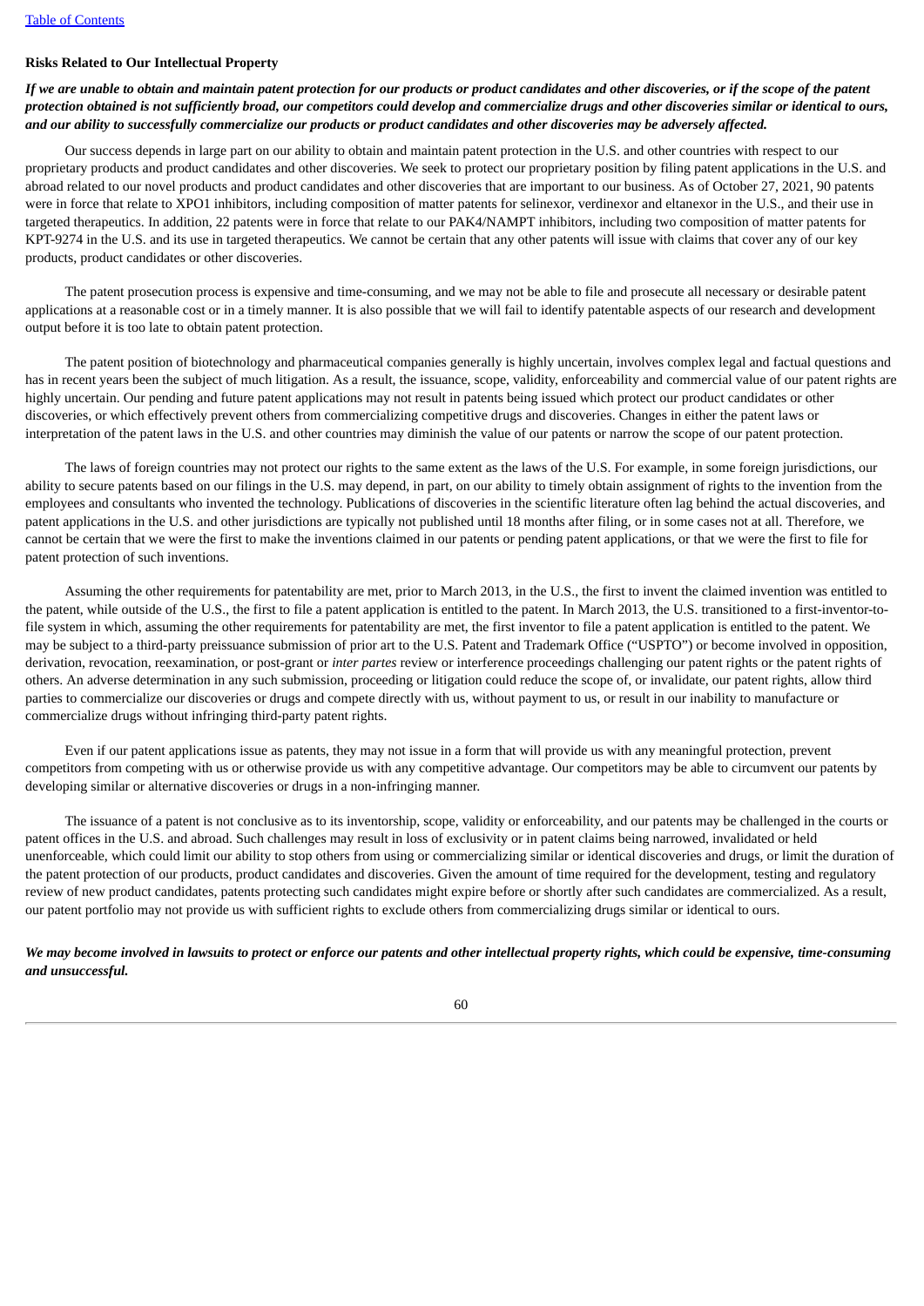### Risks Related to Our Intellectual Property

***If we are unable to obtain and maintain patent protection for our products or product candidates and other discoveries, or if the scope of the patent protection obtained is not sufficiently broad, our competitors could develop and commercialize drugs and other discoveries similar or identical to ours, and our ability to successfully commercialize our products or product candidates and other discoveries may be adversely affected.***

Our success depends in large part on our ability to obtain and maintain patent protection in the U.S. and other countries with respect to our proprietary products and product candidates and other discoveries. We seek to protect our proprietary position by filing patent applications in the U.S. and abroad related to our novel products and product candidates and other discoveries that are important to our business. As of October 27, 2021, 90 patents were in force that relate to XPO1 inhibitors, including composition of matter patents for selinexor, verdinexor and eltanexor in the U.S., and their use in targeted therapeutics. In addition, 22 patents were in force that relate to our PAK4/NAMPT inhibitors, including two composition of matter patents for KPT-9274 in the U.S. and its use in targeted therapeutics. We cannot be certain that any other patents will issue with claims that cover any of our key products, product candidates or other discoveries.

The patent prosecution process is expensive and time-consuming, and we may not be able to file and prosecute all necessary or desirable patent applications at a reasonable cost or in a timely manner. It is also possible that we will fail to identify patentable aspects of our research and development output before it is too late to obtain patent protection.

The patent position of biotechnology and pharmaceutical companies generally is highly uncertain, involves complex legal and factual questions and has in recent years been the subject of much litigation. As a result, the issuance, scope, validity, enforceability and commercial value of our patent rights are highly uncertain. Our pending and future patent applications may not result in patents being issued which protect our product candidates or other discoveries, or which effectively prevent others from commercializing competitive drugs and discoveries. Changes in either the patent laws or interpretation of the patent laws in the U.S. and other countries may diminish the value of our patents or narrow the scope of our patent protection.

The laws of foreign countries may not protect our rights to the same extent as the laws of the U.S. For example, in some foreign jurisdictions, our ability to secure patents based on our filings in the U.S. may depend, in part, on our ability to timely obtain assignment of rights to the invention from the employees and consultants who invented the technology. Publications of discoveries in the scientific literature often lag behind the actual discoveries, and patent applications in the U.S. and other jurisdictions are typically not published until 18 months after filing, or in some cases not at all. Therefore, we cannot be certain that we were the first to make the inventions claimed in our patents or pending patent applications, or that we were the first to file for patent protection of such inventions.

Assuming the other requirements for patentability are met, prior to March 2013, in the U.S., the first to invent the claimed invention was entitled to the patent, while outside of the U.S., the first to file a patent application is entitled to the patent. In March 2013, the U.S. transitioned to a first-inventor-to-file system in which, assuming the other requirements for patentability are met, the first inventor to file a patent application is entitled to the patent. We may be subject to a third-party preissuance submission of prior art to the U.S. Patent and Trademark Office ("USPTO") or become involved in opposition, derivation, revocation, reexamination, or post-grant or *inter partes* review or interference proceedings challenging our patent rights or the patent rights of others. An adverse determination in any such submission, proceeding or litigation could reduce the scope of, or invalidate, our patent rights, allow third parties to commercialize our discoveries or drugs and compete directly with us, without payment to us, or result in our inability to manufacture or commercialize drugs without infringing third-party patent rights.

Even if our patent applications issue as patents, they may not issue in a form that will provide us with any meaningful protection, prevent competitors from competing with us or otherwise provide us with any competitive advantage. Our competitors may be able to circumvent our patents by developing similar or alternative discoveries or drugs in a non-infringing manner.

The issuance of a patent is not conclusive as to its inventorship, scope, validity or enforceability, and our patents may be challenged in the courts or patent offices in the U.S. and abroad. Such challenges may result in loss of exclusivity or in patent claims being narrowed, invalidated or held unenforceable, which could limit our ability to stop others from using or commercializing similar or identical discoveries and drugs, or limit the duration of the patent protection of our products, product candidates and discoveries. Given the amount of time required for the development, testing and regulatory review of new product candidates, patents protecting such candidates might expire before or shortly after such candidates are commercialized. As a result, our patent portfolio may not provide us with sufficient rights to exclude others from commercializing drugs similar or identical to ours.

***We may become involved in lawsuits to protect or enforce our patents and other intellectual property rights, which could be expensive, time-consuming and unsuccessful.***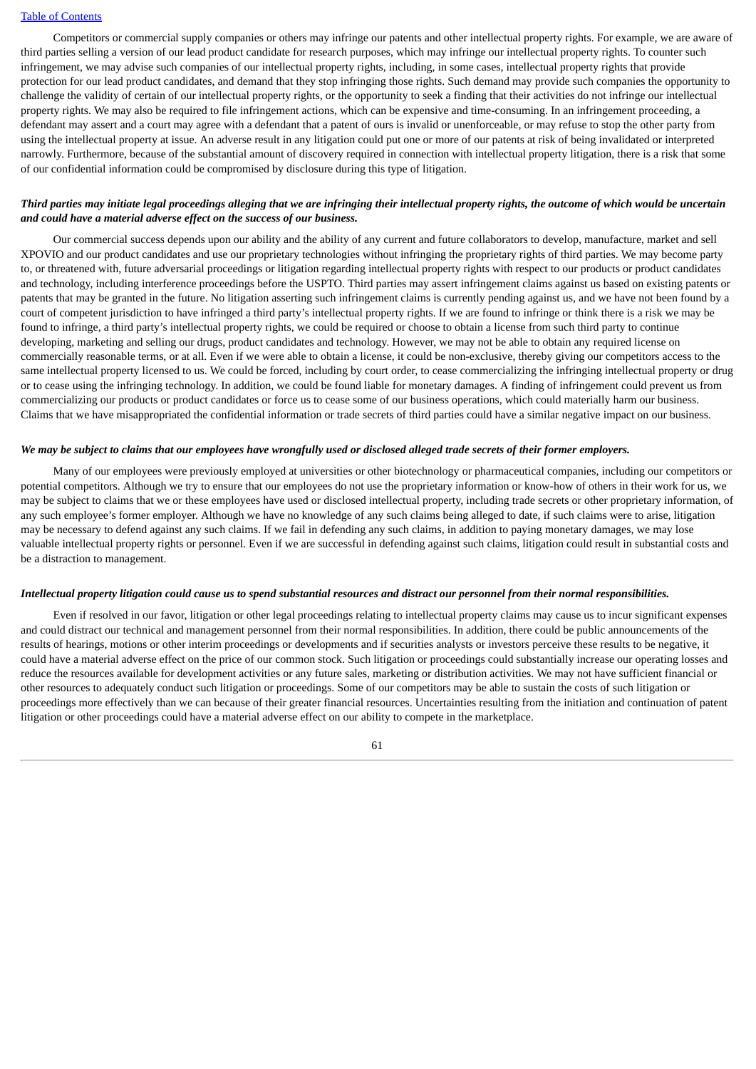Competitors or commercial supply companies or others may infringe our patents and other intellectual property rights. For example, we are aware of third parties selling a version of our lead product candidate for research purposes, which may infringe our intellectual property rights. To counter such infringement, we may advise such companies of our intellectual property rights, including, in some cases, intellectual property rights that provide protection for our lead product candidates, and demand that they stop infringing those rights. Such demand may provide such companies the opportunity to challenge the validity of certain of our intellectual property rights, or the opportunity to seek a finding that their activities do not infringe our intellectual property rights. We may also be required to file infringement actions, which can be expensive and time-consuming. In an infringement proceeding, a defendant may assert and a court may agree with a defendant that a patent of ours is invalid or unenforceable, or may refuse to stop the other party from using the intellectual property at issue. An adverse result in any litigation could put one or more of our patents at risk of being invalidated or interpreted narrowly. Furthermore, because of the substantial amount of discovery required in connection with intellectual property litigation, there is a risk that some of our confidential information could be compromised by disclosure during this type of litigation.

***Third parties may initiate legal proceedings alleging that we are infringing their intellectual property rights, the outcome of which would be uncertain and could have a material adverse effect on the success of our business.***

Our commercial success depends upon our ability and the ability of any current and future collaborators to develop, manufacture, market and sell XPOVIO and our product candidates and use our proprietary technologies without infringing the proprietary rights of third parties. We may become party to, or threatened with, future adversarial proceedings or litigation regarding intellectual property rights with respect to our products or product candidates and technology, including interference proceedings before the USPTO. Third parties may assert infringement claims against us based on existing patents or patents that may be granted in the future. No litigation asserting such infringement claims is currently pending against us, and we have not been found by a court of competent jurisdiction to have infringed a third party's intellectual property rights. If we are found to infringe or think there is a risk we may be found to infringe, a third party's intellectual property rights, we could be required or choose to obtain a license from such third party to continue developing, marketing and selling our drugs, product candidates and technology. However, we may not be able to obtain any required license on commercially reasonable terms, or at all. Even if we were able to obtain a license, it could be non-exclusive, thereby giving our competitors access to the same intellectual property licensed to us. We could be forced, including by court order, to cease commercializing the infringing intellectual property or drug or to cease using the infringing technology. In addition, we could be found liable for monetary damages. A finding of infringement could prevent us from commercializing our products or product candidates or force us to cease some of our business operations, which could materially harm our business. Claims that we have misappropriated the confidential information or trade secrets of third parties could have a similar negative impact on our business.

***We may be subject to claims that our employees have wrongfully used or disclosed alleged trade secrets of their former employers.***

Many of our employees were previously employed at universities or other biotechnology or pharmaceutical companies, including our competitors or potential competitors. Although we try to ensure that our employees do not use the proprietary information or know-how of others in their work for us, we may be subject to claims that we or these employees have used or disclosed intellectual property, including trade secrets or other proprietary information, of any such employee's former employer. Although we have no knowledge of any such claims being alleged to date, if such claims were to arise, litigation may be necessary to defend against any such claims. If we fail in defending any such claims, in addition to paying monetary damages, we may lose valuable intellectual property rights or personnel. Even if we are successful in defending against such claims, litigation could result in substantial costs and be a distraction to management.

***Intellectual property litigation could cause us to spend substantial resources and distract our personnel from their normal responsibilities.***

Even if resolved in our favor, litigation or other legal proceedings relating to intellectual property claims may cause us to incur significant expenses and could distract our technical and management personnel from their normal responsibilities. In addition, there could be public announcements of the results of hearings, motions or other interim proceedings or developments and if securities analysts or investors perceive these results to be negative, it could have a material adverse effect on the price of our common stock. Such litigation or proceedings could substantially increase our operating losses and reduce the resources available for development activities or any future sales, marketing or distribution activities. We may not have sufficient financial or other resources to adequately conduct such litigation or proceedings. Some of our competitors may be able to sustain the costs of such litigation or proceedings more effectively than we can because of their greater financial resources. Uncertainties resulting from the initiation and continuation of patent litigation or other proceedings could have a material adverse effect on our ability to compete in the marketplace.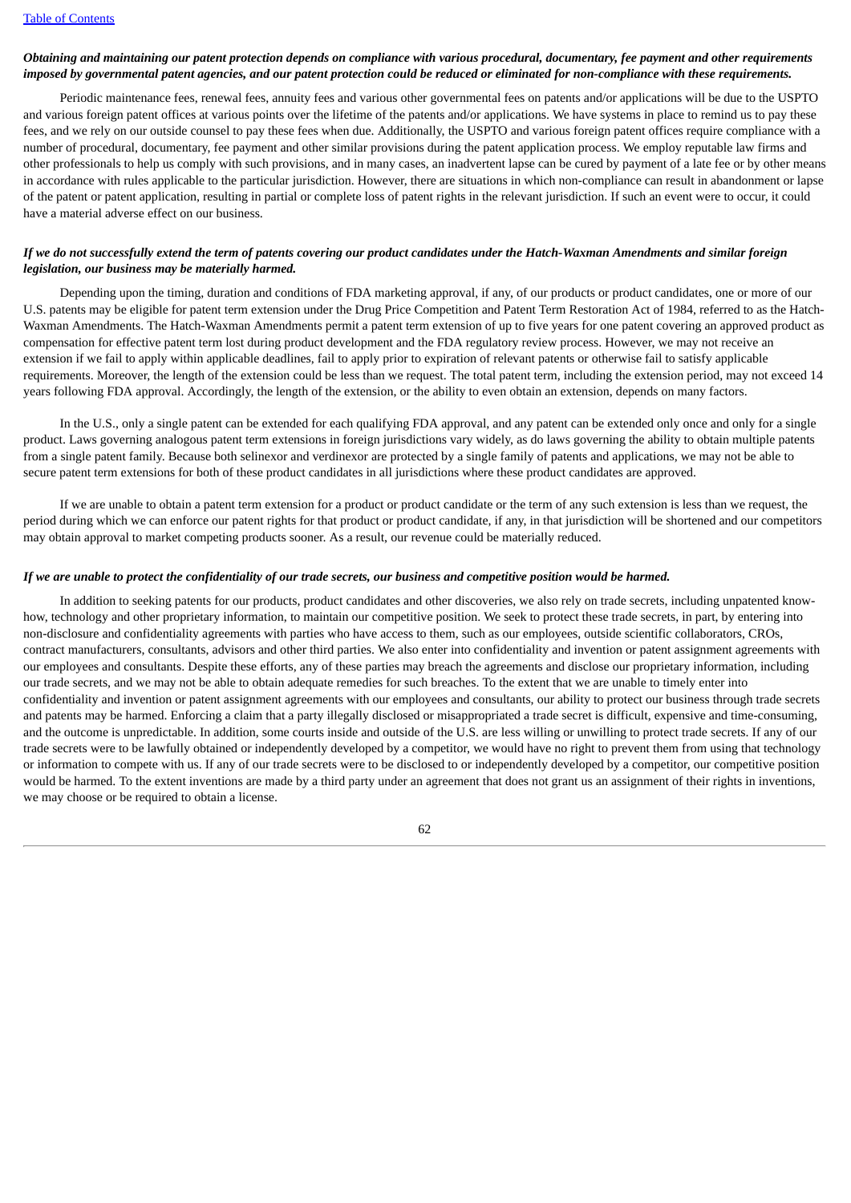***Obtaining and maintaining our patent protection depends on compliance with various procedural, documentary, fee payment and other requirements imposed by governmental patent agencies, and our patent protection could be reduced or eliminated for non-compliance with these requirements.***

Periodic maintenance fees, renewal fees, annuity fees and various other governmental fees on patents and/or applications will be due to the USPTO and various foreign patent offices at various points over the lifetime of the patents and/or applications. We have systems in place to remind us to pay these fees, and we rely on our outside counsel to pay these fees when due. Additionally, the USPTO and various foreign patent offices require compliance with a number of procedural, documentary, fee payment and other similar provisions during the patent application process. We employ reputable law firms and other professionals to help us comply with such provisions, and in many cases, an inadvertent lapse can be cured by payment of a late fee or by other means in accordance with rules applicable to the particular jurisdiction. However, there are situations in which non-compliance can result in abandonment or lapse of the patent or patent application, resulting in partial or complete loss of patent rights in the relevant jurisdiction. If such an event were to occur, it could have a material adverse effect on our business.

***If we do not successfully extend the term of patents covering our product candidates under the Hatch-Waxman Amendments and similar foreign legislation, our business may be materially harmed.***

Depending upon the timing, duration and conditions of FDA marketing approval, if any, of our products or product candidates, one or more of our U.S. patents may be eligible for patent term extension under the Drug Price Competition and Patent Term Restoration Act of 1984, referred to as the Hatch-Waxman Amendments. The Hatch-Waxman Amendments permit a patent term extension of up to five years for one patent covering an approved product as compensation for effective patent term lost during product development and the FDA regulatory review process. However, we may not receive an extension if we fail to apply within applicable deadlines, fail to apply prior to expiration of relevant patents or otherwise fail to satisfy applicable requirements. Moreover, the length of the extension could be less than we request. The total patent term, including the extension period, may not exceed 14 years following FDA approval. Accordingly, the length of the extension, or the ability to even obtain an extension, depends on many factors.

In the U.S., only a single patent can be extended for each qualifying FDA approval, and any patent can be extended only once and only for a single product. Laws governing analogous patent term extensions in foreign jurisdictions vary widely, as do laws governing the ability to obtain multiple patents from a single patent family. Because both selinexor and verdinexor are protected by a single family of patents and applications, we may not be able to secure patent term extensions for both of these product candidates in all jurisdictions where these product candidates are approved.

If we are unable to obtain a patent term extension for a product or product candidate or the term of any such extension is less than we request, the period during which we can enforce our patent rights for that product or product candidate, if any, in that jurisdiction will be shortened and our competitors may obtain approval to market competing products sooner. As a result, our revenue could be materially reduced.

***If we are unable to protect the confidentiality of our trade secrets, our business and competitive position would be harmed.***

In addition to seeking patents for our products, product candidates and other discoveries, we also rely on trade secrets, including unpatented know-how, technology and other proprietary information, to maintain our competitive position. We seek to protect these trade secrets, in part, by entering into non-disclosure and confidentiality agreements with parties who have access to them, such as our employees, outside scientific collaborators, CROs, contract manufacturers, consultants, advisors and other third parties. We also enter into confidentiality and invention or patent assignment agreements with our employees and consultants. Despite these efforts, any of these parties may breach the agreements and disclose our proprietary information, including our trade secrets, and we may not be able to obtain adequate remedies for such breaches. To the extent that we are unable to timely enter into confidentiality and invention or patent assignment agreements with our employees and consultants, our ability to protect our business through trade secrets and patents may be harmed. Enforcing a claim that a party illegally disclosed or misappropriated a trade secret is difficult, expensive and time-consuming, and the outcome is unpredictable. In addition, some courts inside and outside of the U.S. are less willing or unwilling to protect trade secrets. If any of our trade secrets were to be lawfully obtained or independently developed by a competitor, we would have no right to prevent them from using that technology or information to compete with us. If any of our trade secrets were to be disclosed to or independently developed by a competitor, our competitive position would be harmed. To the extent inventions are made by a third party under an agreement that does not grant us an assignment of their rights in inventions, we may choose or be required to obtain a license.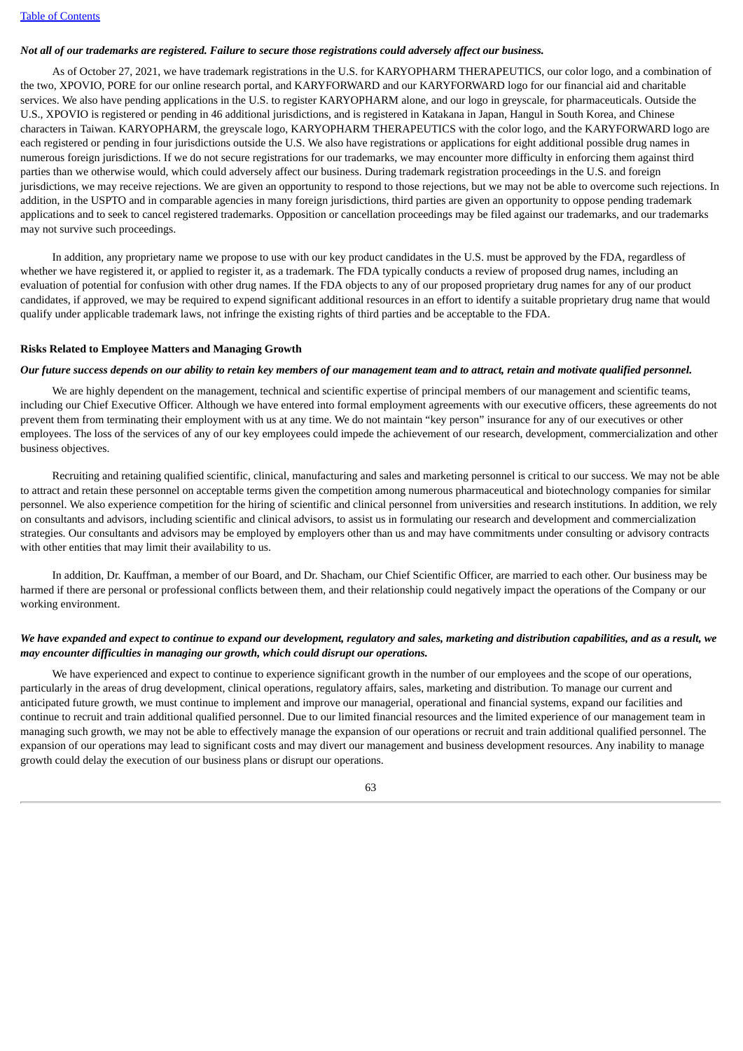***Not all of our trademarks are registered. Failure to secure those registrations could adversely affect our business.***

As of October 27, 2021, we have trademark registrations in the U.S. for KARYOPHARM THERAPEUTICS, our color logo, and a combination of the two, XPOVIO, PORE for our online research portal, and KARYFORWARD and our KARYFORWARD logo for our financial aid and charitable services. We also have pending applications in the U.S. to register KARYOPHARM alone, and our logo in greyscale, for pharmaceuticals. Outside the U.S., XPOVIO is registered or pending in 46 additional jurisdictions, and is registered in Katakana in Japan, Hangul in South Korea, and Chinese characters in Taiwan. KARYOPHARM, the greyscale logo, KARYOPHARM THERAPEUTICS with the color logo, and the KARYFORWARD logo are each registered or pending in four jurisdictions outside the U.S. We also have registrations or applications for eight additional possible drug names in numerous foreign jurisdictions. If we do not secure registrations for our trademarks, we may encounter more difficulty in enforcing them against third parties than we otherwise would, which could adversely affect our business. During trademark registration proceedings in the U.S. and foreign jurisdictions, we may receive rejections. We are given an opportunity to respond to those rejections, but we may not be able to overcome such rejections. In addition, in the USPTO and in comparable agencies in many foreign jurisdictions, third parties are given an opportunity to oppose pending trademark applications and to seek to cancel registered trademarks. Opposition or cancellation proceedings may be filed against our trademarks, and our trademarks may not survive such proceedings.

In addition, any proprietary name we propose to use with our key product candidates in the U.S. must be approved by the FDA, regardless of whether we have registered it, or applied to register it, as a trademark. The FDA typically conducts a review of proposed drug names, including an evaluation of potential for confusion with other drug names. If the FDA objects to any of our proposed proprietary drug names for any of our product candidates, if approved, we may be required to expend significant additional resources in an effort to identify a suitable proprietary drug name that would qualify under applicable trademark laws, not infringe the existing rights of third parties and be acceptable to the FDA.

**Risks Related to Employee Matters and Managing Growth**

***Our future success depends on our ability to retain key members of our management team and to attract, retain and motivate qualified personnel.***

We are highly dependent on the management, technical and scientific expertise of principal members of our management and scientific teams, including our Chief Executive Officer. Although we have entered into formal employment agreements with our executive officers, these agreements do not prevent them from terminating their employment with us at any time. We do not maintain "key person" insurance for any of our executives or other employees. The loss of the services of any of our key employees could impede the achievement of our research, development, commercialization and other business objectives.

Recruiting and retaining qualified scientific, clinical, manufacturing and sales and marketing personnel is critical to our success. We may not be able to attract and retain these personnel on acceptable terms given the competition among numerous pharmaceutical and biotechnology companies for similar personnel. We also experience competition for the hiring of scientific and clinical personnel from universities and research institutions. In addition, we rely on consultants and advisors, including scientific and clinical advisors, to assist us in formulating our research and development and commercialization strategies. Our consultants and advisors may be employed by employers other than us and may have commitments under consulting or advisory contracts with other entities that may limit their availability to us.

In addition, Dr. Kauffman, a member of our Board, and Dr. Shacham, our Chief Scientific Officer, are married to each other. Our business may be harmed if there are personal or professional conflicts between them, and their relationship could negatively impact the operations of the Company or our working environment.

***We have expanded and expect to continue to expand our development, regulatory and sales, marketing and distribution capabilities, and as a result, we may encounter difficulties in managing our growth, which could disrupt our operations.***

We have experienced and expect to continue to experience significant growth in the number of our employees and the scope of our operations, particularly in the areas of drug development, clinical operations, regulatory affairs, sales, marketing and distribution. To manage our current and anticipated future growth, we must continue to implement and improve our managerial, operational and financial systems, expand our facilities and continue to recruit and train additional qualified personnel. Due to our limited financial resources and the limited experience of our management team in managing such growth, we may not be able to effectively manage the expansion of our operations or recruit and train additional qualified personnel. The expansion of our operations may lead to significant costs and may divert our management and business development resources. Any inability to manage growth could delay the execution of our business plans or disrupt our operations.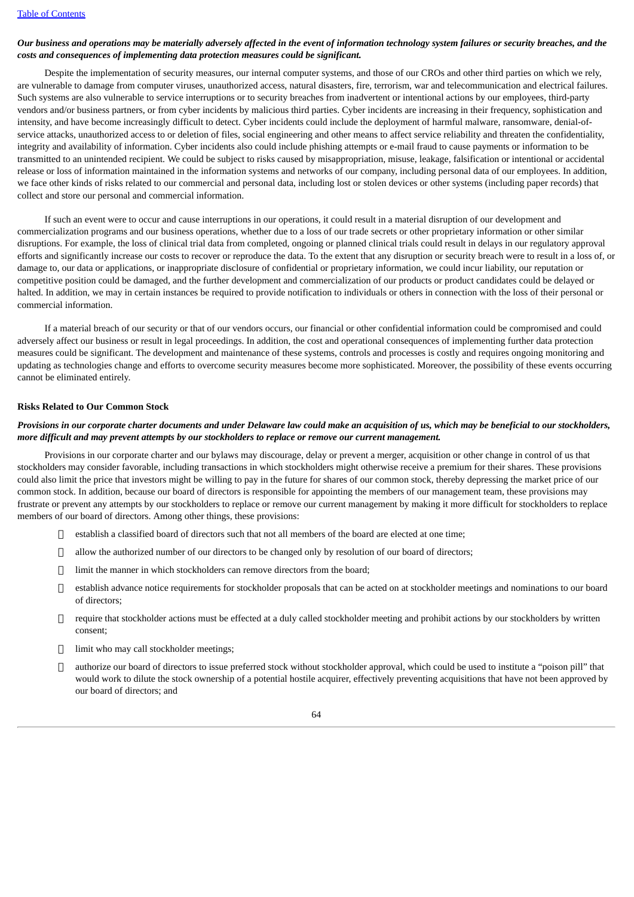***Our business and operations may be materially adversely affected in the event of information technology system failures or security breaches, and the costs and consequences of implementing data protection measures could be significant.***

Despite the implementation of security measures, our internal computer systems, and those of our CROs and other third parties on which we rely, are vulnerable to damage from computer viruses, unauthorized access, natural disasters, fire, terrorism, war and telecommunication and electrical failures. Such systems are also vulnerable to service interruptions or to security breaches from inadvertent or intentional actions by our employees, third-party vendors and/or business partners, or from cyber incidents by malicious third parties. Cyber incidents are increasing in their frequency, sophistication and intensity, and have become increasingly difficult to detect. Cyber incidents could include the deployment of harmful malware, ransomware, denial-of-service attacks, unauthorized access to or deletion of files, social engineering and other means to affect service reliability and threaten the confidentiality, integrity and availability of information. Cyber incidents also could include phishing attempts or e-mail fraud to cause payments or information to be transmitted to an unintended recipient. We could be subject to risks caused by misappropriation, misuse, leakage, falsification or intentional or accidental release or loss of information maintained in the information systems and networks of our company, including personal data of our employees. In addition, we face other kinds of risks related to our commercial and personal data, including lost or stolen devices or other systems (including paper records) that collect and store our personal and commercial information.

If such an event were to occur and cause interruptions in our operations, it could result in a material disruption of our development and commercialization programs and our business operations, whether due to a loss of our trade secrets or other proprietary information or other similar disruptions. For example, the loss of clinical trial data from completed, ongoing or planned clinical trials could result in delays in our regulatory approval efforts and significantly increase our costs to recover or reproduce the data. To the extent that any disruption or security breach were to result in a loss of, or damage to, our data or applications, or inappropriate disclosure of confidential or proprietary information, we could incur liability, our reputation or competitive position could be damaged, and the further development and commercialization of our products or product candidates could be delayed or halted. In addition, we may in certain instances be required to provide notification to individuals or others in connection with the loss of their personal or commercial information.

If a material breach of our security or that of our vendors occurs, our financial or other confidential information could be compromised and could adversely affect our business or result in legal proceedings. In addition, the cost and operational consequences of implementing further data protection measures could be significant. The development and maintenance of these systems, controls and processes is costly and requires ongoing monitoring and updating as technologies change and efforts to overcome security measures become more sophisticated. Moreover, the possibility of these events occurring cannot be eliminated entirely.

**Risks Related to Our Common Stock**

***Provisions in our corporate charter documents and under Delaware law could make an acquisition of us, which may be beneficial to our stockholders, more difficult and may prevent attempts by our stockholders to replace or remove our current management.***

Provisions in our corporate charter and our bylaws may discourage, delay or prevent a merger, acquisition or other change in control of us that stockholders may consider favorable, including transactions in which stockholders might otherwise receive a premium for their shares. These provisions could also limit the price that investors might be willing to pay in the future for shares of our common stock, thereby depressing the market price of our common stock. In addition, because our board of directors is responsible for appointing the members of our management team, these provisions may frustrate or prevent any attempts by our stockholders to replace or remove our current management by making it more difficult for stockholders to replace members of our board of directors. Among other things, these provisions:

- establish a classified board of directors such that not all members of the board are elected at one time;
- allow the authorized number of our directors to be changed only by resolution of our board of directors;
- limit the manner in which stockholders can remove directors from the board;
- establish advance notice requirements for stockholder proposals that can be acted on at stockholder meetings and nominations to our board of directors;
- require that stockholder actions must be effected at a duly called stockholder meeting and prohibit actions by our stockholders by written consent;
- limit who may call stockholder meetings;
- authorize our board of directors to issue preferred stock without stockholder approval, which could be used to institute a "poison pill" that would work to dilute the stock ownership of a potential hostile acquirer, effectively preventing acquisitions that have not been approved by our board of directors; and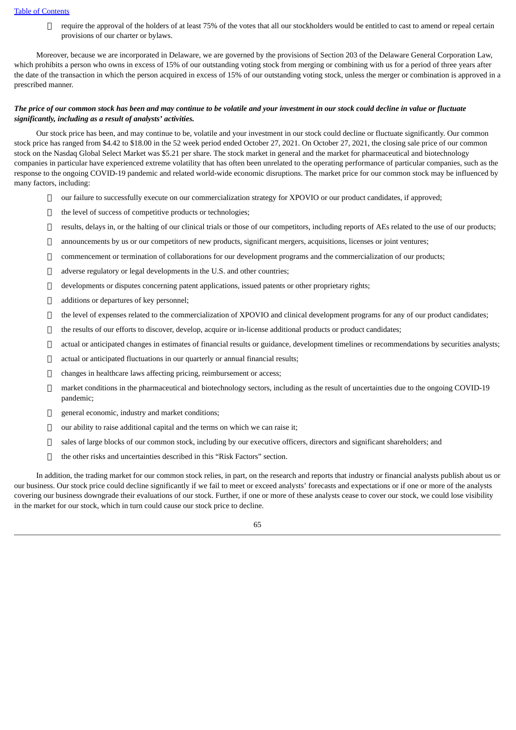- require the approval of the holders of at least 75% of the votes that all our stockholders would be entitled to cast to amend or repeal certain provisions of our charter or bylaws.

Moreover, because we are incorporated in Delaware, we are governed by the provisions of Section 203 of the Delaware General Corporation Law, which prohibits a person who owns in excess of 15% of our outstanding voting stock from merging or combining with us for a period of three years after the date of the transaction in which the person acquired in excess of 15% of our outstanding voting stock, unless the merger or combination is approved in a prescribed manner.

***The price of our common stock has been and may continue to be volatile and your investment in our stock could decline in value or fluctuate significantly, including as a result of analysts' activities.***

Our stock price has been, and may continue to be, volatile and your investment in our stock could decline or fluctuate significantly. Our common stock price has ranged from $4.42 to $18.00 in the 52 week period ended October 27, 2021. On October 27, 2021, the closing sale price of our common stock on the Nasdaq Global Select Market was $5.21 per share. The stock market in general and the market for pharmaceutical and biotechnology companies in particular have experienced extreme volatility that has often been unrelated to the operating performance of particular companies, such as the response to the ongoing COVID-19 pandemic and related world-wide economic disruptions. The market price for our common stock may be influenced by many factors, including:

- our failure to successfully execute on our commercialization strategy for XPOVIO or our product candidates, if approved;
- the level of success of competitive products or technologies;
- results, delays in, or the halting of our clinical trials or those of our competitors, including reports of AEs related to the use of our products;
- announcements by us or our competitors of new products, significant mergers, acquisitions, licenses or joint ventures;
- commencement or termination of collaborations for our development programs and the commercialization of our products;
- adverse regulatory or legal developments in the U.S. and other countries;
- developments or disputes concerning patent applications, issued patents or other proprietary rights;
- additions or departures of key personnel;
- the level of expenses related to the commercialization of XPOVIO and clinical development programs for any of our product candidates;
- the results of our efforts to discover, develop, acquire or in-license additional products or product candidates;
- actual or anticipated changes in estimates of financial results or guidance, development timelines or recommendations by securities analysts;
- actual or anticipated fluctuations in our quarterly or annual financial results;
- changes in healthcare laws affecting pricing, reimbursement or access;
- market conditions in the pharmaceutical and biotechnology sectors, including as the result of uncertainties due to the ongoing COVID-19 pandemic;
- general economic, industry and market conditions;
- our ability to raise additional capital and the terms on which we can raise it;
- sales of large blocks of our common stock, including by our executive officers, directors and significant shareholders; and
- the other risks and uncertainties described in this "Risk Factors" section.

In addition, the trading market for our common stock relies, in part, on the research and reports that industry or financial analysts publish about us or our business. Our stock price could decline significantly if we fail to meet or exceed analysts' forecasts and expectations or if one or more of the analysts covering our business downgrade their evaluations of our stock. Further, if one or more of these analysts cease to cover our stock, we could lose visibility in the market for our stock, which in turn could cause our stock price to decline.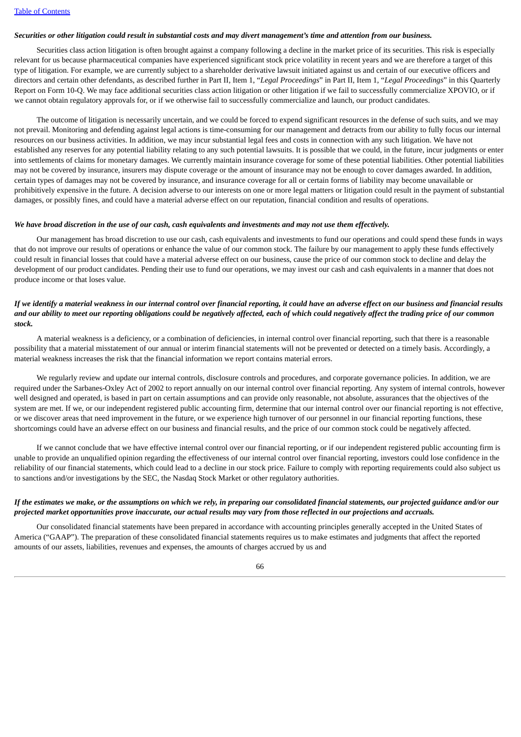***Securities or other litigation could result in substantial costs and may divert management's time and attention from our business.***

Securities class action litigation is often brought against a company following a decline in the market price of its securities. This risk is especially relevant for us because pharmaceutical companies have experienced significant stock price volatility in recent years and we are therefore a target of this type of litigation. For example, we are currently subject to a shareholder derivative lawsuit initiated against us and certain of our executive officers and directors and certain other defendants, as described further in Part II, Item 1, "*Legal Proceedings*" in Part II, Item 1, "*Legal Proceedings*" in this Quarterly Report on Form 10-Q. We may face additional securities class action litigation or other litigation if we fail to successfully commercialize XPOVIO, or if we cannot obtain regulatory approvals for, or if we otherwise fail to successfully commercialize and launch, our product candidates.

The outcome of litigation is necessarily uncertain, and we could be forced to expend significant resources in the defense of such suits, and we may not prevail. Monitoring and defending against legal actions is time-consuming for our management and detracts from our ability to fully focus our internal resources on our business activities. In addition, we may incur substantial legal fees and costs in connection with any such litigation. We have not established any reserves for any potential liability relating to any such potential lawsuits. It is possible that we could, in the future, incur judgments or enter into settlements of claims for monetary damages. We currently maintain insurance coverage for some of these potential liabilities. Other potential liabilities may not be covered by insurance, insurers may dispute coverage or the amount of insurance may not be enough to cover damages awarded. In addition, certain types of damages may not be covered by insurance, and insurance coverage for all or certain forms of liability may become unavailable or prohibitively expensive in the future. A decision adverse to our interests on one or more legal matters or litigation could result in the payment of substantial damages, or possibly fines, and could have a material adverse effect on our reputation, financial condition and results of operations.

***We have broad discretion in the use of our cash, cash equivalents and investments and may not use them effectively.***

Our management has broad discretion to use our cash, cash equivalents and investments to fund our operations and could spend these funds in ways that do not improve our results of operations or enhance the value of our common stock. The failure by our management to apply these funds effectively could result in financial losses that could have a material adverse effect on our business, cause the price of our common stock to decline and delay the development of our product candidates. Pending their use to fund our operations, we may invest our cash and cash equivalents in a manner that does not produce income or that loses value.

***If we identify a material weakness in our internal control over financial reporting, it could have an adverse effect on our business and financial results and our ability to meet our reporting obligations could be negatively affected, each of which could negatively affect the trading price of our common stock.***

A material weakness is a deficiency, or a combination of deficiencies, in internal control over financial reporting, such that there is a reasonable possibility that a material misstatement of our annual or interim financial statements will not be prevented or detected on a timely basis. Accordingly, a material weakness increases the risk that the financial information we report contains material errors.

We regularly review and update our internal controls, disclosure controls and procedures, and corporate governance policies. In addition, we are required under the Sarbanes-Oxley Act of 2002 to report annually on our internal control over financial reporting. Any system of internal controls, however well designed and operated, is based in part on certain assumptions and can provide only reasonable, not absolute, assurances that the objectives of the system are met. If we, or our independent registered public accounting firm, determine that our internal control over our financial reporting is not effective, or we discover areas that need improvement in the future, or we experience high turnover of our personnel in our financial reporting functions, these shortcomings could have an adverse effect on our business and financial results, and the price of our common stock could be negatively affected.

If we cannot conclude that we have effective internal control over our financial reporting, or if our independent registered public accounting firm is unable to provide an unqualified opinion regarding the effectiveness of our internal control over financial reporting, investors could lose confidence in the reliability of our financial statements, which could lead to a decline in our stock price. Failure to comply with reporting requirements could also subject us to sanctions and/or investigations by the SEC, the Nasdaq Stock Market or other regulatory authorities.

***If the estimates we make, or the assumptions on which we rely, in preparing our consolidated financial statements, our projected guidance and/or our projected market opportunities prove inaccurate, our actual results may vary from those reflected in our projections and accruals.***

Our consolidated financial statements have been prepared in accordance with accounting principles generally accepted in the United States of America ("GAAP"). The preparation of these consolidated financial statements requires us to make estimates and judgments that affect the reported amounts of our assets, liabilities, revenues and expenses, the amounts of charges accrued by us and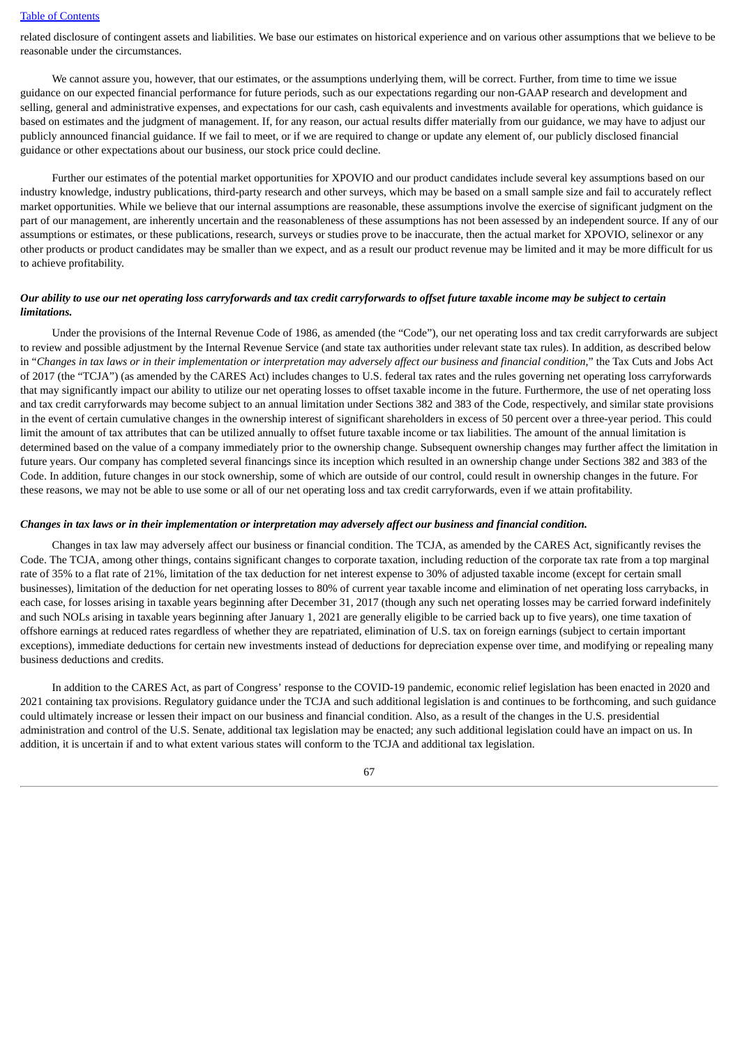related disclosure of contingent assets and liabilities. We base our estimates on historical experience and on various other assumptions that we believe to be reasonable under the circumstances.

We cannot assure you, however, that our estimates, or the assumptions underlying them, will be correct. Further, from time to time we issue guidance on our expected financial performance for future periods, such as our expectations regarding our non-GAAP research and development and selling, general and administrative expenses, and expectations for our cash, cash equivalents and investments available for operations, which guidance is based on estimates and the judgment of management. If, for any reason, our actual results differ materially from our guidance, we may have to adjust our publicly announced financial guidance. If we fail to meet, or if we are required to change or update any element of, our publicly disclosed financial guidance or other expectations about our business, our stock price could decline.

Further our estimates of the potential market opportunities for XPOVIO and our product candidates include several key assumptions based on our industry knowledge, industry publications, third-party research and other surveys, which may be based on a small sample size and fail to accurately reflect market opportunities. While we believe that our internal assumptions are reasonable, these assumptions involve the exercise of significant judgment on the part of our management, are inherently uncertain and the reasonableness of these assumptions has not been assessed by an independent source. If any of our assumptions or estimates, or these publications, research, surveys or studies prove to be inaccurate, then the actual market for XPOVIO, selinexor or any other products or product candidates may be smaller than we expect, and as a result our product revenue may be limited and it may be more difficult for us to achieve profitability.

***Our ability to use our net operating loss carryforwards and tax credit carryforwards to offset future taxable income may be subject to certain limitations.***

Under the provisions of the Internal Revenue Code of 1986, as amended (the "Code"), our net operating loss and tax credit carryforwards are subject to review and possible adjustment by the Internal Revenue Service (and state tax authorities under relevant state tax rules). In addition, as described below in "*Changes in tax laws or in their implementation or interpretation may adversely affect our business and financial condition,*" the Tax Cuts and Jobs Act of 2017 (the "TCJA") (as amended by the CARES Act) includes changes to U.S. federal tax rates and the rules governing net operating loss carryforwards that may significantly impact our ability to utilize our net operating losses to offset taxable income in the future. Furthermore, the use of net operating loss and tax credit carryforwards may become subject to an annual limitation under Sections 382 and 383 of the Code, respectively, and similar state provisions in the event of certain cumulative changes in the ownership interest of significant shareholders in excess of 50 percent over a three-year period. This could limit the amount of tax attributes that can be utilized annually to offset future taxable income or tax liabilities. The amount of the annual limitation is determined based on the value of a company immediately prior to the ownership change. Subsequent ownership changes may further affect the limitation in future years. Our company has completed several financings since its inception which resulted in an ownership change under Sections 382 and 383 of the Code. In addition, future changes in our stock ownership, some of which are outside of our control, could result in ownership changes in the future. For these reasons, we may not be able to use some or all of our net operating loss and tax credit carryforwards, even if we attain profitability.

***Changes in tax laws or in their implementation or interpretation may adversely affect our business and financial condition.***

Changes in tax law may adversely affect our business or financial condition. The TCJA, as amended by the CARES Act, significantly revises the Code. The TCJA, among other things, contains significant changes to corporate taxation, including reduction of the corporate tax rate from a top marginal rate of 35% to a flat rate of 21%, limitation of the tax deduction for net interest expense to 30% of adjusted taxable income (except for certain small businesses), limitation of the deduction for net operating losses to 80% of current year taxable income and elimination of net operating loss carrybacks, in each case, for losses arising in taxable years beginning after December 31, 2017 (though any such net operating losses may be carried forward indefinitely and such NOLs arising in taxable years beginning after January 1, 2021 are generally eligible to be carried back up to five years), one time taxation of offshore earnings at reduced rates regardless of whether they are repatriated, elimination of U.S. tax on foreign earnings (subject to certain important exceptions), immediate deductions for certain new investments instead of deductions for depreciation expense over time, and modifying or repealing many business deductions and credits.

In addition to the CARES Act, as part of Congress' response to the COVID-19 pandemic, economic relief legislation has been enacted in 2020 and 2021 containing tax provisions. Regulatory guidance under the TCJA and such additional legislation is and continues to be forthcoming, and such guidance could ultimately increase or lessen their impact on our business and financial condition. Also, as a result of the changes in the U.S. presidential administration and control of the U.S. Senate, additional tax legislation may be enacted; any such additional legislation could have an impact on us. In addition, it is uncertain if and to what extent various states will conform to the TCJA and additional tax legislation.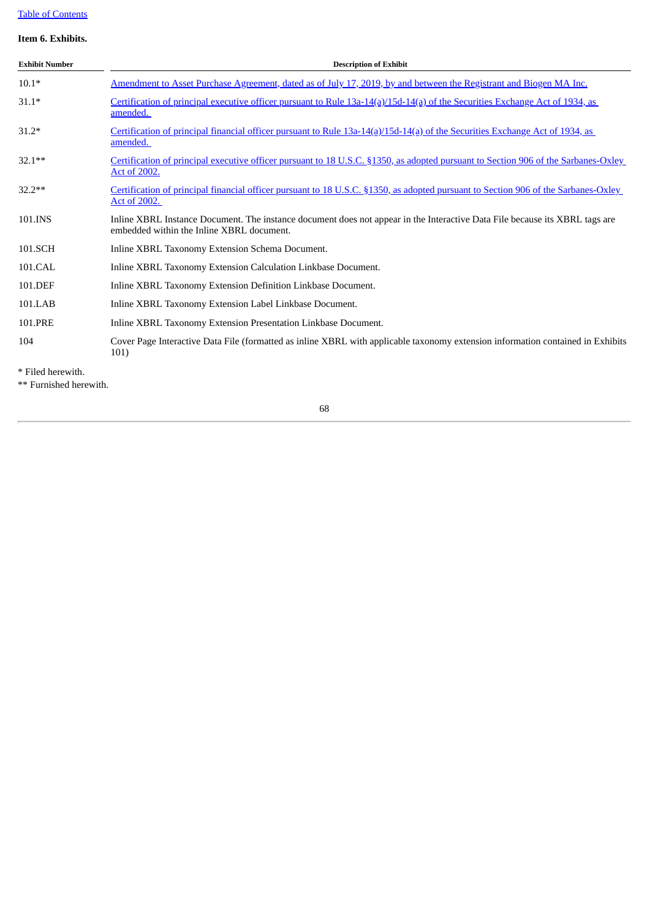**Item 6. Exhibits.**

| Exhibit Number | Description of Exhibit |
| --- | --- |
| 10.1* | Amendment to Asset Purchase Agreement, dated as of July 17, 2019, by and between the Registrant and Biogen MA Inc. |
| 31.1* | Certification of principal executive officer pursuant to Rule 13a-14(a)/15d-14(a) of the Securities Exchange Act of 1934, as amended. |
| 31.2* | Certification of principal financial officer pursuant to Rule 13a-14(a)/15d-14(a) of the Securities Exchange Act of 1934, as amended. |
| 32.1** | Certification of principal executive officer pursuant to 18 U.S.C. §1350, as adopted pursuant to Section 906 of the Sarbanes-Oxley Act of 2002. |
| 32.2** | Certification of principal financial officer pursuant to 18 U.S.C. §1350, as adopted pursuant to Section 906 of the Sarbanes-Oxley Act of 2002. |
| 101.INS | Inline XBRL Instance Document. The instance document does not appear in the Interactive Data File because its XBRL tags are embedded within the Inline XBRL document. |
| 101.SCH | Inline XBRL Taxonomy Extension Schema Document. |
| 101.CAL | Inline XBRL Taxonomy Extension Calculation Linkbase Document. |
| 101.DEF | Inline XBRL Taxonomy Extension Definition Linkbase Document. |
| 101.LAB | Inline XBRL Taxonomy Extension Label Linkbase Document. |
| 101.PRE | Inline XBRL Taxonomy Extension Presentation Linkbase Document. |
| 104 | Cover Page Interactive Data File (formatted as inline XBRL with applicable taxonomy extension information contained in Exhibits 101) |

* Filed herewith.

** Furnished herewith.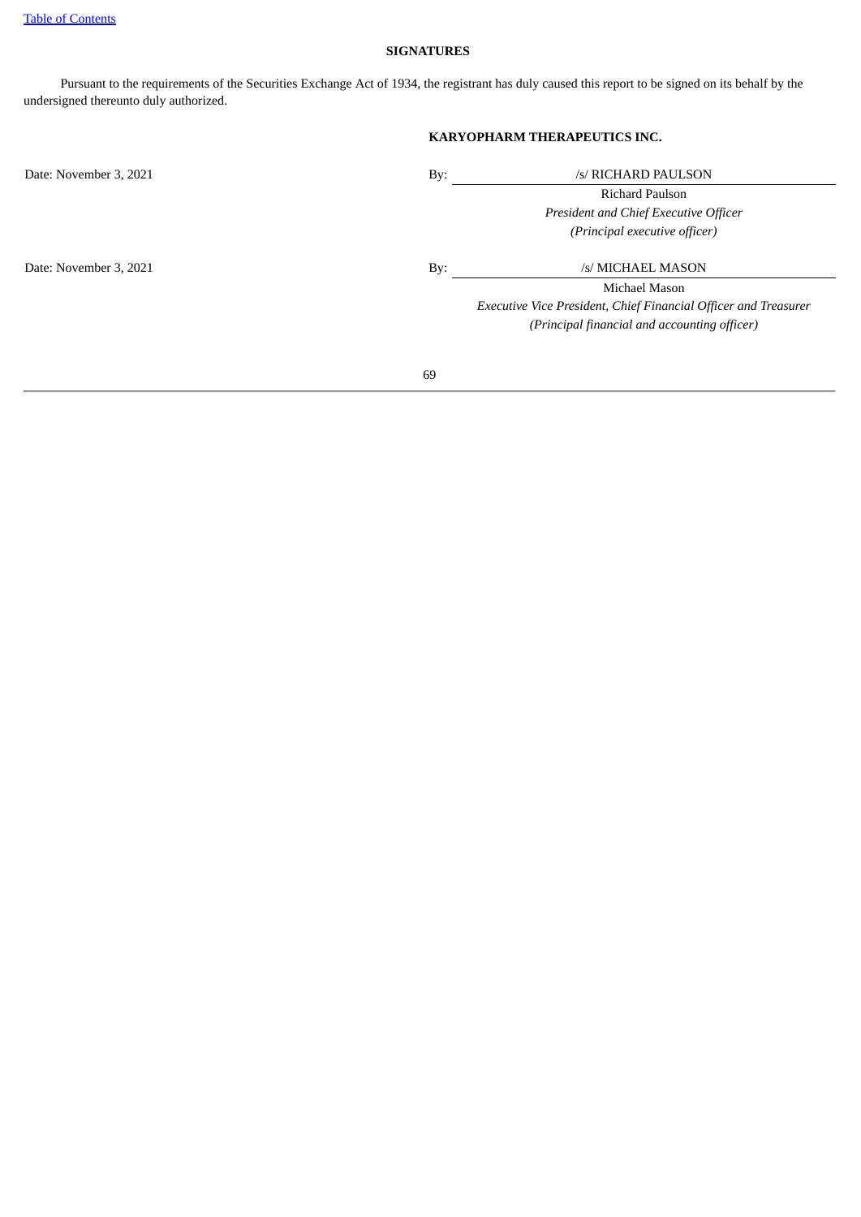## SIGNATURES

Pursuant to the requirements of the Securities Exchange Act of 1934, the registrant has duly caused this report to be signed on its behalf by the undersigned thereunto duly authorized.

**KARYOPHARM THERAPEUTICS INC.**

| | | |
|---|---|---|
| Date: November 3, 2021 | By: | /s/ RICHARD PAULSON |
| | | Richard Paulson |
| | | *President and Chief Executive Officer* |
| | | *(Principal executive officer)* |
| Date: November 3, 2021 | By: | /s/ MICHAEL MASON |
| | | Michael Mason |
| | | *Executive Vice President, Chief Financial Officer and Treasurer* |
| | | *(Principal financial and accounting officer)* |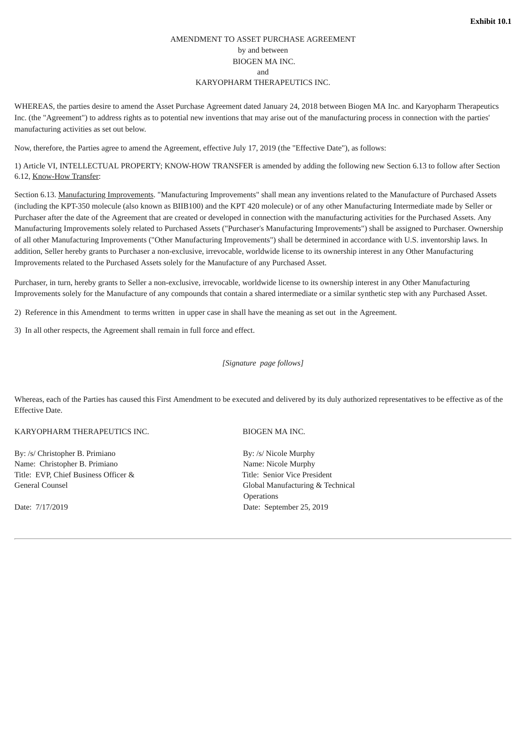**Exhibit 10.1**

AMENDMENT TO ASSET PURCHASE AGREEMENT
by and between
BIOGEN MA INC.
and
KARYOPHARM THERAPEUTICS INC.

WHEREAS, the parties desire to amend the Asset Purchase Agreement dated January 24, 2018 between Biogen MA Inc. and Karyopharm Therapeutics Inc. (the "Agreement") to address rights as to potential new inventions that may arise out of the manufacturing process in connection with the parties' manufacturing activities as set out below.

Now, therefore, the Parties agree to amend the Agreement, effective July 17, 2019 (the "Effective Date"), as follows:

1) Article VI, INTELLECTUAL PROPERTY; KNOW-HOW TRANSFER is amended by adding the following new Section 6.13 to follow after Section 6.12, Know-How Transfer:

Section 6.13. Manufacturing Improvements. "Manufacturing Improvements" shall mean any inventions related to the Manufacture of Purchased Assets (including the KPT-350 molecule (also known as BIIB100) and the KPT 420 molecule) or of any other Manufacturing Intermediate made by Seller or Purchaser after the date of the Agreement that are created or developed in connection with the manufacturing activities for the Purchased Assets. Any Manufacturing Improvements solely related to Purchased Assets ("Purchaser's Manufacturing Improvements") shall be assigned to Purchaser. Ownership of all other Manufacturing Improvements ("Other Manufacturing Improvements") shall be determined in accordance with U.S. inventorship laws. In addition, Seller hereby grants to Purchaser a non-exclusive, irrevocable, worldwide license to its ownership interest in any Other Manufacturing Improvements related to the Purchased Assets solely for the Manufacture of any Purchased Asset.

Purchaser, in turn, hereby grants to Seller a non-exclusive, irrevocable, worldwide license to its ownership interest in any Other Manufacturing Improvements solely for the Manufacture of any compounds that contain a shared intermediate or a similar synthetic step with any Purchased Asset.

2) Reference in this Amendment to terms written in upper case in shall have the meaning as set out in the Agreement.

3) In all other respects, the Agreement shall remain in full force and effect.

*[Signature page follows]*

Whereas, each of the Parties has caused this First Amendment to be executed and delivered by its duly authorized representatives to be effective as of the Effective Date.

KARYOPHARM THERAPEUTICS INC.

By: /s/ Christopher B. Primiano
Name: Christopher B. Primiano
Title: EVP, Chief Business Officer & General Counsel

Date: 7/17/2019

BIOGEN MA INC.

By: /s/ Nicole Murphy
Name: Nicole Murphy
Title: Senior Vice President Global Manufacturing & Technical Operations

Date: September 25, 2019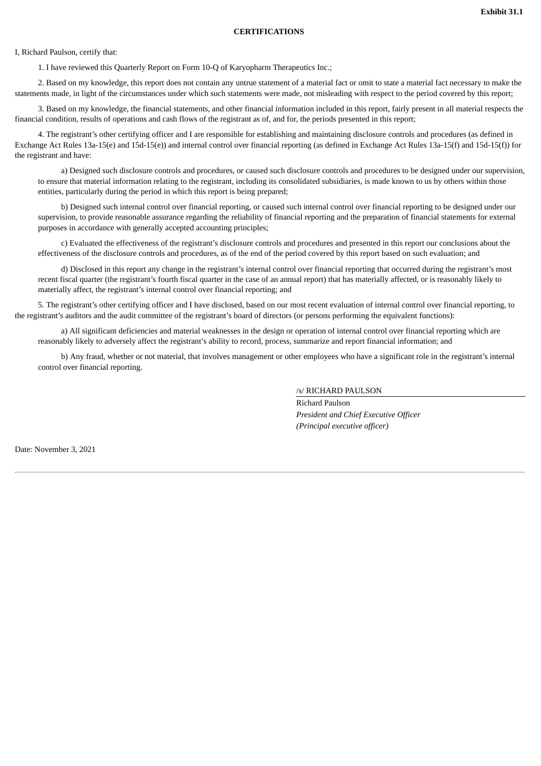**Exhibit 31.1**

**CERTIFICATIONS**

I, Richard Paulson, certify that:

1. I have reviewed this Quarterly Report on Form 10-Q of Karyopharm Therapeutics Inc.;

2. Based on my knowledge, this report does not contain any untrue statement of a material fact or omit to state a material fact necessary to make the statements made, in light of the circumstances under which such statements were made, not misleading with respect to the period covered by this report;

3. Based on my knowledge, the financial statements, and other financial information included in this report, fairly present in all material respects the financial condition, results of operations and cash flows of the registrant as of, and for, the periods presented in this report;

4. The registrant's other certifying officer and I are responsible for establishing and maintaining disclosure controls and procedures (as defined in Exchange Act Rules 13a-15(e) and 15d-15(e)) and internal control over financial reporting (as defined in Exchange Act Rules 13a-15(f) and 15d-15(f)) for the registrant and have:

a) Designed such disclosure controls and procedures, or caused such disclosure controls and procedures to be designed under our supervision, to ensure that material information relating to the registrant, including its consolidated subsidiaries, is made known to us by others within those entities, particularly during the period in which this report is being prepared;

b) Designed such internal control over financial reporting, or caused such internal control over financial reporting to be designed under our supervision, to provide reasonable assurance regarding the reliability of financial reporting and the preparation of financial statements for external purposes in accordance with generally accepted accounting principles;

c) Evaluated the effectiveness of the registrant's disclosure controls and procedures and presented in this report our conclusions about the effectiveness of the disclosure controls and procedures, as of the end of the period covered by this report based on such evaluation; and

d) Disclosed in this report any change in the registrant's internal control over financial reporting that occurred during the registrant's most recent fiscal quarter (the registrant's fourth fiscal quarter in the case of an annual report) that has materially affected, or is reasonably likely to materially affect, the registrant's internal control over financial reporting; and

5. The registrant's other certifying officer and I have disclosed, based on our most recent evaluation of internal control over financial reporting, to the registrant's auditors and the audit committee of the registrant's board of directors (or persons performing the equivalent functions):

a) All significant deficiencies and material weaknesses in the design or operation of internal control over financial reporting which are reasonably likely to adversely affect the registrant's ability to record, process, summarize and report financial information; and

b) Any fraud, whether or not material, that involves management or other employees who have a significant role in the registrant's internal control over financial reporting.

/s/ RICHARD PAULSON

Richard Paulson
*President and Chief Executive Officer*
*(Principal executive officer)*

Date: November 3, 2021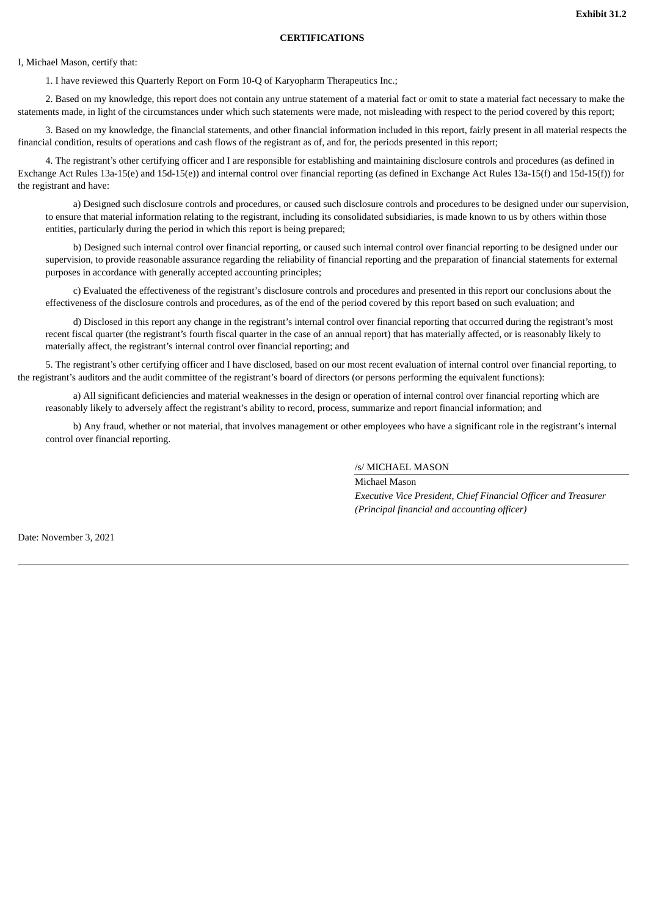**Exhibit 31.2**

**CERTIFICATIONS**

I, Michael Mason, certify that:

1. I have reviewed this Quarterly Report on Form 10-Q of Karyopharm Therapeutics Inc.;

2. Based on my knowledge, this report does not contain any untrue statement of a material fact or omit to state a material fact necessary to make the statements made, in light of the circumstances under which such statements were made, not misleading with respect to the period covered by this report;

3. Based on my knowledge, the financial statements, and other financial information included in this report, fairly present in all material respects the financial condition, results of operations and cash flows of the registrant as of, and for, the periods presented in this report;

4. The registrant's other certifying officer and I are responsible for establishing and maintaining disclosure controls and procedures (as defined in Exchange Act Rules 13a-15(e) and 15d-15(e)) and internal control over financial reporting (as defined in Exchange Act Rules 13a-15(f) and 15d-15(f)) for the registrant and have:

a) Designed such disclosure controls and procedures, or caused such disclosure controls and procedures to be designed under our supervision, to ensure that material information relating to the registrant, including its consolidated subsidiaries, is made known to us by others within those entities, particularly during the period in which this report is being prepared;

b) Designed such internal control over financial reporting, or caused such internal control over financial reporting to be designed under our supervision, to provide reasonable assurance regarding the reliability of financial reporting and the preparation of financial statements for external purposes in accordance with generally accepted accounting principles;

c) Evaluated the effectiveness of the registrant's disclosure controls and procedures and presented in this report our conclusions about the effectiveness of the disclosure controls and procedures, as of the end of the period covered by this report based on such evaluation; and

d) Disclosed in this report any change in the registrant's internal control over financial reporting that occurred during the registrant's most recent fiscal quarter (the registrant's fourth fiscal quarter in the case of an annual report) that has materially affected, or is reasonably likely to materially affect, the registrant's internal control over financial reporting; and

5. The registrant's other certifying officer and I have disclosed, based on our most recent evaluation of internal control over financial reporting, to the registrant's auditors and the audit committee of the registrant's board of directors (or persons performing the equivalent functions):

a) All significant deficiencies and material weaknesses in the design or operation of internal control over financial reporting which are reasonably likely to adversely affect the registrant's ability to record, process, summarize and report financial information; and

b) Any fraud, whether or not material, that involves management or other employees who have a significant role in the registrant's internal control over financial reporting.

/s/ MICHAEL MASON

Michael Mason

*Executive Vice President, Chief Financial Officer and Treasurer*
*(Principal financial and accounting officer)*

Date: November 3, 2021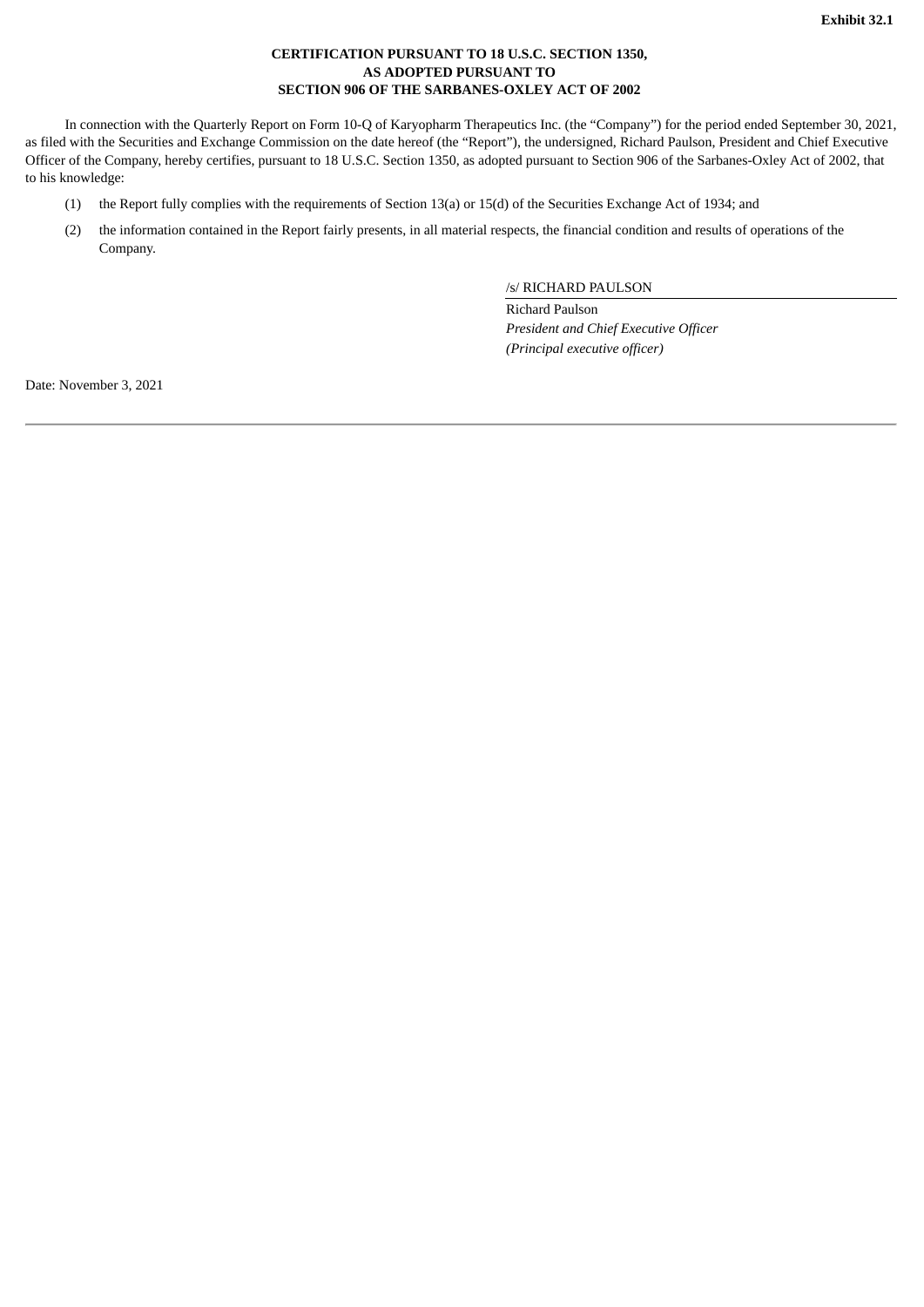**Exhibit 32.1**

**CERTIFICATION PURSUANT TO 18 U.S.C. SECTION 1350,
AS ADOPTED PURSUANT TO
SECTION 906 OF THE SARBANES-OXLEY ACT OF 2002**

In connection with the Quarterly Report on Form 10-Q of Karyopharm Therapeutics Inc. (the "Company") for the period ended September 30, 2021, as filed with the Securities and Exchange Commission on the date hereof (the "Report"), the undersigned, Richard Paulson, President and Chief Executive Officer of the Company, hereby certifies, pursuant to 18 U.S.C. Section 1350, as adopted pursuant to Section 906 of the Sarbanes-Oxley Act of 2002, that to his knowledge:

(1) the Report fully complies with the requirements of Section 13(a) or 15(d) of the Securities Exchange Act of 1934; and

(2) the information contained in the Report fairly presents, in all material respects, the financial condition and results of operations of the Company.

/s/ RICHARD PAULSON

Richard Paulson
*President and Chief Executive Officer*
*(Principal executive officer)*

Date: November 3, 2021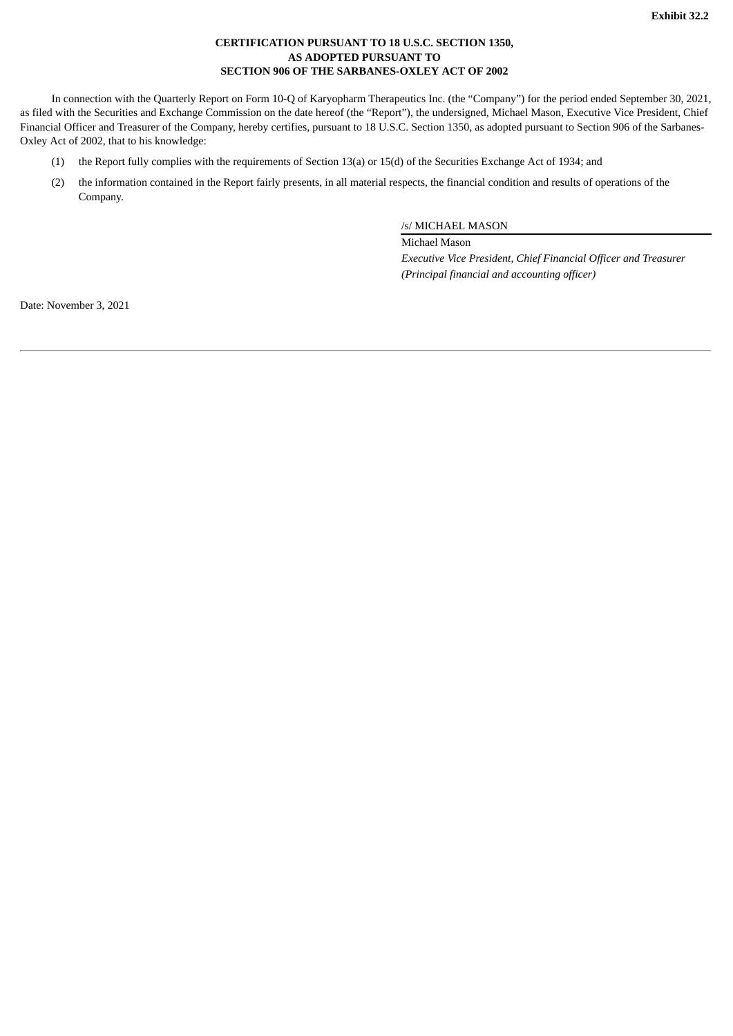**Exhibit 32.2**

**CERTIFICATION PURSUANT TO 18 U.S.C. SECTION 1350,**
**AS ADOPTED PURSUANT TO**
**SECTION 906 OF THE SARBANES-OXLEY ACT OF 2002**

In connection with the Quarterly Report on Form 10-Q of Karyopharm Therapeutics Inc. (the "Company") for the period ended September 30, 2021, as filed with the Securities and Exchange Commission on the date hereof (the "Report"), the undersigned, Michael Mason, Executive Vice President, Chief Financial Officer and Treasurer of the Company, hereby certifies, pursuant to 18 U.S.C. Section 1350, as adopted pursuant to Section 906 of the Sarbanes-Oxley Act of 2002, that to his knowledge:

(1) the Report fully complies with the requirements of Section 13(a) or 15(d) of the Securities Exchange Act of 1934; and

(2) the information contained in the Report fairly presents, in all material respects, the financial condition and results of operations of the Company.

/s/ MICHAEL MASON

Michael Mason

*Executive Vice President, Chief Financial Officer and Treasurer*

*(Principal financial and accounting officer)*

Date: November 3, 2021